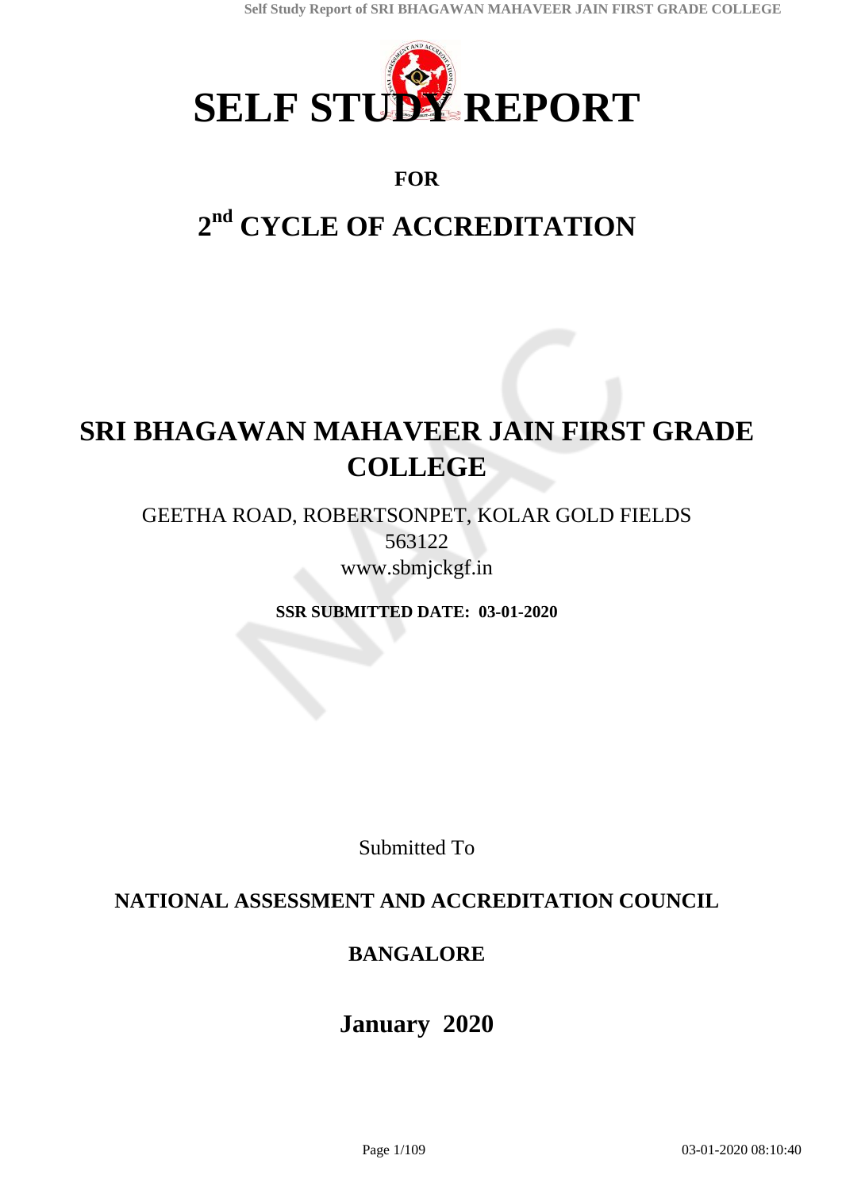# SELF STUDY REPORT

## FOR

## 2nd CYCLE OF ACCREDITATION

# SRI BHAGAWAN MAHAVEER JAIN FIRST GRADE COLLEGE

GEETHA ROAD, ROBERTSONPET, KOLAR GOLD FIELDS
563122
www.sbmjckgf.in

**SSR SUBMITTED DATE: 03-01-2020**

Submitted To

**NATIONAL ASSESSMENT AND ACCREDITATION COUNCIL**

**BANGALORE**

**January 2020**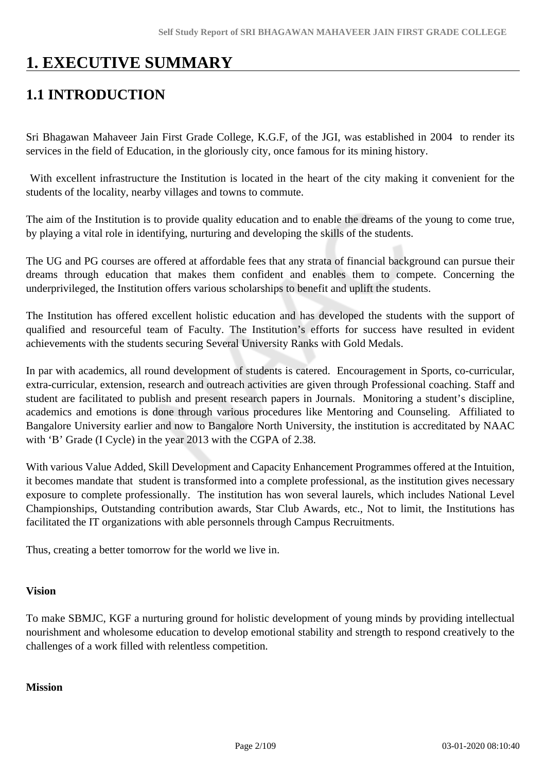# 1. EXECUTIVE SUMMARY

## 1.1 INTRODUCTION

Sri Bhagawan Mahaveer Jain First Grade College, K.G.F, of the JGI, was established in 2004 to render its services in the field of Education, in the gloriously city, once famous for its mining history.

With excellent infrastructure the Institution is located in the heart of the city making it convenient for the students of the locality, nearby villages and towns to commute.

The aim of the Institution is to provide quality education and to enable the dreams of the young to come true, by playing a vital role in identifying, nurturing and developing the skills of the students.

The UG and PG courses are offered at affordable fees that any strata of financial background can pursue their dreams through education that makes them confident and enables them to compete. Concerning the underprivileged, the Institution offers various scholarships to benefit and uplift the students.

The Institution has offered excellent holistic education and has developed the students with the support of qualified and resourceful team of Faculty. The Institution's efforts for success have resulted in evident achievements with the students securing Several University Ranks with Gold Medals.

In par with academics, all round development of students is catered. Encouragement in Sports, co-curricular, extra-curricular, extension, research and outreach activities are given through Professional coaching. Staff and student are facilitated to publish and present research papers in Journals. Monitoring a student's discipline, academics and emotions is done through various procedures like Mentoring and Counseling. Affiliated to Bangalore University earlier and now to Bangalore North University, the institution is accreditated by NAAC with 'B' Grade (I Cycle) in the year 2013 with the CGPA of 2.38.

With various Value Added, Skill Development and Capacity Enhancement Programmes offered at the Intuition, it becomes mandate that student is transformed into a complete professional, as the institution gives necessary exposure to complete professionally. The institution has won several laurels, which includes National Level Championships, Outstanding contribution awards, Star Club Awards, etc., Not to limit, the Institutions has facilitated the IT organizations with able personnels through Campus Recruitments.

Thus, creating a better tomorrow for the world we live in.

**Vision**

To make SBMJC, KGF a nurturing ground for holistic development of young minds by providing intellectual nourishment and wholesome education to develop emotional stability and strength to respond creatively to the challenges of a work filled with relentless competition.

**Mission**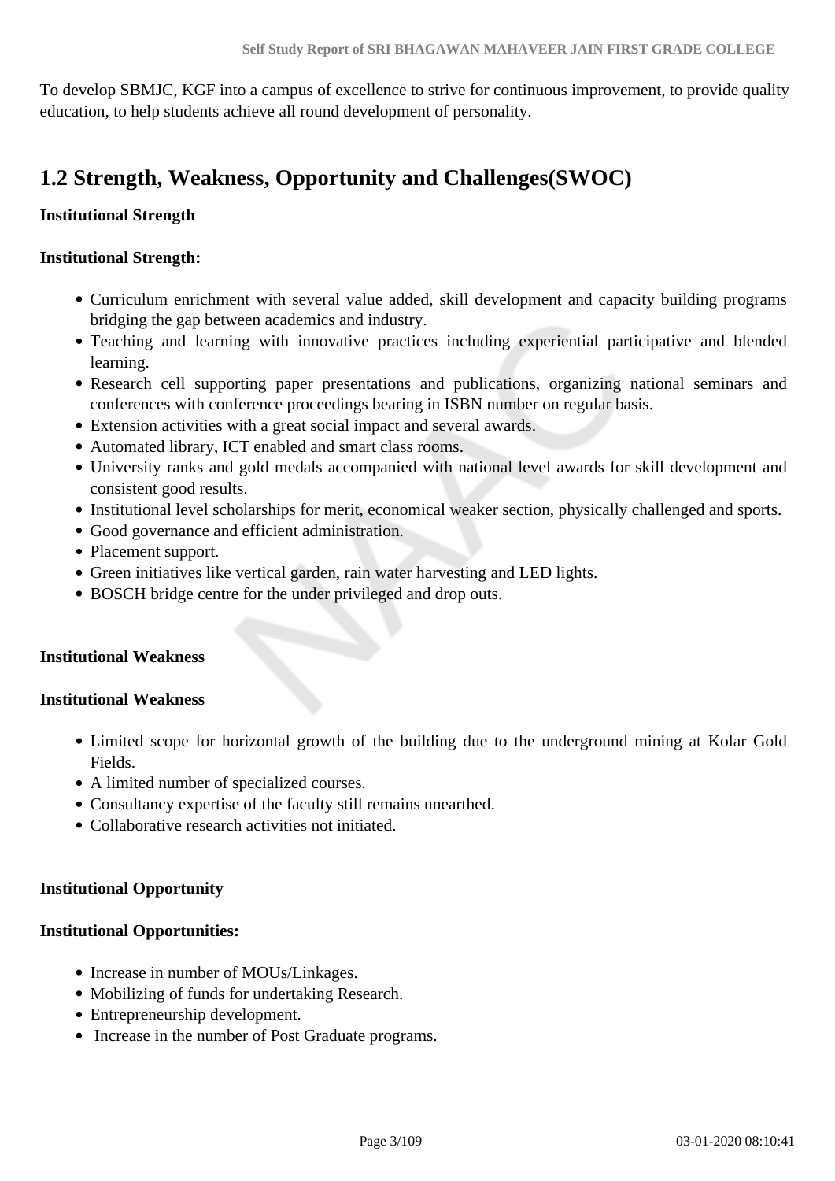To develop SBMJC, KGF into a campus of excellence to strive for continuous improvement, to provide quality education, to help students achieve all round development of personality.

## 1.2 Strength, Weakness, Opportunity and Challenges(SWOC)

**Institutional Strength**

**Institutional Strength:**

- Curriculum enrichment with several value added, skill development and capacity building programs bridging the gap between academics and industry.
- Teaching and learning with innovative practices including experiential participative and blended learning.
- Research cell supporting paper presentations and publications, organizing national seminars and conferences with conference proceedings bearing in ISBN number on regular basis.
- Extension activities with a great social impact and several awards.
- Automated library, ICT enabled and smart class rooms.
- University ranks and gold medals accompanied with national level awards for skill development and consistent good results.
- Institutional level scholarships for merit, economical weaker section, physically challenged and sports.
- Good governance and efficient administration.
- Placement support.
- Green initiatives like vertical garden, rain water harvesting and LED lights.
- BOSCH bridge centre for the under privileged and drop outs.

**Institutional Weakness**

**Institutional Weakness**

- Limited scope for horizontal growth of the building due to the underground mining at Kolar Gold Fields.
- A limited number of specialized courses.
- Consultancy expertise of the faculty still remains unearthed.
- Collaborative research activities not initiated.

**Institutional Opportunity**

**Institutional Opportunities:**

- Increase in number of MOUs/Linkages.
- Mobilizing of funds for undertaking Research.
- Entrepreneurship development.
- Increase in the number of Post Graduate programs.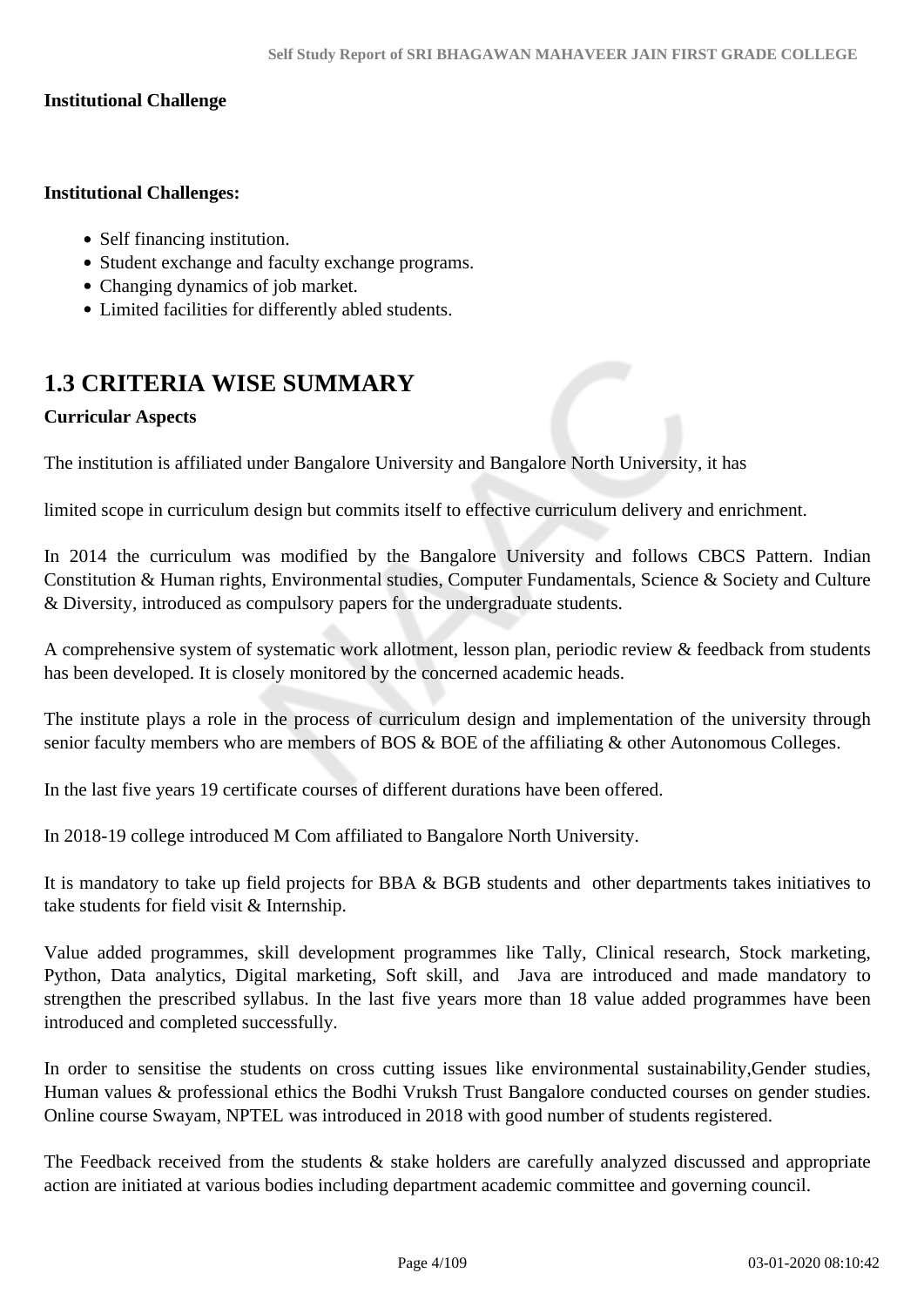**Institutional Challenge**

**Institutional Challenges:**

- Self financing institution.
- Student exchange and faculty exchange programs.
- Changing dynamics of job market.
- Limited facilities for differently abled students.

## 1.3 CRITERIA WISE SUMMARY

**Curricular Aspects**

The institution is affiliated under Bangalore University and Bangalore North University, it has

limited scope in curriculum design but commits itself to effective curriculum delivery and enrichment.

In 2014 the curriculum was modified by the Bangalore University and follows CBCS Pattern. Indian Constitution & Human rights, Environmental studies, Computer Fundamentals, Science & Society and Culture & Diversity, introduced as compulsory papers for the undergraduate students.

A comprehensive system of systematic work allotment, lesson plan, periodic review & feedback from students has been developed. It is closely monitored by the concerned academic heads.

The institute plays a role in the process of curriculum design and implementation of the university through senior faculty members who are members of BOS & BOE of the affiliating & other Autonomous Colleges.

In the last five years 19 certificate courses of different durations have been offered.

In 2018-19 college introduced M Com affiliated to Bangalore North University.

It is mandatory to take up field projects for BBA & BGB students and other departments takes initiatives to take students for field visit & Internship.

Value added programmes, skill development programmes like Tally, Clinical research, Stock marketing, Python, Data analytics, Digital marketing, Soft skill, and Java are introduced and made mandatory to strengthen the prescribed syllabus. In the last five years more than 18 value added programmes have been introduced and completed successfully.

In order to sensitise the students on cross cutting issues like environmental sustainability,Gender studies, Human values & professional ethics the Bodhi Vruksh Trust Bangalore conducted courses on gender studies. Online course Swayam, NPTEL was introduced in 2018 with good number of students registered.

The Feedback received from the students & stake holders are carefully analyzed discussed and appropriate action are initiated at various bodies including department academic committee and governing council.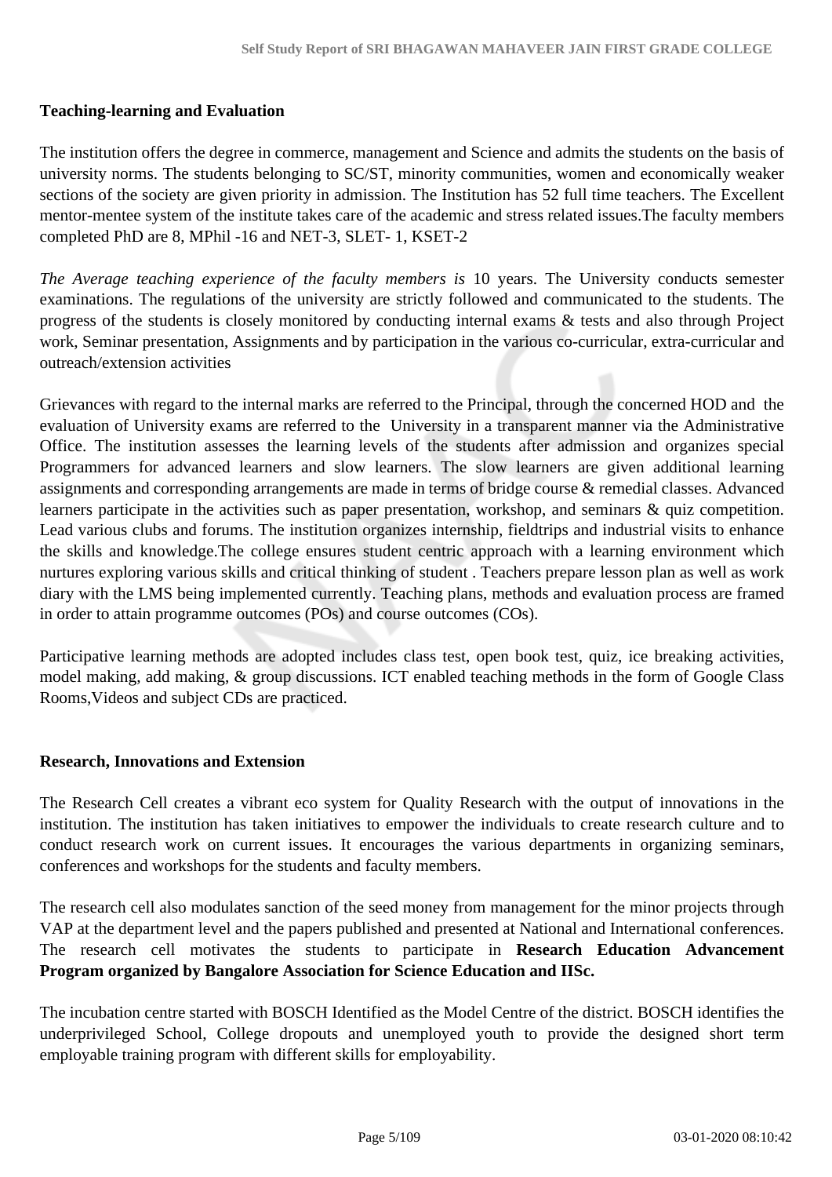**Teaching-learning and Evaluation**

The institution offers the degree in commerce, management and Science and admits the students on the basis of university norms. The students belonging to SC/ST, minority communities, women and economically weaker sections of the society are given priority in admission. The Institution has 52 full time teachers. The Excellent mentor-mentee system of the institute takes care of the academic and stress related issues.The faculty members completed PhD are 8, MPhil -16 and NET-3, SLET- 1, KSET-2

*The Average teaching experience of the faculty members is* 10 years. The University conducts semester examinations. The regulations of the university are strictly followed and communicated to the students. The progress of the students is closely monitored by conducting internal exams & tests and also through Project work, Seminar presentation, Assignments and by participation in the various co-curricular, extra-curricular and outreach/extension activities

Grievances with regard to the internal marks are referred to the Principal, through the concerned HOD and the evaluation of University exams are referred to the University in a transparent manner via the Administrative Office. The institution assesses the learning levels of the students after admission and organizes special Programmers for advanced learners and slow learners. The slow learners are given additional learning assignments and corresponding arrangements are made in terms of bridge course & remedial classes. Advanced learners participate in the activities such as paper presentation, workshop, and seminars & quiz competition. Lead various clubs and forums. The institution organizes internship, fieldtrips and industrial visits to enhance the skills and knowledge.The college ensures student centric approach with a learning environment which nurtures exploring various skills and critical thinking of student . Teachers prepare lesson plan as well as work diary with the LMS being implemented currently. Teaching plans, methods and evaluation process are framed in order to attain programme outcomes (POs) and course outcomes (COs).

Participative learning methods are adopted includes class test, open book test, quiz, ice breaking activities, model making, add making, & group discussions. ICT enabled teaching methods in the form of Google Class Rooms,Videos and subject CDs are practiced.

**Research, Innovations and Extension**

The Research Cell creates a vibrant eco system for Quality Research with the output of innovations in the institution. The institution has taken initiatives to empower the individuals to create research culture and to conduct research work on current issues. It encourages the various departments in organizing seminars, conferences and workshops for the students and faculty members.

The research cell also modulates sanction of the seed money from management for the minor projects through VAP at the department level and the papers published and presented at National and International conferences. The research cell motivates the students to participate in **Research Education Advancement Program organized by Bangalore Association for Science Education and IISc.**

The incubation centre started with BOSCH Identified as the Model Centre of the district. BOSCH identifies the underprivileged School, College dropouts and unemployed youth to provide the designed short term employable training program with different skills for employability.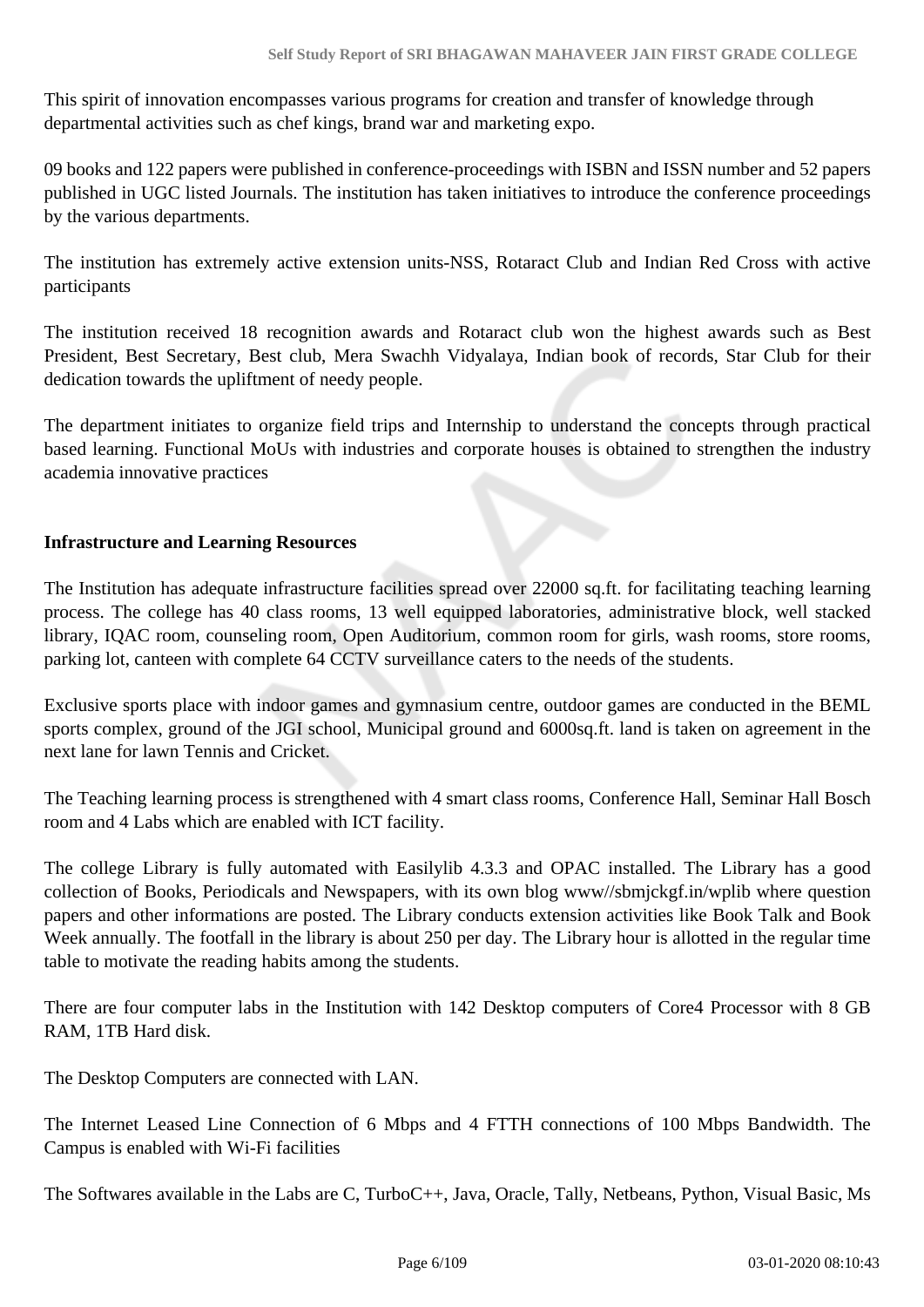This spirit of innovation encompasses various programs for creation and transfer of knowledge through departmental activities such as chef kings, brand war and marketing expo.

09 books and 122 papers were published in conference-proceedings with ISBN and ISSN number and 52 papers published in UGC listed Journals. The institution has taken initiatives to introduce the conference proceedings by the various departments.

The institution has extremely active extension units-NSS, Rotaract Club and Indian Red Cross with active participants

The institution received 18 recognition awards and Rotaract club won the highest awards such as Best President, Best Secretary, Best club, Mera Swachh Vidyalaya, Indian book of records, Star Club for their dedication towards the upliftment of needy people.

The department initiates to organize field trips and Internship to understand the concepts through practical based learning. Functional MoUs with industries and corporate houses is obtained to strengthen the industry academia innovative practices

**Infrastructure and Learning Resources**

The Institution has adequate infrastructure facilities spread over 22000 sq.ft. for facilitating teaching learning process. The college has 40 class rooms, 13 well equipped laboratories, administrative block, well stacked library, IQAC room, counseling room, Open Auditorium, common room for girls, wash rooms, store rooms, parking lot, canteen with complete 64 CCTV surveillance caters to the needs of the students.

Exclusive sports place with indoor games and gymnasium centre, outdoor games are conducted in the BEML sports complex, ground of the JGI school, Municipal ground and 6000sq.ft. land is taken on agreement in the next lane for lawn Tennis and Cricket.

The Teaching learning process is strengthened with 4 smart class rooms, Conference Hall, Seminar Hall Bosch room and 4 Labs which are enabled with ICT facility.

The college Library is fully automated with Easilylib 4.3.3 and OPAC installed. The Library has a good collection of Books, Periodicals and Newspapers, with its own blog www//sbmjckgf.in/wplib where question papers and other informations are posted. The Library conducts extension activities like Book Talk and Book Week annually. The footfall in the library is about 250 per day. The Library hour is allotted in the regular time table to motivate the reading habits among the students.

There are four computer labs in the Institution with 142 Desktop computers of Core4 Processor with 8 GB RAM, 1TB Hard disk.

The Desktop Computers are connected with LAN.

The Internet Leased Line Connection of 6 Mbps and 4 FTTH connections of 100 Mbps Bandwidth. The Campus is enabled with Wi-Fi facilities

The Softwares available in the Labs are C, TurboC++, Java, Oracle, Tally, Netbeans, Python, Visual Basic, Ms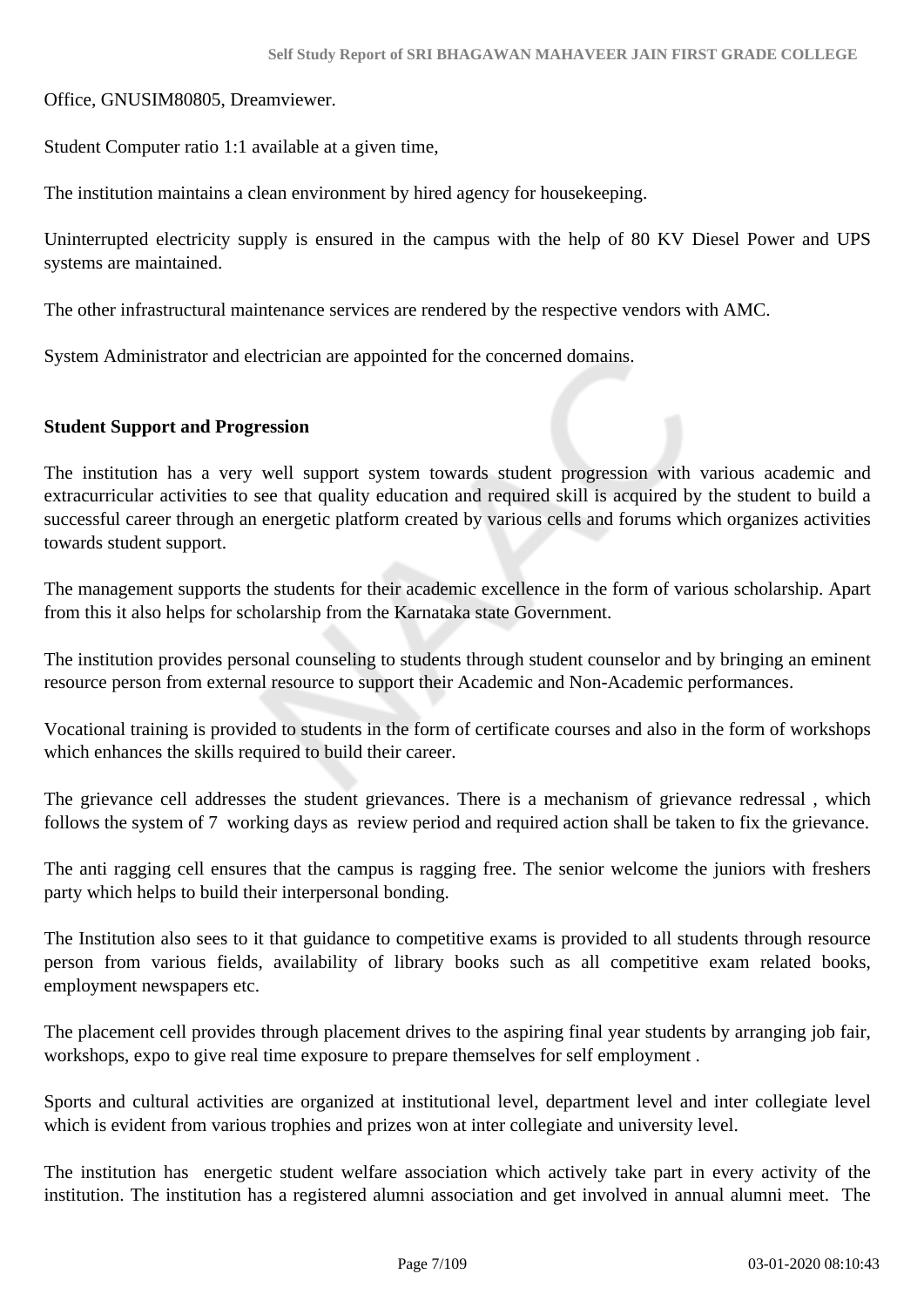Office, GNUSIM80805, Dreamviewer.

Student Computer ratio 1:1 available at a given time,

The institution maintains a clean environment by hired agency for housekeeping.

Uninterrupted electricity supply is ensured in the campus with the help of 80 KV Diesel Power and UPS systems are maintained.

The other infrastructural maintenance services are rendered by the respective vendors with AMC.

System Administrator and electrician are appointed for the concerned domains.

**Student Support and Progression**

The institution has a very well support system towards student progression with various academic and extracurricular activities to see that quality education and required skill is acquired by the student to build a successful career through an energetic platform created by various cells and forums which organizes activities towards student support.

The management supports the students for their academic excellence in the form of various scholarship. Apart from this it also helps for scholarship from the Karnataka state Government.

The institution provides personal counseling to students through student counselor and by bringing an eminent resource person from external resource to support their Academic and Non-Academic performances.

Vocational training is provided to students in the form of certificate courses and also in the form of workshops which enhances the skills required to build their career.

The grievance cell addresses the student grievances. There is a mechanism of grievance redressal , which follows the system of 7 working days as review period and required action shall be taken to fix the grievance.

The anti ragging cell ensures that the campus is ragging free. The senior welcome the juniors with freshers party which helps to build their interpersonal bonding.

The Institution also sees to it that guidance to competitive exams is provided to all students through resource person from various fields, availability of library books such as all competitive exam related books, employment newspapers etc.

The placement cell provides through placement drives to the aspiring final year students by arranging job fair, workshops, expo to give real time exposure to prepare themselves for self employment .

Sports and cultural activities are organized at institutional level, department level and inter collegiate level which is evident from various trophies and prizes won at inter collegiate and university level.

The institution has energetic student welfare association which actively take part in every activity of the institution. The institution has a registered alumni association and get involved in annual alumni meet. The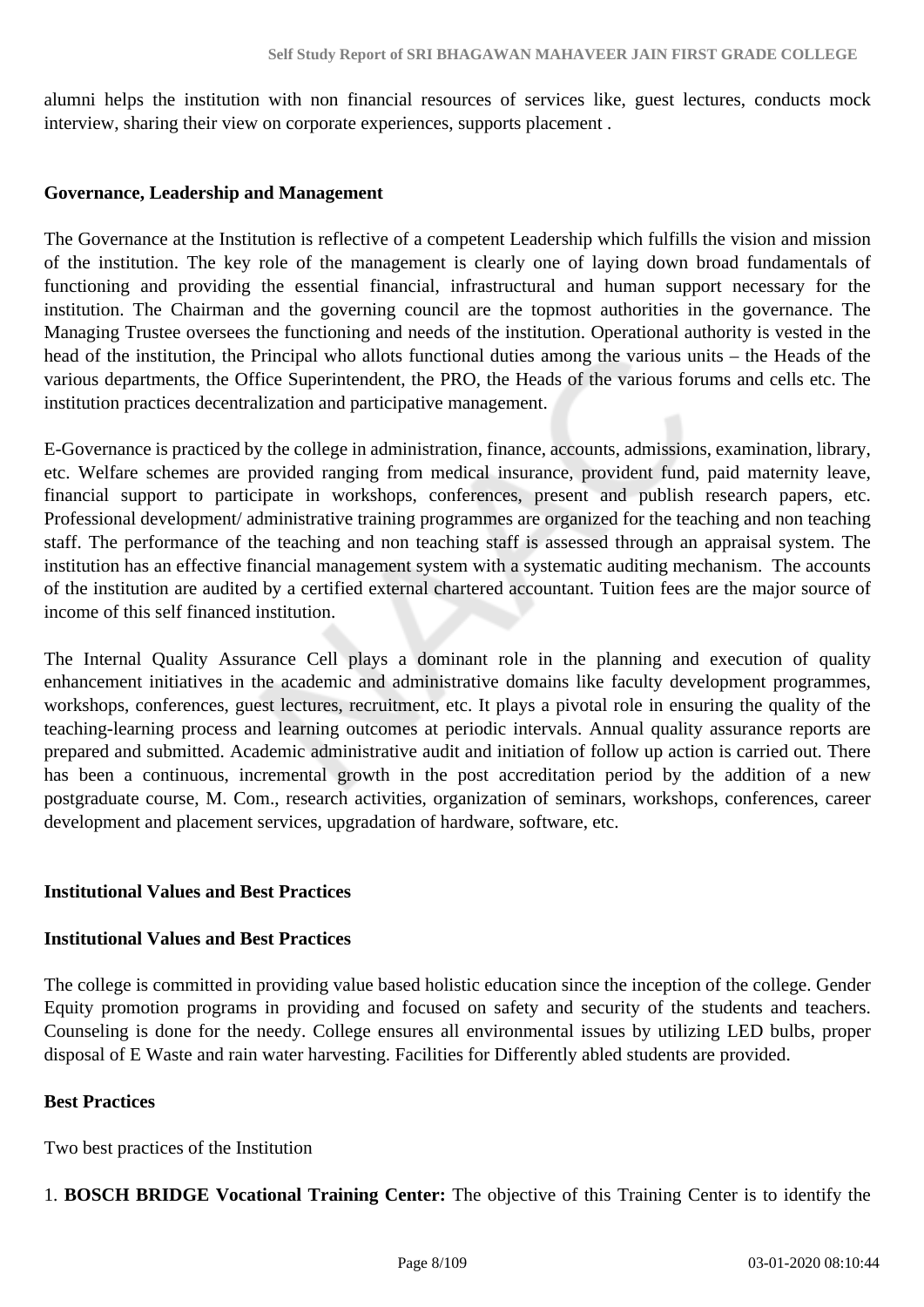alumni helps the institution with non financial resources of services like, guest lectures, conducts mock interview, sharing their view on corporate experiences, supports placement .

**Governance, Leadership and Management**

The Governance at the Institution is reflective of a competent Leadership which fulfills the vision and mission of the institution. The key role of the management is clearly one of laying down broad fundamentals of functioning and providing the essential financial, infrastructural and human support necessary for the institution. The Chairman and the governing council are the topmost authorities in the governance. The Managing Trustee oversees the functioning and needs of the institution. Operational authority is vested in the head of the institution, the Principal who allots functional duties among the various units – the Heads of the various departments, the Office Superintendent, the PRO, the Heads of the various forums and cells etc. The institution practices decentralization and participative management.

E-Governance is practiced by the college in administration, finance, accounts, admissions, examination, library, etc. Welfare schemes are provided ranging from medical insurance, provident fund, paid maternity leave, financial support to participate in workshops, conferences, present and publish research papers, etc. Professional development/ administrative training programmes are organized for the teaching and non teaching staff. The performance of the teaching and non teaching staff is assessed through an appraisal system. The institution has an effective financial management system with a systematic auditing mechanism. The accounts of the institution are audited by a certified external chartered accountant. Tuition fees are the major source of income of this self financed institution.

The Internal Quality Assurance Cell plays a dominant role in the planning and execution of quality enhancement initiatives in the academic and administrative domains like faculty development programmes, workshops, conferences, guest lectures, recruitment, etc. It plays a pivotal role in ensuring the quality of the teaching-learning process and learning outcomes at periodic intervals. Annual quality assurance reports are prepared and submitted. Academic administrative audit and initiation of follow up action is carried out. There has been a continuous, incremental growth in the post accreditation period by the addition of a new postgraduate course, M. Com., research activities, organization of seminars, workshops, conferences, career development and placement services, upgradation of hardware, software, etc.

**Institutional Values and Best Practices**

**Institutional Values and Best Practices**

The college is committed in providing value based holistic education since the inception of the college. Gender Equity promotion programs in providing and focused on safety and security of the students and teachers. Counseling is done for the needy. College ensures all environmental issues by utilizing LED bulbs, proper disposal of E Waste and rain water harvesting. Facilities for Differently abled students are provided.

**Best Practices**

Two best practices of the Institution

1. **BOSCH BRIDGE Vocational Training Center:** The objective of this Training Center is to identify the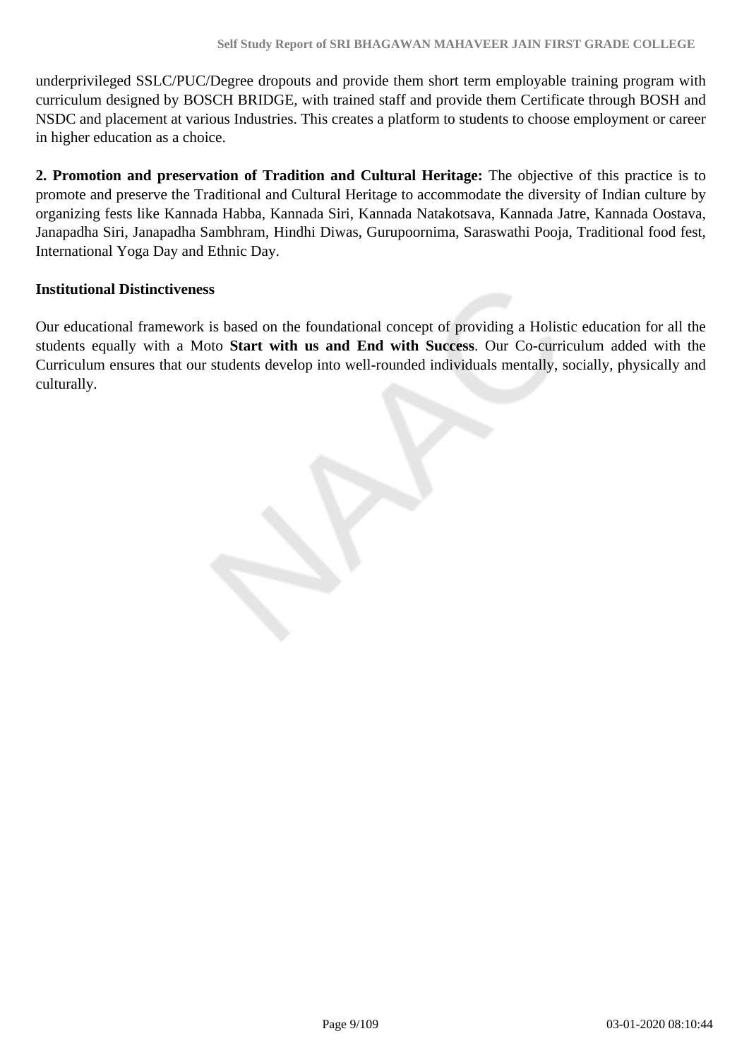underprivileged SSLC/PUC/Degree dropouts and provide them short term employable training program with curriculum designed by BOSCH BRIDGE, with trained staff and provide them Certificate through BOSH and NSDC and placement at various Industries. This creates a platform to students to choose employment or career in higher education as a choice.

**2. Promotion and preservation of Tradition and Cultural Heritage:** The objective of this practice is to promote and preserve the Traditional and Cultural Heritage to accommodate the diversity of Indian culture by organizing fests like Kannada Habba, Kannada Siri, Kannada Natakotsava, Kannada Jatre, Kannada Oostava, Janapadha Siri, Janapadha Sambhram, Hindhi Diwas, Gurupoornima, Saraswathi Pooja, Traditional food fest, International Yoga Day and Ethnic Day.

**Institutional Distinctiveness**

Our educational framework is based on the foundational concept of providing a Holistic education for all the students equally with a Moto **Start with us and End with Success**. Our Co-curriculum added with the Curriculum ensures that our students develop into well-rounded individuals mentally, socially, physically and culturally.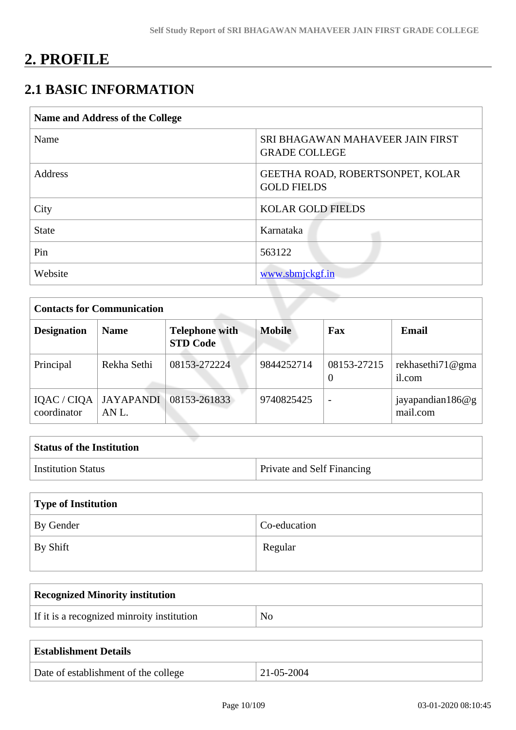# 2. PROFILE

## 2.1 BASIC INFORMATION

| Name and Address of the College | |
|---|---|
| Name | SRI BHAGAWAN MAHAVEER JAIN FIRST GRADE COLLEGE |
| Address | GEETHA ROAD, ROBERTSONPET, KOLAR GOLD FIELDS |
| City | KOLAR GOLD FIELDS |
| State | Karnataka |
| Pin | 563122 |
| Website | www.sbmjckgf.in |

| Contacts for Communication | | | | | |
|---|---|---|---|---|---|
| **Designation** | **Name** | **Telephone with STD Code** | **Mobile** | **Fax** | **Email** |
| Principal | Rekha Sethi | 08153-272224 | 9844252714 | 08153-272150 | rekhasethi71@gmail.com |
| IQAC / CIQA coordinator | JAYAPANDIAN L. | 08153-261833 | 9740825425 | - | jayapandian186@gmail.com |

| Status of the Institution | |
|---|---|
| Institution Status | Private and Self Financing |

| Type of Institution | |
|---|---|
| By Gender | Co-education |
| By Shift | Regular |

| Recognized Minority institution | |
|---|---|
| If it is a recognized minroity institution | No |

| Establishment Details | |
|---|---|
| Date of establishment of the college | 21-05-2004 |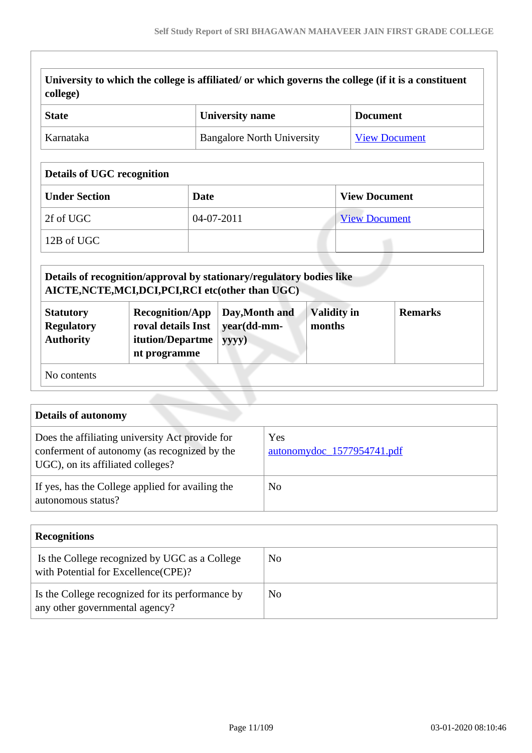| University to which the college is affiliated/ or which governs the college (if it is a constituent college) | | |
|---|---|---|
| **State** | **University name** | **Document** |
| Karnataka | Bangalore North University | View Document |

| Details of UGC recognition | | |
|---|---|---|
| **Under Section** | **Date** | **View Document** |
| 2f of UGC | 04-07-2011 | View Document |
| 12B of UGC | | |

| Details of recognition/approval by stationary/regulatory bodies like AICTE,NCTE,MCI,DCI,PCI,RCI etc(other than UGC) | | | | |
|---|---|---|---|---|
| **Statutory Regulatory Authority** | **Recognition/Approval details Institution/Department programme** | **Day,Month and year(dd-mm-yyyy)** | **Validity in months** | **Remarks** |
| No contents | | | | |

| Details of autonomy | |
|---|---|
| Does the affiliating university Act provide for conferment of autonomy (as recognized by the UGC), on its affiliated colleges? | Yes autonomydoc_1577954741.pdf |
| If yes, has the College applied for availing the autonomous status? | No |

| Recognitions | |
|---|---|
| Is the College recognized by UGC as a College with Potential for Excellence(CPE)? | No |
| Is the College recognized for its performance by any other governmental agency? | No |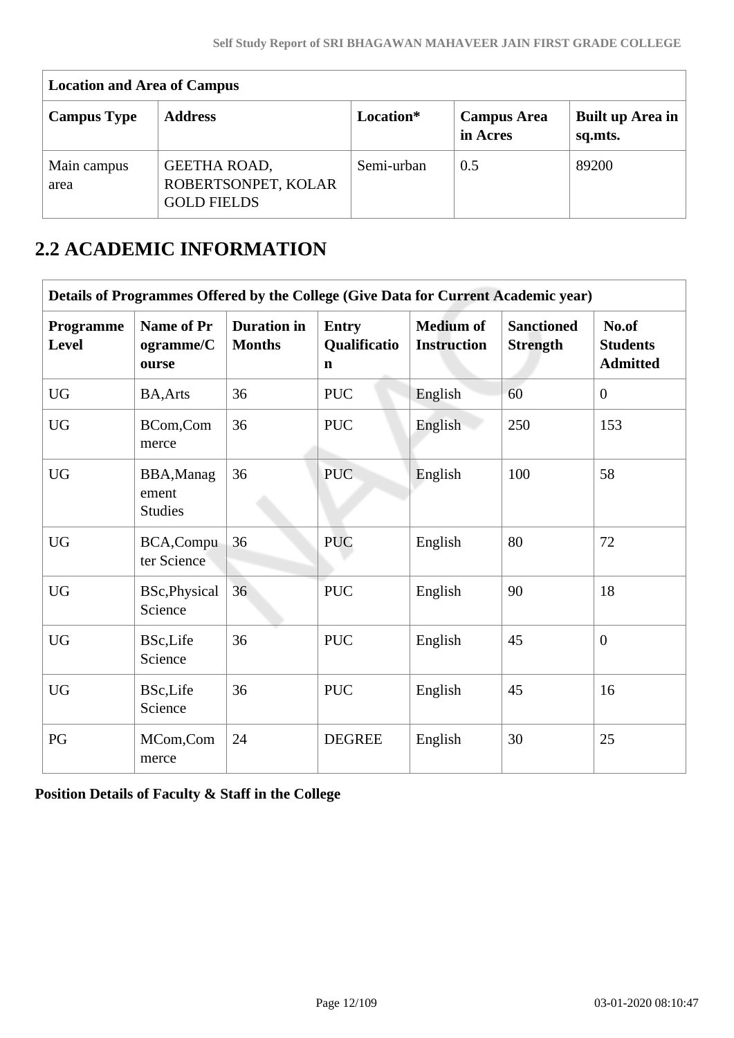| Location and Area of Campus | | | | |
|---|---|---|---|---|
| **Campus Type** | **Address** | **Location*** | **Campus Area in Acres** | **Built up Area in sq.mts.** |
| Main campus area | GEETHA ROAD, ROBERTSONPET, KOLAR GOLD FIELDS | Semi-urban | 0.5 | 89200 |

## 2.2 ACADEMIC INFORMATION

| Details of Programmes Offered by the College (Give Data for Current Academic year) | | | | | | |
|---|---|---|---|---|---|---|
| **Programme Level** | **Name of Programme/Course** | **Duration in Months** | **Entry Qualification** | **Medium of Instruction** | **Sanctioned Strength** | **No.of Students Admitted** |
| UG | BA,Arts | 36 | PUC | English | 60 | 0 |
| UG | BCom,Commerce | 36 | PUC | English | 250 | 153 |
| UG | BBA,Management Studies | 36 | PUC | English | 100 | 58 |
| UG | BCA,Computer Science | 36 | PUC | English | 80 | 72 |
| UG | BSc,Physical Science | 36 | PUC | English | 90 | 18 |
| UG | BSc,Life Science | 36 | PUC | English | 45 | 0 |
| UG | BSc,Life Science | 36 | PUC | English | 45 | 16 |
| PG | MCom,Commerce | 24 | DEGREE | English | 30 | 25 |

**Position Details of Faculty & Staff in the College**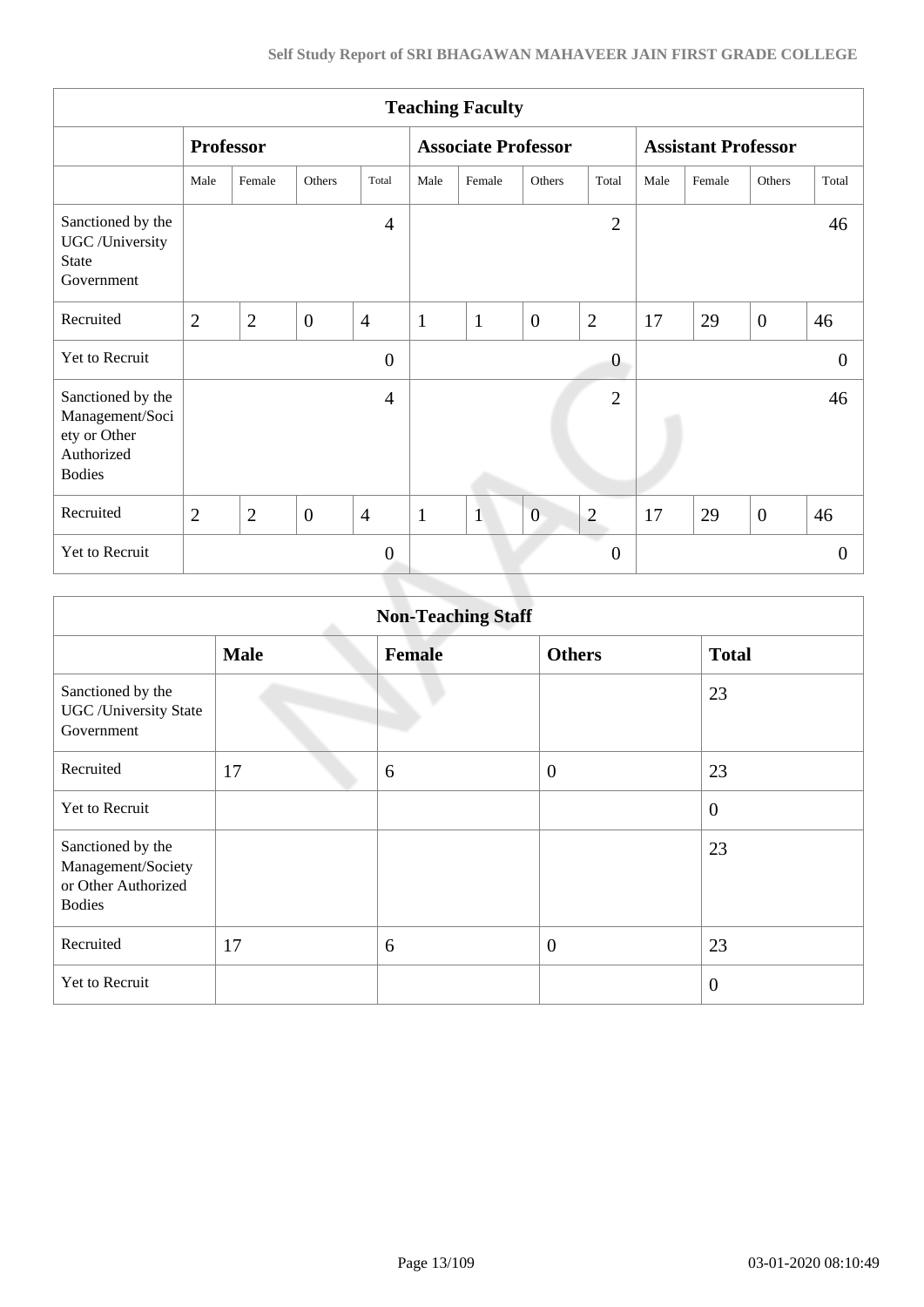| Teaching Faculty | | | | | | | | | | | | |
|---|---|---|---|---|---|---|---|---|---|---|---|---|
| | **Professor** | | | | **Associate Professor** | | | | **Assistant Professor** | | | |
| | Male | Female | Others | Total | Male | Female | Others | Total | Male | Female | Others | Total |
| Sanctioned by the UGC /University State Government | | | | 4 | | | | 2 | | | | 46 |
| Recruited | 2 | 2 | 0 | 4 | 1 | 1 | 0 | 2 | 17 | 29 | 0 | 46 |
| Yet to Recruit | | | | 0 | | | | 0 | | | | 0 |
| Sanctioned by the Management/Society or Other Authorized Bodies | | | | 4 | | | | 2 | | | | 46 |
| Recruited | 2 | 2 | 0 | 4 | 1 | 1 | 0 | 2 | 17 | 29 | 0 | 46 |
| Yet to Recruit | | | | 0 | | | | 0 | | | | 0 |

| Non-Teaching Staff | | | | |
|---|---|---|---|---|
| | **Male** | **Female** | **Others** | **Total** |
| Sanctioned by the UGC /University State Government | | | | 23 |
| Recruited | 17 | 6 | 0 | 23 |
| Yet to Recruit | | | | 0 |
| Sanctioned by the Management/Society or Other Authorized Bodies | | | | 23 |
| Recruited | 17 | 6 | 0 | 23 |
| Yet to Recruit | | | | 0 |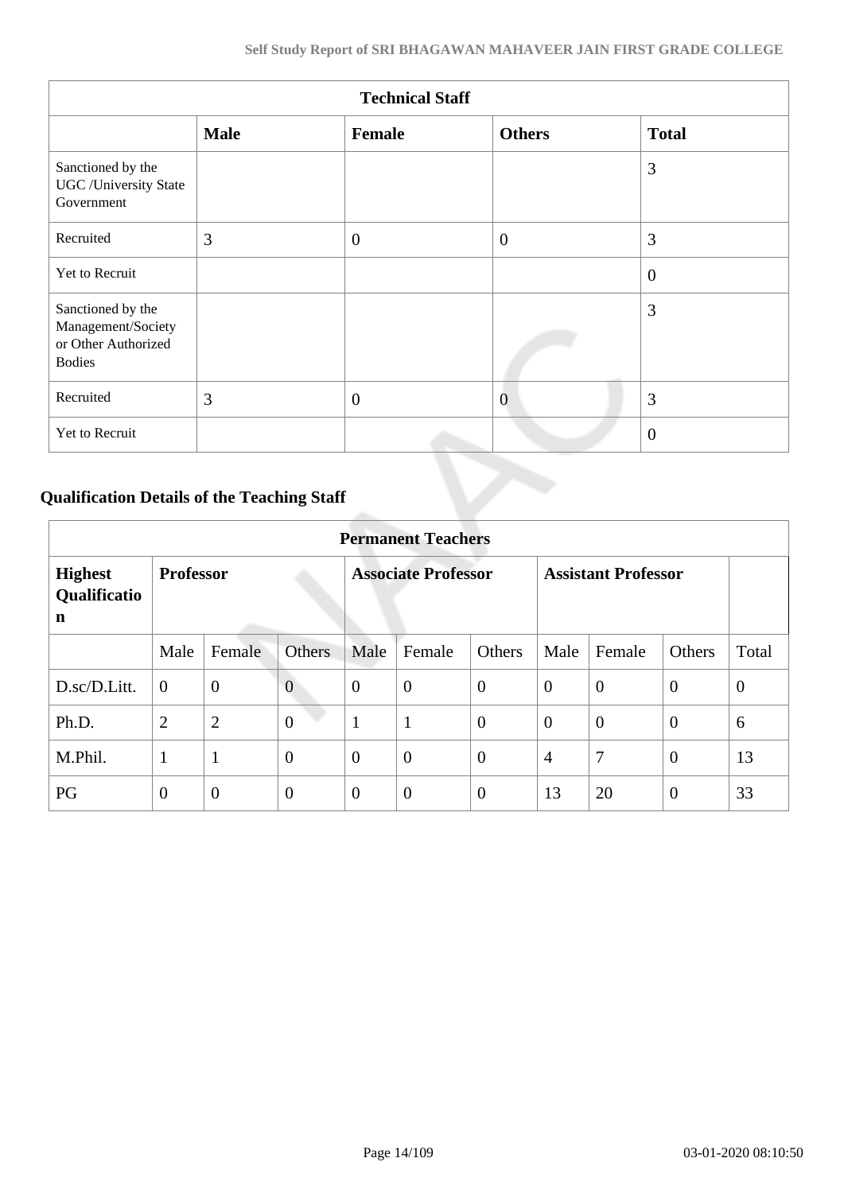| Technical Staff | | | | |
|---|---|---|---|---|
| | **Male** | **Female** | **Others** | **Total** |
| Sanctioned by the UGC /University State Government | | | | 3 |
| Recruited | 3 | 0 | 0 | 3 |
| Yet to Recruit | | | | 0 |
| Sanctioned by the Management/Society or Other Authorized Bodies | | | | 3 |
| Recruited | 3 | 0 | 0 | 3 |
| Yet to Recruit | | | | 0 |

## Qualification Details of the Teaching Staff

| Permanent Teachers | | | | | | | | | | |
|---|---|---|---|---|---|---|---|---|---|---|
| **Highest Qualification** | **Professor** | | | **Associate Professor** | | | **Assistant Professor** | | | |
| | Male | Female | Others | Male | Female | Others | Male | Female | Others | Total |
| D.sc/D.Litt. | 0 | 0 | 0 | 0 | 0 | 0 | 0 | 0 | 0 | 0 |
| Ph.D. | 2 | 2 | 0 | 1 | 1 | 0 | 0 | 0 | 0 | 6 |
| M.Phil. | 1 | 1 | 0 | 0 | 0 | 0 | 4 | 7 | 0 | 13 |
| PG | 0 | 0 | 0 | 0 | 0 | 0 | 13 | 20 | 0 | 33 |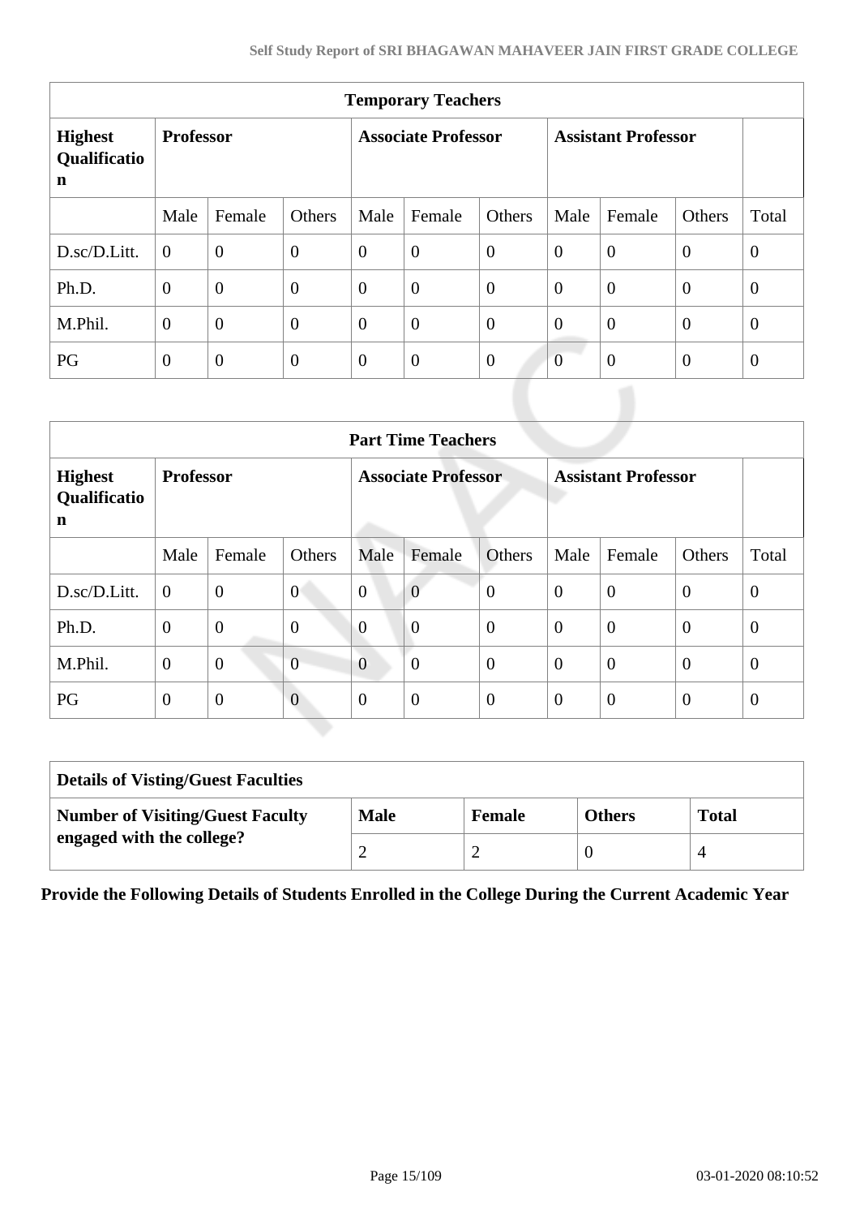| Temporary Teachers | | | | | | | | | | |
|---|---|---|---|---|---|---|---|---|---|---|
| **Highest Qualification** | **Professor** | | | **Associate Professor** | | | **Assistant Professor** | | | |
| | Male | Female | Others | Male | Female | Others | Male | Female | Others | Total |
| D.sc/D.Litt. | 0 | 0 | 0 | 0 | 0 | 0 | 0 | 0 | 0 | 0 |
| Ph.D. | 0 | 0 | 0 | 0 | 0 | 0 | 0 | 0 | 0 | 0 |
| M.Phil. | 0 | 0 | 0 | 0 | 0 | 0 | 0 | 0 | 0 | 0 |
| PG | 0 | 0 | 0 | 0 | 0 | 0 | 0 | 0 | 0 | 0 |

| Part Time Teachers | | | | | | | | | | |
|---|---|---|---|---|---|---|---|---|---|---|
| **Highest Qualification** | **Professor** | | | **Associate Professor** | | | **Assistant Professor** | | | |
| | Male | Female | Others | Male | Female | Others | Male | Female | Others | Total |
| D.sc/D.Litt. | 0 | 0 | 0 | 0 | 0 | 0 | 0 | 0 | 0 | 0 |
| Ph.D. | 0 | 0 | 0 | 0 | 0 | 0 | 0 | 0 | 0 | 0 |
| M.Phil. | 0 | 0 | 0 | 0 | 0 | 0 | 0 | 0 | 0 | 0 |
| PG | 0 | 0 | 0 | 0 | 0 | 0 | 0 | 0 | 0 | 0 |

| Details of Visting/Guest Faculties | | | | |
|---|---|---|---|---|
| **Number of Visiting/Guest Faculty engaged with the college?** | **Male** | **Female** | **Others** | **Total** |
| | 2 | 2 | 0 | 4 |

**Provide the Following Details of Students Enrolled in the College During the Current Academic Year**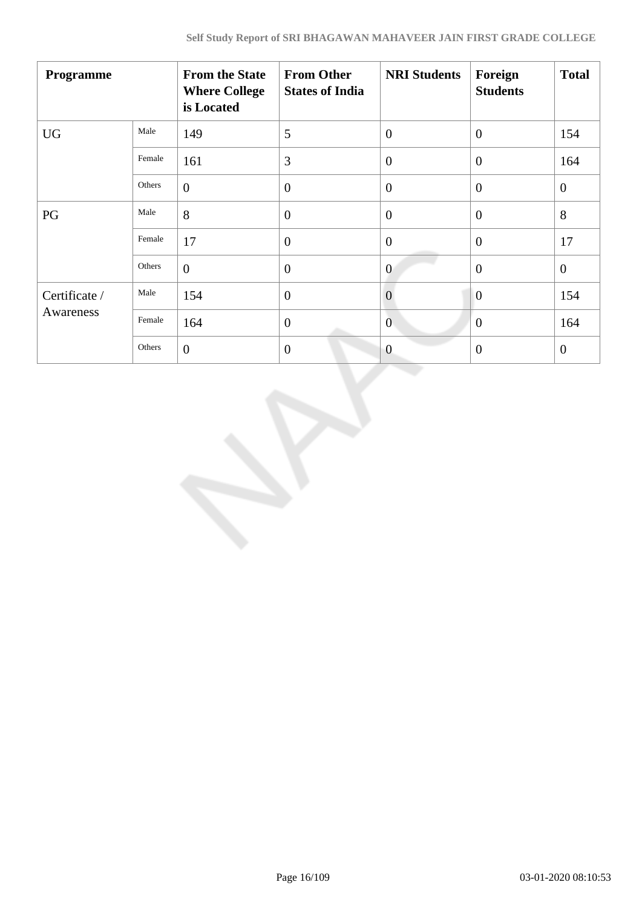| Programme | | From the State Where College is Located | From Other States of India | NRI Students | Foreign Students | Total |
|---|---|---|---|---|---|---|
| UG | Male | 149 | 5 | 0 | 0 | 154 |
| | Female | 161 | 3 | 0 | 0 | 164 |
| | Others | 0 | 0 | 0 | 0 | 0 |
| PG | Male | 8 | 0 | 0 | 0 | 8 |
| | Female | 17 | 0 | 0 | 0 | 17 |
| | Others | 0 | 0 | 0 | 0 | 0 |
| Certificate / Awareness | Male | 154 | 0 | 0 | 0 | 154 |
| | Female | 164 | 0 | 0 | 0 | 164 |
| | Others | 0 | 0 | 0 | 0 | 0 |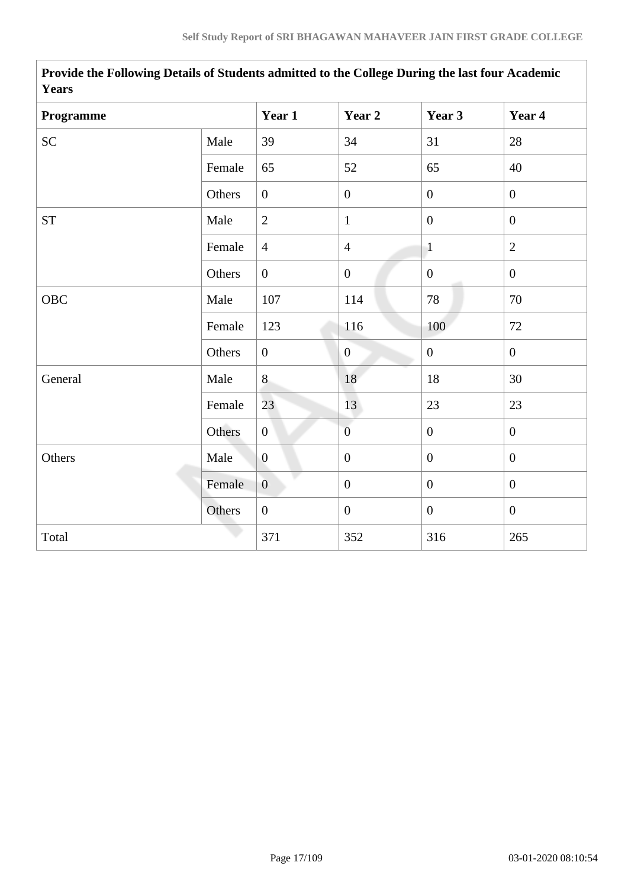| Provide the Following Details of Students admitted to the College During the last four Academic Years | | | | | |
|---|---|---|---|---|---|
| **Programme** | | **Year 1** | **Year 2** | **Year 3** | **Year 4** |
| SC | Male | 39 | 34 | 31 | 28 |
| | Female | 65 | 52 | 65 | 40 |
| | Others | 0 | 0 | 0 | 0 |
| ST | Male | 2 | 1 | 0 | 0 |
| | Female | 4 | 4 | 1 | 2 |
| | Others | 0 | 0 | 0 | 0 |
| OBC | Male | 107 | 114 | 78 | 70 |
| | Female | 123 | 116 | 100 | 72 |
| | Others | 0 | 0 | 0 | 0 |
| General | Male | 8 | 18 | 18 | 30 |
| | Female | 23 | 13 | 23 | 23 |
| | Others | 0 | 0 | 0 | 0 |
| Others | Male | 0 | 0 | 0 | 0 |
| | Female | 0 | 0 | 0 | 0 |
| | Others | 0 | 0 | 0 | 0 |
| Total | | 371 | 352 | 316 | 265 |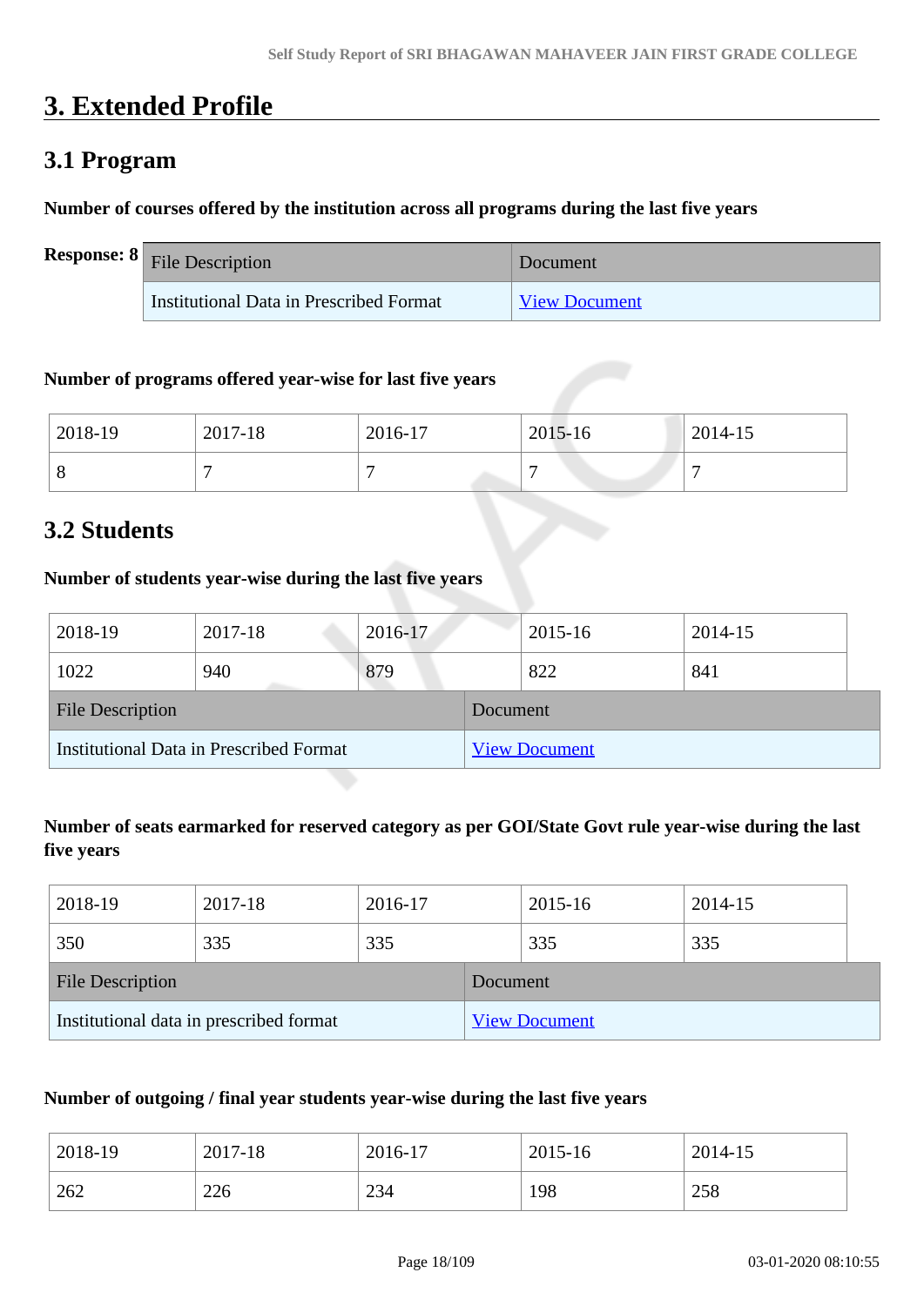# 3. Extended Profile

## 3.1 Program

**Number of courses offered by the institution across all programs during the last five years**

**Response: 8**

| File Description | Document |
|---|---|
| Institutional Data in Prescribed Format | View Document |

**Number of programs offered year-wise for last five years**

| 2018-19 | 2017-18 | 2016-17 | 2015-16 | 2014-15 |
|---|---|---|---|---|
| 8 | 7 | 7 | 7 | 7 |

## 3.2 Students

**Number of students year-wise during the last five years**

| 2018-19 | 2017-18 | 2016-17 | 2015-16 | 2014-15 |
|---|---|---|---|---|
| 1022 | 940 | 879 | 822 | 841 |

| File Description | Document |
|---|---|
| Institutional Data in Prescribed Format | View Document |

**Number of seats earmarked for reserved category as per GOI/State Govt rule year-wise during the last five years**

| 2018-19 | 2017-18 | 2016-17 | 2015-16 | 2014-15 |
|---|---|---|---|---|
| 350 | 335 | 335 | 335 | 335 |

| File Description | Document |
|---|---|
| Institutional data in prescribed format | View Document |

**Number of outgoing / final year students year-wise during the last five years**

| 2018-19 | 2017-18 | 2016-17 | 2015-16 | 2014-15 |
|---|---|---|---|---|
| 262 | 226 | 234 | 198 | 258 |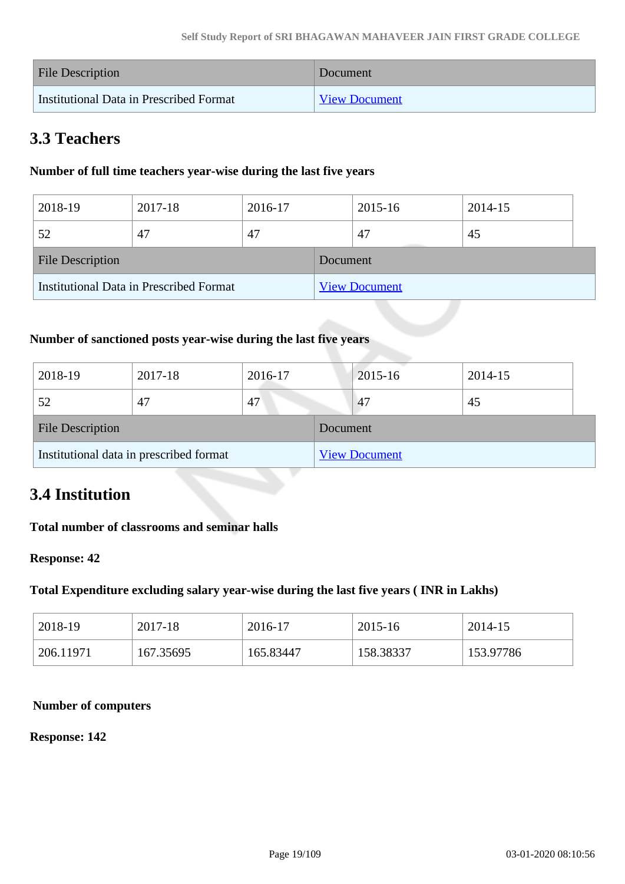| File Description | Document |
|---|---|
| Institutional Data in Prescribed Format | View Document |

## 3.3 Teachers

**Number of full time teachers year-wise during the last five years**

| 2018-19 | 2017-18 | 2016-17 | 2015-16 | 2014-15 |
|---|---|---|---|---|
| 52 | 47 | 47 | 47 | 45 |

| File Description | Document |
|---|---|
| Institutional Data in Prescribed Format | View Document |

**Number of sanctioned posts year-wise during the last five years**

| 2018-19 | 2017-18 | 2016-17 | 2015-16 | 2014-15 |
|---|---|---|---|---|
| 52 | 47 | 47 | 47 | 45 |

| File Description | Document |
|---|---|
| Institutional data in prescribed format | View Document |

## 3.4 Institution

**Total number of classrooms and seminar halls**

**Response: 42**

**Total Expenditure excluding salary year-wise during the last five years ( INR in Lakhs)**

| 2018-19 | 2017-18 | 2016-17 | 2015-16 | 2014-15 |
|---|---|---|---|---|
| 206.11971 | 167.35695 | 165.83447 | 158.38337 | 153.97786 |

**Number of computers**

**Response: 142**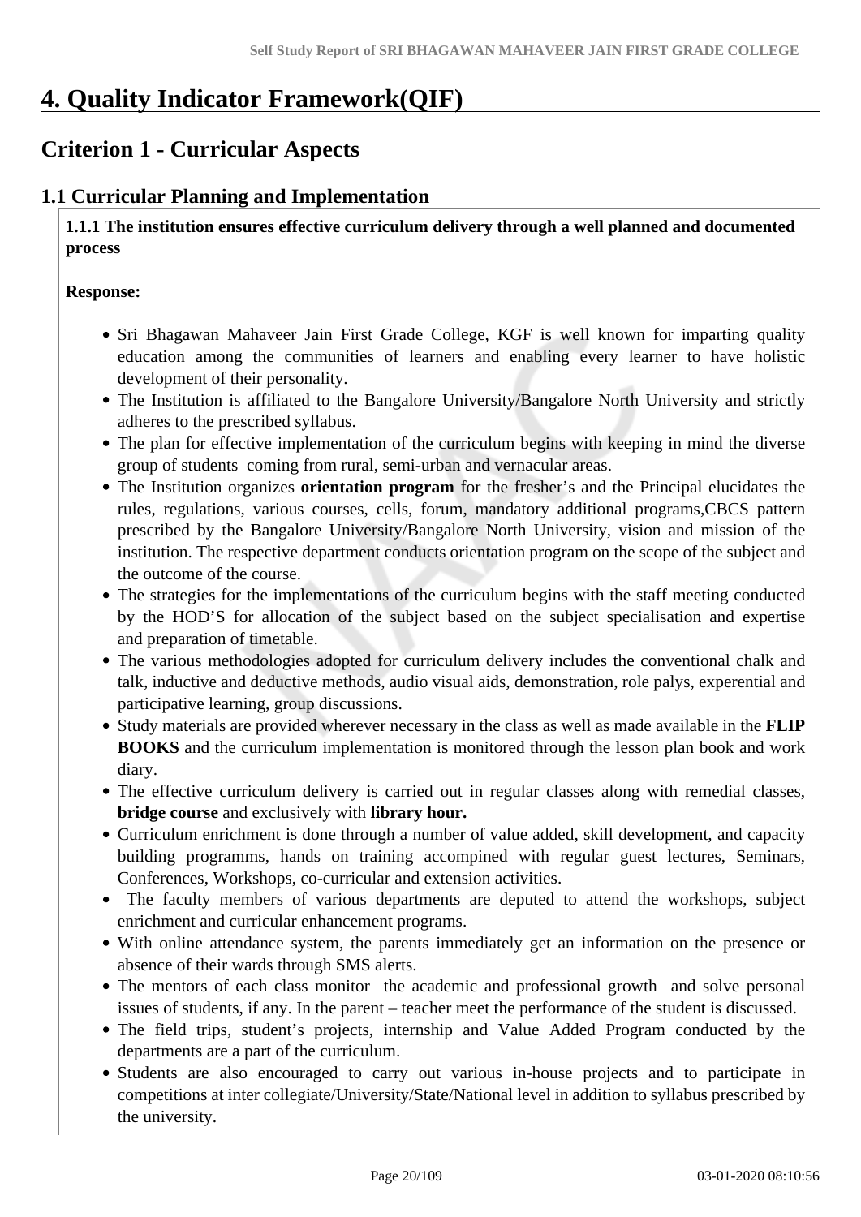# 4. Quality Indicator Framework(QIF)

## Criterion 1 - Curricular Aspects

### 1.1 Curricular Planning and Implementation

**1.1.1 The institution ensures effective curriculum delivery through a well planned and documented process**

**Response:**

- Sri Bhagawan Mahaveer Jain First Grade College, KGF is well known for imparting quality education among the communities of learners and enabling every learner to have holistic development of their personality.
- The Institution is affiliated to the Bangalore University/Bangalore North University and strictly adheres to the prescribed syllabus.
- The plan for effective implementation of the curriculum begins with keeping in mind the diverse group of students coming from rural, semi-urban and vernacular areas.
- The Institution organizes **orientation program** for the fresher's and the Principal elucidates the rules, regulations, various courses, cells, forum, mandatory additional programs,CBCS pattern prescribed by the Bangalore University/Bangalore North University, vision and mission of the institution. The respective department conducts orientation program on the scope of the subject and the outcome of the course.
- The strategies for the implementations of the curriculum begins with the staff meeting conducted by the HOD'S for allocation of the subject based on the subject specialisation and expertise and preparation of timetable.
- The various methodologies adopted for curriculum delivery includes the conventional chalk and talk, inductive and deductive methods, audio visual aids, demonstration, role palys, experential and participative learning, group discussions.
- Study materials are provided wherever necessary in the class as well as made available in the **FLIP BOOKS** and the curriculum implementation is monitored through the lesson plan book and work diary.
- The effective curriculum delivery is carried out in regular classes along with remedial classes, **bridge course** and exclusively with **library hour.**
- Curriculum enrichment is done through a number of value added, skill development, and capacity building programms, hands on training accompined with regular guest lectures, Seminars, Conferences, Workshops, co-curricular and extension activities.
- The faculty members of various departments are deputed to attend the workshops, subject enrichment and curricular enhancement programs.
- With online attendance system, the parents immediately get an information on the presence or absence of their wards through SMS alerts.
- The mentors of each class monitor the academic and professional growth and solve personal issues of students, if any. In the parent – teacher meet the performance of the student is discussed.
- The field trips, student's projects, internship and Value Added Program conducted by the departments are a part of the curriculum.
- Students are also encouraged to carry out various in-house projects and to participate in competitions at inter collegiate/University/State/National level in addition to syllabus prescribed by the university.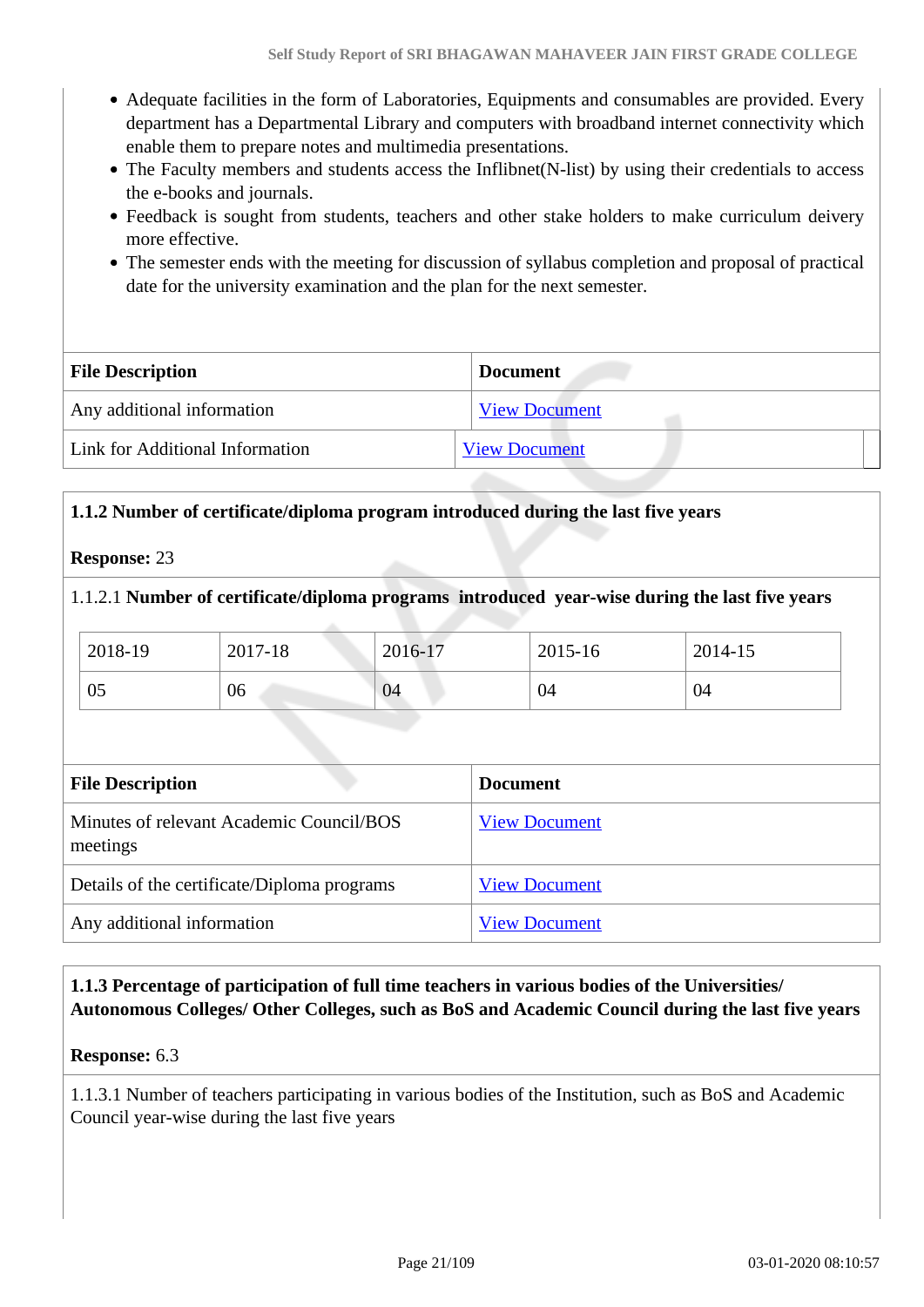- Adequate facilities in the form of Laboratories, Equipments and consumables are provided. Every department has a Departmental Library and computers with broadband internet connectivity which enable them to prepare notes and multimedia presentations.
- The Faculty members and students access the Inflibnet(N-list) by using their credentials to access the e-books and journals.
- Feedback is sought from students, teachers and other stake holders to make curriculum deivery more effective.
- The semester ends with the meeting for discussion of syllabus completion and proposal of practical date for the university examination and the plan for the next semester.

| File Description | Document |
|---|---|
| Any additional information | View Document |
| Link for Additional Information | View Document |

**1.1.2 Number of certificate/diploma program introduced during the last five years**

**Response:** 23

1.1.2.1 **Number of certificate/diploma programs introduced year-wise during the last five years**

| 2018-19 | 2017-18 | 2016-17 | 2015-16 | 2014-15 |
|---|---|---|---|---|
| 05 | 06 | 04 | 04 | 04 |

| File Description | Document |
|---|---|
| Minutes of relevant Academic Council/BOS meetings | View Document |
| Details of the certificate/Diploma programs | View Document |
| Any additional information | View Document |

**1.1.3 Percentage of participation of full time teachers in various bodies of the Universities/ Autonomous Colleges/ Other Colleges, such as BoS and Academic Council during the last five years**

**Response:** 6.3

1.1.3.1 Number of teachers participating in various bodies of the Institution, such as BoS and Academic Council year-wise during the last five years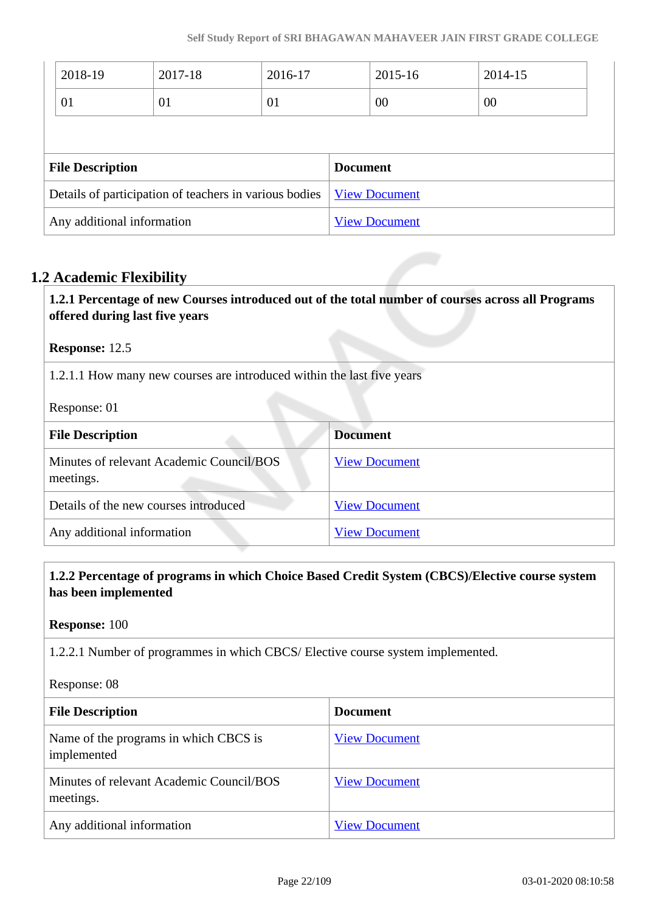| 2018-19 | 2017-18 | 2016-17 | 2015-16 | 2014-15 |
|---|---|---|---|---|
| 01 | 01 | 01 | 00 | 00 |

| File Description | Document |
|---|---|
| Details of participation of teachers in various bodies | View Document |
| Any additional information | View Document |

## 1.2 Academic Flexibility

**1.2.1 Percentage of new Courses introduced out of the total number of courses across all Programs offered during last five years**

**Response:** 12.5

1.2.1.1 How many new courses are introduced within the last five years

Response: 01

| File Description | Document |
|---|---|
| Minutes of relevant Academic Council/BOS meetings. | View Document |
| Details of the new courses introduced | View Document |
| Any additional information | View Document |

**1.2.2 Percentage of programs in which Choice Based Credit System (CBCS)/Elective course system has been implemented**

**Response:** 100

1.2.2.1 Number of programmes in which CBCS/ Elective course system implemented.

Response: 08

| File Description | Document |
|---|---|
| Name of the programs in which CBCS is implemented | View Document |
| Minutes of relevant Academic Council/BOS meetings. | View Document |
| Any additional information | View Document |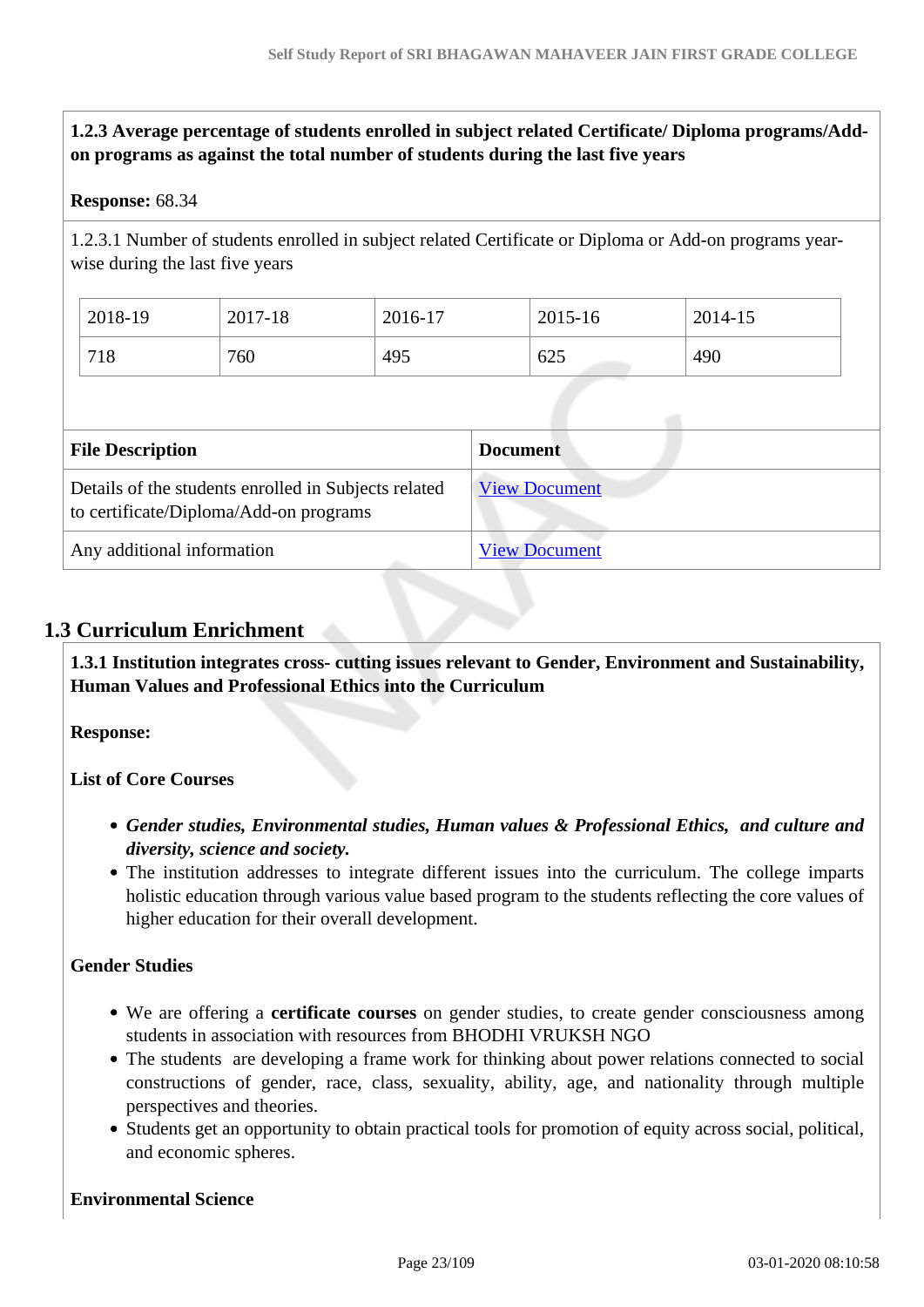**1.2.3 Average percentage of students enrolled in subject related Certificate/ Diploma programs/Add-on programs as against the total number of students during the last five years**

**Response:** 68.34

1.2.3.1 Number of students enrolled in subject related Certificate or Diploma or Add-on programs year-wise during the last five years

| 2018-19 | 2017-18 | 2016-17 | 2015-16 | 2014-15 |
|---|---|---|---|---|
| 718 | 760 | 495 | 625 | 490 |

| File Description | Document |
|---|---|
| Details of the students enrolled in Subjects related to certificate/Diploma/Add-on programs | View Document |
| Any additional information | View Document |

## 1.3 Curriculum Enrichment

**1.3.1 Institution integrates cross- cutting issues relevant to Gender, Environment and Sustainability, Human Values and Professional Ethics into the Curriculum**

**Response:**

**List of Core Courses**

- ***Gender studies, Environmental studies, Human values & Professional Ethics, and culture and diversity, science and society.***
- The institution addresses to integrate different issues into the curriculum. The college imparts holistic education through various value based program to the students reflecting the core values of higher education for their overall development.

**Gender Studies**

- We are offering a **certificate courses** on gender studies, to create gender consciousness among students in association with resources from BHODHI VRUKSH NGO
- The students are developing a frame work for thinking about power relations connected to social constructions of gender, race, class, sexuality, ability, age, and nationality through multiple perspectives and theories.
- Students get an opportunity to obtain practical tools for promotion of equity across social, political, and economic spheres.

**Environmental Science**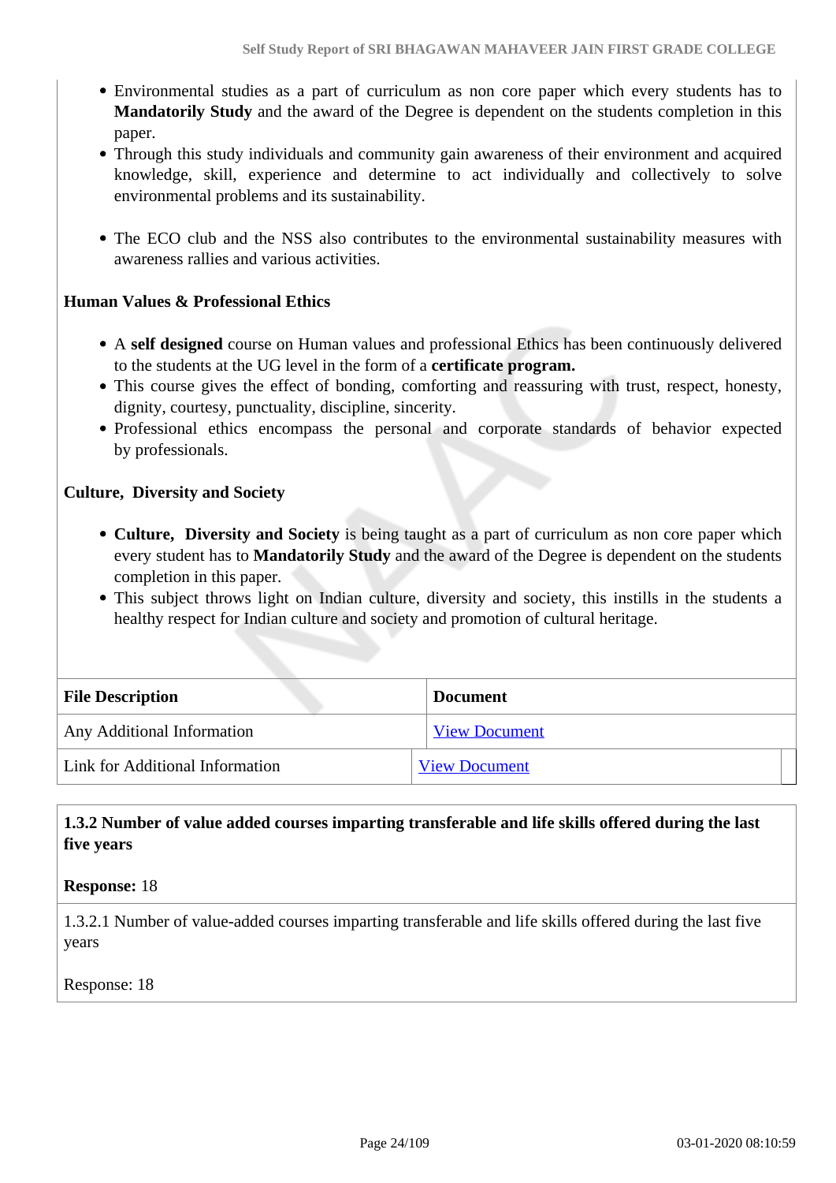- Environmental studies as a part of curriculum as non core paper which every students has to **Mandatorily Study** and the award of the Degree is dependent on the students completion in this paper.
- Through this study individuals and community gain awareness of their environment and acquired knowledge, skill, experience and determine to act individually and collectively to solve environmental problems and its sustainability.

- The ECO club and the NSS also contributes to the environmental sustainability measures with awareness rallies and various activities.

**Human Values & Professional Ethics**

- A **self designed** course on Human values and professional Ethics has been continuously delivered to the students at the UG level in the form of a **certificate program.**
- This course gives the effect of bonding, comforting and reassuring with trust, respect, honesty, dignity, courtesy, punctuality, discipline, sincerity.
- Professional ethics encompass the personal and corporate standards of behavior expected by professionals.

**Culture, Diversity and Society**

- **Culture, Diversity and Society** is being taught as a part of curriculum as non core paper which every student has to **Mandatorily Study** and the award of the Degree is dependent on the students completion in this paper.
- This subject throws light on Indian culture, diversity and society, this instills in the students a healthy respect for Indian culture and society and promotion of cultural heritage.

| File Description | Document |
|---|---|
| Any Additional Information | View Document |
| Link for Additional Information | View Document |

**1.3.2 Number of value added courses imparting transferable and life skills offered during the last five years**

**Response:** 18

1.3.2.1 Number of value-added courses imparting transferable and life skills offered during the last five years

Response: 18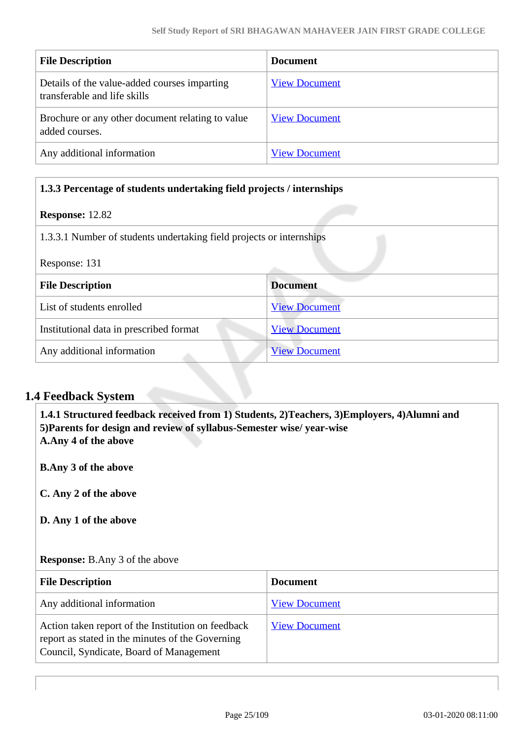| File Description | Document |
|---|---|
| Details of the value-added courses imparting transferable and life skills | View Document |
| Brochure or any other document relating to value added courses. | View Document |
| Any additional information | View Document |

**1.3.3 Percentage of students undertaking field projects / internships**

**Response:** 12.82

1.3.3.1 Number of students undertaking field projects or internships

Response: 131

| File Description | Document |
|---|---|
| List of students enrolled | View Document |
| Institutional data in prescribed format | View Document |
| Any additional information | View Document |

## 1.4 Feedback System

**1.4.1 Structured feedback received from 1) Students, 2)Teachers, 3)Employers, 4)Alumni and 5)Parents for design and review of syllabus-Semester wise/ year-wise**

**A.Any 4 of the above**

**B.Any 3 of the above**

**C. Any 2 of the above**

**D. Any 1 of the above**

**Response:** B.Any 3 of the above

| File Description | Document |
|---|---|
| Any additional information | View Document |
| Action taken report of the Institution on feedback report as stated in the minutes of the Governing Council, Syndicate, Board of Management | View Document |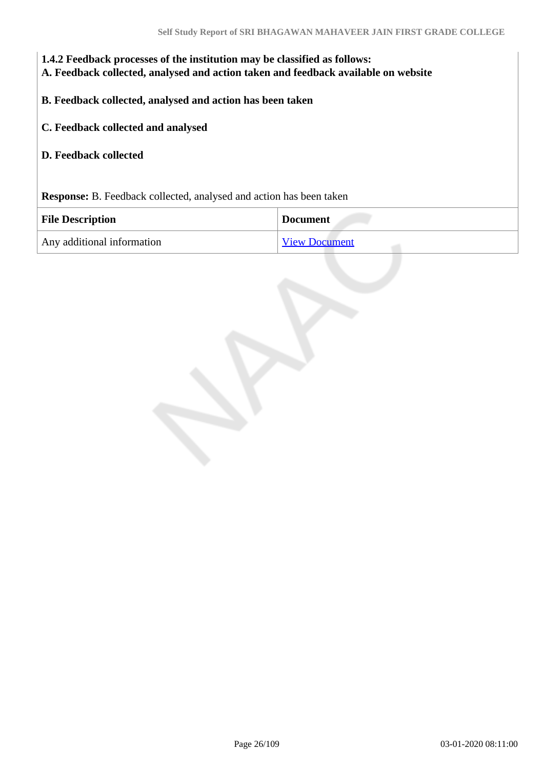**1.4.2 Feedback processes of the institution may be classified as follows:**
**A. Feedback collected, analysed and action taken and feedback available on website**

**B. Feedback collected, analysed and action has been taken**

**C. Feedback collected and analysed**

**D. Feedback collected**

**Response:** B. Feedback collected, analysed and action has been taken

| File Description | Document |
|---|---|
| Any additional information | View Document |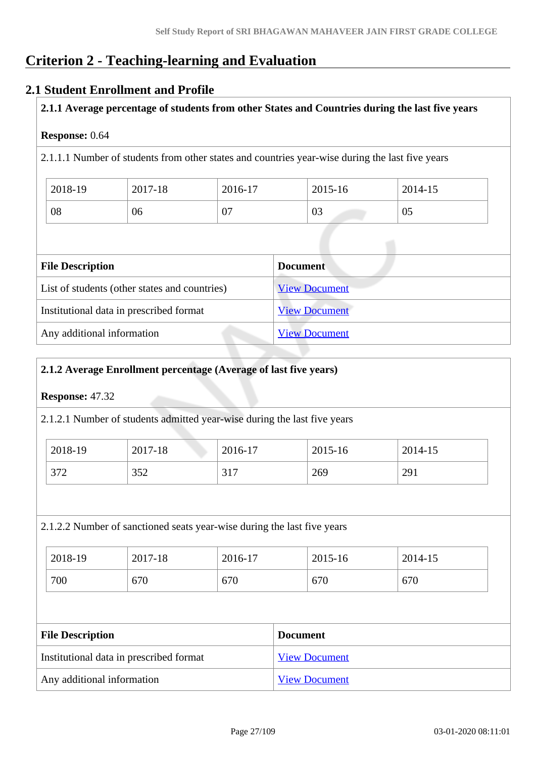# Criterion 2 - Teaching-learning and Evaluation

## 2.1 Student Enrollment and Profile

**2.1.1 Average percentage of students from other States and Countries during the last five years**

**Response:** 0.64

2.1.1.1 Number of students from other states and countries year-wise during the last five years

| 2018-19 | 2017-18 | 2016-17 | 2015-16 | 2014-15 |
|---|---|---|---|---|
| 08 | 06 | 07 | 03 | 05 |

| File Description | Document |
|---|---|
| List of students (other states and countries) | View Document |
| Institutional data in prescribed format | View Document |
| Any additional information | View Document |

**2.1.2 Average Enrollment percentage (Average of last five years)**

**Response:** 47.32

2.1.2.1 Number of students admitted year-wise during the last five years

| 2018-19 | 2017-18 | 2016-17 | 2015-16 | 2014-15 |
|---|---|---|---|---|
| 372 | 352 | 317 | 269 | 291 |

2.1.2.2 Number of sanctioned seats year-wise during the last five years

| 2018-19 | 2017-18 | 2016-17 | 2015-16 | 2014-15 |
|---|---|---|---|---|
| 700 | 670 | 670 | 670 | 670 |

| File Description | Document |
|---|---|
| Institutional data in prescribed format | View Document |
| Any additional information | View Document |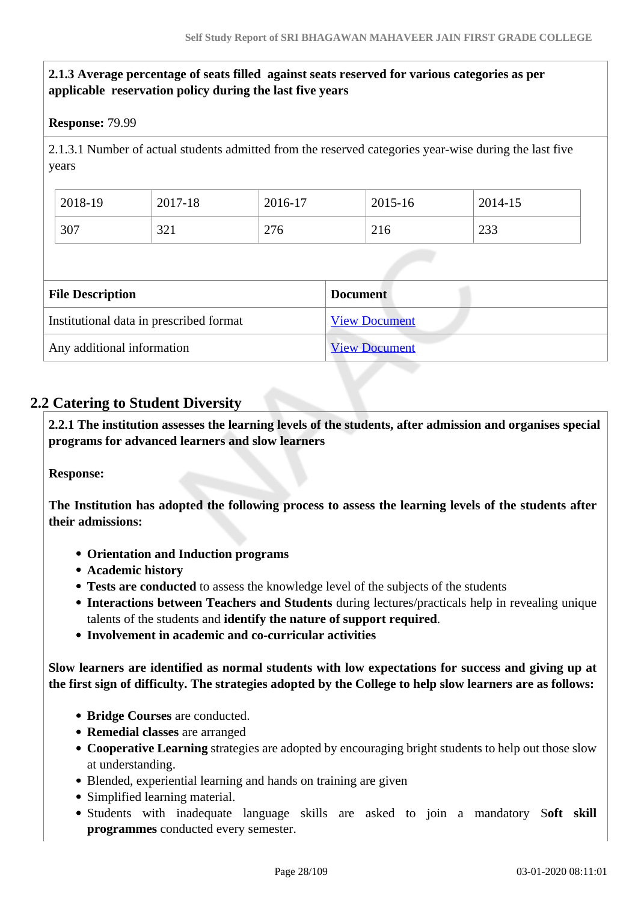**2.1.3 Average percentage of seats filled against seats reserved for various categories as per applicable reservation policy during the last five years**

**Response:** 79.99

2.1.3.1 Number of actual students admitted from the reserved categories year-wise during the last five years

| 2018-19 | 2017-18 | 2016-17 | 2015-16 | 2014-15 |
|---|---|---|---|---|
| 307 | 321 | 276 | 216 | 233 |

| File Description | Document |
|---|---|
| Institutional data in prescribed format | View Document |
| Any additional information | View Document |

## 2.2 Catering to Student Diversity

**2.2.1 The institution assesses the learning levels of the students, after admission and organises special programs for advanced learners and slow learners**

**Response:**

**The Institution has adopted the following process to assess the learning levels of the students after their admissions:**

- **Orientation and Induction programs**
- **Academic history**
- **Tests are conducted** to assess the knowledge level of the subjects of the students
- **Interactions between Teachers and Students** during lectures/practicals help in revealing unique talents of the students and **identify the nature of support required**.
- **Involvement in academic and co-curricular activities**

**Slow learners are identified as normal students with low expectations for success and giving up at the first sign of difficulty. The strategies adopted by the College to help slow learners are as follows:**

- **Bridge Courses** are conducted.
- **Remedial classes** are arranged
- **Cooperative Learning** strategies are adopted by encouraging bright students to help out those slow at understanding.
- Blended, experiential learning and hands on training are given
- Simplified learning material.
- Students with inadequate language skills are asked to join a mandatory **Soft skill programmes** conducted every semester.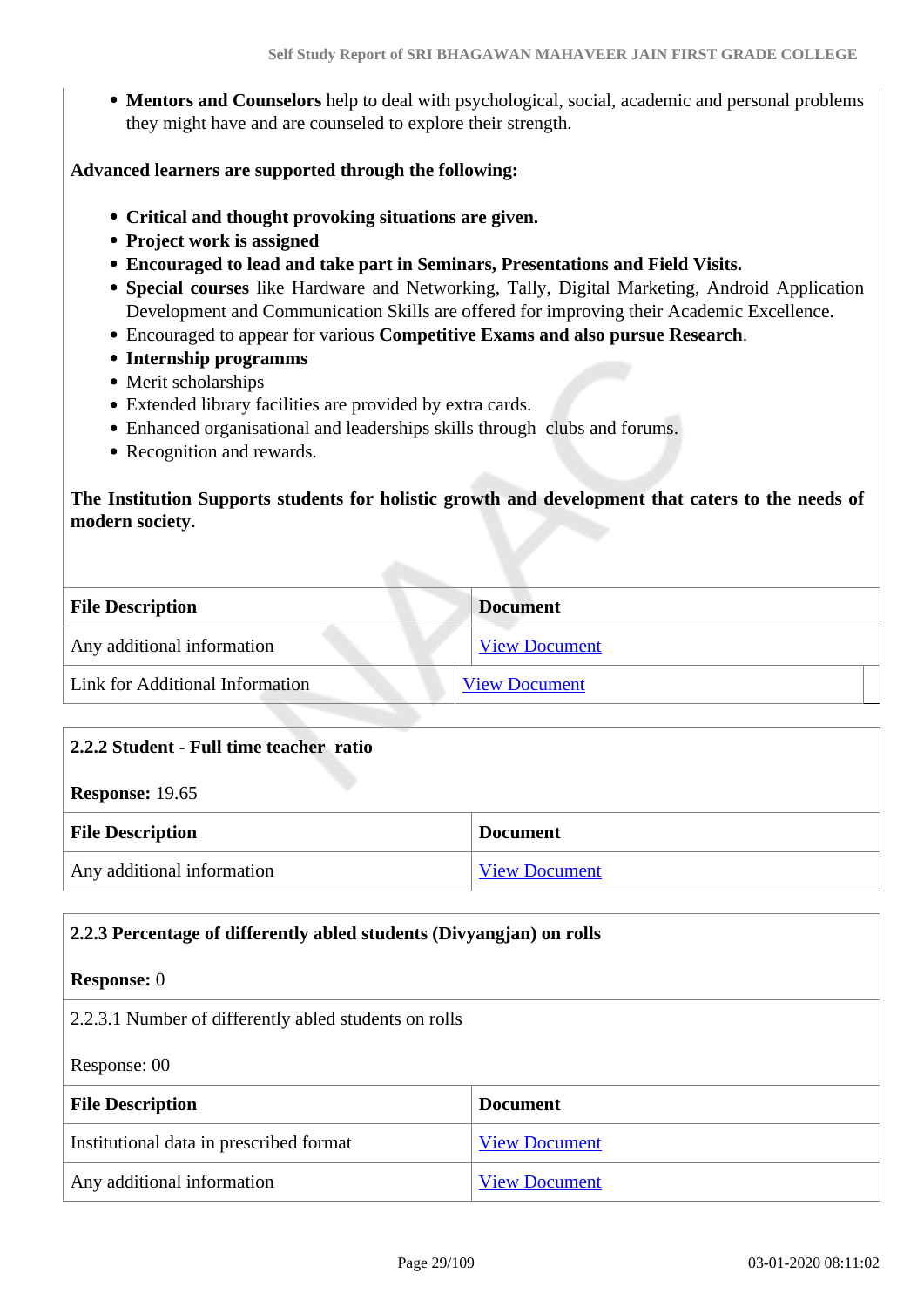- **Mentors and Counselors** help to deal with psychological, social, academic and personal problems they might have and are counseled to explore their strength.

**Advanced learners are supported through the following:**

- **Critical and thought provoking situations are given.**
- **Project work is assigned**
- **Encouraged to lead and take part in Seminars, Presentations and Field Visits.**
- **Special courses** like Hardware and Networking, Tally, Digital Marketing, Android Application Development and Communication Skills are offered for improving their Academic Excellence.
- Encouraged to appear for various **Competitive Exams and also pursue Research**.
- **Internship programms**
- Merit scholarships
- Extended library facilities are provided by extra cards.
- Enhanced organisational and leaderships skills through clubs and forums.
- Recognition and rewards.

**The Institution Supports students for holistic growth and development that caters to the needs of modern society.**

| File Description | Document |
|---|---|
| Any additional information | View Document |
| Link for Additional Information | View Document |

**2.2.2 Student - Full time teacher ratio**

**Response:** 19.65

| File Description | Document |
|---|---|
| Any additional information | View Document |

**2.2.3 Percentage of differently abled students (Divyangjan) on rolls**

**Response:** 0

2.2.3.1 Number of differently abled students on rolls

Response: 00

| File Description | Document |
|---|---|
| Institutional data in prescribed format | View Document |
| Any additional information | View Document |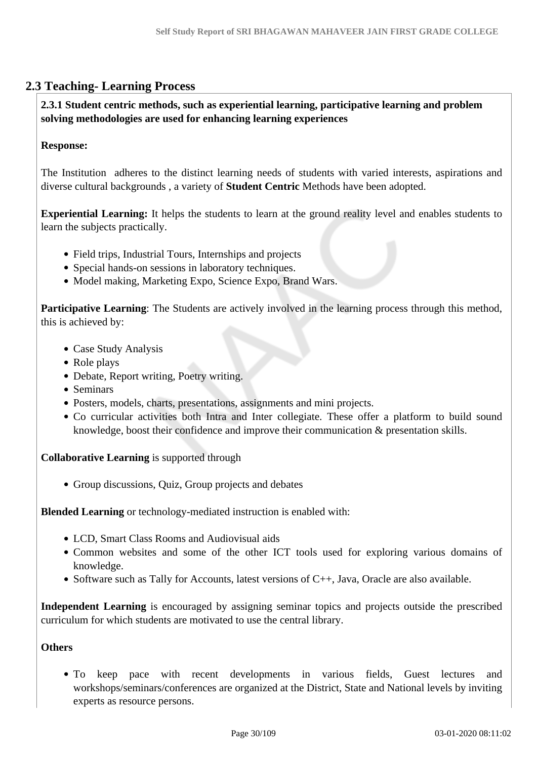## 2.3 Teaching- Learning Process

**2.3.1 Student centric methods, such as experiential learning, participative learning and problem solving methodologies are used for enhancing learning experiences**

**Response:**

The Institution adheres to the distinct learning needs of students with varied interests, aspirations and diverse cultural backgrounds , a variety of **Student Centric** Methods have been adopted.

**Experiential Learning:** It helps the students to learn at the ground reality level and enables students to learn the subjects practically.

- Field trips, Industrial Tours, Internships and projects
- Special hands-on sessions in laboratory techniques.
- Model making, Marketing Expo, Science Expo, Brand Wars.

**Participative Learning**: The Students are actively involved in the learning process through this method, this is achieved by:

- Case Study Analysis
- Role plays
- Debate, Report writing, Poetry writing.
- Seminars
- Posters, models, charts, presentations, assignments and mini projects.
- Co curricular activities both Intra and Inter collegiate. These offer a platform to build sound knowledge, boost their confidence and improve their communication & presentation skills.

**Collaborative Learning** is supported through

- Group discussions, Quiz, Group projects and debates

**Blended Learning** or technology-mediated instruction is enabled with:

- LCD, Smart Class Rooms and Audiovisual aids
- Common websites and some of the other ICT tools used for exploring various domains of knowledge.
- Software such as Tally for Accounts, latest versions of C++, Java, Oracle are also available.

**Independent Learning** is encouraged by assigning seminar topics and projects outside the prescribed curriculum for which students are motivated to use the central library.

**Others**

- To keep pace with recent developments in various fields, Guest lectures and workshops/seminars/conferences are organized at the District, State and National levels by inviting experts as resource persons.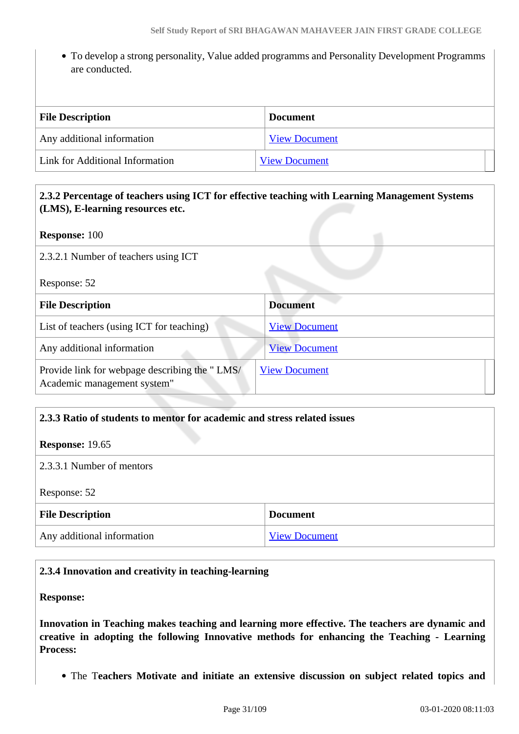- To develop a strong personality, Value added programms and Personality Development Programms are conducted.

| File Description | Document |
|---|---|
| Any additional information | View Document |
| Link for Additional Information | View Document |

**2.3.2 Percentage of teachers using ICT for effective teaching with Learning Management Systems (LMS), E-learning resources etc.**

**Response:** 100

2.3.2.1 Number of teachers using ICT

Response: 52

| File Description | Document |
|---|---|
| List of teachers (using ICT for teaching) | View Document |
| Any additional information | View Document |
| Provide link for webpage describing the " LMS/ Academic management system" | View Document |

**2.3.3 Ratio of students to mentor for academic and stress related issues**

**Response:** 19.65

2.3.3.1 Number of mentors

Response: 52

| File Description | Document |
|---|---|
| Any additional information | View Document |

**2.3.4 Innovation and creativity in teaching-learning**

**Response:**

**Innovation in Teaching makes teaching and learning more effective. The teachers are dynamic and creative in adopting the following Innovative methods for enhancing the Teaching - Learning Process:**

- The **Teachers Motivate and initiate an extensive discussion on subject related topics and**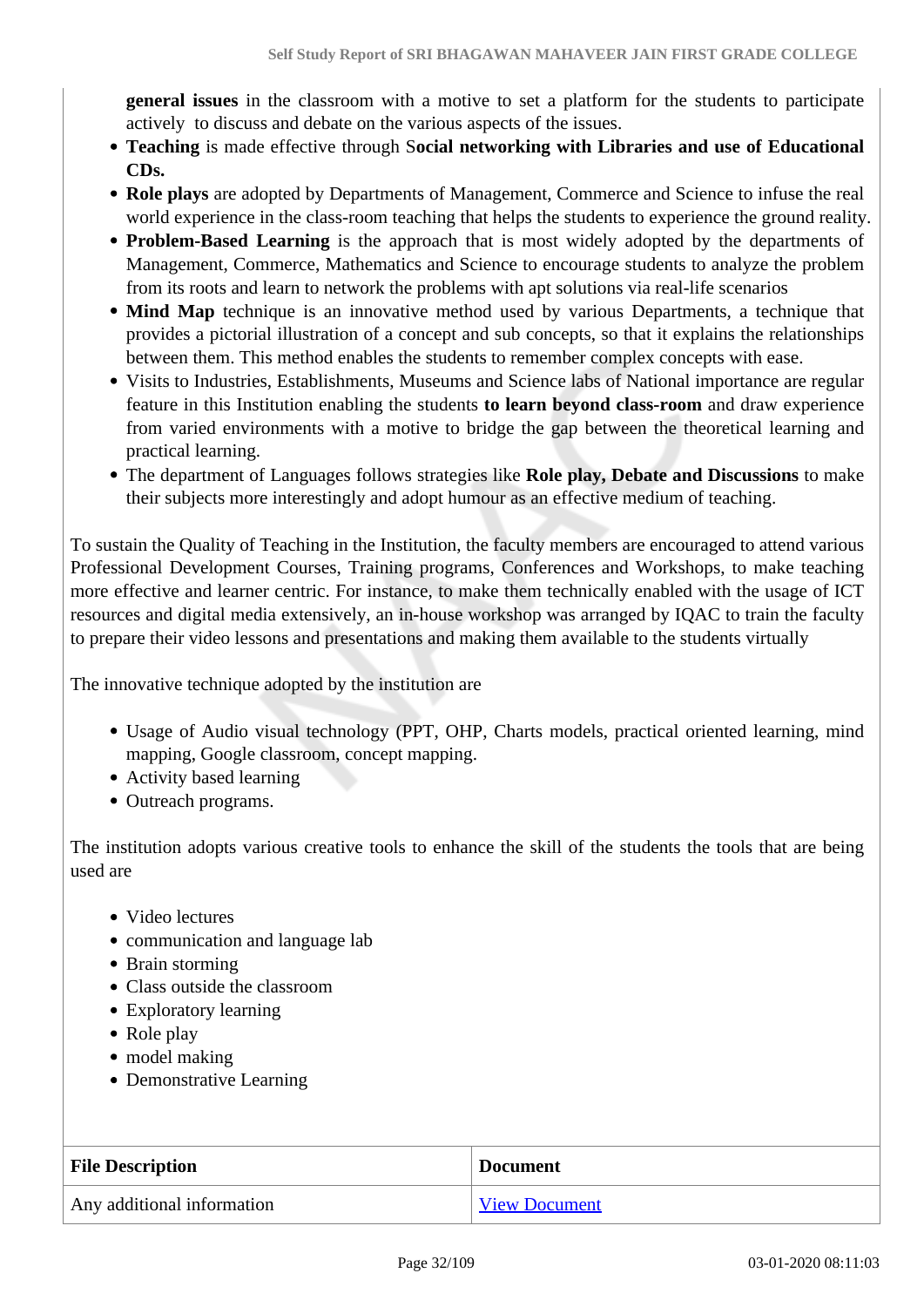**general issues** in the classroom with a motive to set a platform for the students to participate actively to discuss and debate on the various aspects of the issues.

- **Teaching** is made effective through S**ocial networking with Libraries and use of Educational CDs.**
- **Role plays** are adopted by Departments of Management, Commerce and Science to infuse the real world experience in the class-room teaching that helps the students to experience the ground reality.
- **Problem-Based Learning** is the approach that is most widely adopted by the departments of Management, Commerce, Mathematics and Science to encourage students to analyze the problem from its roots and learn to network the problems with apt solutions via real-life scenarios
- **Mind Map** technique is an innovative method used by various Departments, a technique that provides a pictorial illustration of a concept and sub concepts, so that it explains the relationships between them. This method enables the students to remember complex concepts with ease.
- Visits to Industries, Establishments, Museums and Science labs of National importance are regular feature in this Institution enabling the students **to learn beyond class-room** and draw experience from varied environments with a motive to bridge the gap between the theoretical learning and practical learning.
- The department of Languages follows strategies like **Role play, Debate and Discussions** to make their subjects more interestingly and adopt humour as an effective medium of teaching.

To sustain the Quality of Teaching in the Institution, the faculty members are encouraged to attend various Professional Development Courses, Training programs, Conferences and Workshops, to make teaching more effective and learner centric. For instance, to make them technically enabled with the usage of ICT resources and digital media extensively, an in-house workshop was arranged by IQAC to train the faculty to prepare their video lessons and presentations and making them available to the students virtually

The innovative technique adopted by the institution are

- Usage of Audio visual technology (PPT, OHP, Charts models, practical oriented learning, mind mapping, Google classroom, concept mapping.
- Activity based learning
- Outreach programs.

The institution adopts various creative tools to enhance the skill of the students the tools that are being used are

- Video lectures
- communication and language lab
- Brain storming
- Class outside the classroom
- Exploratory learning
- Role play
- model making
- Demonstrative Learning

| File Description | Document |
| --- | --- |
| Any additional information | View Document |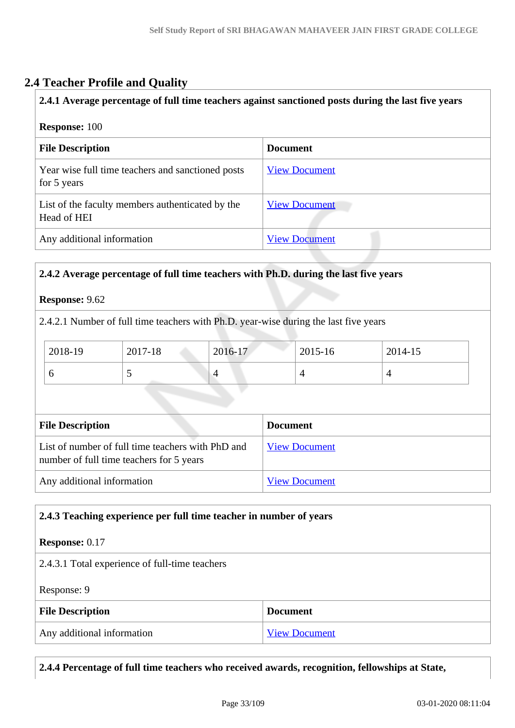## 2.4 Teacher Profile and Quality

**2.4.1 Average percentage of full time teachers against sanctioned posts during the last five years**

**Response:** 100

| File Description | Document |
|---|---|
| Year wise full time teachers and sanctioned posts for 5 years | View Document |
| List of the faculty members authenticated by the Head of HEI | View Document |
| Any additional information | View Document |

**2.4.2 Average percentage of full time teachers with Ph.D. during the last five years**

**Response:** 9.62

2.4.2.1 Number of full time teachers with Ph.D. year-wise during the last five years

| 2018-19 | 2017-18 | 2016-17 | 2015-16 | 2014-15 |
|---|---|---|---|---|
| 6 | 5 | 4 | 4 | 4 |

| File Description | Document |
|---|---|
| List of number of full time teachers with PhD and number of full time teachers for 5 years | View Document |
| Any additional information | View Document |

**2.4.3 Teaching experience per full time teacher in number of years**

**Response:** 0.17

2.4.3.1 Total experience of full-time teachers

Response: 9

| File Description | Document |
|---|---|
| Any additional information | View Document |

**2.4.4 Percentage of full time teachers who received awards, recognition, fellowships at State,**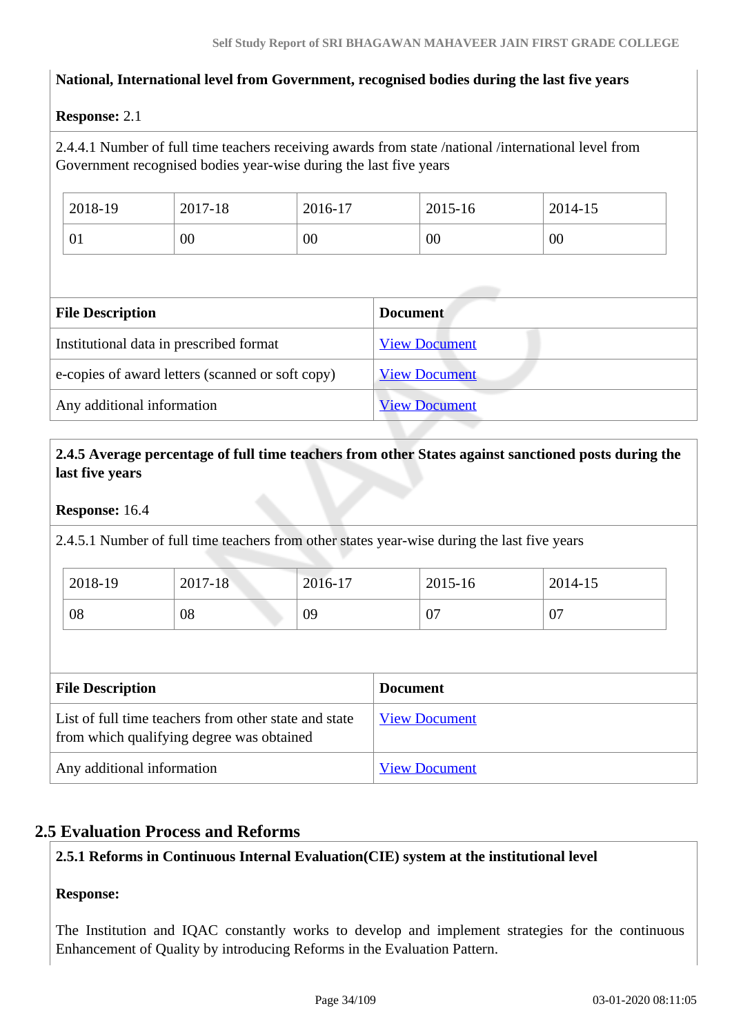**National, International level from Government, recognised bodies during the last five years**

**Response:** 2.1

2.4.4.1 Number of full time teachers receiving awards from state /national /international level from Government recognised bodies year-wise during the last five years

| 2018-19 | 2017-18 | 2016-17 | 2015-16 | 2014-15 |
|---|---|---|---|---|
| 01 | 00 | 00 | 00 | 00 |

| File Description | Document |
|---|---|
| Institutional data in prescribed format | View Document |
| e-copies of award letters (scanned or soft copy) | View Document |
| Any additional information | View Document |

**2.4.5 Average percentage of full time teachers from other States against sanctioned posts during the last five years**

**Response:** 16.4

2.4.5.1 Number of full time teachers from other states year-wise during the last five years

| 2018-19 | 2017-18 | 2016-17 | 2015-16 | 2014-15 |
|---|---|---|---|---|
| 08 | 08 | 09 | 07 | 07 |

| File Description | Document |
|---|---|
| List of full time teachers from other state and state from which qualifying degree was obtained | View Document |
| Any additional information | View Document |

## 2.5 Evaluation Process and Reforms

**2.5.1 Reforms in Continuous Internal Evaluation(CIE) system at the institutional level**

**Response:**

The Institution and IQAC constantly works to develop and implement strategies for the continuous Enhancement of Quality by introducing Reforms in the Evaluation Pattern.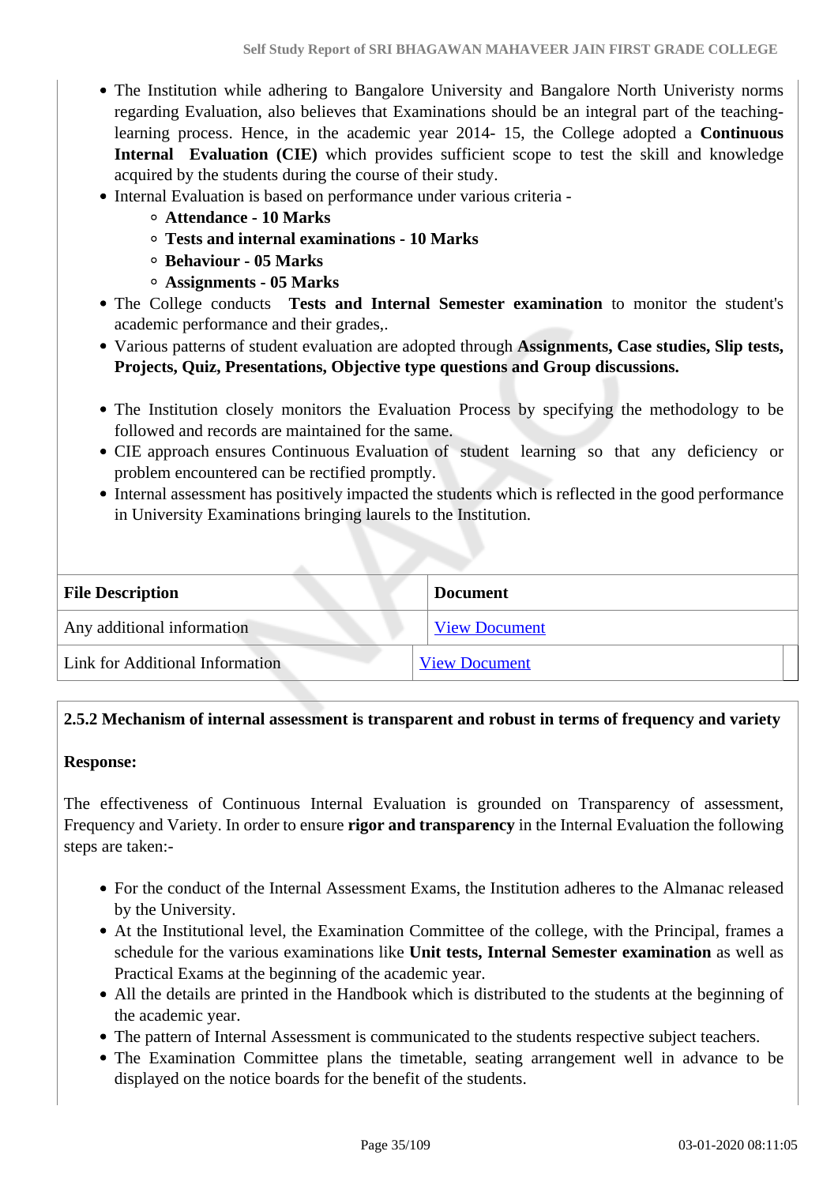- The Institution while adhering to Bangalore University and Bangalore North Univeristy norms regarding Evaluation, also believes that Examinations should be an integral part of the teaching-learning process. Hence, in the academic year 2014- 15, the College adopted a **Continuous Internal Evaluation (CIE)** which provides sufficient scope to test the skill and knowledge acquired by the students during the course of their study.
- Internal Evaluation is based on performance under various criteria -
    - **Attendance - 10 Marks**
    - **Tests and internal examinations - 10 Marks**
    - **Behaviour - 05 Marks**
    - **Assignments - 05 Marks**
- The College conducts **Tests and Internal Semester examination** to monitor the student's academic performance and their grades,.
- Various patterns of student evaluation are adopted through **Assignments, Case studies, Slip tests, Projects, Quiz, Presentations, Objective type questions and Group discussions.**

- The Institution closely monitors the Evaluation Process by specifying the methodology to be followed and records are maintained for the same.
- CIE approach ensures Continuous Evaluation of student learning so that any deficiency or problem encountered can be rectified promptly.
- Internal assessment has positively impacted the students which is reflected in the good performance in University Examinations bringing laurels to the Institution.

| File Description | Document |
|---|---|
| Any additional information | View Document |
| Link for Additional Information | View Document |

**2.5.2 Mechanism of internal assessment is transparent and robust in terms of frequency and variety**

**Response:**

The effectiveness of Continuous Internal Evaluation is grounded on Transparency of assessment, Frequency and Variety. In order to ensure **rigor and transparency** in the Internal Evaluation the following steps are taken:-

- For the conduct of the Internal Assessment Exams, the Institution adheres to the Almanac released by the University.
- At the Institutional level, the Examination Committee of the college, with the Principal, frames a schedule for the various examinations like **Unit tests, Internal Semester examination** as well as Practical Exams at the beginning of the academic year.
- All the details are printed in the Handbook which is distributed to the students at the beginning of the academic year.
- The pattern of Internal Assessment is communicated to the students respective subject teachers.
- The Examination Committee plans the timetable, seating arrangement well in advance to be displayed on the notice boards for the benefit of the students.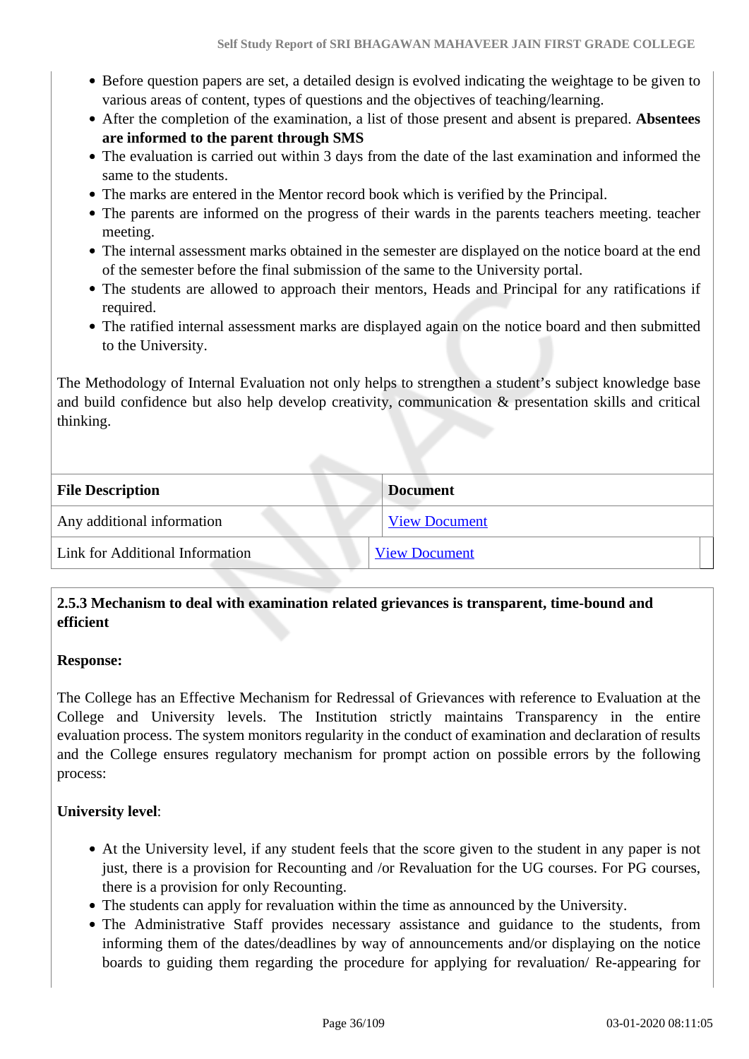- Before question papers are set, a detailed design is evolved indicating the weightage to be given to various areas of content, types of questions and the objectives of teaching/learning.
- After the completion of the examination, a list of those present and absent is prepared. **Absentees are informed to the parent through SMS**
- The evaluation is carried out within 3 days from the date of the last examination and informed the same to the students.
- The marks are entered in the Mentor record book which is verified by the Principal.
- The parents are informed on the progress of their wards in the parents teachers meeting. teacher meeting.
- The internal assessment marks obtained in the semester are displayed on the notice board at the end of the semester before the final submission of the same to the University portal.
- The students are allowed to approach their mentors, Heads and Principal for any ratifications if required.
- The ratified internal assessment marks are displayed again on the notice board and then submitted to the University.

The Methodology of Internal Evaluation not only helps to strengthen a student's subject knowledge base and build confidence but also help develop creativity, communication & presentation skills and critical thinking.

| File Description | Document |
|---|---|
| Any additional information | View Document |
| Link for Additional Information | View Document |

**2.5.3 Mechanism to deal with examination related grievances is transparent, time-bound and efficient**

**Response:**

The College has an Effective Mechanism for Redressal of Grievances with reference to Evaluation at the College and University levels. The Institution strictly maintains Transparency in the entire evaluation process. The system monitors regularity in the conduct of examination and declaration of results and the College ensures regulatory mechanism for prompt action on possible errors by the following process:

**University level**:

- At the University level, if any student feels that the score given to the student in any paper is not just, there is a provision for Recounting and /or Revaluation for the UG courses. For PG courses, there is a provision for only Recounting.
- The students can apply for revaluation within the time as announced by the University.
- The Administrative Staff provides necessary assistance and guidance to the students, from informing them of the dates/deadlines by way of announcements and/or displaying on the notice boards to guiding them regarding the procedure for applying for revaluation/ Re-appearing for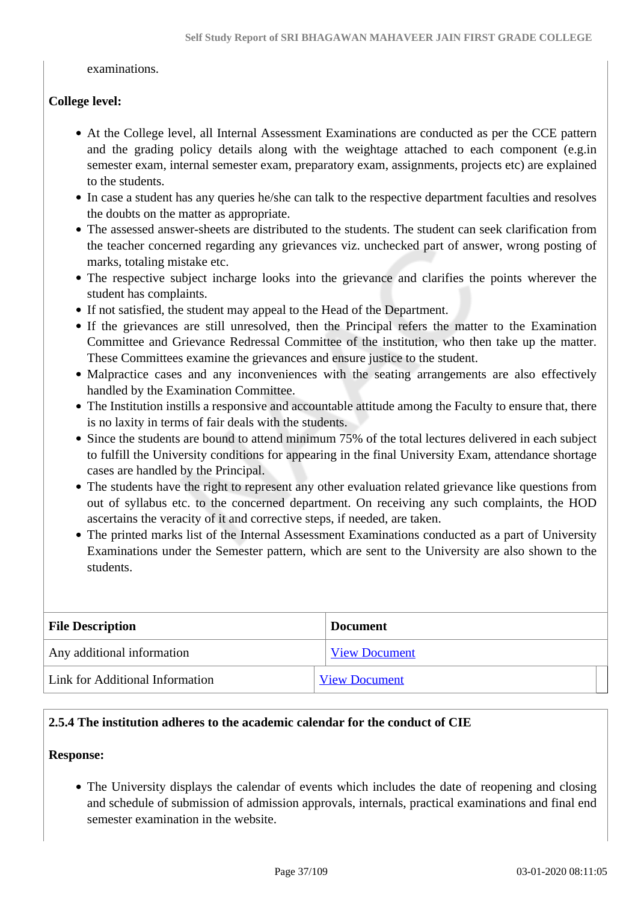examinations.

**College level:**

- At the College level, all Internal Assessment Examinations are conducted as per the CCE pattern and the grading policy details along with the weightage attached to each component (e.g.in semester exam, internal semester exam, preparatory exam, assignments, projects etc) are explained to the students.
- In case a student has any queries he/she can talk to the respective department faculties and resolves the doubts on the matter as appropriate.
- The assessed answer-sheets are distributed to the students. The student can seek clarification from the teacher concerned regarding any grievances viz. unchecked part of answer, wrong posting of marks, totaling mistake etc.
- The respective subject incharge looks into the grievance and clarifies the points wherever the student has complaints.
- If not satisfied, the student may appeal to the Head of the Department.
- If the grievances are still unresolved, then the Principal refers the matter to the Examination Committee and Grievance Redressal Committee of the institution, who then take up the matter. These Committees examine the grievances and ensure justice to the student.
- Malpractice cases and any inconveniences with the seating arrangements are also effectively handled by the Examination Committee.
- The Institution instills a responsive and accountable attitude among the Faculty to ensure that, there is no laxity in terms of fair deals with the students.
- Since the students are bound to attend minimum 75% of the total lectures delivered in each subject to fulfill the University conditions for appearing in the final University Exam, attendance shortage cases are handled by the Principal.
- The students have the right to represent any other evaluation related grievance like questions from out of syllabus etc. to the concerned department. On receiving any such complaints, the HOD ascertains the veracity of it and corrective steps, if needed, are taken.
- The printed marks list of the Internal Assessment Examinations conducted as a part of University Examinations under the Semester pattern, which are sent to the University are also shown to the students.

| File Description | Document |
|---|---|
| Any additional information | View Document |
| Link for Additional Information | View Document |

**2.5.4 The institution adheres to the academic calendar for the conduct of CIE**

**Response:**

- The University displays the calendar of events which includes the date of reopening and closing and schedule of submission of admission approvals, internals, practical examinations and final end semester examination in the website.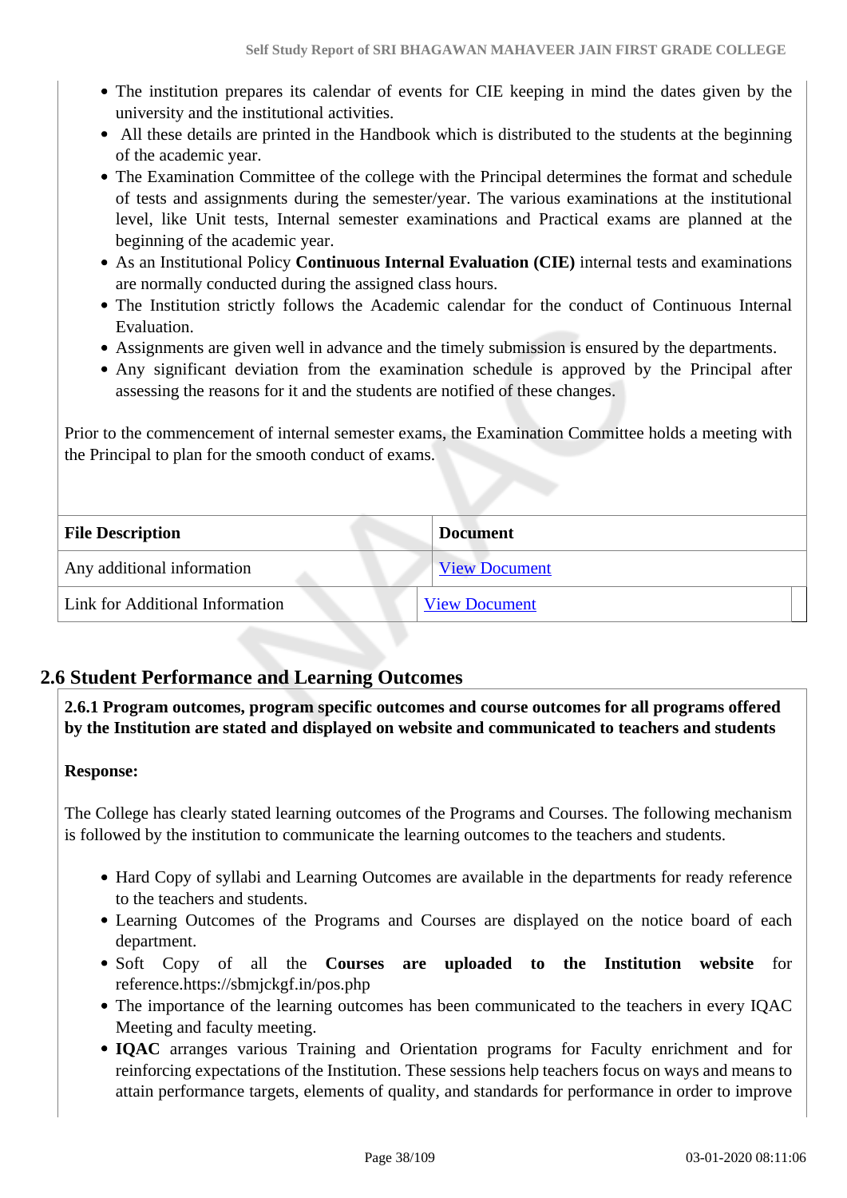- The institution prepares its calendar of events for CIE keeping in mind the dates given by the university and the institutional activities.
- All these details are printed in the Handbook which is distributed to the students at the beginning of the academic year.
- The Examination Committee of the college with the Principal determines the format and schedule of tests and assignments during the semester/year. The various examinations at the institutional level, like Unit tests, Internal semester examinations and Practical exams are planned at the beginning of the academic year.
- As an Institutional Policy **Continuous Internal Evaluation (CIE)** internal tests and examinations are normally conducted during the assigned class hours.
- The Institution strictly follows the Academic calendar for the conduct of Continuous Internal Evaluation.
- Assignments are given well in advance and the timely submission is ensured by the departments.
- Any significant deviation from the examination schedule is approved by the Principal after assessing the reasons for it and the students are notified of these changes.

Prior to the commencement of internal semester exams, the Examination Committee holds a meeting with the Principal to plan for the smooth conduct of exams.

| File Description | Document |
|---|---|
| Any additional information | View Document |
| Link for Additional Information | View Document |

## 2.6 Student Performance and Learning Outcomes

**2.6.1 Program outcomes, program specific outcomes and course outcomes for all programs offered by the Institution are stated and displayed on website and communicated to teachers and students**

**Response:**

The College has clearly stated learning outcomes of the Programs and Courses. The following mechanism is followed by the institution to communicate the learning outcomes to the teachers and students.

- Hard Copy of syllabi and Learning Outcomes are available in the departments for ready reference to the teachers and students.
- Learning Outcomes of the Programs and Courses are displayed on the notice board of each department.
- Soft Copy of all the **Courses are uploaded to the Institution website** for reference.https://sbmjckgf.in/pos.php
- The importance of the learning outcomes has been communicated to the teachers in every IQAC Meeting and faculty meeting.
- **IQAC** arranges various Training and Orientation programs for Faculty enrichment and for reinforcing expectations of the Institution. These sessions help teachers focus on ways and means to attain performance targets, elements of quality, and standards for performance in order to improve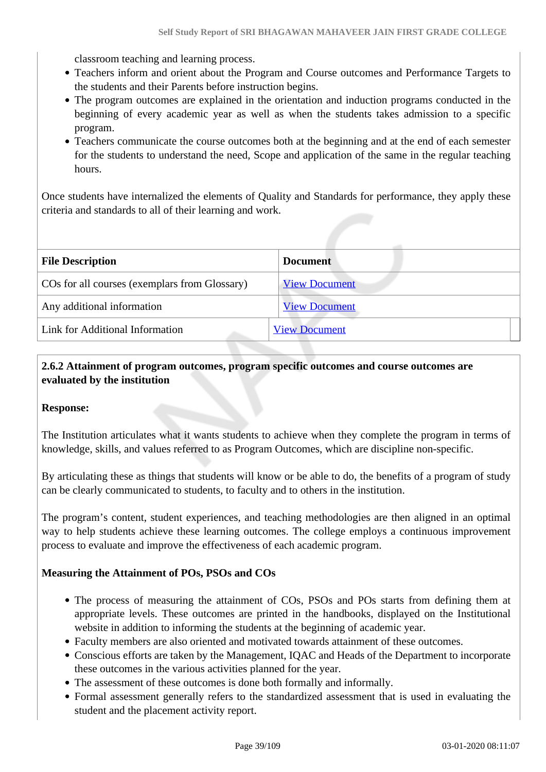classroom teaching and learning process.
- Teachers inform and orient about the Program and Course outcomes and Performance Targets to the students and their Parents before instruction begins.
- The program outcomes are explained in the orientation and induction programs conducted in the beginning of every academic year as well as when the students takes admission to a specific program.
- Teachers communicate the course outcomes both at the beginning and at the end of each semester for the students to understand the need, Scope and application of the same in the regular teaching hours.

Once students have internalized the elements of Quality and Standards for performance, they apply these criteria and standards to all of their learning and work.

| File Description | Document |
|---|---|
| COs for all courses (exemplars from Glossary) | View Document |
| Any additional information | View Document |
| Link for Additional Information | View Document |

**2.6.2 Attainment of program outcomes, program specific outcomes and course outcomes are evaluated by the institution**

**Response:**

The Institution articulates what it wants students to achieve when they complete the program in terms of knowledge, skills, and values referred to as Program Outcomes, which are discipline non-specific.

By articulating these as things that students will know or be able to do, the benefits of a program of study can be clearly communicated to students, to faculty and to others in the institution.

The program's content, student experiences, and teaching methodologies are then aligned in an optimal way to help students achieve these learning outcomes. The college employs a continuous improvement process to evaluate and improve the effectiveness of each academic program.

**Measuring the Attainment of POs, PSOs and COs**

- The process of measuring the attainment of COs, PSOs and POs starts from defining them at appropriate levels. These outcomes are printed in the handbooks, displayed on the Institutional website in addition to informing the students at the beginning of academic year.
- Faculty members are also oriented and motivated towards attainment of these outcomes.
- Conscious efforts are taken by the Management, IQAC and Heads of the Department to incorporate these outcomes in the various activities planned for the year.
- The assessment of these outcomes is done both formally and informally.
- Formal assessment generally refers to the standardized assessment that is used in evaluating the student and the placement activity report.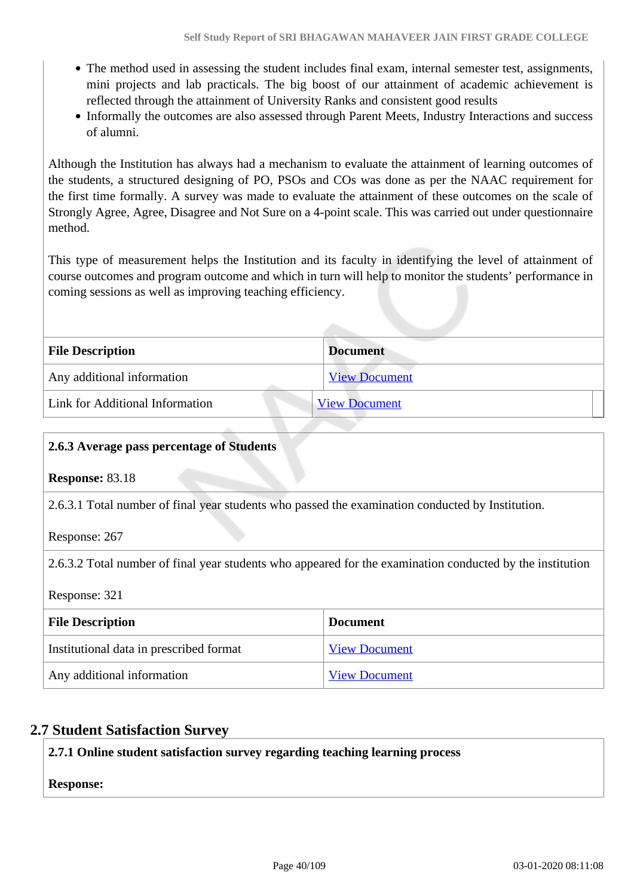- The method used in assessing the student includes final exam, internal semester test, assignments, mini projects and lab practicals. The big boost of our attainment of academic achievement is reflected through the attainment of University Ranks and consistent good results
- Informally the outcomes are also assessed through Parent Meets, Industry Interactions and success of alumni.

Although the Institution has always had a mechanism to evaluate the attainment of learning outcomes of the students, a structured designing of PO, PSOs and COs was done as per the NAAC requirement for the first time formally. A survey was made to evaluate the attainment of these outcomes on the scale of Strongly Agree, Agree, Disagree and Not Sure on a 4-point scale. This was carried out under questionnaire method.

This type of measurement helps the Institution and its faculty in identifying the level of attainment of course outcomes and program outcome and which in turn will help to monitor the students' performance in coming sessions as well as improving teaching efficiency.

| File Description | Document |
|---|---|
| Any additional information | View Document |
| Link for Additional Information | View Document |

**2.6.3 Average pass percentage of Students**

**Response:** 83.18

2.6.3.1 Total number of final year students who passed the examination conducted by Institution.

Response: 267

2.6.3.2 Total number of final year students who appeared for the examination conducted by the institution

Response: 321

| File Description | Document |
|---|---|
| Institutional data in prescribed format | View Document |
| Any additional information | View Document |

## 2.7 Student Satisfaction Survey

**2.7.1 Online student satisfaction survey regarding teaching learning process**

**Response:**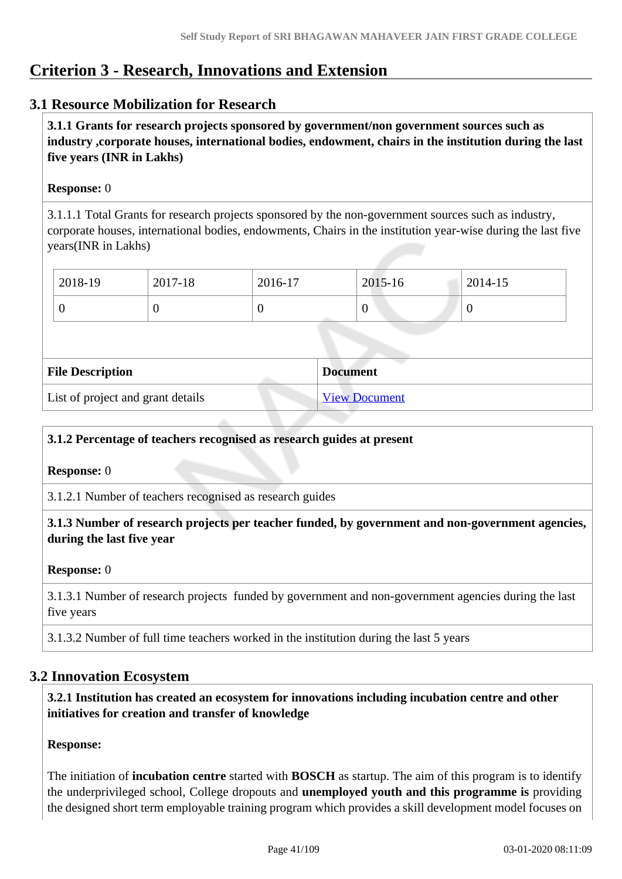# Criterion 3 - Research, Innovations and Extension

## 3.1 Resource Mobilization for Research

**3.1.1 Grants for research projects sponsored by government/non government sources such as industry ,corporate houses, international bodies, endowment, chairs in the institution during the last five years (INR in Lakhs)**

**Response:** 0

3.1.1.1 Total Grants for research projects sponsored by the non-government sources such as industry, corporate houses, international bodies, endowments, Chairs in the institution year-wise during the last five years(INR in Lakhs)

| 2018-19 | 2017-18 | 2016-17 | 2015-16 | 2014-15 |
|---|---|---|---|---|
| 0 | 0 | 0 | 0 | 0 |

| File Description | Document |
|---|---|
| List of project and grant details | View Document |

**3.1.2 Percentage of teachers recognised as research guides at present**

**Response:** 0

3.1.2.1 Number of teachers recognised as research guides

**3.1.3 Number of research projects per teacher funded, by government and non-government agencies, during the last five year**

**Response:** 0

3.1.3.1 Number of research projects funded by government and non-government agencies during the last five years

3.1.3.2 Number of full time teachers worked in the institution during the last 5 years

## 3.2 Innovation Ecosystem

**3.2.1 Institution has created an ecosystem for innovations including incubation centre and other initiatives for creation and transfer of knowledge**

**Response:**

The initiation of **incubation centre** started with **BOSCH** as startup. The aim of this program is to identify the underprivileged school, College dropouts and **unemployed youth and this programme is** providing the designed short term employable training program which provides a skill development model focuses on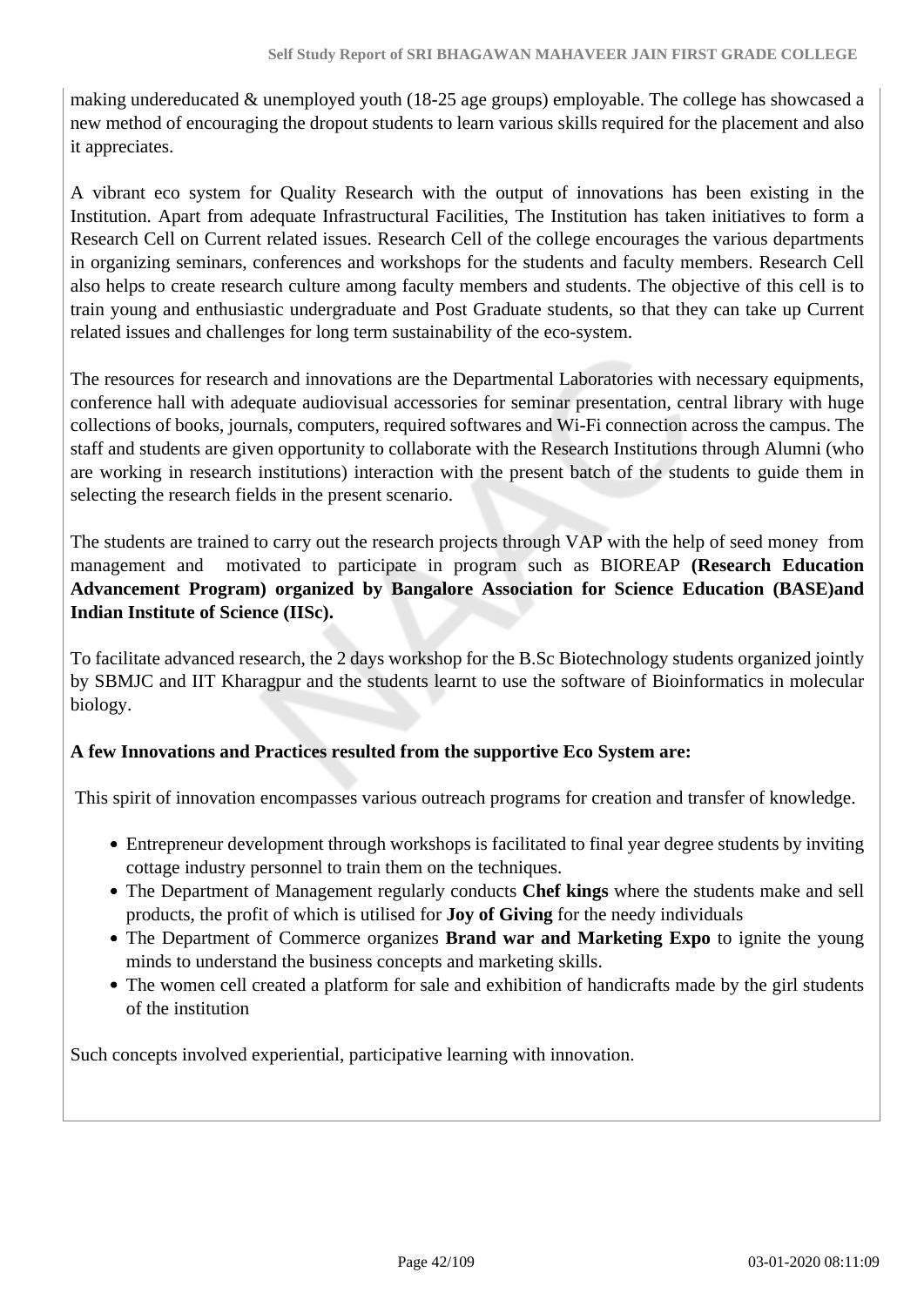making undereducated & unemployed youth (18-25 age groups) employable. The college has showcased a new method of encouraging the dropout students to learn various skills required for the placement and also it appreciates.

A vibrant eco system for Quality Research with the output of innovations has been existing in the Institution. Apart from adequate Infrastructural Facilities, The Institution has taken initiatives to form a Research Cell on Current related issues. Research Cell of the college encourages the various departments in organizing seminars, conferences and workshops for the students and faculty members. Research Cell also helps to create research culture among faculty members and students. The objective of this cell is to train young and enthusiastic undergraduate and Post Graduate students, so that they can take up Current related issues and challenges for long term sustainability of the eco-system.

The resources for research and innovations are the Departmental Laboratories with necessary equipments, conference hall with adequate audiovisual accessories for seminar presentation, central library with huge collections of books, journals, computers, required softwares and Wi-Fi connection across the campus. The staff and students are given opportunity to collaborate with the Research Institutions through Alumni (who are working in research institutions) interaction with the present batch of the students to guide them in selecting the research fields in the present scenario.

The students are trained to carry out the research projects through VAP with the help of seed money from management and motivated to participate in program such as BIOREAP **(Research Education Advancement Program) organized by Bangalore Association for Science Education (BASE)and Indian Institute of Science (IISc).**

To facilitate advanced research, the 2 days workshop for the B.Sc Biotechnology students organized jointly by SBMJC and IIT Kharagpur and the students learnt to use the software of Bioinformatics in molecular biology.

**A few Innovations and Practices resulted from the supportive Eco System are:**

This spirit of innovation encompasses various outreach programs for creation and transfer of knowledge.

- Entrepreneur development through workshops is facilitated to final year degree students by inviting cottage industry personnel to train them on the techniques.
- The Department of Management regularly conducts **Chef kings** where the students make and sell products, the profit of which is utilised for **Joy of Giving** for the needy individuals
- The Department of Commerce organizes **Brand war and Marketing Expo** to ignite the young minds to understand the business concepts and marketing skills.
- The women cell created a platform for sale and exhibition of handicrafts made by the girl students of the institution

Such concepts involved experiential, participative learning with innovation.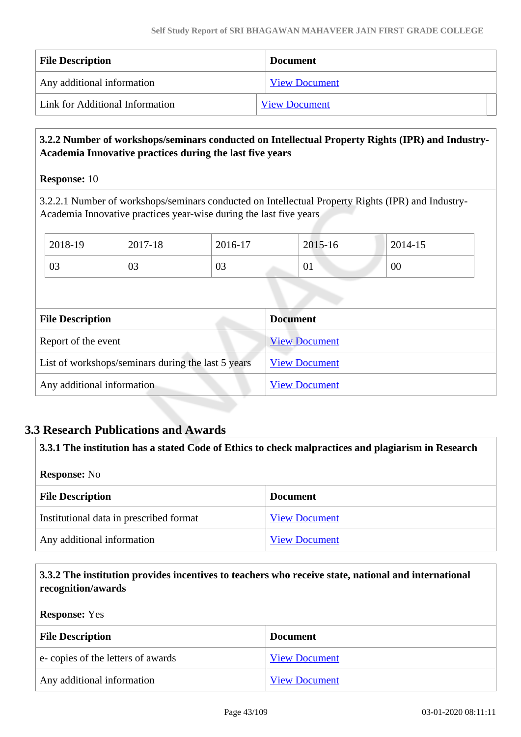| File Description | Document |
| --- | --- |
| Any additional information | View Document |
| Link for Additional Information | View Document |

**3.2.2 Number of workshops/seminars conducted on Intellectual Property Rights (IPR) and Industry-Academia Innovative practices during the last five years**

**Response:** 10

3.2.2.1 Number of workshops/seminars conducted on Intellectual Property Rights (IPR) and Industry-Academia Innovative practices year-wise during the last five years

| 2018-19 | 2017-18 | 2016-17 | 2015-16 | 2014-15 |
| --- | --- | --- | --- | --- |
| 03 | 03 | 03 | 01 | 00 |

| File Description | Document |
| --- | --- |
| Report of the event | View Document |
| List of workshops/seminars during the last 5 years | View Document |
| Any additional information | View Document |

## 3.3 Research Publications and Awards

**3.3.1 The institution has a stated Code of Ethics to check malpractices and plagiarism in Research**

**Response:** No

| File Description | Document |
| --- | --- |
| Institutional data in prescribed format | View Document |
| Any additional information | View Document |

**3.3.2 The institution provides incentives to teachers who receive state, national and international recognition/awards**

**Response:** Yes

| File Description | Document |
| --- | --- |
| e- copies of the letters of awards | View Document |
| Any additional information | View Document |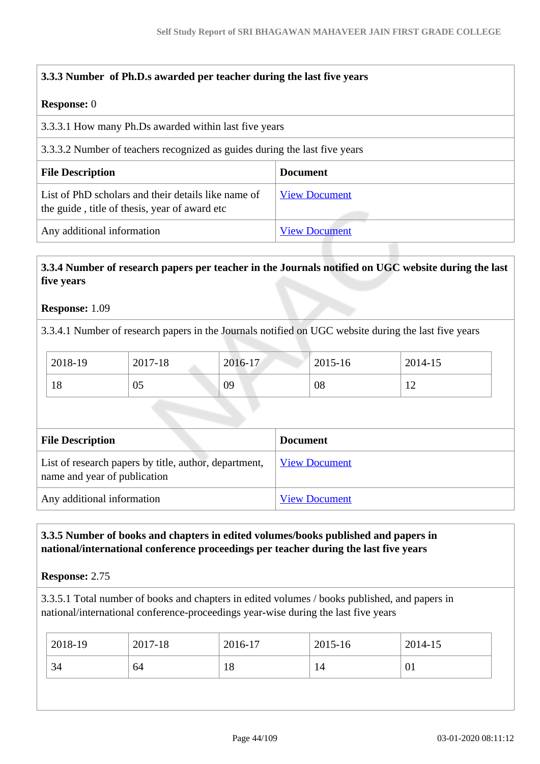**3.3.3 Number of Ph.D.s awarded per teacher during the last five years**

**Response:** 0

3.3.3.1 How many Ph.Ds awarded within last five years

3.3.3.2 Number of teachers recognized as guides during the last five years

| File Description | Document |
|---|---|
| List of PhD scholars and their details like name of the guide , title of thesis, year of award etc | View Document |
| Any additional information | View Document |

**3.3.4 Number of research papers per teacher in the Journals notified on UGC website during the last five years**

**Response:** 1.09

3.3.4.1 Number of research papers in the Journals notified on UGC website during the last five years

| 2018-19 | 2017-18 | 2016-17 | 2015-16 | 2014-15 |
|---|---|---|---|---|
| 18 | 05 | 09 | 08 | 12 |

| File Description | Document |
|---|---|
| List of research papers by title, author, department, name and year of publication | View Document |
| Any additional information | View Document |

**3.3.5 Number of books and chapters in edited volumes/books published and papers in national/international conference proceedings per teacher during the last five years**

**Response:** 2.75

3.3.5.1 Total number of books and chapters in edited volumes / books published, and papers in national/international conference-proceedings year-wise during the last five years

| 2018-19 | 2017-18 | 2016-17 | 2015-16 | 2014-15 |
|---|---|---|---|---|
| 34 | 64 | 18 | 14 | 01 |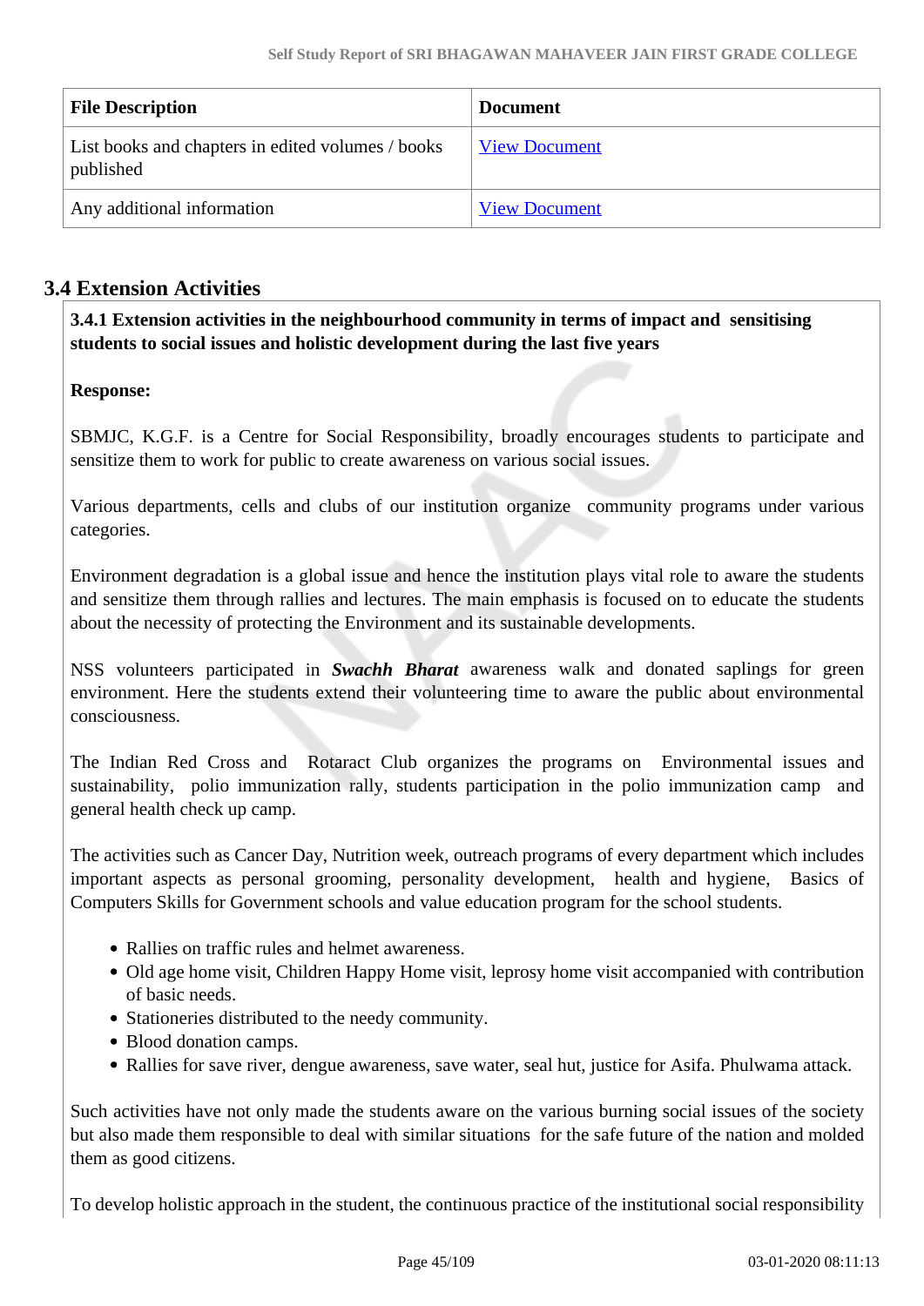| File Description | Document |
| --- | --- |
| List books and chapters in edited volumes / books published | View Document |
| Any additional information | View Document |

## 3.4 Extension Activities

**3.4.1 Extension activities in the neighbourhood community in terms of impact and sensitising students to social issues and holistic development during the last five years**

**Response:**

SBMJC, K.G.F. is a Centre for Social Responsibility, broadly encourages students to participate and sensitize them to work for public to create awareness on various social issues.

Various departments, cells and clubs of our institution organize community programs under various categories.

Environment degradation is a global issue and hence the institution plays vital role to aware the students and sensitize them through rallies and lectures. The main emphasis is focused on to educate the students about the necessity of protecting the Environment and its sustainable developments.

NSS volunteers participated in ***Swachh Bharat*** awareness walk and donated saplings for green environment. Here the students extend their volunteering time to aware the public about environmental consciousness.

The Indian Red Cross and Rotaract Club organizes the programs on Environmental issues and sustainability, polio immunization rally, students participation in the polio immunization camp and general health check up camp.

The activities such as Cancer Day, Nutrition week, outreach programs of every department which includes important aspects as personal grooming, personality development, health and hygiene, Basics of Computers Skills for Government schools and value education program for the school students.

- Rallies on traffic rules and helmet awareness.
- Old age home visit, Children Happy Home visit, leprosy home visit accompanied with contribution of basic needs.
- Stationeries distributed to the needy community.
- Blood donation camps.
- Rallies for save river, dengue awareness, save water, seal hut, justice for Asifa. Phulwama attack.

Such activities have not only made the students aware on the various burning social issues of the society but also made them responsible to deal with similar situations for the safe future of the nation and molded them as good citizens.

To develop holistic approach in the student, the continuous practice of the institutional social responsibility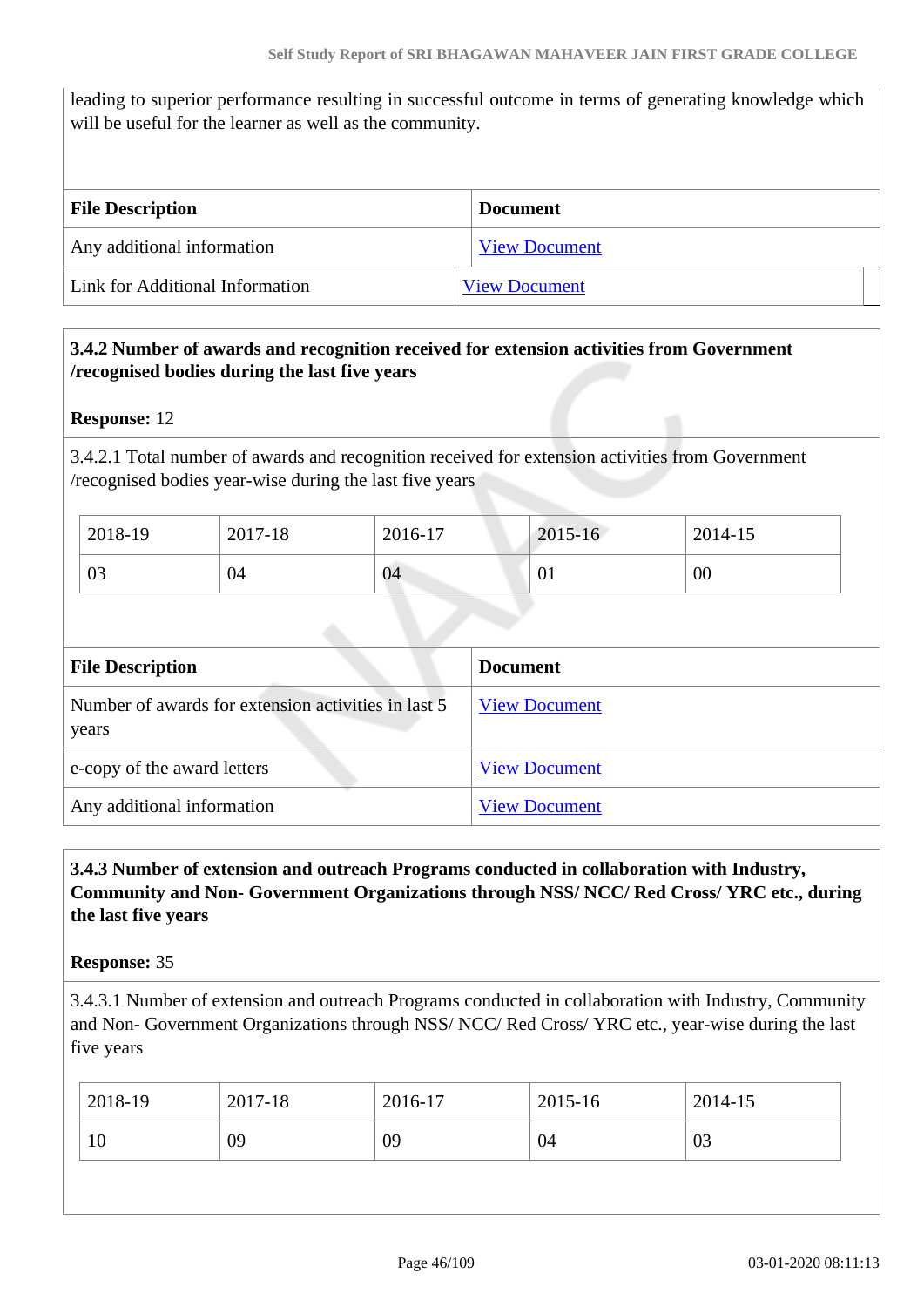leading to superior performance resulting in successful outcome in terms of generating knowledge which will be useful for the learner as well as the community.

| File Description | Document |
|---|---|
| Any additional information | View Document |
| Link for Additional Information | View Document |

**3.4.2 Number of awards and recognition received for extension activities from Government /recognised bodies during the last five years**

**Response:** 12

3.4.2.1 Total number of awards and recognition received for extension activities from Government /recognised bodies year-wise during the last five years

| 2018-19 | 2017-18 | 2016-17 | 2015-16 | 2014-15 |
|---|---|---|---|---|
| 03 | 04 | 04 | 01 | 00 |

| File Description | Document |
|---|---|
| Number of awards for extension activities in last 5 years | View Document |
| e-copy of the award letters | View Document |
| Any additional information | View Document |

**3.4.3 Number of extension and outreach Programs conducted in collaboration with Industry, Community and Non- Government Organizations through NSS/ NCC/ Red Cross/ YRC etc., during the last five years**

**Response:** 35

3.4.3.1 Number of extension and outreach Programs conducted in collaboration with Industry, Community and Non- Government Organizations through NSS/ NCC/ Red Cross/ YRC etc., year-wise during the last five years

| 2018-19 | 2017-18 | 2016-17 | 2015-16 | 2014-15 |
|---|---|---|---|---|
| 10 | 09 | 09 | 04 | 03 |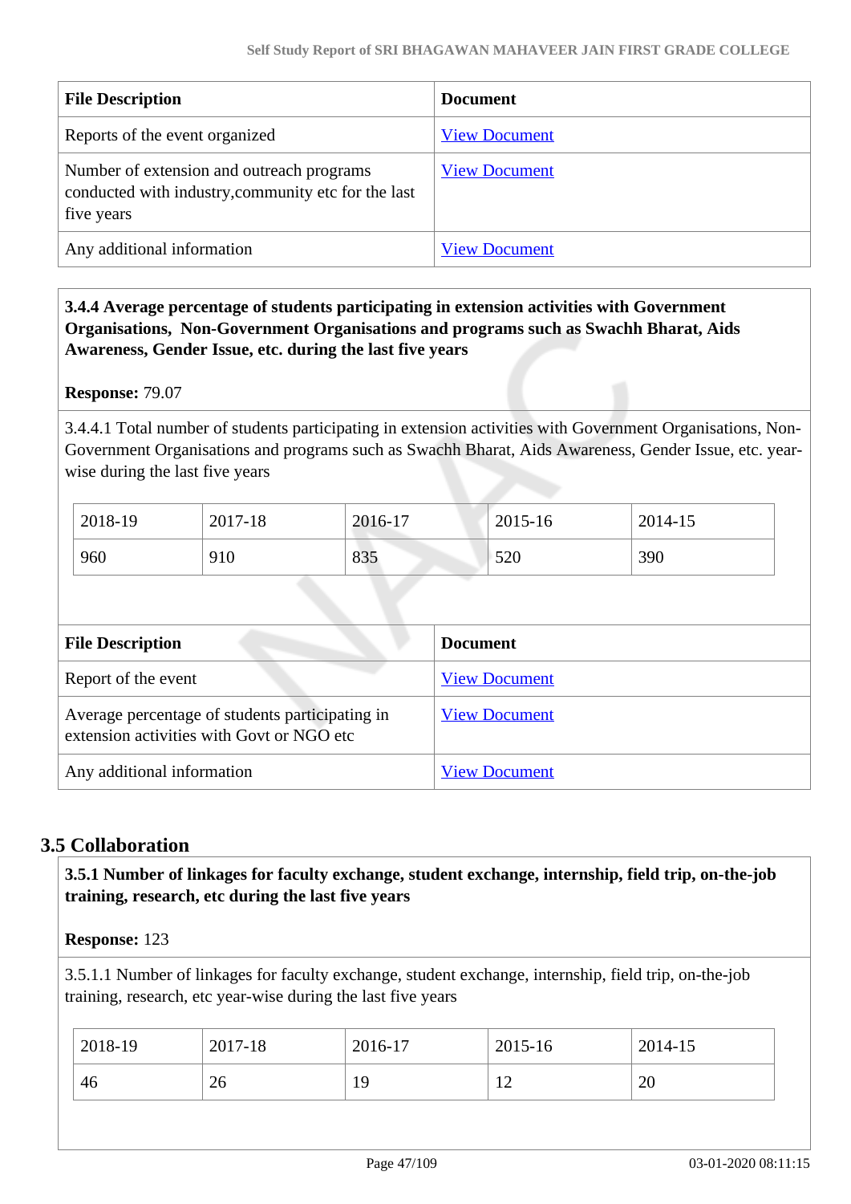| File Description | Document |
|---|---|
| Reports of the event organized | View Document |
| Number of extension and outreach programs conducted with industry,community etc for the last five years | View Document |
| Any additional information | View Document |

**3.4.4 Average percentage of students participating in extension activities with Government Organisations, Non-Government Organisations and programs such as Swachh Bharat, Aids Awareness, Gender Issue, etc. during the last five years**

**Response:** 79.07

3.4.4.1 Total number of students participating in extension activities with Government Organisations, Non-Government Organisations and programs such as Swachh Bharat, Aids Awareness, Gender Issue, etc. year-wise during the last five years

| 2018-19 | 2017-18 | 2016-17 | 2015-16 | 2014-15 |
|---|---|---|---|---|
| 960 | 910 | 835 | 520 | 390 |

| File Description | Document |
|---|---|
| Report of the event | View Document |
| Average percentage of students participating in extension activities with Govt or NGO etc | View Document |
| Any additional information | View Document |

## 3.5 Collaboration

**3.5.1 Number of linkages for faculty exchange, student exchange, internship, field trip, on-the-job training, research, etc during the last five years**

**Response:** 123

3.5.1.1 Number of linkages for faculty exchange, student exchange, internship, field trip, on-the-job training, research, etc year-wise during the last five years

| 2018-19 | 2017-18 | 2016-17 | 2015-16 | 2014-15 |
|---|---|---|---|---|
| 46 | 26 | 19 | 12 | 20 |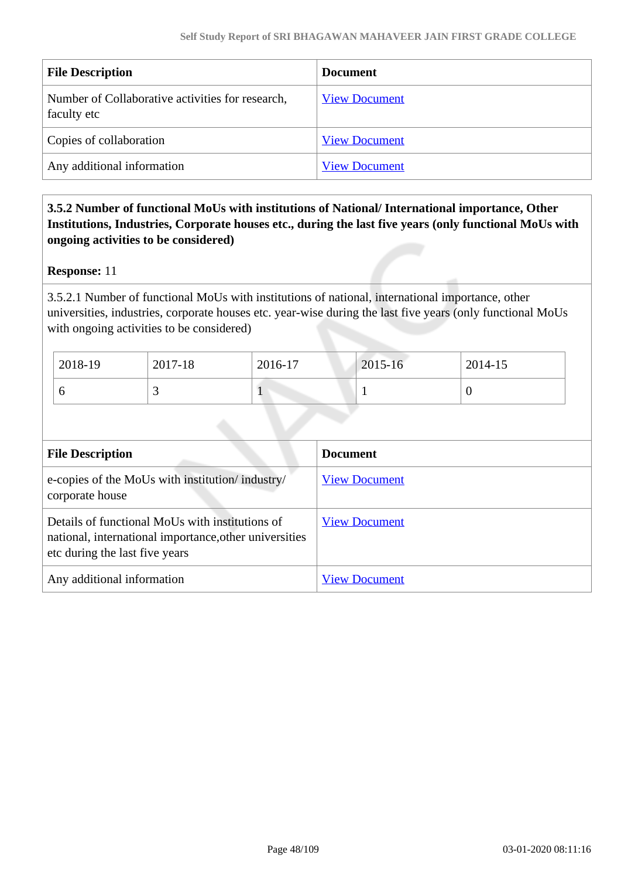| File Description | Document |
|---|---|
| Number of Collaborative activities for research, faculty etc | View Document |
| Copies of collaboration | View Document |
| Any additional information | View Document |

**3.5.2 Number of functional MoUs with institutions of National/ International importance, Other Institutions, Industries, Corporate houses etc., during the last five years (only functional MoUs with ongoing activities to be considered)**

**Response:** 11

3.5.2.1 Number of functional MoUs with institutions of national, international importance, other universities, industries, corporate houses etc. year-wise during the last five years (only functional MoUs with ongoing activities to be considered)

| 2018-19 | 2017-18 | 2016-17 | 2015-16 | 2014-15 |
|---|---|---|---|---|
| 6 | 3 | 1 | 1 | 0 |

| File Description | Document |
|---|---|
| e-copies of the MoUs with institution/ industry/ corporate house | View Document |
| Details of functional MoUs with institutions of national, international importance,other universities etc during the last five years | View Document |
| Any additional information | View Document |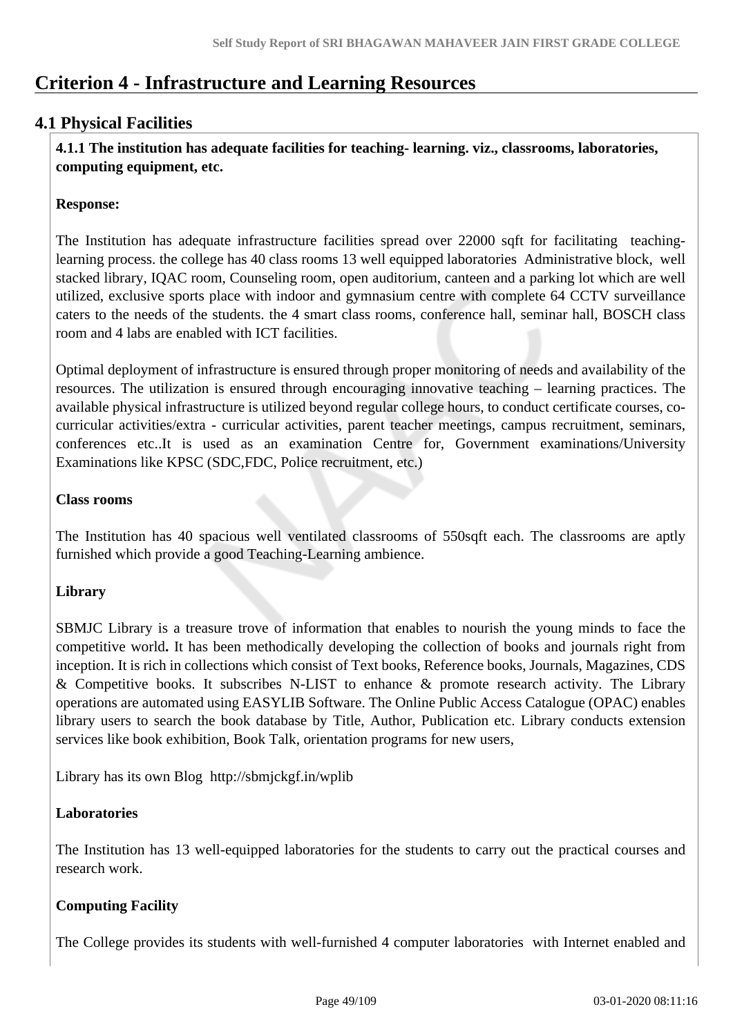# Criterion 4 - Infrastructure and Learning Resources

## 4.1 Physical Facilities

**4.1.1 The institution has adequate facilities for teaching- learning. viz., classrooms, laboratories, computing equipment, etc.**

**Response:**

The Institution has adequate infrastructure facilities spread over 22000 sqft for facilitating teaching-learning process. the college has 40 class rooms 13 well equipped laboratories Administrative block, well stacked library, IQAC room, Counseling room, open auditorium, canteen and a parking lot which are well utilized, exclusive sports place with indoor and gymnasium centre with complete 64 CCTV surveillance caters to the needs of the students. the 4 smart class rooms, conference hall, seminar hall, BOSCH class room and 4 labs are enabled with ICT facilities.

Optimal deployment of infrastructure is ensured through proper monitoring of needs and availability of the resources. The utilization is ensured through encouraging innovative teaching – learning practices. The available physical infrastructure is utilized beyond regular college hours, to conduct certificate courses, co-curricular activities/extra - curricular activities, parent teacher meetings, campus recruitment, seminars, conferences etc..It is used as an examination Centre for, Government examinations/University Examinations like KPSC (SDC,FDC, Police recruitment, etc.)

**Class rooms**

The Institution has 40 spacious well ventilated classrooms of 550sqft each. The classrooms are aptly furnished which provide a good Teaching-Learning ambience.

**Library**

SBMJC Library is a treasure trove of information that enables to nourish the young minds to face the competitive world**.** It has been methodically developing the collection of books and journals right from inception. It is rich in collections which consist of Text books, Reference books, Journals, Magazines, CDS & Competitive books. It subscribes N-LIST to enhance & promote research activity. The Library operations are automated using EASYLIB Software. The Online Public Access Catalogue (OPAC) enables library users to search the book database by Title, Author, Publication etc. Library conducts extension services like book exhibition, Book Talk, orientation programs for new users,

Library has its own Blog http://sbmjckgf.in/wplib

**Laboratories**

The Institution has 13 well-equipped laboratories for the students to carry out the practical courses and research work.

**Computing Facility**

The College provides its students with well-furnished 4 computer laboratories with Internet enabled and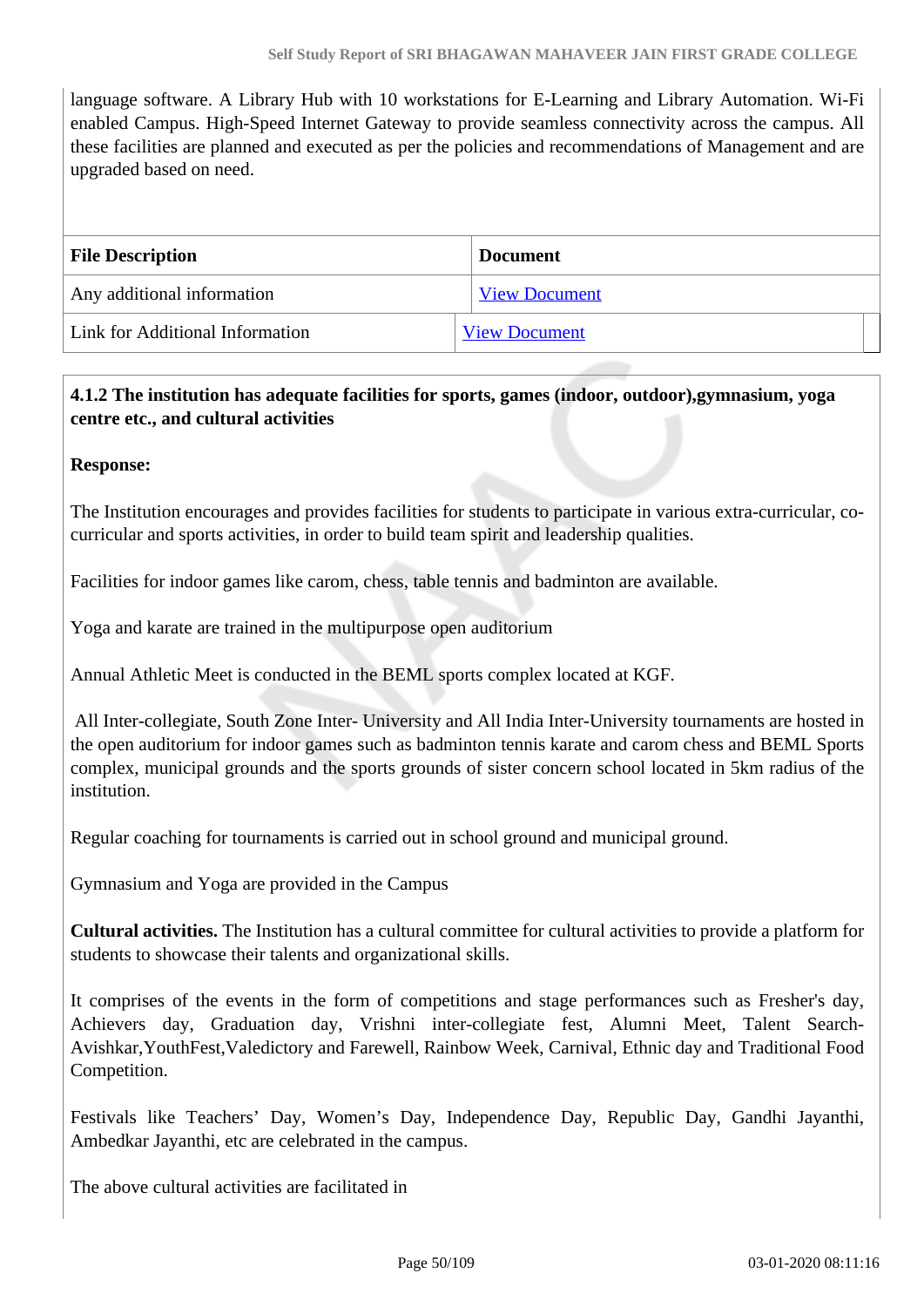language software. A Library Hub with 10 workstations for E-Learning and Library Automation. Wi-Fi enabled Campus. High-Speed Internet Gateway to provide seamless connectivity across the campus. All these facilities are planned and executed as per the policies and recommendations of Management and are upgraded based on need.

| File Description | Document |
|---|---|
| Any additional information | View Document |
| Link for Additional Information | View Document |

**4.1.2 The institution has adequate facilities for sports, games (indoor, outdoor),gymnasium, yoga centre etc., and cultural activities**

**Response:**

The Institution encourages and provides facilities for students to participate in various extra-curricular, co-curricular and sports activities, in order to build team spirit and leadership qualities.

Facilities for indoor games like carom, chess, table tennis and badminton are available.

Yoga and karate are trained in the multipurpose open auditorium

Annual Athletic Meet is conducted in the BEML sports complex located at KGF.

All Inter-collegiate, South Zone Inter- University and All India Inter-University tournaments are hosted in the open auditorium for indoor games such as badminton tennis karate and carom chess and BEML Sports complex, municipal grounds and the sports grounds of sister concern school located in 5km radius of the institution.

Regular coaching for tournaments is carried out in school ground and municipal ground.

Gymnasium and Yoga are provided in the Campus

**Cultural activities.** The Institution has a cultural committee for cultural activities to provide a platform for students to showcase their talents and organizational skills.

It comprises of the events in the form of competitions and stage performances such as Fresher's day, Achievers day, Graduation day, Vrishni inter-collegiate fest, Alumni Meet, Talent Search-Avishkar,YouthFest,Valedictory and Farewell, Rainbow Week, Carnival, Ethnic day and Traditional Food Competition.

Festivals like Teachers' Day, Women's Day, Independence Day, Republic Day, Gandhi Jayanthi, Ambedkar Jayanthi, etc are celebrated in the campus.

The above cultural activities are facilitated in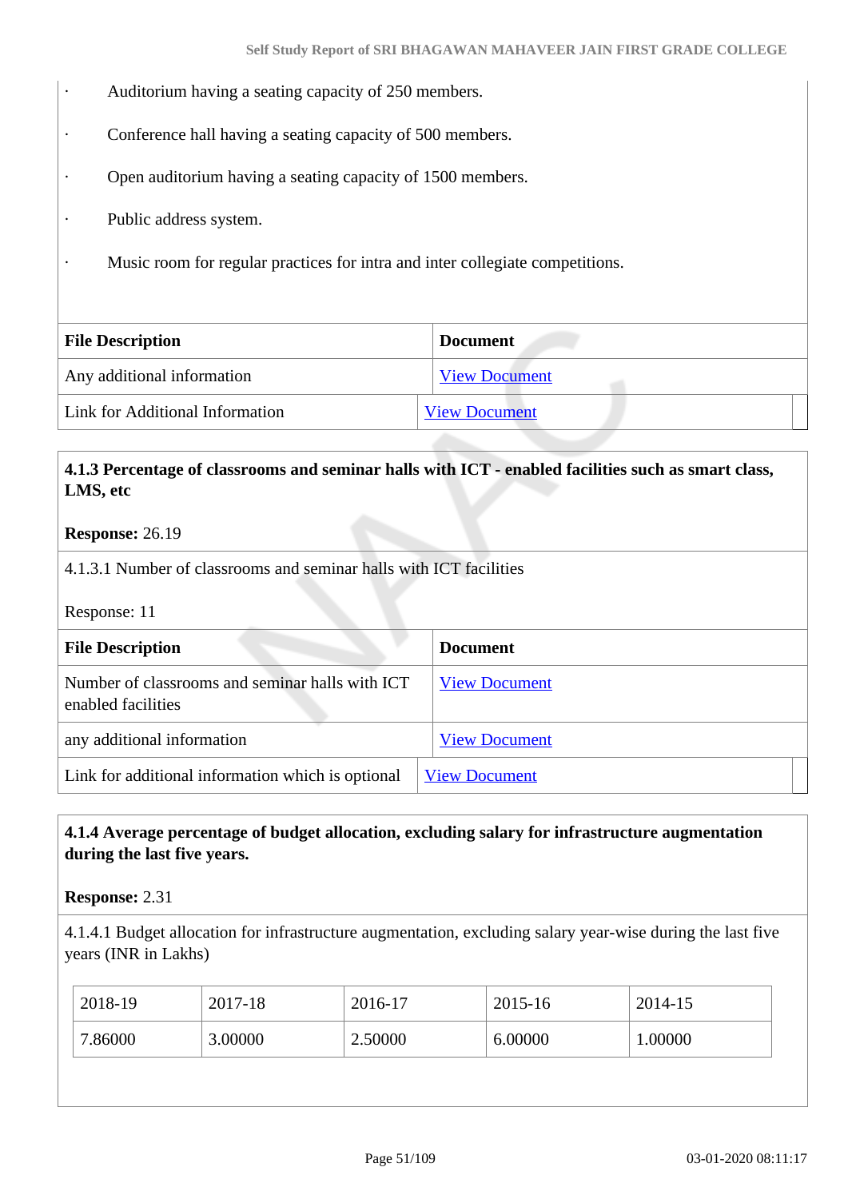- Auditorium having a seating capacity of 250 members.
- Conference hall having a seating capacity of 500 members.
- Open auditorium having a seating capacity of 1500 members.
- Public address system.
- Music room for regular practices for intra and inter collegiate competitions.

| File Description | Document |
|---|---|
| Any additional information | View Document |
| Link for Additional Information | View Document |

**4.1.3 Percentage of classrooms and seminar halls with ICT - enabled facilities such as smart class, LMS, etc**

**Response:** 26.19

4.1.3.1 Number of classrooms and seminar halls with ICT facilities

Response: 11

| File Description | Document |
|---|---|
| Number of classrooms and seminar halls with ICT enabled facilities | View Document |
| any additional information | View Document |
| Link for additional information which is optional | View Document |

**4.1.4 Average percentage of budget allocation, excluding salary for infrastructure augmentation during the last five years.**

**Response:** 2.31

4.1.4.1 Budget allocation for infrastructure augmentation, excluding salary year-wise during the last five years (INR in Lakhs)

| 2018-19 | 2017-18 | 2016-17 | 2015-16 | 2014-15 |
|---|---|---|---|---|
| 7.86000 | 3.00000 | 2.50000 | 6.00000 | 1.00000 |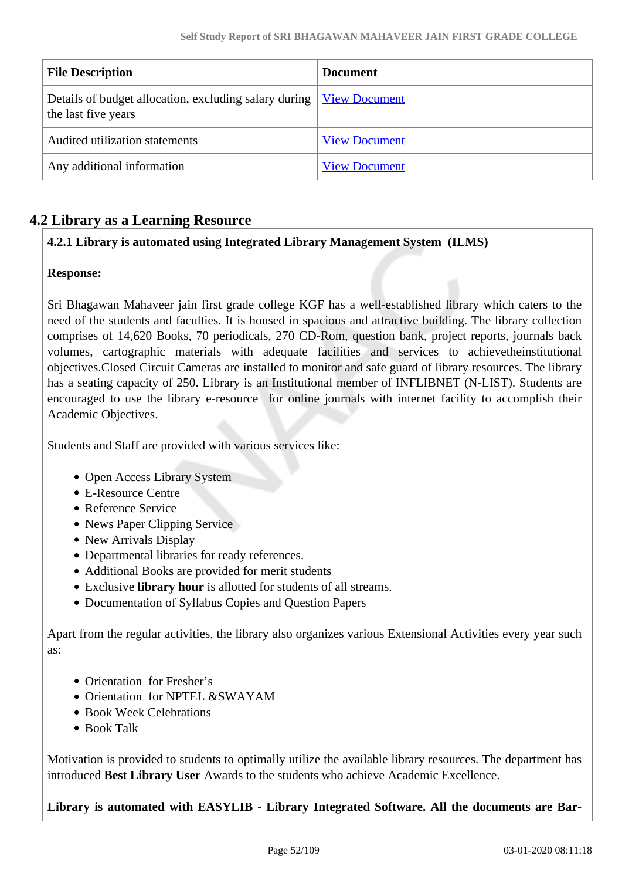| File Description | Document |
|---|---|
| Details of budget allocation, excluding salary during the last five years | View Document |
| Audited utilization statements | View Document |
| Any additional information | View Document |

## 4.2 Library as a Learning Resource

**4.2.1 Library is automated using Integrated Library Management System (ILMS)**

**Response:**

Sri Bhagawan Mahaveer jain first grade college KGF has a well-established library which caters to the need of the students and faculties. It is housed in spacious and attractive building. The library collection comprises of 14,620 Books, 70 periodicals, 270 CD-Rom, question bank, project reports, journals back volumes, cartographic materials with adequate facilities and services to achievetheinstitutional objectives.Closed Circuit Cameras are installed to monitor and safe guard of library resources. The library has a seating capacity of 250. Library is an Institutional member of INFLIBNET (N-LIST). Students are encouraged to use the library e-resource for online journals with internet facility to accomplish their Academic Objectives.

Students and Staff are provided with various services like:

- Open Access Library System
- E-Resource Centre
- Reference Service
- News Paper Clipping Service
- New Arrivals Display
- Departmental libraries for ready references.
- Additional Books are provided for merit students
- Exclusive **library hour** is allotted for students of all streams.
- Documentation of Syllabus Copies and Question Papers

Apart from the regular activities, the library also organizes various Extensional Activities every year such as:

- Orientation for Fresher's
- Orientation for NPTEL &SWAYAM
- Book Week Celebrations
- Book Talk

Motivation is provided to students to optimally utilize the available library resources. The department has introduced **Best Library User** Awards to the students who achieve Academic Excellence.

**Library is automated with EASYLIB - Library Integrated Software. All the documents are Bar-**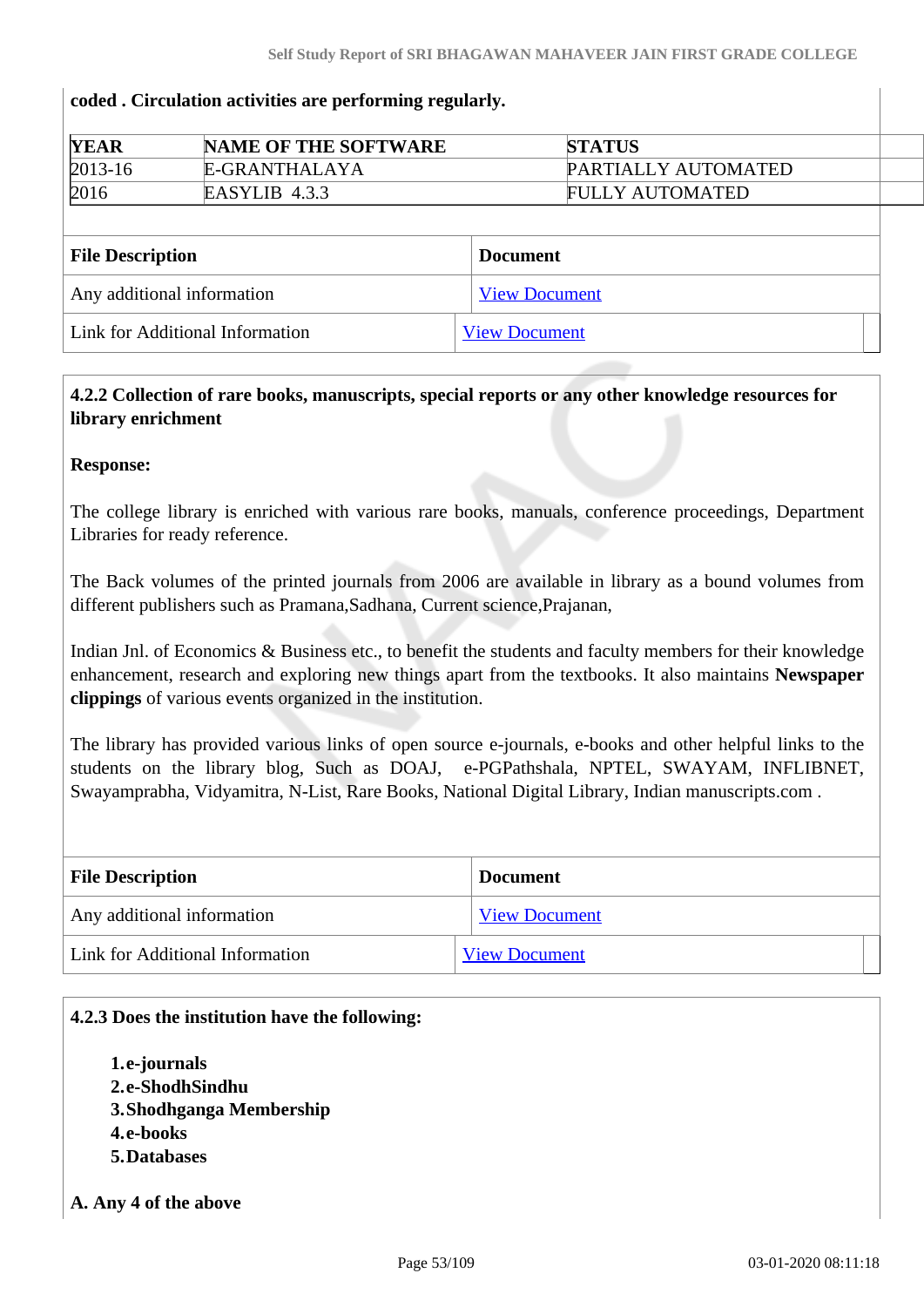**coded . Circulation activities are performing regularly.**

| YEAR | NAME OF THE SOFTWARE | STATUS |
|---|---|---|
| 2013-16 | E-GRANTHALAYA | PARTIALLY AUTOMATED |
| 2016 | EASYLIB 4.3.3 | FULLY AUTOMATED |

| File Description | Document |
|---|---|
| Any additional information | View Document |
| Link for Additional Information | View Document |

**4.2.2 Collection of rare books, manuscripts, special reports or any other knowledge resources for library enrichment**

**Response:**

The college library is enriched with various rare books, manuals, conference proceedings, Department Libraries for ready reference.

The Back volumes of the printed journals from 2006 are available in library as a bound volumes from different publishers such as Pramana,Sadhana, Current science,Prajanan,

Indian Jnl. of Economics & Business etc., to benefit the students and faculty members for their knowledge enhancement, research and exploring new things apart from the textbooks. It also maintains **Newspaper clippings** of various events organized in the institution.

The library has provided various links of open source e-journals, e-books and other helpful links to the students on the library blog, Such as DOAJ, e-PGPathshala, NPTEL, SWAYAM, INFLIBNET, Swayamprabha, Vidyamitra, N-List, Rare Books, National Digital Library, Indian manuscripts.com .

| File Description | Document |
|---|---|
| Any additional information | View Document |
| Link for Additional Information | View Document |

**4.2.3 Does the institution have the following:**

1. **e-journals**
2. **e-ShodhSindhu**
3. **Shodhganga Membership**
4. **e-books**
5. **Databases**

**A. Any 4 of the above**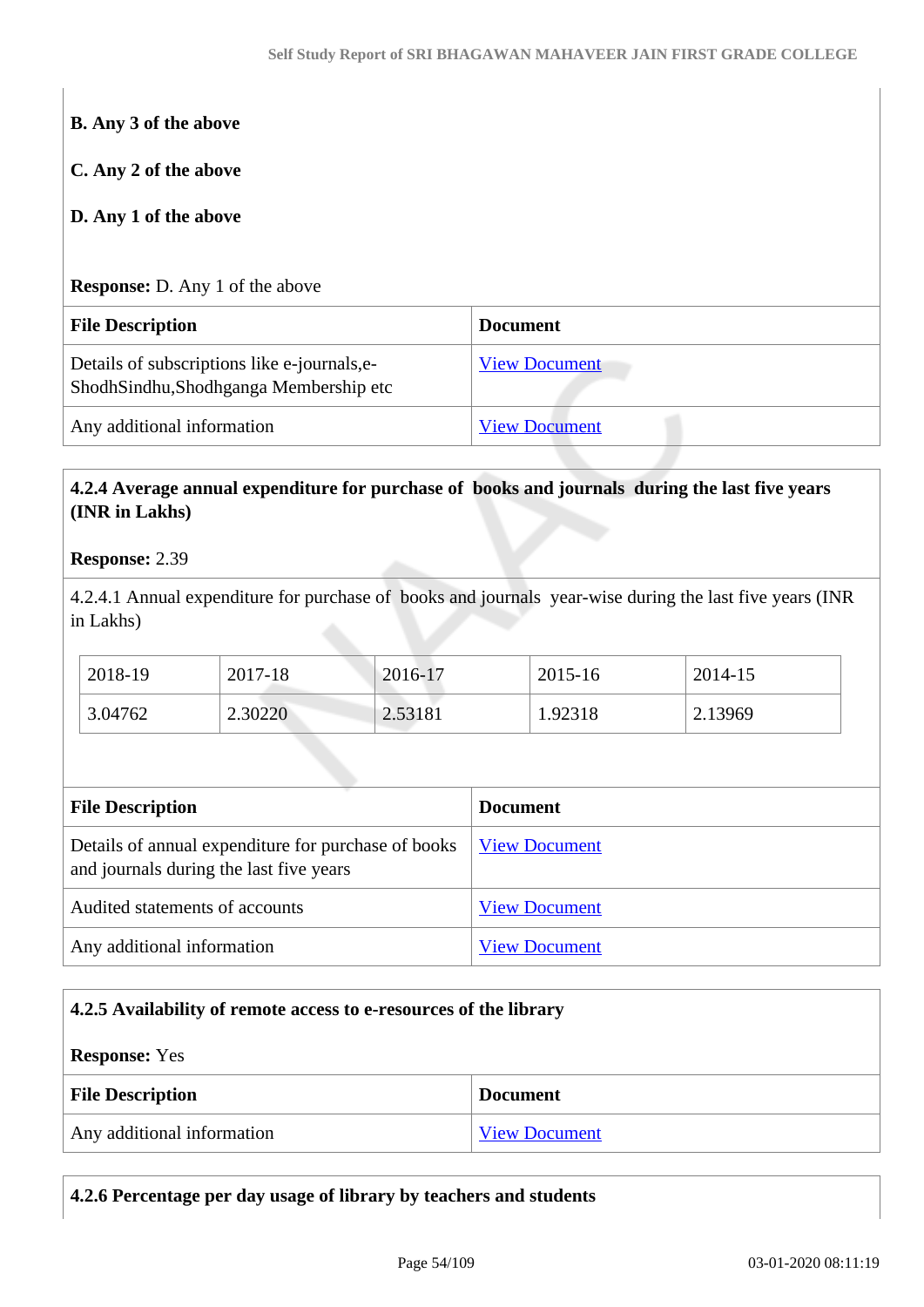**B. Any 3 of the above**

**C. Any 2 of the above**

**D. Any 1 of the above**

**Response:** D. Any 1 of the above

| File Description | Document |
|---|---|
| Details of subscriptions like e-journals,e-ShodhSindhu,Shodhganga Membership etc | View Document |
| Any additional information | View Document |

**4.2.4 Average annual expenditure for purchase of books and journals during the last five years (INR in Lakhs)**

**Response:** 2.39

4.2.4.1 Annual expenditure for purchase of books and journals year-wise during the last five years (INR in Lakhs)

| 2018-19 | 2017-18 | 2016-17 | 2015-16 | 2014-15 |
|---|---|---|---|---|
| 3.04762 | 2.30220 | 2.53181 | 1.92318 | 2.13969 |

| File Description | Document |
|---|---|
| Details of annual expenditure for purchase of books and journals during the last five years | View Document |
| Audited statements of accounts | View Document |
| Any additional information | View Document |

**4.2.5 Availability of remote access to e-resources of the library**

**Response:** Yes

| File Description | Document |
|---|---|
| Any additional information | View Document |

**4.2.6 Percentage per day usage of library by teachers and students**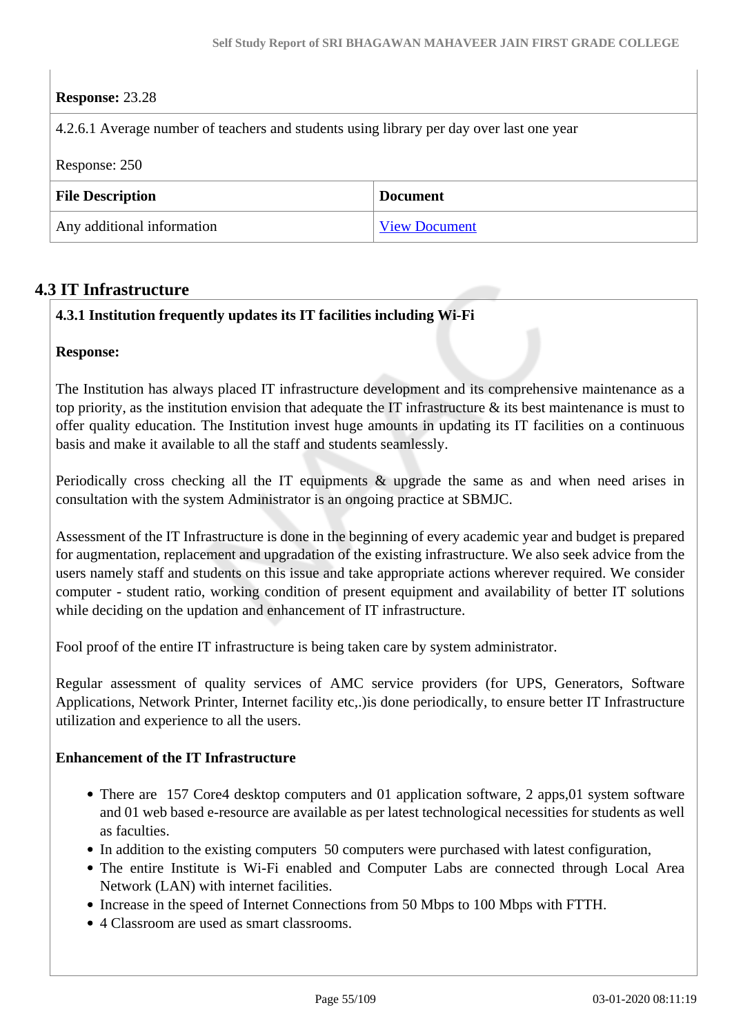**Response:** 23.28

4.2.6.1 Average number of teachers and students using library per day over last one year

Response: 250

| File Description | Document |
| --- | --- |
| Any additional information | View Document |

## 4.3 IT Infrastructure

**4.3.1 Institution frequently updates its IT facilities including Wi-Fi**

**Response:**

The Institution has always placed IT infrastructure development and its comprehensive maintenance as a top priority, as the institution envision that adequate the IT infrastructure & its best maintenance is must to offer quality education. The Institution invest huge amounts in updating its IT facilities on a continuous basis and make it available to all the staff and students seamlessly.

Periodically cross checking all the IT equipments & upgrade the same as and when need arises in consultation with the system Administrator is an ongoing practice at SBMJC.

Assessment of the IT Infrastructure is done in the beginning of every academic year and budget is prepared for augmentation, replacement and upgradation of the existing infrastructure. We also seek advice from the users namely staff and students on this issue and take appropriate actions wherever required. We consider computer - student ratio, working condition of present equipment and availability of better IT solutions while deciding on the updation and enhancement of IT infrastructure.

Fool proof of the entire IT infrastructure is being taken care by system administrator.

Regular assessment of quality services of AMC service providers (for UPS, Generators, Software Applications, Network Printer, Internet facility etc,.)is done periodically, to ensure better IT Infrastructure utilization and experience to all the users.

**Enhancement of the IT Infrastructure**

- There are  157 Core4 desktop computers and 01 application software, 2 apps,01 system software and 01 web based e-resource are available as per latest technological necessities for students as well as faculties.
- In addition to the existing computers  50 computers were purchased with latest configuration,
- The entire Institute is Wi-Fi enabled and Computer Labs are connected through Local Area Network (LAN) with internet facilities.
- Increase in the speed of Internet Connections from 50 Mbps to 100 Mbps with FTTH.
- 4 Classroom are used as smart classrooms.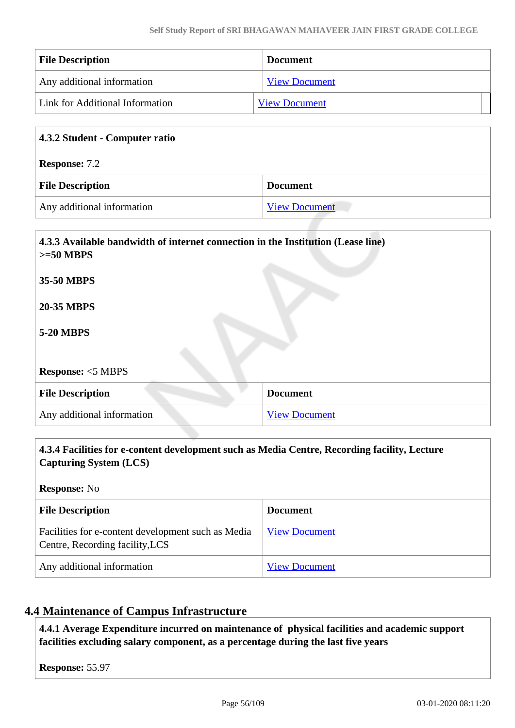| File Description | Document |
|---|---|
| Any additional information | View Document |
| Link for Additional Information | View Document |

**4.3.2 Student - Computer ratio**

**Response:** 7.2

| File Description | Document |
|---|---|
| Any additional information | View Document |

**4.3.3 Available bandwidth of internet connection in the Institution (Lease line)**
**>=50 MBPS**

**35-50 MBPS**

**20-35 MBPS**

**5-20 MBPS**

**Response:** <5 MBPS

| File Description | Document |
|---|---|
| Any additional information | View Document |

**4.3.4 Facilities for e-content development such as Media Centre, Recording facility, Lecture Capturing System (LCS)**

**Response:** No

| File Description | Document |
|---|---|
| Facilities for e-content development such as Media Centre, Recording facility,LCS | View Document |
| Any additional information | View Document |

## 4.4 Maintenance of Campus Infrastructure

**4.4.1 Average Expenditure incurred on maintenance of physical facilities and academic support facilities excluding salary component, as a percentage during the last five years**

**Response:** 55.97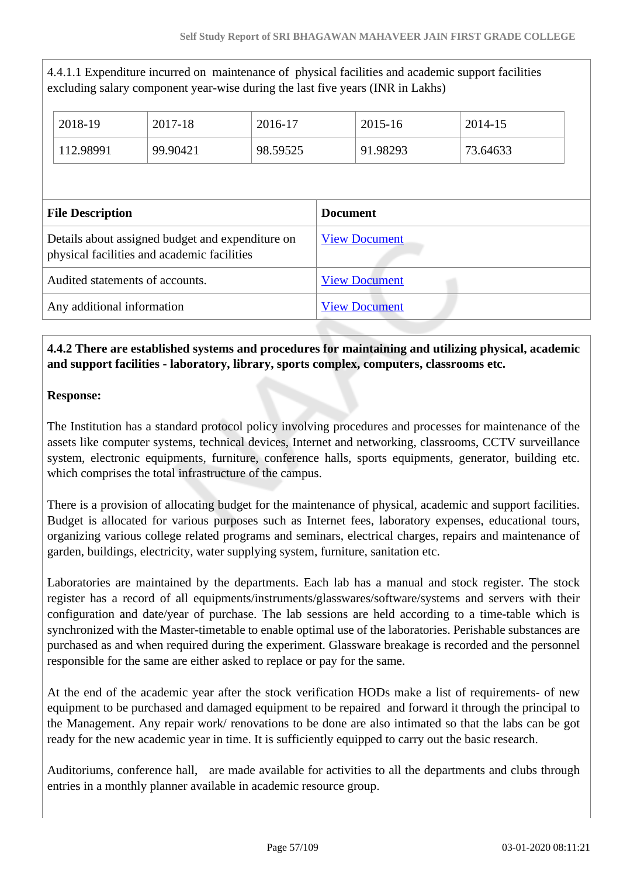4.4.1.1 Expenditure incurred on maintenance of physical facilities and academic support facilities excluding salary component year-wise during the last five years (INR in Lakhs)

| 2018-19 | 2017-18 | 2016-17 | 2015-16 | 2014-15 |
|---|---|---|---|---|
| 112.98991 | 99.90421 | 98.59525 | 91.98293 | 73.64633 |

| File Description | Document |
|---|---|
| Details about assigned budget and expenditure on physical facilities and academic facilities | View Document |
| Audited statements of accounts. | View Document |
| Any additional information | View Document |

**4.4.2 There are established systems and procedures for maintaining and utilizing physical, academic and support facilities - laboratory, library, sports complex, computers, classrooms etc.**

**Response:**

The Institution has a standard protocol policy involving procedures and processes for maintenance of the assets like computer systems, technical devices, Internet and networking, classrooms, CCTV surveillance system, electronic equipments, furniture, conference halls, sports equipments, generator, building etc. which comprises the total infrastructure of the campus.

There is a provision of allocating budget for the maintenance of physical, academic and support facilities. Budget is allocated for various purposes such as Internet fees, laboratory expenses, educational tours, organizing various college related programs and seminars, electrical charges, repairs and maintenance of garden, buildings, electricity, water supplying system, furniture, sanitation etc.

Laboratories are maintained by the departments. Each lab has a manual and stock register. The stock register has a record of all equipments/instruments/glasswares/software/systems and servers with their configuration and date/year of purchase. The lab sessions are held according to a time-table which is synchronized with the Master-timetable to enable optimal use of the laboratories. Perishable substances are purchased as and when required during the experiment. Glassware breakage is recorded and the personnel responsible for the same are either asked to replace or pay for the same.

At the end of the academic year after the stock verification HODs make a list of requirements- of new equipment to be purchased and damaged equipment to be repaired and forward it through the principal to the Management. Any repair work/ renovations to be done are also intimated so that the labs can be got ready for the new academic year in time. It is sufficiently equipped to carry out the basic research.

Auditoriums, conference hall, are made available for activities to all the departments and clubs through entries in a monthly planner available in academic resource group.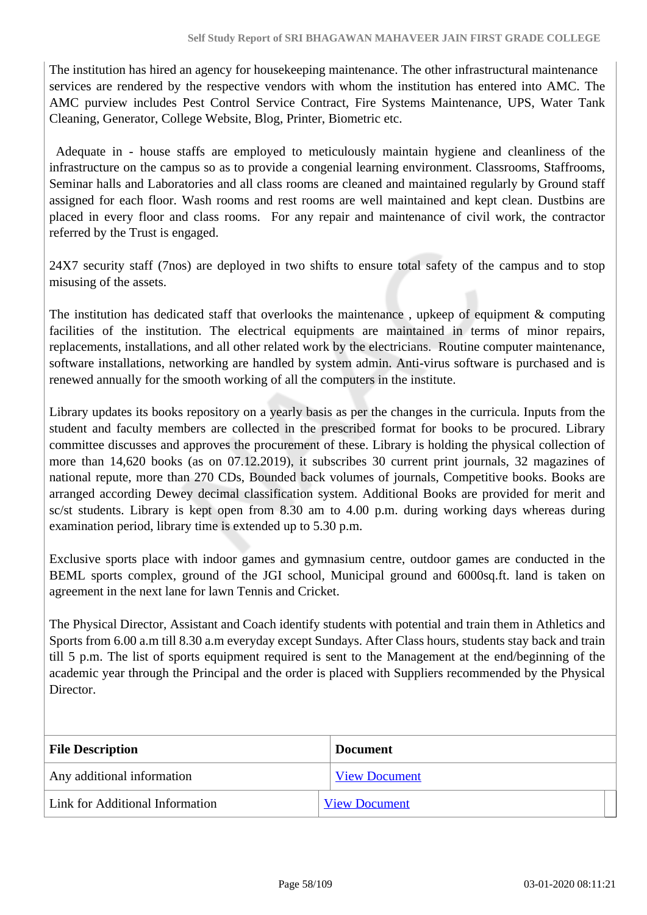The institution has hired an agency for housekeeping maintenance. The other infrastructural maintenance services are rendered by the respective vendors with whom the institution has entered into AMC. The AMC purview includes Pest Control Service Contract, Fire Systems Maintenance, UPS, Water Tank Cleaning, Generator, College Website, Blog, Printer, Biometric etc.

Adequate in - house staffs are employed to meticulously maintain hygiene and cleanliness of the infrastructure on the campus so as to provide a congenial learning environment. Classrooms, Staffrooms, Seminar halls and Laboratories and all class rooms are cleaned and maintained regularly by Ground staff assigned for each floor. Wash rooms and rest rooms are well maintained and kept clean. Dustbins are placed in every floor and class rooms. For any repair and maintenance of civil work, the contractor referred by the Trust is engaged.

24X7 security staff (7nos) are deployed in two shifts to ensure total safety of the campus and to stop misusing of the assets.

The institution has dedicated staff that overlooks the maintenance , upkeep of equipment & computing facilities of the institution. The electrical equipments are maintained in terms of minor repairs, replacements, installations, and all other related work by the electricians. Routine computer maintenance, software installations, networking are handled by system admin. Anti-virus software is purchased and is renewed annually for the smooth working of all the computers in the institute.

Library updates its books repository on a yearly basis as per the changes in the curricula. Inputs from the student and faculty members are collected in the prescribed format for books to be procured. Library committee discusses and approves the procurement of these. Library is holding the physical collection of more than 14,620 books (as on 07.12.2019), it subscribes 30 current print journals, 32 magazines of national repute, more than 270 CDs, Bounded back volumes of journals, Competitive books. Books are arranged according Dewey decimal classification system. Additional Books are provided for merit and sc/st students. Library is kept open from 8.30 am to 4.00 p.m. during working days whereas during examination period, library time is extended up to 5.30 p.m.

Exclusive sports place with indoor games and gymnasium centre, outdoor games are conducted in the BEML sports complex, ground of the JGI school, Municipal ground and 6000sq.ft. land is taken on agreement in the next lane for lawn Tennis and Cricket.

The Physical Director, Assistant and Coach identify students with potential and train them in Athletics and Sports from 6.00 a.m till 8.30 a.m everyday except Sundays. After Class hours, students stay back and train till 5 p.m. The list of sports equipment required is sent to the Management at the end/beginning of the academic year through the Principal and the order is placed with Suppliers recommended by the Physical Director.

| File Description | Document |
|---|---|
| Any additional information | View Document |
| Link for Additional Information | View Document |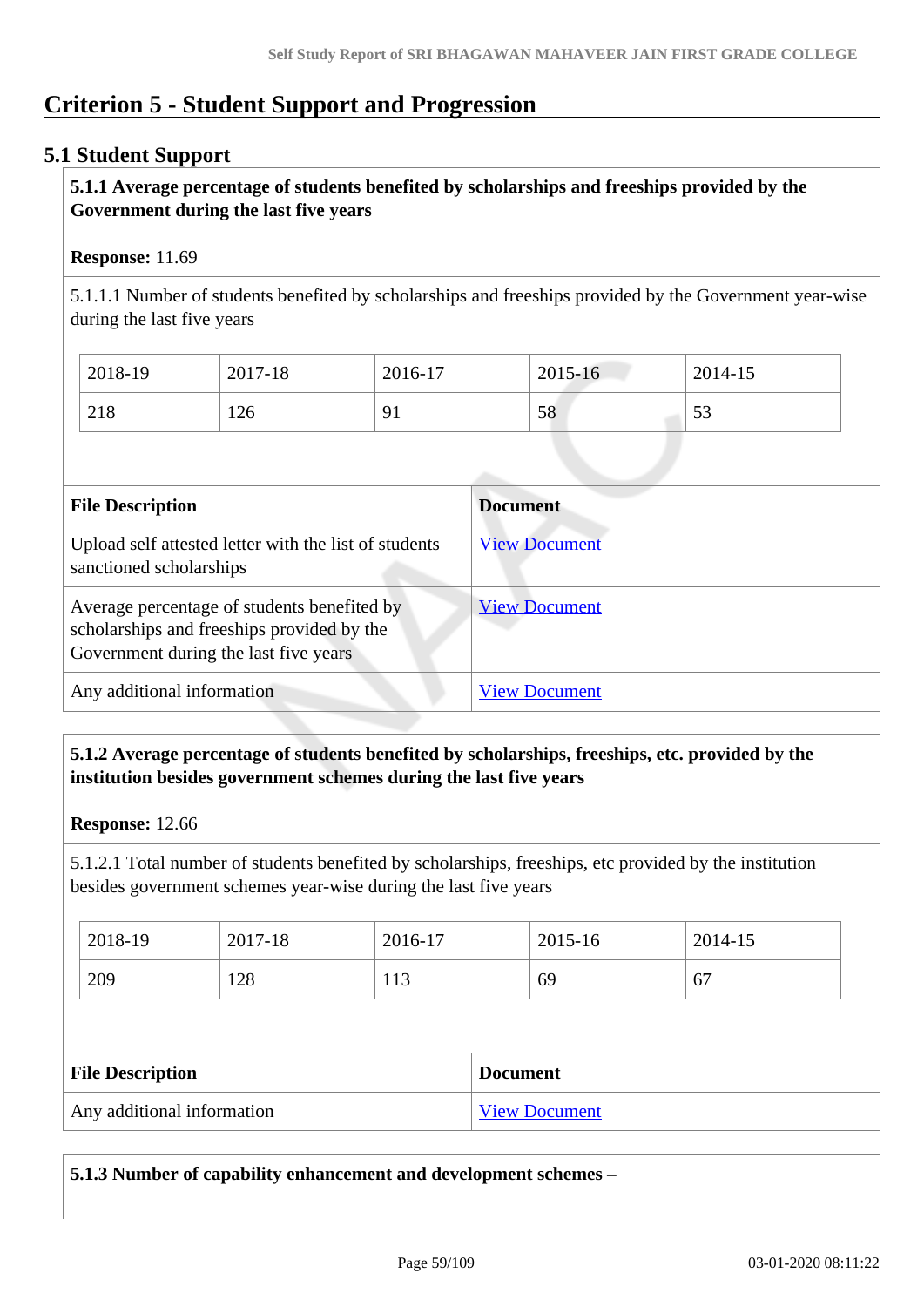# Criterion 5 - Student Support and Progression

## 5.1 Student Support

**5.1.1 Average percentage of students benefited by scholarships and freeships provided by the Government during the last five years**

**Response:** 11.69

5.1.1.1 Number of students benefited by scholarships and freeships provided by the Government year-wise during the last five years

| 2018-19 | 2017-18 | 2016-17 | 2015-16 | 2014-15 |
|---|---|---|---|---|
| 218 | 126 | 91 | 58 | 53 |

| File Description | Document |
|---|---|
| Upload self attested letter with the list of students sanctioned scholarships | View Document |
| Average percentage of students benefited by scholarships and freeships provided by the Government during the last five years | View Document |
| Any additional information | View Document |

**5.1.2 Average percentage of students benefited by scholarships, freeships, etc. provided by the institution besides government schemes during the last five years**

**Response:** 12.66

5.1.2.1 Total number of students benefited by scholarships, freeships, etc provided by the institution besides government schemes year-wise during the last five years

| 2018-19 | 2017-18 | 2016-17 | 2015-16 | 2014-15 |
|---|---|---|---|---|
| 209 | 128 | 113 | 69 | 67 |

| File Description | Document |
|---|---|
| Any additional information | View Document |

**5.1.3 Number of capability enhancement and development schemes –**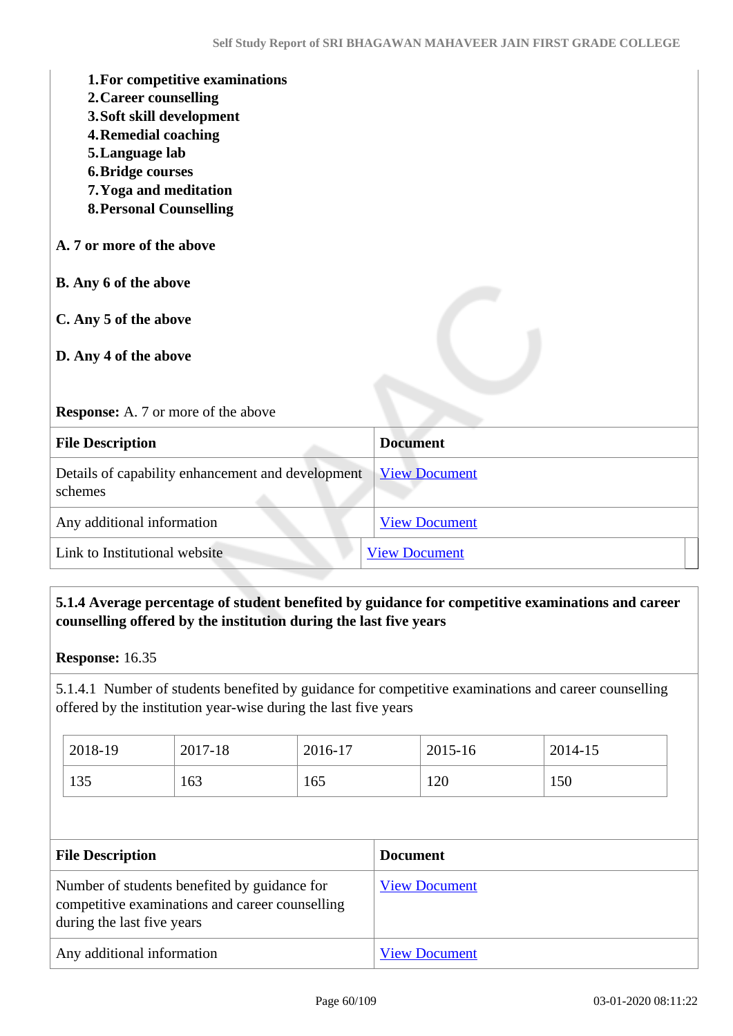1. **For competitive examinations**
2. **Career counselling**
3. **Soft skill development**
4. **Remedial coaching**
5. **Language lab**
6. **Bridge courses**
7. **Yoga and meditation**
8. **Personal Counselling**

**A. 7 or more of the above**

**B. Any 6 of the above**

**C. Any 5 of the above**

**D. Any 4 of the above**

**Response:** A. 7 or more of the above

| File Description | Document |
|---|---|
| Details of capability enhancement and development schemes | View Document |
| Any additional information | View Document |
| Link to Institutional website | View Document |

**5.1.4 Average percentage of student benefited by guidance for competitive examinations and career counselling offered by the institution during the last five years**

**Response:** 16.35

5.1.4.1 Number of students benefited by guidance for competitive examinations and career counselling offered by the institution year-wise during the last five years

| 2018-19 | 2017-18 | 2016-17 | 2015-16 | 2014-15 |
|---|---|---|---|---|
| 135 | 163 | 165 | 120 | 150 |

| File Description | Document |
|---|---|
| Number of students benefited by guidance for competitive examinations and career counselling during the last five years | View Document |
| Any additional information | View Document |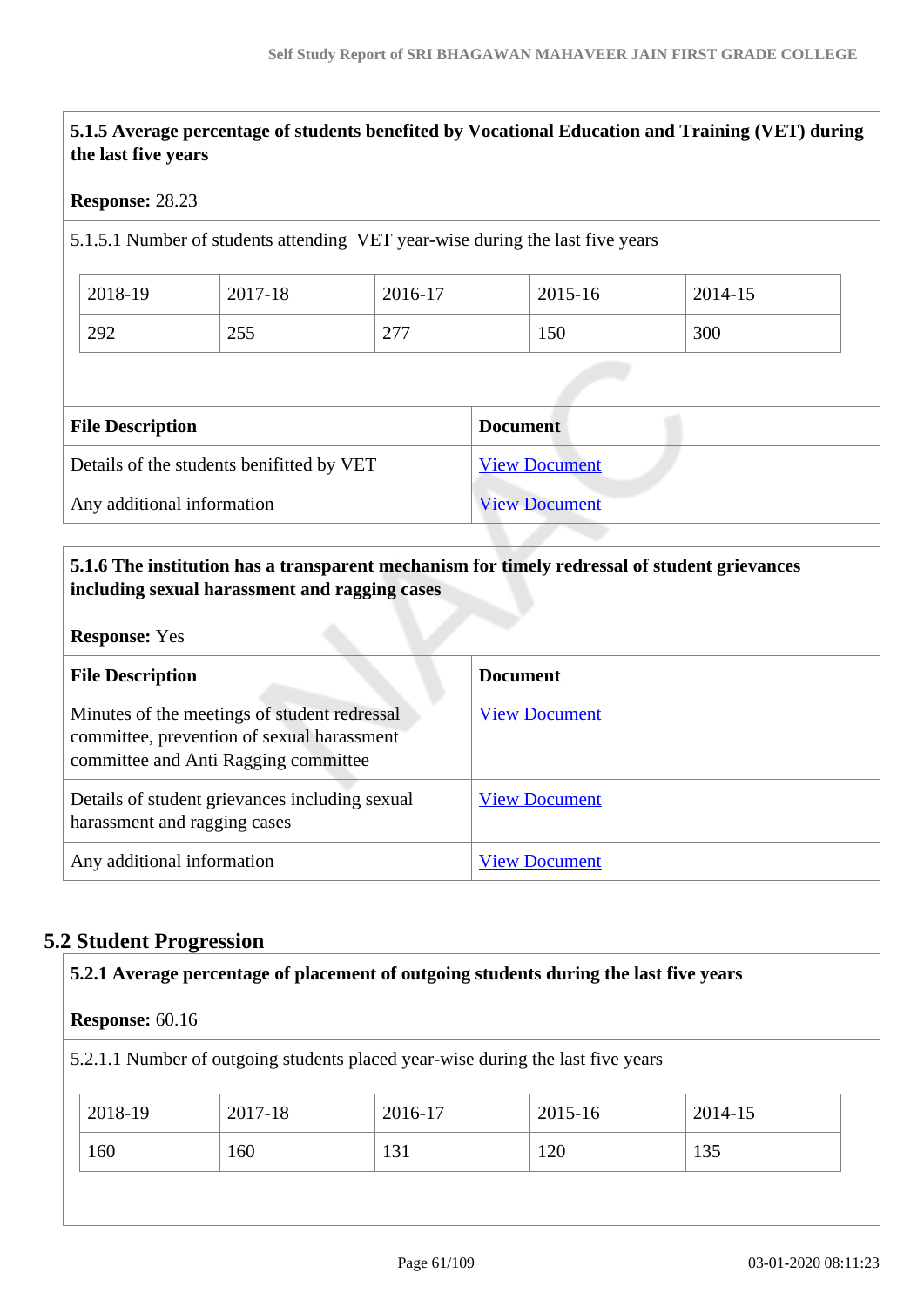**5.1.5 Average percentage of students benefited by Vocational Education and Training (VET) during the last five years**

**Response:** 28.23

5.1.5.1 Number of students attending VET year-wise during the last five years

| 2018-19 | 2017-18 | 2016-17 | 2015-16 | 2014-15 |
|---|---|---|---|---|
| 292 | 255 | 277 | 150 | 300 |

| File Description | Document |
|---|---|
| Details of the students benifitted by VET | View Document |
| Any additional information | View Document |

**5.1.6 The institution has a transparent mechanism for timely redressal of student grievances including sexual harassment and ragging cases**

**Response:** Yes

| File Description | Document |
|---|---|
| Minutes of the meetings of student redressal committee, prevention of sexual harassment committee and Anti Ragging committee | View Document |
| Details of student grievances including sexual harassment and ragging cases | View Document |
| Any additional information | View Document |

## 5.2 Student Progression

**5.2.1 Average percentage of placement of outgoing students during the last five years**

**Response:** 60.16

5.2.1.1 Number of outgoing students placed year-wise during the last five years

| 2018-19 | 2017-18 | 2016-17 | 2015-16 | 2014-15 |
|---|---|---|---|---|
| 160 | 160 | 131 | 120 | 135 |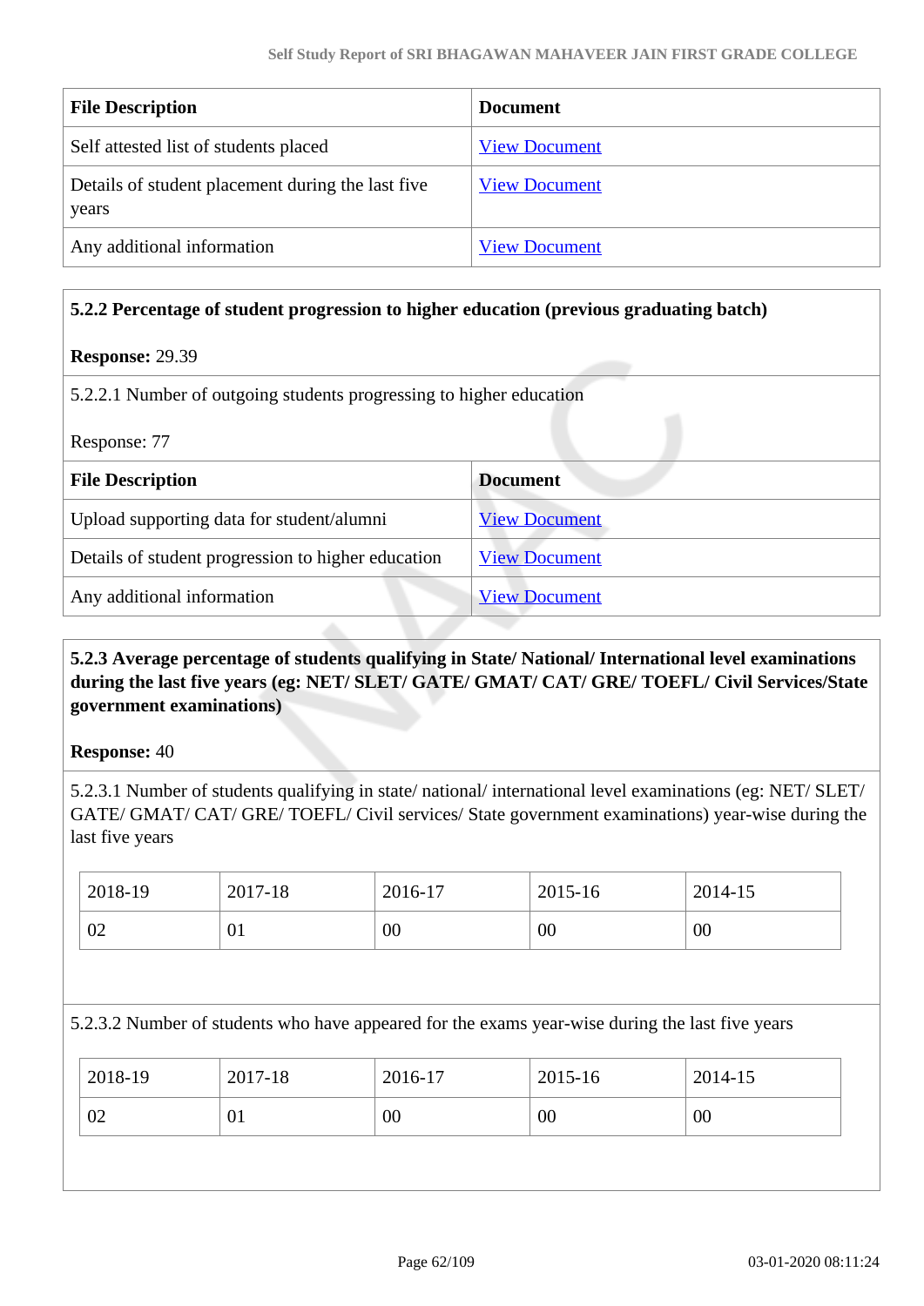| File Description | Document |
|---|---|
| Self attested list of students placed | View Document |
| Details of student placement during the last five years | View Document |
| Any additional information | View Document |

**5.2.2 Percentage of student progression to higher education (previous graduating batch)**

**Response:** 29.39

5.2.2.1 Number of outgoing students progressing to higher education

Response: 77

| File Description | Document |
|---|---|
| Upload supporting data for student/alumni | View Document |
| Details of student progression to higher education | View Document |
| Any additional information | View Document |

**5.2.3 Average percentage of students qualifying in State/ National/ International level examinations during the last five years (eg: NET/ SLET/ GATE/ GMAT/ CAT/ GRE/ TOEFL/ Civil Services/State government examinations)**

**Response:** 40

5.2.3.1 Number of students qualifying in state/ national/ international level examinations (eg: NET/ SLET/ GATE/ GMAT/ CAT/ GRE/ TOEFL/ Civil services/ State government examinations) year-wise during the last five years

| 2018-19 | 2017-18 | 2016-17 | 2015-16 | 2014-15 |
|---|---|---|---|---|
| 02 | 01 | 00 | 00 | 00 |

5.2.3.2 Number of students who have appeared for the exams year-wise during the last five years

| 2018-19 | 2017-18 | 2016-17 | 2015-16 | 2014-15 |
|---|---|---|---|---|
| 02 | 01 | 00 | 00 | 00 |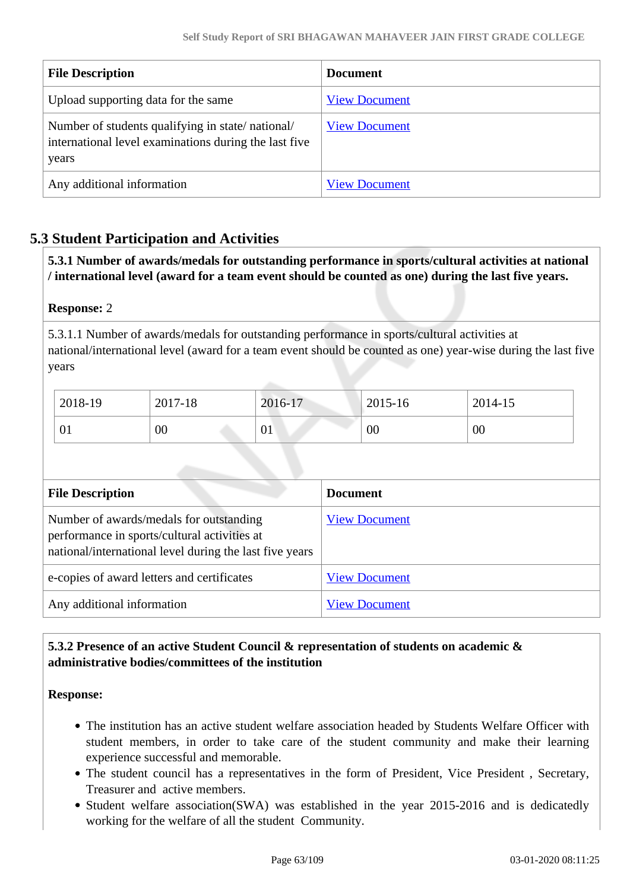| File Description | Document |
|---|---|
| Upload supporting data for the same | View Document |
| Number of students qualifying in state/ national/ international level examinations during the last five years | View Document |
| Any additional information | View Document |

## 5.3 Student Participation and Activities

**5.3.1 Number of awards/medals for outstanding performance in sports/cultural activities at national / international level (award for a team event should be counted as one) during the last five years.**

**Response:** 2

5.3.1.1 Number of awards/medals for outstanding performance in sports/cultural activities at national/international level (award for a team event should be counted as one) year-wise during the last five years

| 2018-19 | 2017-18 | 2016-17 | 2015-16 | 2014-15 |
|---|---|---|---|---|
| 01 | 00 | 01 | 00 | 00 |

| File Description | Document |
|---|---|
| Number of awards/medals for outstanding performance in sports/cultural activities at national/international level during the last five years | View Document |
| e-copies of award letters and certificates | View Document |
| Any additional information | View Document |

**5.3.2 Presence of an active Student Council & representation of students on academic & administrative bodies/committees of the institution**

**Response:**

- The institution has an active student welfare association headed by Students Welfare Officer with student members, in order to take care of the student community and make their learning experience successful and memorable.
- The student council has a representatives in the form of President, Vice President , Secretary, Treasurer and active members.
- Student welfare association(SWA) was established in the year 2015-2016 and is dedicatedly working for the welfare of all the student Community.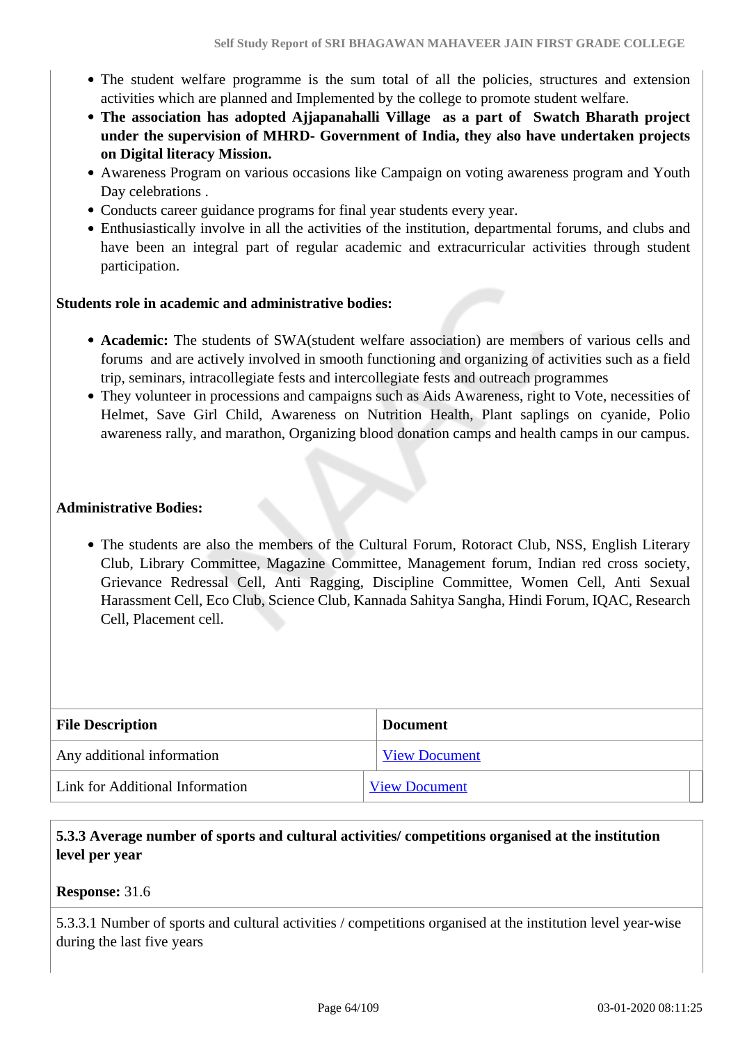- The student welfare programme is the sum total of all the policies, structures and extension activities which are planned and Implemented by the college to promote student welfare.
- **The association has adopted Ajjapanahalli Village as a part of Swatch Bharath project under the supervision of MHRD- Government of India, they also have undertaken projects on Digital literacy Mission.**
- Awareness Program on various occasions like Campaign on voting awareness program and Youth Day celebrations .
- Conducts career guidance programs for final year students every year.
- Enthusiastically involve in all the activities of the institution, departmental forums, and clubs and have been an integral part of regular academic and extracurricular activities through student participation.

**Students role in academic and administrative bodies:**

- **Academic:** The students of SWA(student welfare association) are members of various cells and forums and are actively involved in smooth functioning and organizing of activities such as a field trip, seminars, intracollegiate fests and intercollegiate fests and outreach programmes
- They volunteer in processions and campaigns such as Aids Awareness, right to Vote, necessities of Helmet, Save Girl Child, Awareness on Nutrition Health, Plant saplings on cyanide, Polio awareness rally, and marathon, Organizing blood donation camps and health camps in our campus.

**Administrative Bodies:**

- The students are also the members of the Cultural Forum, Rotoract Club, NSS, English Literary Club, Library Committee, Magazine Committee, Management forum, Indian red cross society, Grievance Redressal Cell, Anti Ragging, Discipline Committee, Women Cell, Anti Sexual Harassment Cell, Eco Club, Science Club, Kannada Sahitya Sangha, Hindi Forum, IQAC, Research Cell, Placement cell.

| File Description | Document |
|---|---|
| Any additional information | View Document |
| Link for Additional Information | View Document |

**5.3.3 Average number of sports and cultural activities/ competitions organised at the institution level per year**

**Response:** 31.6

5.3.3.1 Number of sports and cultural activities / competitions organised at the institution level year-wise during the last five years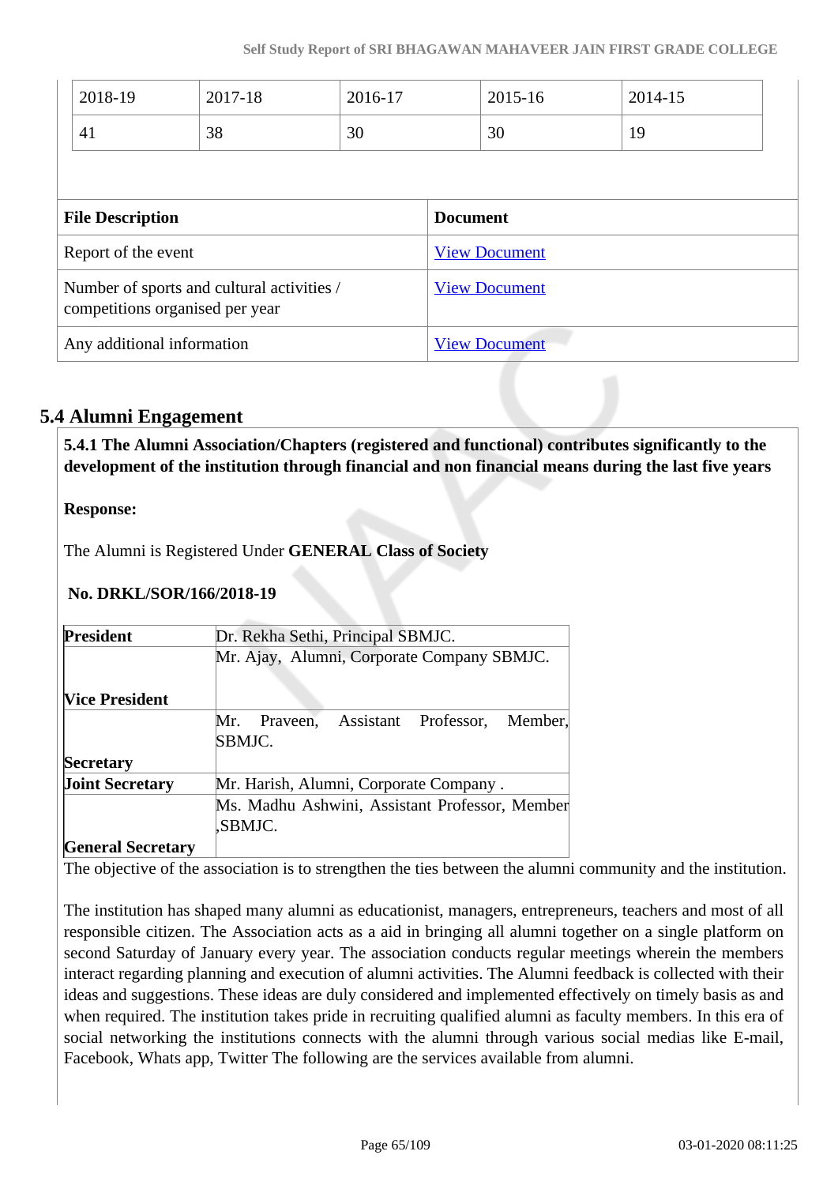| 2018-19 | 2017-18 | 2016-17 | 2015-16 | 2014-15 |
|---|---|---|---|---|
| 41 | 38 | 30 | 30 | 19 |

| File Description | Document |
|---|---|
| Report of the event | View Document |
| Number of sports and cultural activities / competitions organised per year | View Document |
| Any additional information | View Document |

## 5.4 Alumni Engagement

**5.4.1 The Alumni Association/Chapters (registered and functional) contributes significantly to the development of the institution through financial and non financial means during the last five years**

**Response:**

The Alumni is Registered Under **GENERAL Class of Society**

**No. DRKL/SOR/166/2018-19**

| | |
|---|---|
| **President** | Dr. Rekha Sethi, Principal SBMJC. |
| **Vice President** | Mr. Ajay, Alumni, Corporate Company SBMJC. |
| **Secretary** | Mr. Praveen, Assistant Professor, Member, SBMJC. |
| **Joint Secretary** | Mr. Harish, Alumni, Corporate Company . |
| **General Secretary** | Ms. Madhu Ashwini, Assistant Professor, Member ,SBMJC. |

The objective of the association is to strengthen the ties between the alumni community and the institution.

The institution has shaped many alumni as educationist, managers, entrepreneurs, teachers and most of all responsible citizen. The Association acts as a aid in bringing all alumni together on a single platform on second Saturday of January every year. The association conducts regular meetings wherein the members interact regarding planning and execution of alumni activities. The Alumni feedback is collected with their ideas and suggestions. These ideas are duly considered and implemented effectively on timely basis as and when required. The institution takes pride in recruiting qualified alumni as faculty members. In this era of social networking the institutions connects with the alumni through various social medias like E-mail, Facebook, Whats app, Twitter The following are the services available from alumni.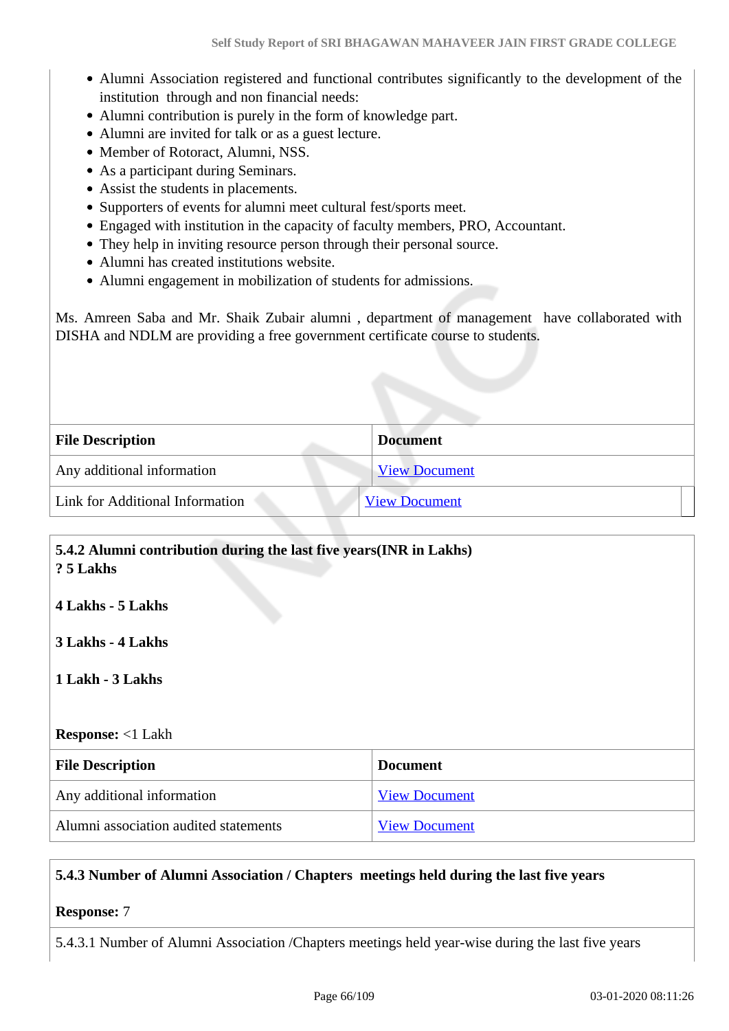- Alumni Association registered and functional contributes significantly to the development of the institution through and non financial needs:
- Alumni contribution is purely in the form of knowledge part.
- Alumni are invited for talk or as a guest lecture.
- Member of Rotoract, Alumni, NSS.
- As a participant during Seminars.
- Assist the students in placements.
- Supporters of events for alumni meet cultural fest/sports meet.
- Engaged with institution in the capacity of faculty members, PRO, Accountant.
- They help in inviting resource person through their personal source.
- Alumni has created institutions website.
- Alumni engagement in mobilization of students for admissions.

Ms. Amreen Saba and Mr. Shaik Zubair alumni , department of management have collaborated with DISHA and NDLM are providing a free government certificate course to students.

| File Description | Document |
|---|---|
| Any additional information | View Document |
| Link for Additional Information | View Document |

**5.4.2 Alumni contribution during the last five years(INR in Lakhs)**
**? 5 Lakhs**

**4 Lakhs - 5 Lakhs**

**3 Lakhs - 4 Lakhs**

**1 Lakh - 3 Lakhs**

**Response:** <1 Lakh

| File Description | Document |
|---|---|
| Any additional information | View Document |
| Alumni association audited statements | View Document |

**5.4.3 Number of Alumni Association / Chapters meetings held during the last five years**

**Response:** 7

5.4.3.1 Number of Alumni Association /Chapters meetings held year-wise during the last five years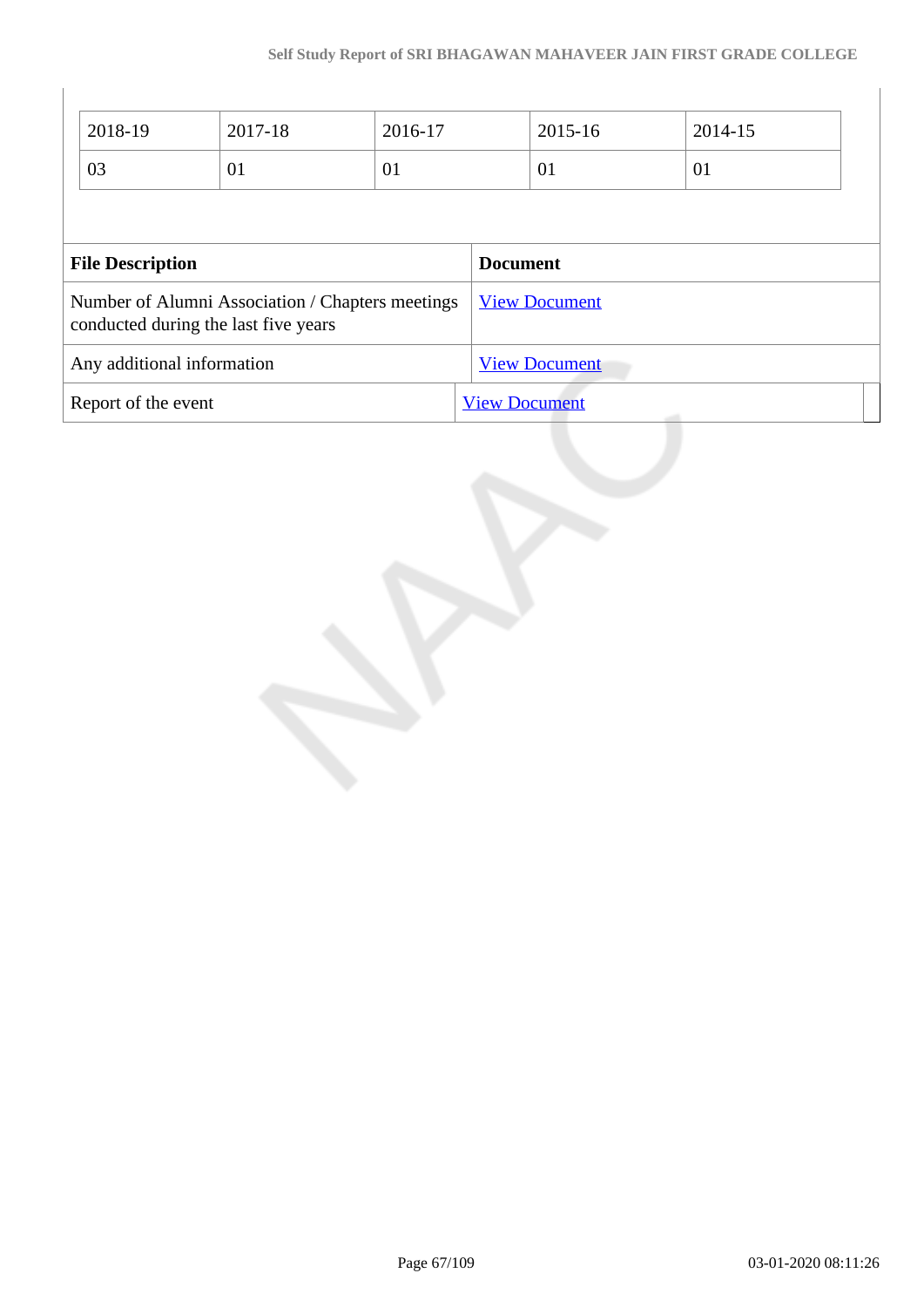| 2018-19 | 2017-18 | 2016-17 | 2015-16 | 2014-15 |
| --- | --- | --- | --- | --- |
| 03 | 01 | 01 | 01 | 01 |

| File Description | Document |
| --- | --- |
| Number of Alumni Association / Chapters meetings conducted during the last five years | View Document |
| Any additional information | View Document |
| Report of the event | View Document |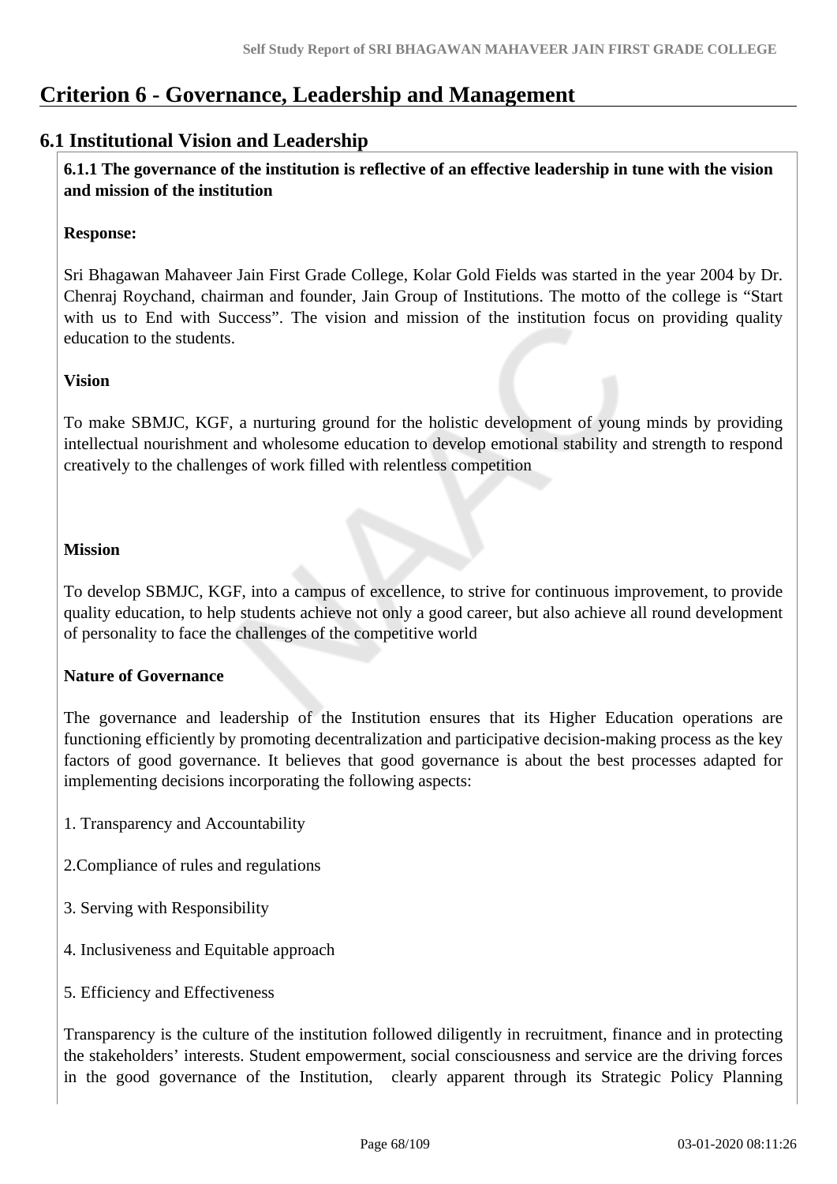# Criterion 6 - Governance, Leadership and Management

## 6.1 Institutional Vision and Leadership

**6.1.1 The governance of the institution is reflective of an effective leadership in tune with the vision and mission of the institution**

**Response:**

Sri Bhagawan Mahaveer Jain First Grade College, Kolar Gold Fields was started in the year 2004 by Dr. Chenraj Roychand, chairman and founder, Jain Group of Institutions. The motto of the college is "Start with us to End with Success". The vision and mission of the institution focus on providing quality education to the students.

**Vision**

To make SBMJC, KGF, a nurturing ground for the holistic development of young minds by providing intellectual nourishment and wholesome education to develop emotional stability and strength to respond creatively to the challenges of work filled with relentless competition

**Mission**

To develop SBMJC, KGF, into a campus of excellence, to strive for continuous improvement, to provide quality education, to help students achieve not only a good career, but also achieve all round development of personality to face the challenges of the competitive world

**Nature of Governance**

The governance and leadership of the Institution ensures that its Higher Education operations are functioning efficiently by promoting decentralization and participative decision-making process as the key factors of good governance. It believes that good governance is about the best processes adapted for implementing decisions incorporating the following aspects:

1. Transparency and Accountability

2.Compliance of rules and regulations

3. Serving with Responsibility

4. Inclusiveness and Equitable approach

5. Efficiency and Effectiveness

Transparency is the culture of the institution followed diligently in recruitment, finance and in protecting the stakeholders' interests. Student empowerment, social consciousness and service are the driving forces in the good governance of the Institution, clearly apparent through its Strategic Policy Planning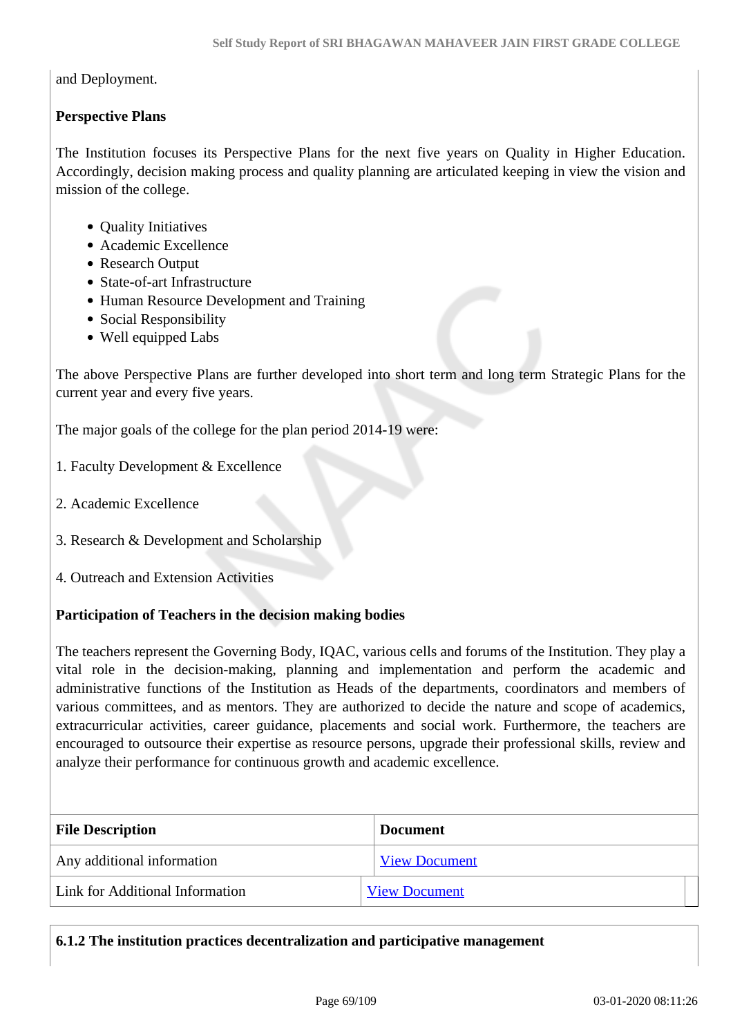and Deployment.

**Perspective Plans**

The Institution focuses its Perspective Plans for the next five years on Quality in Higher Education. Accordingly, decision making process and quality planning are articulated keeping in view the vision and mission of the college.

- Quality Initiatives
- Academic Excellence
- Research Output
- State-of-art Infrastructure
- Human Resource Development and Training
- Social Responsibility
- Well equipped Labs

The above Perspective Plans are further developed into short term and long term Strategic Plans for the current year and every five years.

The major goals of the college for the plan period 2014-19 were:

1. Faculty Development & Excellence

2. Academic Excellence

3. Research & Development and Scholarship

4. Outreach and Extension Activities

**Participation of Teachers in the decision making bodies**

The teachers represent the Governing Body, IQAC, various cells and forums of the Institution. They play a vital role in the decision-making, planning and implementation and perform the academic and administrative functions of the Institution as Heads of the departments, coordinators and members of various committees, and as mentors. They are authorized to decide the nature and scope of academics, extracurricular activities, career guidance, placements and social work. Furthermore, the teachers are encouraged to outsource their expertise as resource persons, upgrade their professional skills, review and analyze their performance for continuous growth and academic excellence.

| File Description | Document |
|---|---|
| Any additional information | View Document |
| Link for Additional Information | View Document |

**6.1.2 The institution practices decentralization and participative management**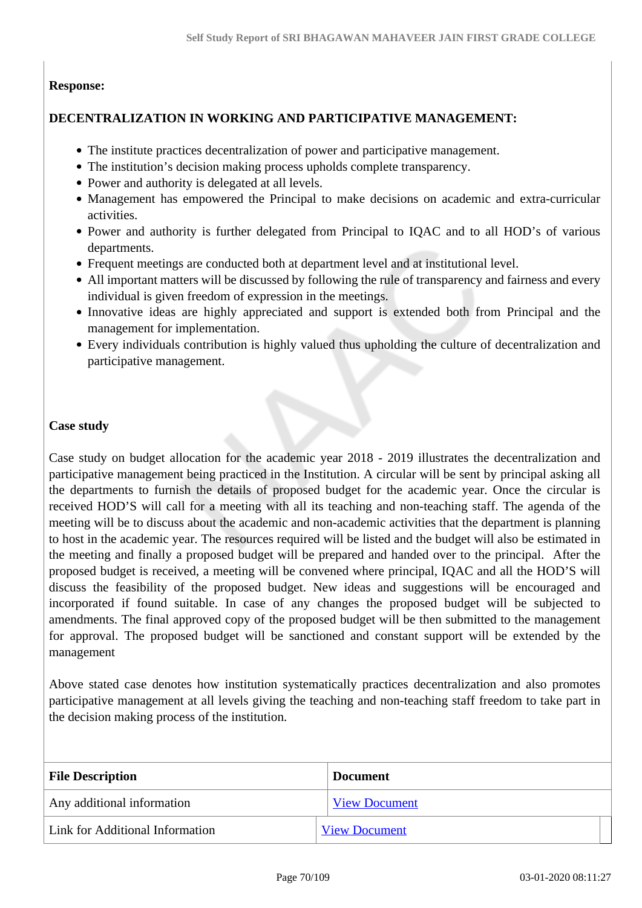**Response:**

**DECENTRALIZATION IN WORKING AND PARTICIPATIVE MANAGEMENT:**

- The institute practices decentralization of power and participative management.
- The institution's decision making process upholds complete transparency.
- Power and authority is delegated at all levels.
- Management has empowered the Principal to make decisions on academic and extra-curricular activities.
- Power and authority is further delegated from Principal to IQAC and to all HOD's of various departments.
- Frequent meetings are conducted both at department level and at institutional level.
- All important matters will be discussed by following the rule of transparency and fairness and every individual is given freedom of expression in the meetings.
- Innovative ideas are highly appreciated and support is extended both from Principal and the management for implementation.
- Every individuals contribution is highly valued thus upholding the culture of decentralization and participative management.

**Case study**

Case study on budget allocation for the academic year 2018 - 2019 illustrates the decentralization and participative management being practiced in the Institution. A circular will be sent by principal asking all the departments to furnish the details of proposed budget for the academic year. Once the circular is received HOD'S will call for a meeting with all its teaching and non-teaching staff. The agenda of the meeting will be to discuss about the academic and non-academic activities that the department is planning to host in the academic year. The resources required will be listed and the budget will also be estimated in the meeting and finally a proposed budget will be prepared and handed over to the principal. After the proposed budget is received, a meeting will be convened where principal, IQAC and all the HOD'S will discuss the feasibility of the proposed budget. New ideas and suggestions will be encouraged and incorporated if found suitable. In case of any changes the proposed budget will be subjected to amendments. The final approved copy of the proposed budget will be then submitted to the management for approval. The proposed budget will be sanctioned and constant support will be extended by the management

Above stated case denotes how institution systematically practices decentralization and also promotes participative management at all levels giving the teaching and non-teaching staff freedom to take part in the decision making process of the institution.

| File Description | Document |
|---|---|
| Any additional information | View Document |
| Link for Additional Information | View Document |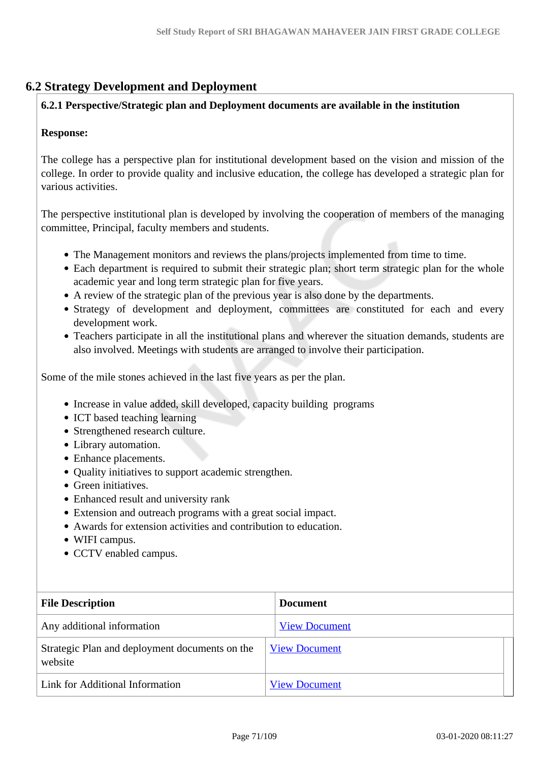## 6.2 Strategy Development and Deployment

**6.2.1 Perspective/Strategic plan and Deployment documents are available in the institution**

**Response:**

The college has a perspective plan for institutional development based on the vision and mission of the college. In order to provide quality and inclusive education, the college has developed a strategic plan for various activities.

The perspective institutional plan is developed by involving the cooperation of members of the managing committee, Principal, faculty members and students.

- The Management monitors and reviews the plans/projects implemented from time to time.
- Each department is required to submit their strategic plan; short term strategic plan for the whole academic year and long term strategic plan for five years.
- A review of the strategic plan of the previous year is also done by the departments.
- Strategy of development and deployment, committees are constituted for each and every development work.
- Teachers participate in all the institutional plans and wherever the situation demands, students are also involved. Meetings with students are arranged to involve their participation.

Some of the mile stones achieved in the last five years as per the plan.

- Increase in value added, skill developed, capacity building programs
- ICT based teaching learning
- Strengthened research culture.
- Library automation.
- Enhance placements.
- Quality initiatives to support academic strengthen.
- Green initiatives.
- Enhanced result and university rank
- Extension and outreach programs with a great social impact.
- Awards for extension activities and contribution to education.
- WIFI campus.
- CCTV enabled campus.

| File Description | Document |
|---|---|
| Any additional information | View Document |
| Strategic Plan and deployment documents on the website | View Document |
| Link for Additional Information | View Document |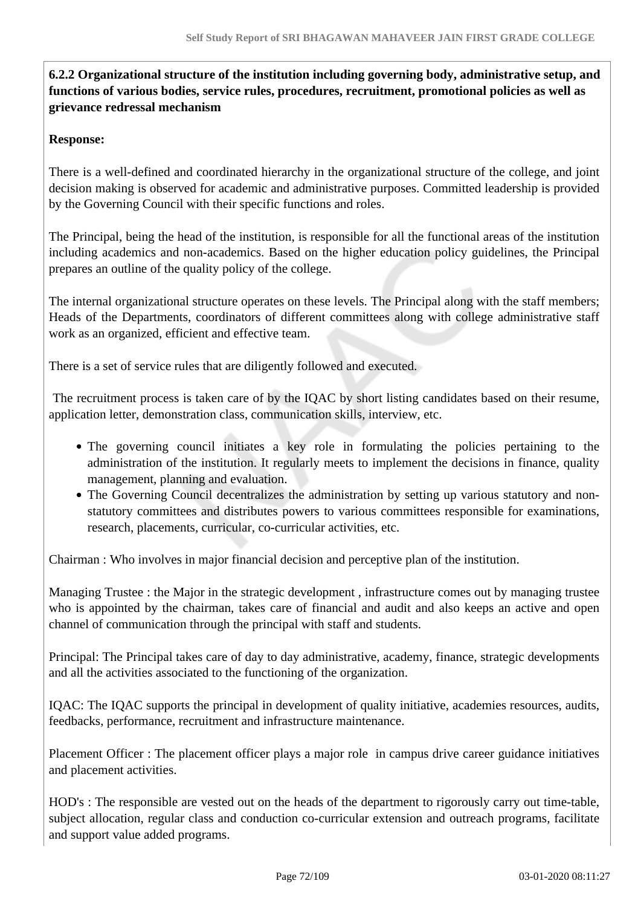**6.2.2 Organizational structure of the institution including governing body, administrative setup, and functions of various bodies, service rules, procedures, recruitment, promotional policies as well as grievance redressal mechanism**

**Response:**

There is a well-defined and coordinated hierarchy in the organizational structure of the college, and joint decision making is observed for academic and administrative purposes. Committed leadership is provided by the Governing Council with their specific functions and roles.

The Principal, being the head of the institution, is responsible for all the functional areas of the institution including academics and non-academics. Based on the higher education policy guidelines, the Principal prepares an outline of the quality policy of the college.

The internal organizational structure operates on these levels. The Principal along with the staff members; Heads of the Departments, coordinators of different committees along with college administrative staff work as an organized, efficient and effective team.

There is a set of service rules that are diligently followed and executed.

The recruitment process is taken care of by the IQAC by short listing candidates based on their resume, application letter, demonstration class, communication skills, interview, etc.

- The governing council initiates a key role in formulating the policies pertaining to the administration of the institution. It regularly meets to implement the decisions in finance, quality management, planning and evaluation.
- The Governing Council decentralizes the administration by setting up various statutory and non-statutory committees and distributes powers to various committees responsible for examinations, research, placements, curricular, co-curricular activities, etc.

Chairman : Who involves in major financial decision and perceptive plan of the institution.

Managing Trustee : the Major in the strategic development , infrastructure comes out by managing trustee who is appointed by the chairman, takes care of financial and audit and also keeps an active and open channel of communication through the principal with staff and students.

Principal: The Principal takes care of day to day administrative, academy, finance, strategic developments and all the activities associated to the functioning of the organization.

IQAC: The IQAC supports the principal in development of quality initiative, academies resources, audits, feedbacks, performance, recruitment and infrastructure maintenance.

Placement Officer : The placement officer plays a major role in campus drive career guidance initiatives and placement activities.

HOD's : The responsible are vested out on the heads of the department to rigorously carry out time-table, subject allocation, regular class and conduction co-curricular extension and outreach programs, facilitate and support value added programs.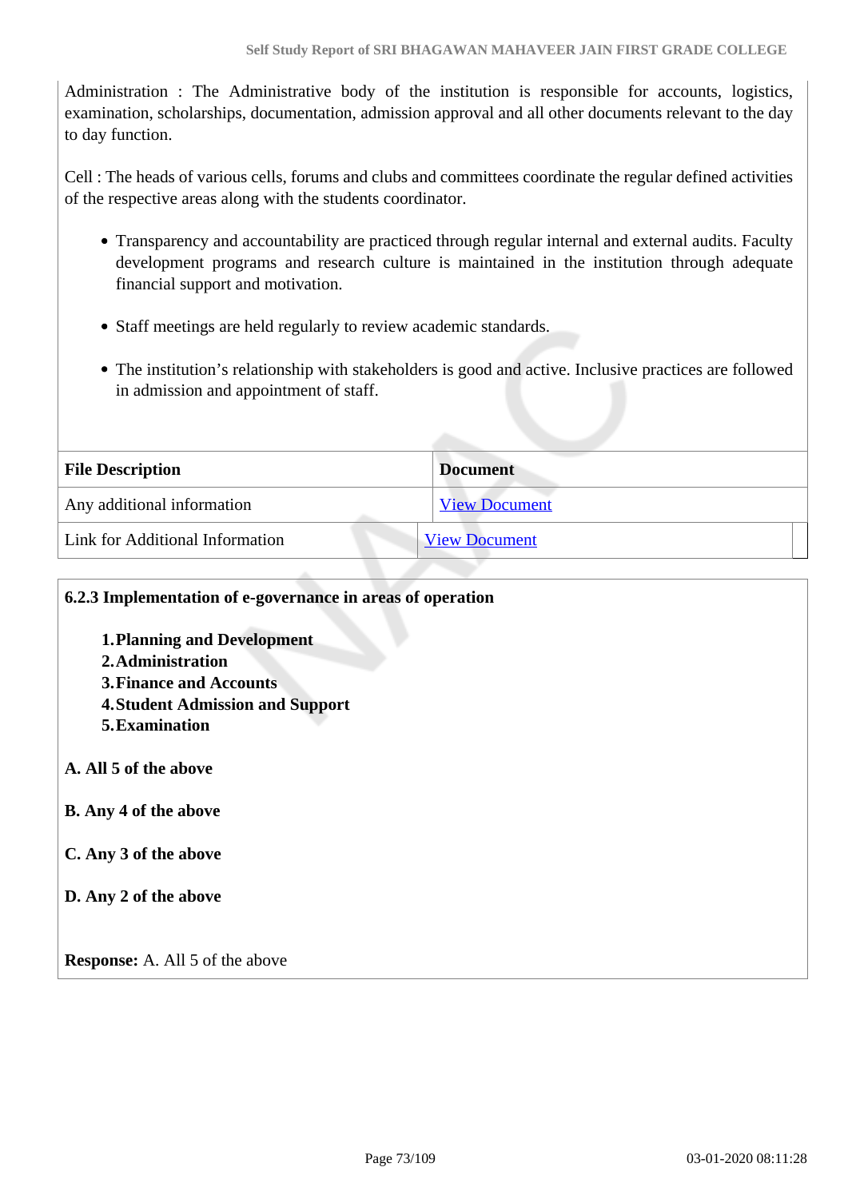Administration : The Administrative body of the institution is responsible for accounts, logistics, examination, scholarships, documentation, admission approval and all other documents relevant to the day to day function.

Cell : The heads of various cells, forums and clubs and committees coordinate the regular defined activities of the respective areas along with the students coordinator.

- Transparency and accountability are practiced through regular internal and external audits. Faculty development programs and research culture is maintained in the institution through adequate financial support and motivation.
- Staff meetings are held regularly to review academic standards.
- The institution's relationship with stakeholders is good and active. Inclusive practices are followed in admission and appointment of staff.

| File Description | Document |
|---|---|
| Any additional information | View Document |
| Link for Additional Information | View Document |

**6.2.3 Implementation of e-governance in areas of operation**

1. **Planning and Development**
2. **Administration**
3. **Finance and Accounts**
4. **Student Admission and Support**
5. **Examination**

**A. All 5 of the above**

**B. Any 4 of the above**

**C. Any 3 of the above**

**D. Any 2 of the above**

**Response:** A. All 5 of the above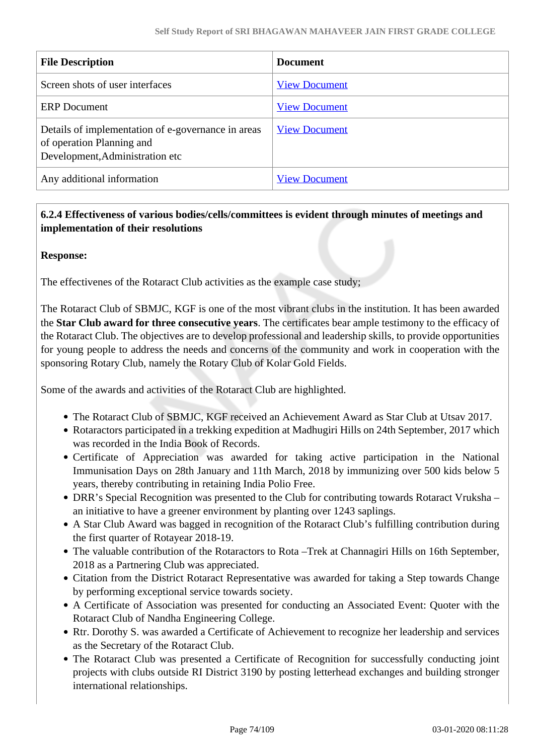| File Description | Document |
| --- | --- |
| Screen shots of user interfaces | View Document |
| ERP Document | View Document |
| Details of implementation of e-governance in areas of operation Planning and Development,Administration etc | View Document |
| Any additional information | View Document |

**6.2.4 Effectiveness of various bodies/cells/committees is evident through minutes of meetings and implementation of their resolutions**

**Response:**

The effectivenes of the Rotaract Club activities as the example case study;

The Rotaract Club of SBMJC, KGF is one of the most vibrant clubs in the institution. It has been awarded the **Star Club award for three consecutive years**. The certificates bear ample testimony to the efficacy of the Rotaract Club. The objectives are to develop professional and leadership skills, to provide opportunities for young people to address the needs and concerns of the community and work in cooperation with the sponsoring Rotary Club, namely the Rotary Club of Kolar Gold Fields.

Some of the awards and activities of the Rotaract Club are highlighted.

- The Rotaract Club of SBMJC, KGF received an Achievement Award as Star Club at Utsav 2017.
- Rotaractors participated in a trekking expedition at Madhugiri Hills on 24th September, 2017 which was recorded in the India Book of Records.
- Certificate of Appreciation was awarded for taking active participation in the National Immunisation Days on 28th January and 11th March, 2018 by immunizing over 500 kids below 5 years, thereby contributing in retaining India Polio Free.
- DRR's Special Recognition was presented to the Club for contributing towards Rotaract Vruksha – an initiative to have a greener environment by planting over 1243 saplings.
- A Star Club Award was bagged in recognition of the Rotaract Club's fulfilling contribution during the first quarter of Rotayear 2018-19.
- The valuable contribution of the Rotaractors to Rota –Trek at Channagiri Hills on 16th September, 2018 as a Partnering Club was appreciated.
- Citation from the District Rotaract Representative was awarded for taking a Step towards Change by performing exceptional service towards society.
- A Certificate of Association was presented for conducting an Associated Event: Quoter with the Rotaract Club of Nandha Engineering College.
- Rtr. Dorothy S. was awarded a Certificate of Achievement to recognize her leadership and services as the Secretary of the Rotaract Club.
- The Rotaract Club was presented a Certificate of Recognition for successfully conducting joint projects with clubs outside RI District 3190 by posting letterhead exchanges and building stronger international relationships.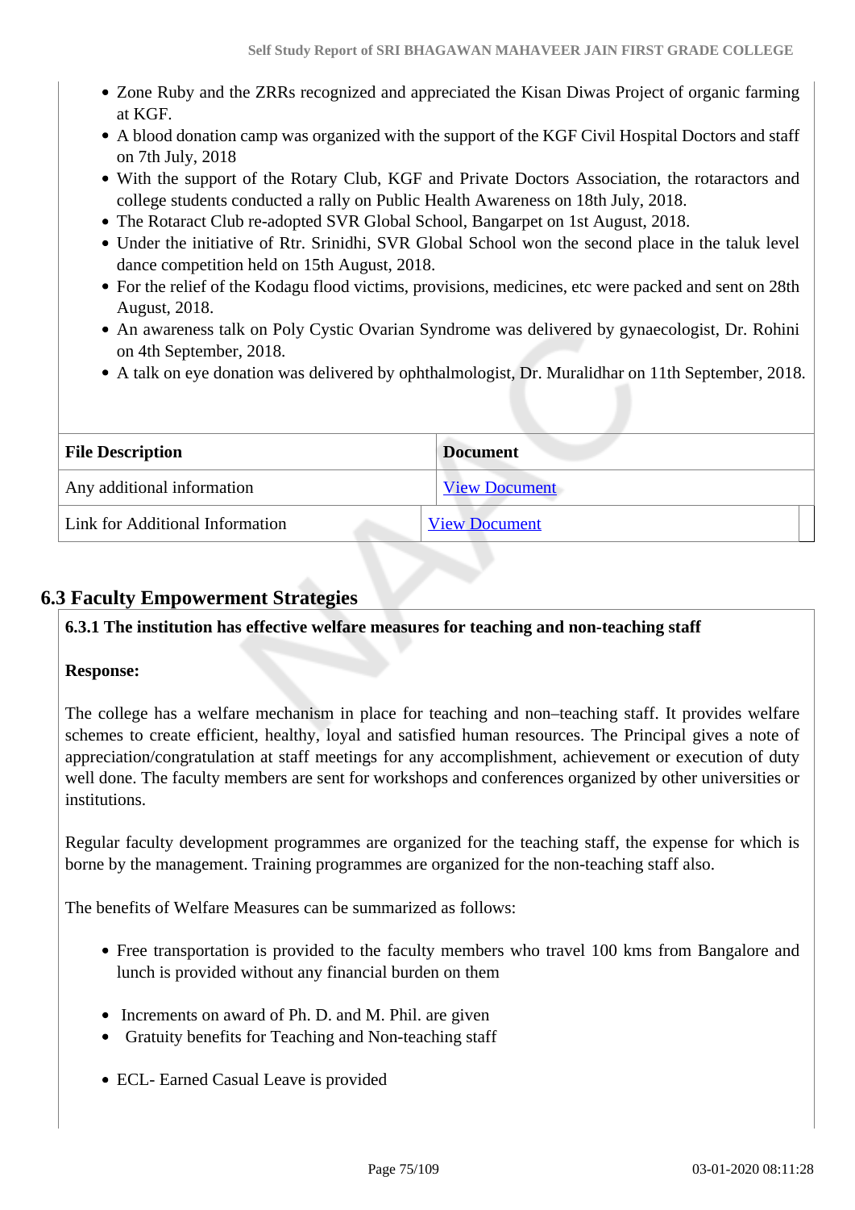- Zone Ruby and the ZRRs recognized and appreciated the Kisan Diwas Project of organic farming at KGF.
- A blood donation camp was organized with the support of the KGF Civil Hospital Doctors and staff on 7th July, 2018
- With the support of the Rotary Club, KGF and Private Doctors Association, the rotaractors and college students conducted a rally on Public Health Awareness on 18th July, 2018.
- The Rotaract Club re-adopted SVR Global School, Bangarpet on 1st August, 2018.
- Under the initiative of Rtr. Srinidhi, SVR Global School won the second place in the taluk level dance competition held on 15th August, 2018.
- For the relief of the Kodagu flood victims, provisions, medicines, etc were packed and sent on 28th August, 2018.
- An awareness talk on Poly Cystic Ovarian Syndrome was delivered by gynaecologist, Dr. Rohini on 4th September, 2018.
- A talk on eye donation was delivered by ophthalmologist, Dr. Muralidhar on 11th September, 2018.

| File Description | Document |
|---|---|
| Any additional information | View Document |
| Link for Additional Information | View Document |

## 6.3 Faculty Empowerment Strategies

**6.3.1 The institution has effective welfare measures for teaching and non-teaching staff**

**Response:**

The college has a welfare mechanism in place for teaching and non–teaching staff. It provides welfare schemes to create efficient, healthy, loyal and satisfied human resources. The Principal gives a note of appreciation/congratulation at staff meetings for any accomplishment, achievement or execution of duty well done. The faculty members are sent for workshops and conferences organized by other universities or institutions.

Regular faculty development programmes are organized for the teaching staff, the expense for which is borne by the management. Training programmes are organized for the non-teaching staff also.

The benefits of Welfare Measures can be summarized as follows:

- Free transportation is provided to the faculty members who travel 100 kms from Bangalore and lunch is provided without any financial burden on them
- Increments on award of Ph. D. and M. Phil. are given
- Gratuity benefits for Teaching and Non-teaching staff
- ECL- Earned Casual Leave is provided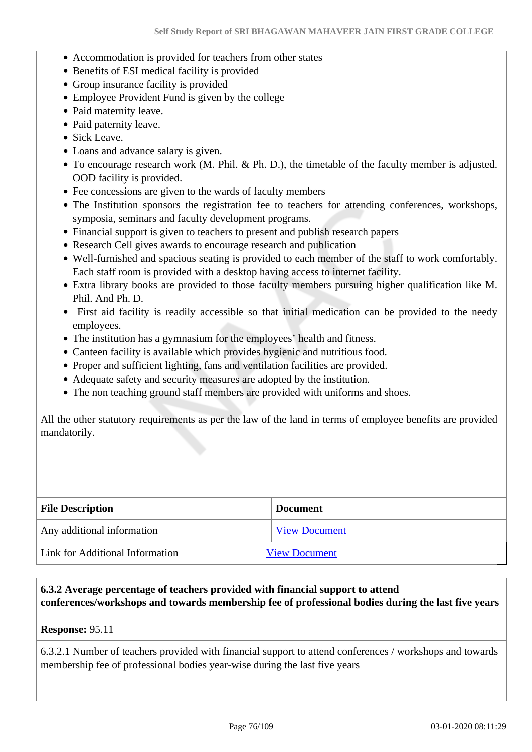- Accommodation is provided for teachers from other states
- Benefits of ESI medical facility is provided
- Group insurance facility is provided
- Employee Provident Fund is given by the college
- Paid maternity leave.
- Paid paternity leave.
- Sick Leave.
- Loans and advance salary is given.
- To encourage research work (M. Phil. & Ph. D.), the timetable of the faculty member is adjusted. OOD facility is provided.
- Fee concessions are given to the wards of faculty members
- The Institution sponsors the registration fee to teachers for attending conferences, workshops, symposia, seminars and faculty development programs.
- Financial support is given to teachers to present and publish research papers
- Research Cell gives awards to encourage research and publication
- Well-furnished and spacious seating is provided to each member of the staff to work comfortably. Each staff room is provided with a desktop having access to internet facility.
- Extra library books are provided to those faculty members pursuing higher qualification like M. Phil. And Ph. D.
- First aid facility is readily accessible so that initial medication can be provided to the needy employees.
- The institution has a gymnasium for the employees' health and fitness.
- Canteen facility is available which provides hygienic and nutritious food.
- Proper and sufficient lighting, fans and ventilation facilities are provided.
- Adequate safety and security measures are adopted by the institution.
- The non teaching ground staff members are provided with uniforms and shoes.

All the other statutory requirements as per the law of the land in terms of employee benefits are provided mandatorily.

| File Description | Document |
|---|---|
| Any additional information | View Document |
| Link for Additional Information | View Document |

**6.3.2 Average percentage of teachers provided with financial support to attend conferences/workshops and towards membership fee of professional bodies during the last five years**

**Response:** 95.11

6.3.2.1 Number of teachers provided with financial support to attend conferences / workshops and towards membership fee of professional bodies year-wise during the last five years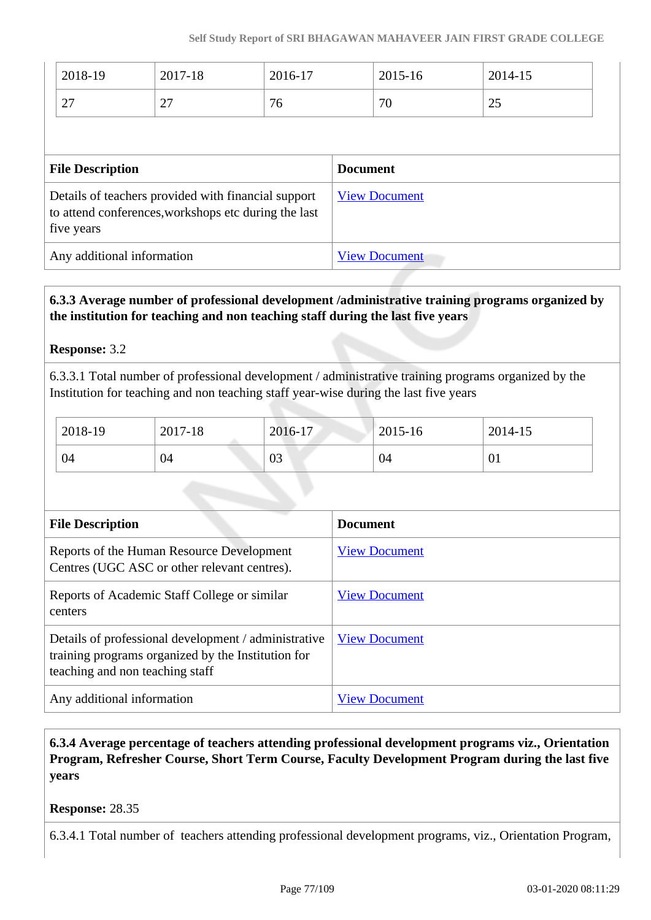| 2018-19 | 2017-18 | 2016-17 | 2015-16 | 2014-15 |
|---|---|---|---|---|
| 27 | 27 | 76 | 70 | 25 |

| File Description | Document |
|---|---|
| Details of teachers provided with financial support to attend conferences,workshops etc during the last five years | View Document |
| Any additional information | View Document |

**6.3.3 Average number of professional development /administrative training programs organized by the institution for teaching and non teaching staff during the last five years**

**Response:** 3.2

6.3.3.1 Total number of professional development / administrative training programs organized by the Institution for teaching and non teaching staff year-wise during the last five years

| 2018-19 | 2017-18 | 2016-17 | 2015-16 | 2014-15 |
|---|---|---|---|---|
| 04 | 04 | 03 | 04 | 01 |

| File Description | Document |
|---|---|
| Reports of the Human Resource Development Centres (UGC ASC or other relevant centres). | View Document |
| Reports of Academic Staff College or similar centers | View Document |
| Details of professional development / administrative training programs organized by the Institution for teaching and non teaching staff | View Document |
| Any additional information | View Document |

**6.3.4 Average percentage of teachers attending professional development programs viz., Orientation Program, Refresher Course, Short Term Course, Faculty Development Program during the last five years**

**Response:** 28.35

6.3.4.1 Total number of teachers attending professional development programs, viz., Orientation Program,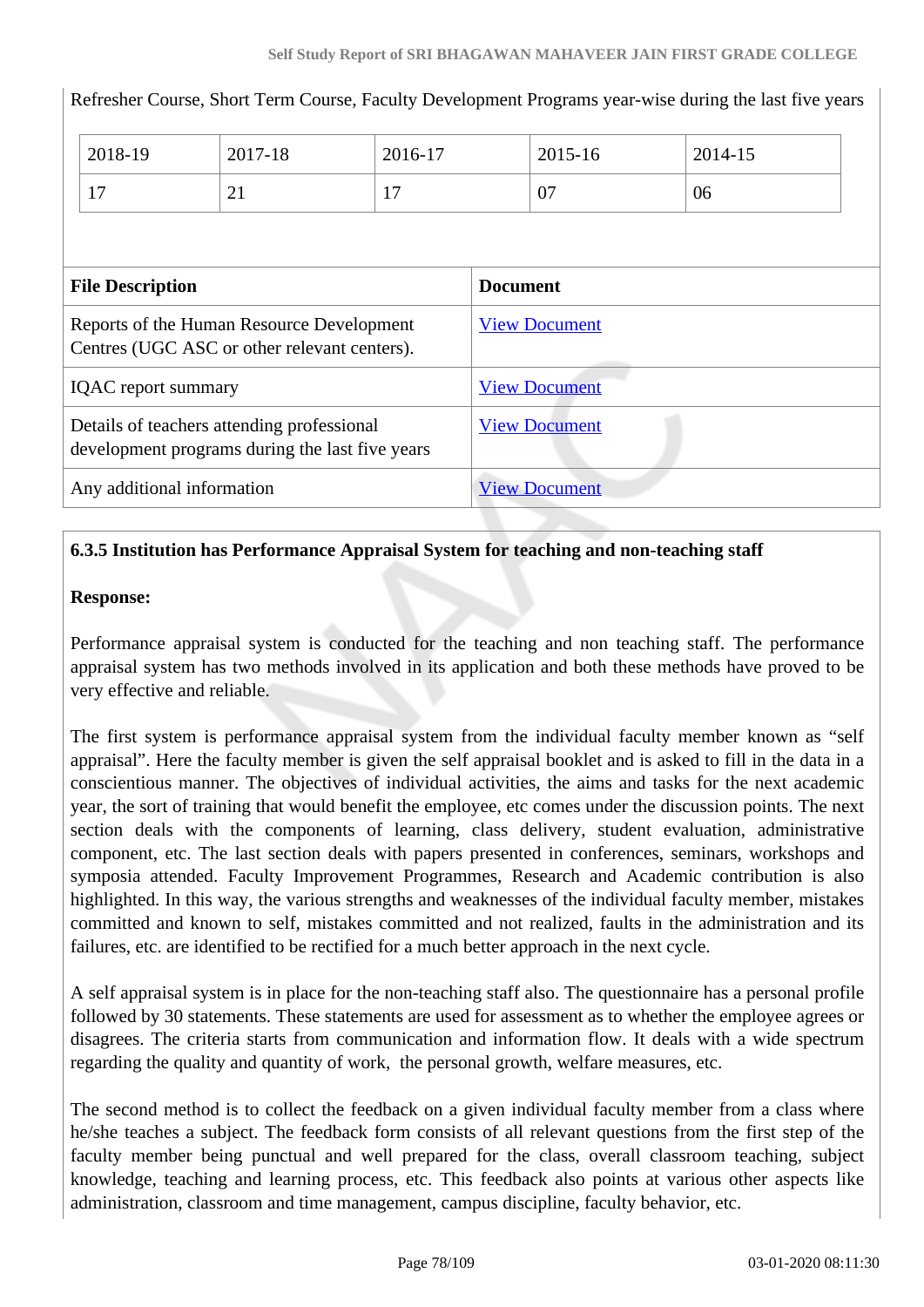Refresher Course, Short Term Course, Faculty Development Programs year-wise during the last five years

| 2018-19 | 2017-18 | 2016-17 | 2015-16 | 2014-15 |
|---|---|---|---|---|
| 17 | 21 | 17 | 07 | 06 |

| File Description | Document |
|---|---|
| Reports of the Human Resource Development Centres (UGC ASC or other relevant centers). | View Document |
| IQAC report summary | View Document |
| Details of teachers attending professional development programs during the last five years | View Document |
| Any additional information | View Document |

**6.3.5 Institution has Performance Appraisal System for teaching and non-teaching staff**

**Response:**

Performance appraisal system is conducted for the teaching and non teaching staff. The performance appraisal system has two methods involved in its application and both these methods have proved to be very effective and reliable.

The first system is performance appraisal system from the individual faculty member known as "self appraisal". Here the faculty member is given the self appraisal booklet and is asked to fill in the data in a conscientious manner. The objectives of individual activities, the aims and tasks for the next academic year, the sort of training that would benefit the employee, etc comes under the discussion points. The next section deals with the components of learning, class delivery, student evaluation, administrative component, etc. The last section deals with papers presented in conferences, seminars, workshops and symposia attended. Faculty Improvement Programmes, Research and Academic contribution is also highlighted. In this way, the various strengths and weaknesses of the individual faculty member, mistakes committed and known to self, mistakes committed and not realized, faults in the administration and its failures, etc. are identified to be rectified for a much better approach in the next cycle.

A self appraisal system is in place for the non-teaching staff also. The questionnaire has a personal profile followed by 30 statements. These statements are used for assessment as to whether the employee agrees or disagrees. The criteria starts from communication and information flow. It deals with a wide spectrum regarding the quality and quantity of work, the personal growth, welfare measures, etc.

The second method is to collect the feedback on a given individual faculty member from a class where he/she teaches a subject. The feedback form consists of all relevant questions from the first step of the faculty member being punctual and well prepared for the class, overall classroom teaching, subject knowledge, teaching and learning process, etc. This feedback also points at various other aspects like administration, classroom and time management, campus discipline, faculty behavior, etc.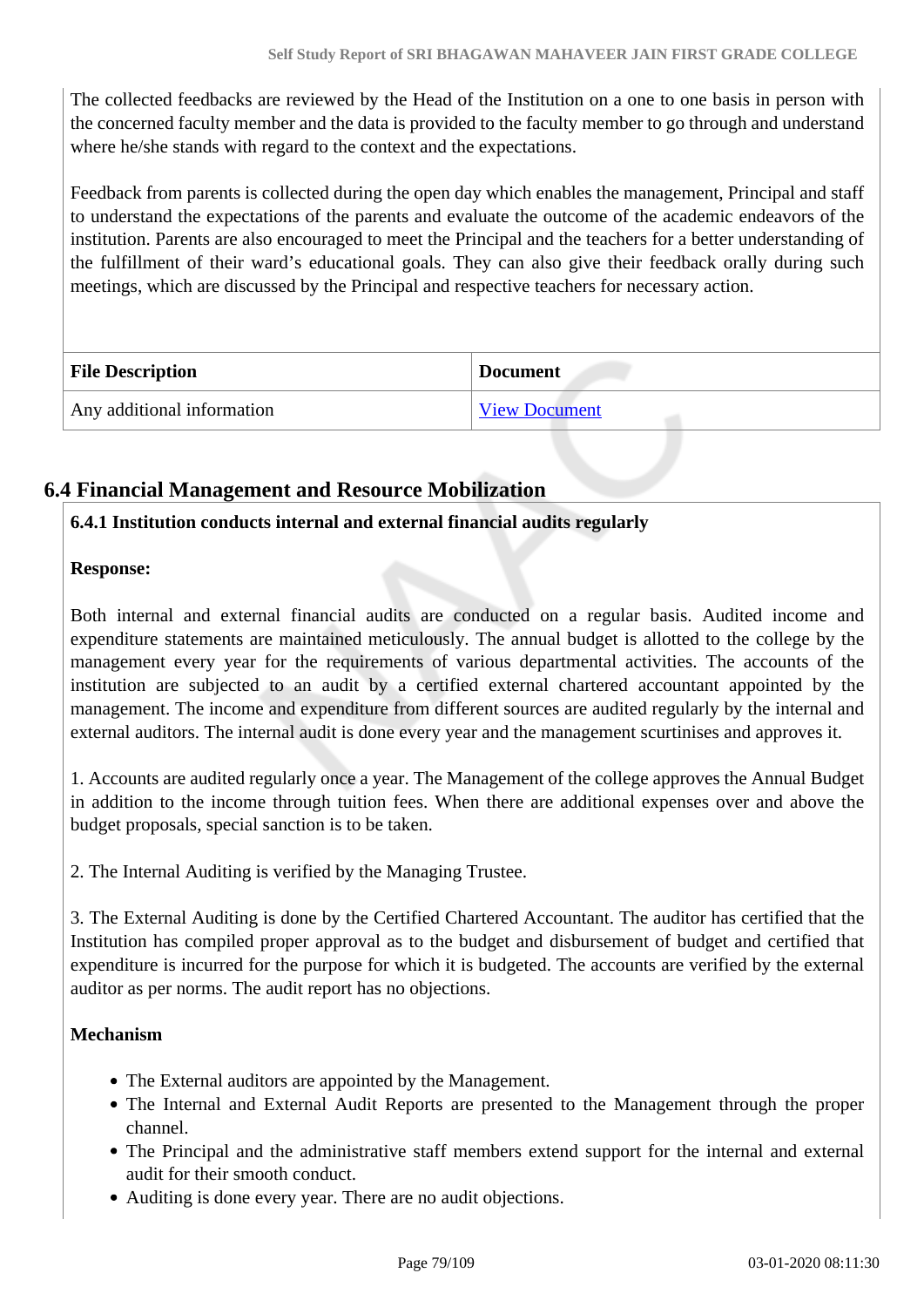The collected feedbacks are reviewed by the Head of the Institution on a one to one basis in person with the concerned faculty member and the data is provided to the faculty member to go through and understand where he/she stands with regard to the context and the expectations.

Feedback from parents is collected during the open day which enables the management, Principal and staff to understand the expectations of the parents and evaluate the outcome of the academic endeavors of the institution. Parents are also encouraged to meet the Principal and the teachers for a better understanding of the fulfillment of their ward's educational goals. They can also give their feedback orally during such meetings, which are discussed by the Principal and respective teachers for necessary action.

| File Description | Document |
|---|---|
| Any additional information | View Document |

## 6.4 Financial Management and Resource Mobilization

**6.4.1 Institution conducts internal and external financial audits regularly**

**Response:**

Both internal and external financial audits are conducted on a regular basis. Audited income and expenditure statements are maintained meticulously. The annual budget is allotted to the college by the management every year for the requirements of various departmental activities. The accounts of the institution are subjected to an audit by a certified external chartered accountant appointed by the management. The income and expenditure from different sources are audited regularly by the internal and external auditors. The internal audit is done every year and the management scurtinises and approves it.

1. Accounts are audited regularly once a year. The Management of the college approves the Annual Budget in addition to the income through tuition fees. When there are additional expenses over and above the budget proposals, special sanction is to be taken.

2. The Internal Auditing is verified by the Managing Trustee.

3. The External Auditing is done by the Certified Chartered Accountant. The auditor has certified that the Institution has compiled proper approval as to the budget and disbursement of budget and certified that expenditure is incurred for the purpose for which it is budgeted. The accounts are verified by the external auditor as per norms. The audit report has no objections.

**Mechanism**

- The External auditors are appointed by the Management.
- The Internal and External Audit Reports are presented to the Management through the proper channel.
- The Principal and the administrative staff members extend support for the internal and external audit for their smooth conduct.
- Auditing is done every year. There are no audit objections.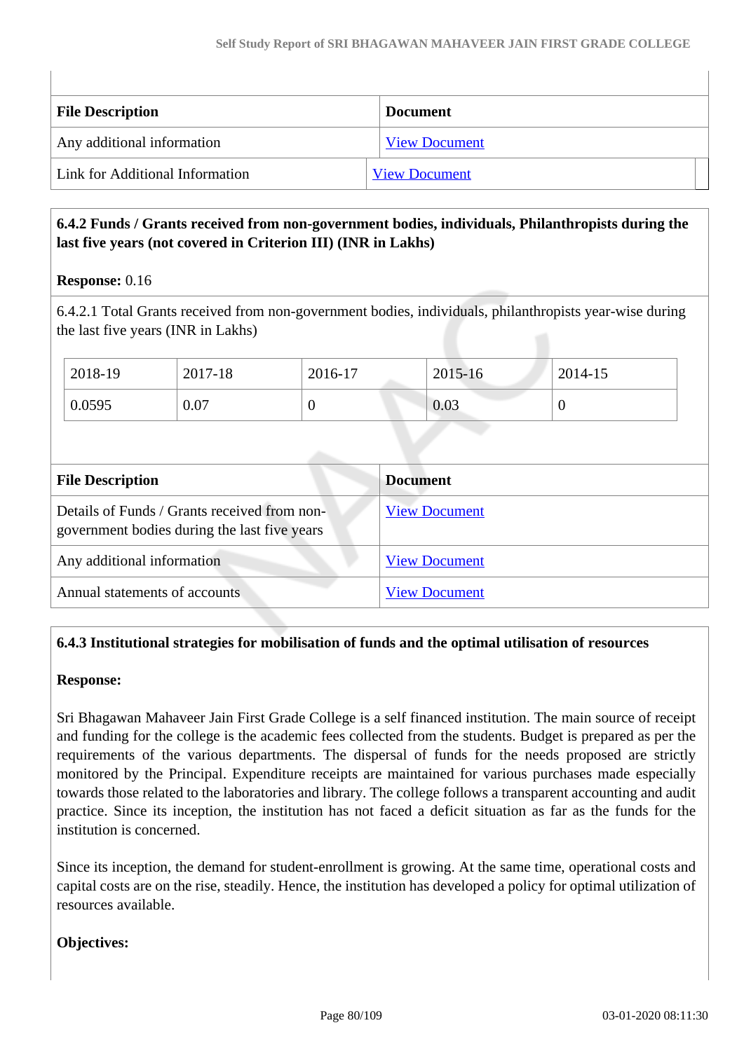| File Description | Document |
|---|---|
| Any additional information | View Document |
| Link for Additional Information | View Document |

**6.4.2 Funds / Grants received from non-government bodies, individuals, Philanthropists during the last five years (not covered in Criterion III) (INR in Lakhs)**

**Response:** 0.16

6.4.2.1 Total Grants received from non-government bodies, individuals, philanthropists year-wise during the last five years (INR in Lakhs)

| 2018-19 | 2017-18 | 2016-17 | 2015-16 | 2014-15 |
|---|---|---|---|---|
| 0.0595 | 0.07 | 0 | 0.03 | 0 |

| File Description | Document |
|---|---|
| Details of Funds / Grants received from non-government bodies during the last five years | View Document |
| Any additional information | View Document |
| Annual statements of accounts | View Document |

**6.4.3 Institutional strategies for mobilisation of funds and the optimal utilisation of resources**

**Response:**

Sri Bhagawan Mahaveer Jain First Grade College is a self financed institution. The main source of receipt and funding for the college is the academic fees collected from the students. Budget is prepared as per the requirements of the various departments. The dispersal of funds for the needs proposed are strictly monitored by the Principal. Expenditure receipts are maintained for various purchases made especially towards those related to the laboratories and library. The college follows a transparent accounting and audit practice. Since its inception, the institution has not faced a deficit situation as far as the funds for the institution is concerned.

Since its inception, the demand for student-enrollment is growing. At the same time, operational costs and capital costs are on the rise, steadily. Hence, the institution has developed a policy for optimal utilization of resources available.

**Objectives:**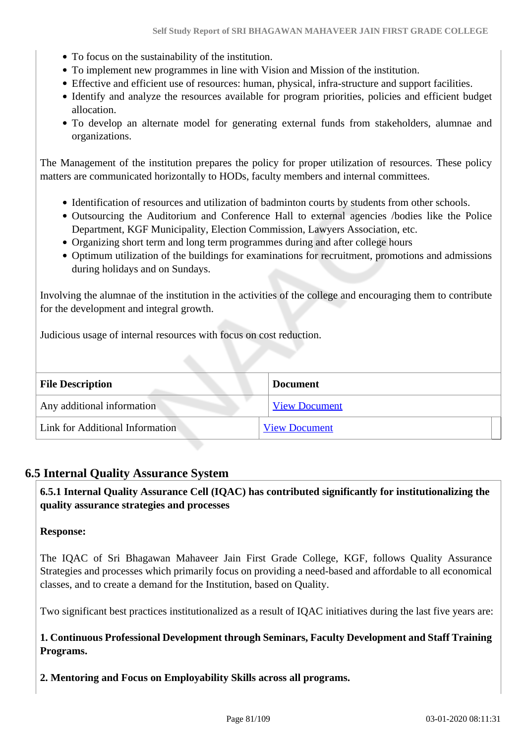- To focus on the sustainability of the institution.
- To implement new programmes in line with Vision and Mission of the institution.
- Effective and efficient use of resources: human, physical, infra-structure and support facilities.
- Identify and analyze the resources available for program priorities, policies and efficient budget allocation.
- To develop an alternate model for generating external funds from stakeholders, alumnae and organizations.

The Management of the institution prepares the policy for proper utilization of resources. These policy matters are communicated horizontally to HODs, faculty members and internal committees.

- Identification of resources and utilization of badminton courts by students from other schools.
- Outsourcing the Auditorium and Conference Hall to external agencies /bodies like the Police Department, KGF Municipality, Election Commission, Lawyers Association, etc.
- Organizing short term and long term programmes during and after college hours
- Optimum utilization of the buildings for examinations for recruitment, promotions and admissions during holidays and on Sundays.

Involving the alumnae of the institution in the activities of the college and encouraging them to contribute for the development and integral growth.

Judicious usage of internal resources with focus on cost reduction.

| File Description | Document |
| --- | --- |
| Any additional information | View Document |
| Link for Additional Information | View Document |

## 6.5 Internal Quality Assurance System

**6.5.1 Internal Quality Assurance Cell (IQAC) has contributed significantly for institutionalizing the quality assurance strategies and processes**

**Response:**

The IQAC of Sri Bhagawan Mahaveer Jain First Grade College, KGF, follows Quality Assurance Strategies and processes which primarily focus on providing a need-based and affordable to all economical classes, and to create a demand for the Institution, based on Quality.

Two significant best practices institutionalized as a result of IQAC initiatives during the last five years are:

**1. Continuous Professional Development through Seminars, Faculty Development and Staff Training Programs.**

**2. Mentoring and Focus on Employability Skills across all programs.**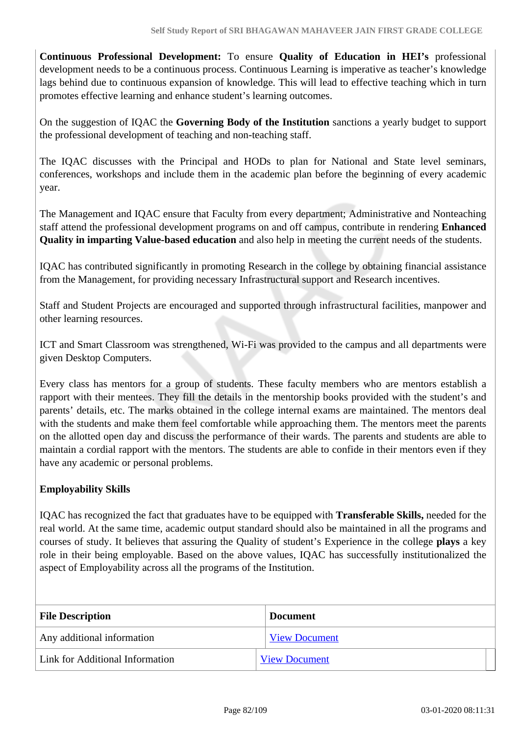**Continuous Professional Development:** To ensure **Quality of Education in HEI's** professional development needs to be a continuous process. Continuous Learning is imperative as teacher's knowledge lags behind due to continuous expansion of knowledge. This will lead to effective teaching which in turn promotes effective learning and enhance student's learning outcomes.

On the suggestion of IQAC the **Governing Body of the Institution** sanctions a yearly budget to support the professional development of teaching and non-teaching staff.

The IQAC discusses with the Principal and HODs to plan for National and State level seminars, conferences, workshops and include them in the academic plan before the beginning of every academic year.

The Management and IQAC ensure that Faculty from every department; Administrative and Nonteaching staff attend the professional development programs on and off campus, contribute in rendering **Enhanced Quality in imparting Value-based education** and also help in meeting the current needs of the students.

IQAC has contributed significantly in promoting Research in the college by obtaining financial assistance from the Management, for providing necessary Infrastructural support and Research incentives.

Staff and Student Projects are encouraged and supported through infrastructural facilities, manpower and other learning resources.

ICT and Smart Classroom was strengthened, Wi-Fi was provided to the campus and all departments were given Desktop Computers.

Every class has mentors for a group of students. These faculty members who are mentors establish a rapport with their mentees. They fill the details in the mentorship books provided with the student's and parents' details, etc. The marks obtained in the college internal exams are maintained. The mentors deal with the students and make them feel comfortable while approaching them. The mentors meet the parents on the allotted open day and discuss the performance of their wards. The parents and students are able to maintain a cordial rapport with the mentors. The students are able to confide in their mentors even if they have any academic or personal problems.

**Employability Skills**

IQAC has recognized the fact that graduates have to be equipped with **Transferable Skills,** needed for the real world. At the same time, academic output standard should also be maintained in all the programs and courses of study. It believes that assuring the Quality of student's Experience in the college **plays** a key role in their being employable. Based on the above values, IQAC has successfully institutionalized the aspect of Employability across all the programs of the Institution.

| File Description | Document |
|---|---|
| Any additional information | View Document |
| Link for Additional Information | View Document |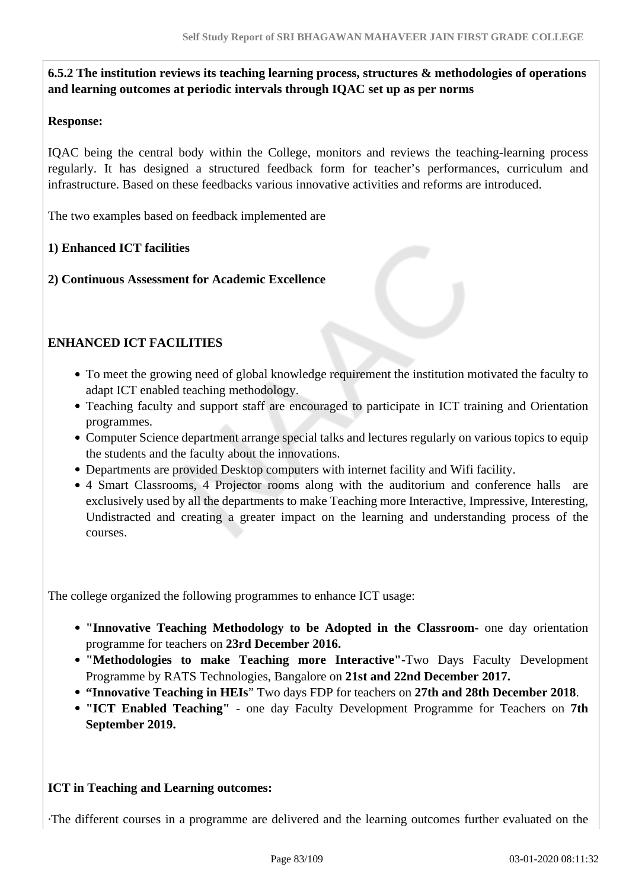**6.5.2 The institution reviews its teaching learning process, structures & methodologies of operations and learning outcomes at periodic intervals through IQAC set up as per norms**

**Response:**

IQAC being the central body within the College, monitors and reviews the teaching-learning process regularly. It has designed a structured feedback form for teacher's performances, curriculum and infrastructure. Based on these feedbacks various innovative activities and reforms are introduced.

The two examples based on feedback implemented are

**1) Enhanced ICT facilities**

**2) Continuous Assessment for Academic Excellence**

**ENHANCED ICT FACILITIES**

- To meet the growing need of global knowledge requirement the institution motivated the faculty to adapt ICT enabled teaching methodology.
- Teaching faculty and support staff are encouraged to participate in ICT training and Orientation programmes.
- Computer Science department arrange special talks and lectures regularly on various topics to equip the students and the faculty about the innovations.
- Departments are provided Desktop computers with internet facility and Wifi facility.
- 4 Smart Classrooms, 4 Projector rooms along with the auditorium and conference halls are exclusively used by all the departments to make Teaching more Interactive, Impressive, Interesting, Undistracted and creating a greater impact on the learning and understanding process of the courses.

The college organized the following programmes to enhance ICT usage:

- **"Innovative Teaching Methodology to be Adopted in the Classroom-** one day orientation programme for teachers on **23rd December 2016.**
- **"Methodologies to make Teaching more Interactive"-**Two Days Faculty Development Programme by RATS Technologies, Bangalore on **21st and 22nd December 2017.**
- **"Innovative Teaching in HEIs"** Two days FDP for teachers on **27th and 28th December 2018**.
- **"ICT Enabled Teaching"** - one day Faculty Development Programme for Teachers on **7th September 2019.**

**ICT in Teaching and Learning outcomes:**

·The different courses in a programme are delivered and the learning outcomes further evaluated on the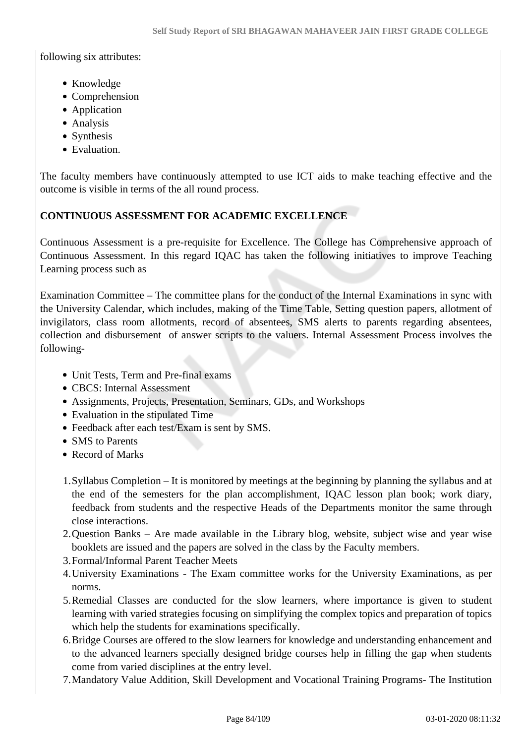following six attributes:

- Knowledge
- Comprehension
- Application
- Analysis
- Synthesis
- Evaluation.

The faculty members have continuously attempted to use ICT aids to make teaching effective and the outcome is visible in terms of the all round process.

**CONTINUOUS ASSESSMENT FOR ACADEMIC EXCELLENCE**

Continuous Assessment is a pre-requisite for Excellence. The College has Comprehensive approach of Continuous Assessment. In this regard IQAC has taken the following initiatives to improve Teaching Learning process such as

Examination Committee – The committee plans for the conduct of the Internal Examinations in sync with the University Calendar, which includes, making of the Time Table, Setting question papers, allotment of invigilators, class room allotments, record of absentees, SMS alerts to parents regarding absentees, collection and disbursement of answer scripts to the valuers. Internal Assessment Process involves the following-

- Unit Tests, Term and Pre-final exams
- CBCS: Internal Assessment
- Assignments, Projects, Presentation, Seminars, GDs, and Workshops
- Evaluation in the stipulated Time
- Feedback after each test/Exam is sent by SMS.
- SMS to Parents
- Record of Marks

1. Syllabus Completion – It is monitored by meetings at the beginning by planning the syllabus and at the end of the semesters for the plan accomplishment, IQAC lesson plan book; work diary, feedback from students and the respective Heads of the Departments monitor the same through close interactions.
2. Question Banks – Are made available in the Library blog, website, subject wise and year wise booklets are issued and the papers are solved in the class by the Faculty members.
3. Formal/Informal Parent Teacher Meets
4. University Examinations - The Exam committee works for the University Examinations, as per norms.
5. Remedial Classes are conducted for the slow learners, where importance is given to student learning with varied strategies focusing on simplifying the complex topics and preparation of topics which help the students for examinations specifically.
6. Bridge Courses are offered to the slow learners for knowledge and understanding enhancement and to the advanced learners specially designed bridge courses help in filling the gap when students come from varied disciplines at the entry level.
7. Mandatory Value Addition, Skill Development and Vocational Training Programs- The Institution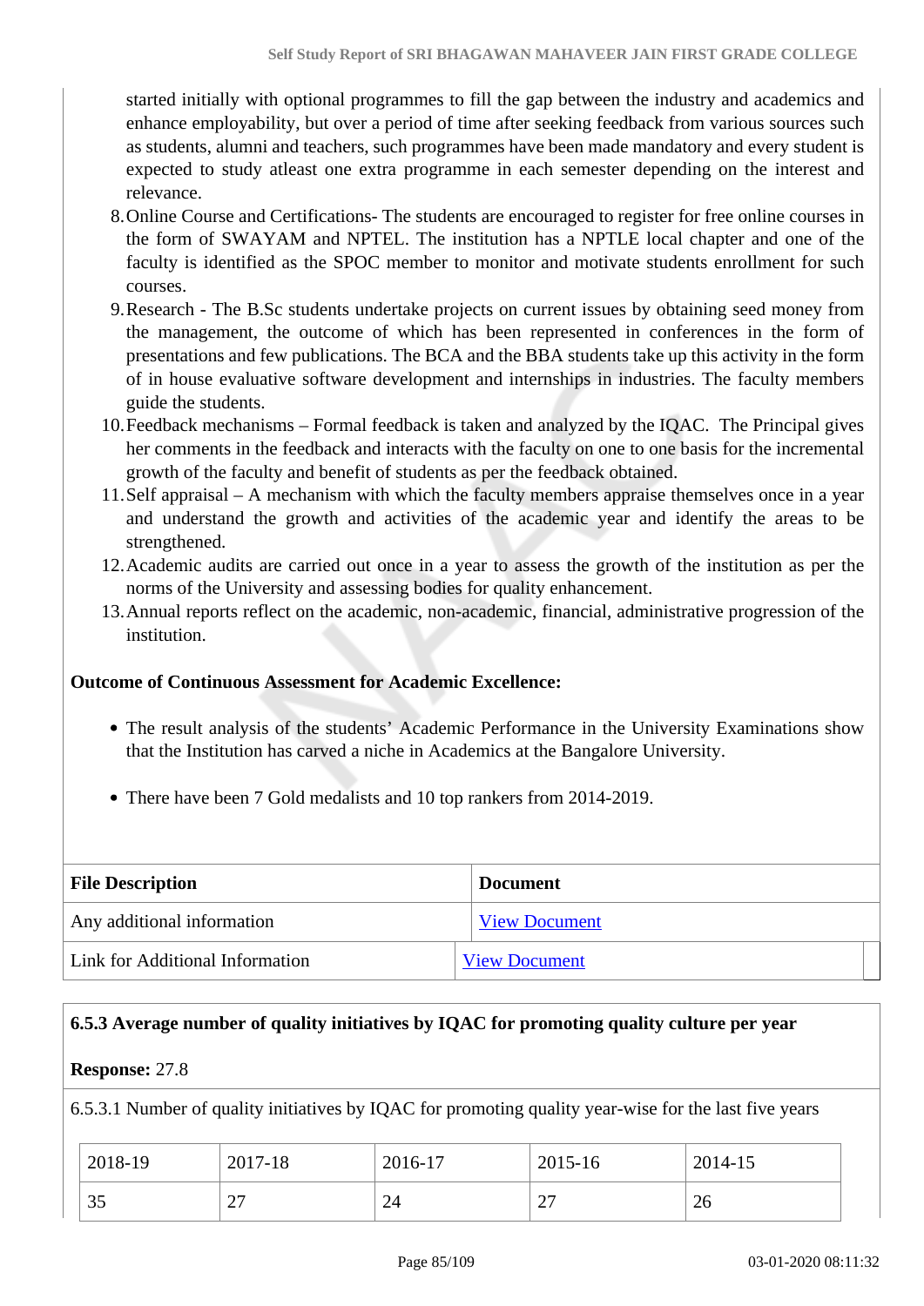started initially with optional programmes to fill the gap between the industry and academics and enhance employability, but over a period of time after seeking feedback from various sources such as students, alumni and teachers, such programmes have been made mandatory and every student is expected to study atleast one extra programme in each semester depending on the interest and relevance.

8. Online Course and Certifications- The students are encouraged to register for free online courses in the form of SWAYAM and NPTEL. The institution has a NPTLE local chapter and one of the faculty is identified as the SPOC member to monitor and motivate students enrollment for such courses.
9. Research - The B.Sc students undertake projects on current issues by obtaining seed money from the management, the outcome of which has been represented in conferences in the form of presentations and few publications. The BCA and the BBA students take up this activity in the form of in house evaluative software development and internships in industries. The faculty members guide the students.
10. Feedback mechanisms – Formal feedback is taken and analyzed by the IQAC. The Principal gives her comments in the feedback and interacts with the faculty on one to one basis for the incremental growth of the faculty and benefit of students as per the feedback obtained.
11. Self appraisal – A mechanism with which the faculty members appraise themselves once in a year and understand the growth and activities of the academic year and identify the areas to be strengthened.
12. Academic audits are carried out once in a year to assess the growth of the institution as per the norms of the University and assessing bodies for quality enhancement.
13. Annual reports reflect on the academic, non-academic, financial, administrative progression of the institution.

**Outcome of Continuous Assessment for Academic Excellence:**

- The result analysis of the students' Academic Performance in the University Examinations show that the Institution has carved a niche in Academics at the Bangalore University.
- There have been 7 Gold medalists and 10 top rankers from 2014-2019.

| File Description | Document |
|---|---|
| Any additional information | View Document |
| Link for Additional Information | View Document |

**6.5.3 Average number of quality initiatives by IQAC for promoting quality culture per year**

**Response:** 27.8

6.5.3.1 Number of quality initiatives by IQAC for promoting quality year-wise for the last five years

| 2018-19 | 2017-18 | 2016-17 | 2015-16 | 2014-15 |
|---|---|---|---|---|
| 35 | 27 | 24 | 27 | 26 |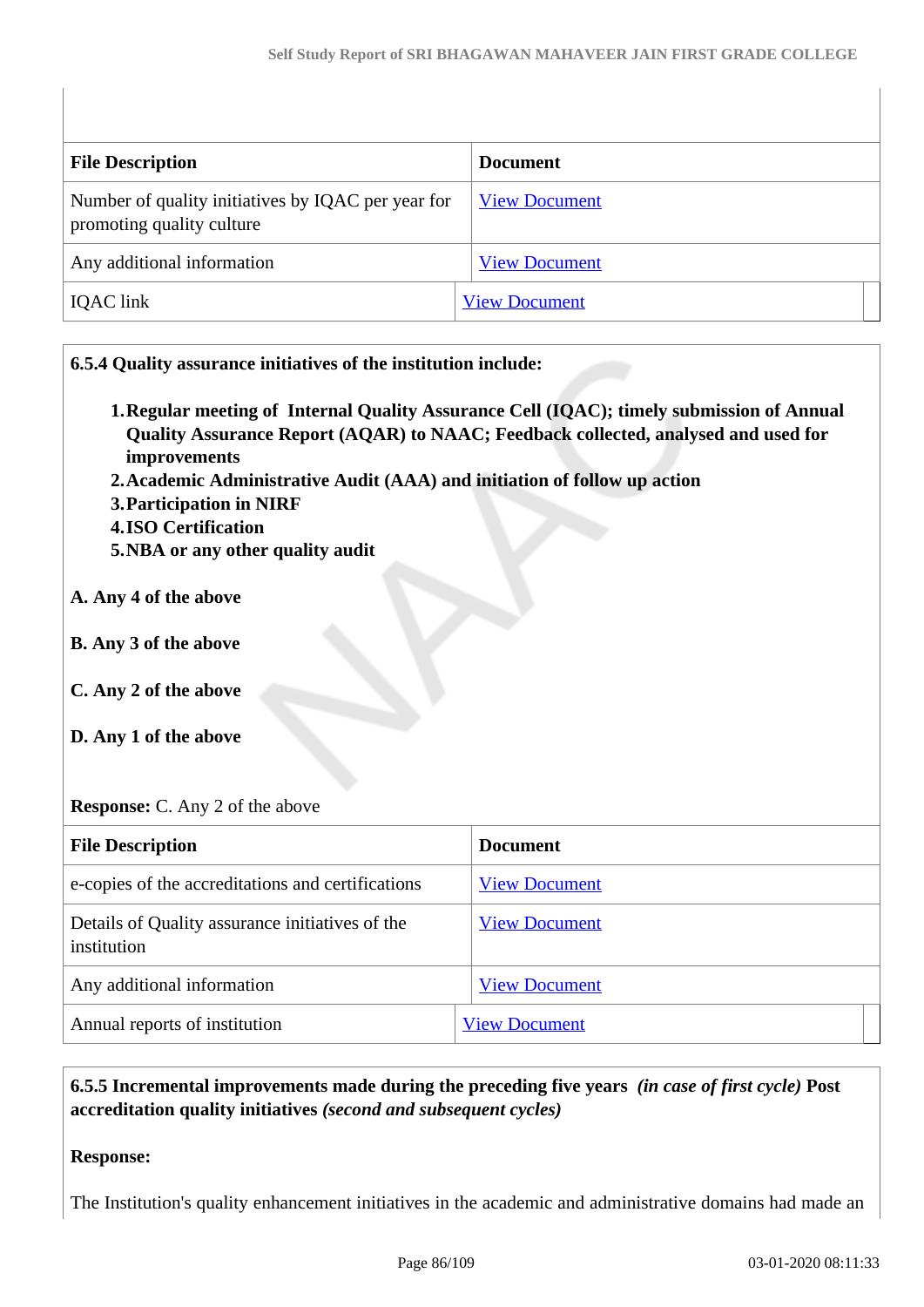| File Description | Document |
|---|---|
| Number of quality initiatives by IQAC per year for promoting quality culture | View Document |
| Any additional information | View Document |
| IQAC link | View Document |

**6.5.4 Quality assurance initiatives of the institution include:**

1. **Regular meeting of Internal Quality Assurance Cell (IQAC); timely submission of Annual Quality Assurance Report (AQAR) to NAAC; Feedback collected, analysed and used for improvements**
2. **Academic Administrative Audit (AAA) and initiation of follow up action**
3. **Participation in NIRF**
4. **ISO Certification**
5. **NBA or any other quality audit**

**A. Any 4 of the above**

**B. Any 3 of the above**

**C. Any 2 of the above**

**D. Any 1 of the above**

**Response:** C. Any 2 of the above

| File Description | Document |
|---|---|
| e-copies of the accreditations and certifications | View Document |
| Details of Quality assurance initiatives of the institution | View Document |
| Any additional information | View Document |
| Annual reports of institution | View Document |

**6.5.5 Incremental improvements made during the preceding five years** ***(in case of first cycle)*** **Post accreditation quality initiatives** ***(second and subsequent cycles)***

**Response:**

The Institution's quality enhancement initiatives in the academic and administrative domains had made an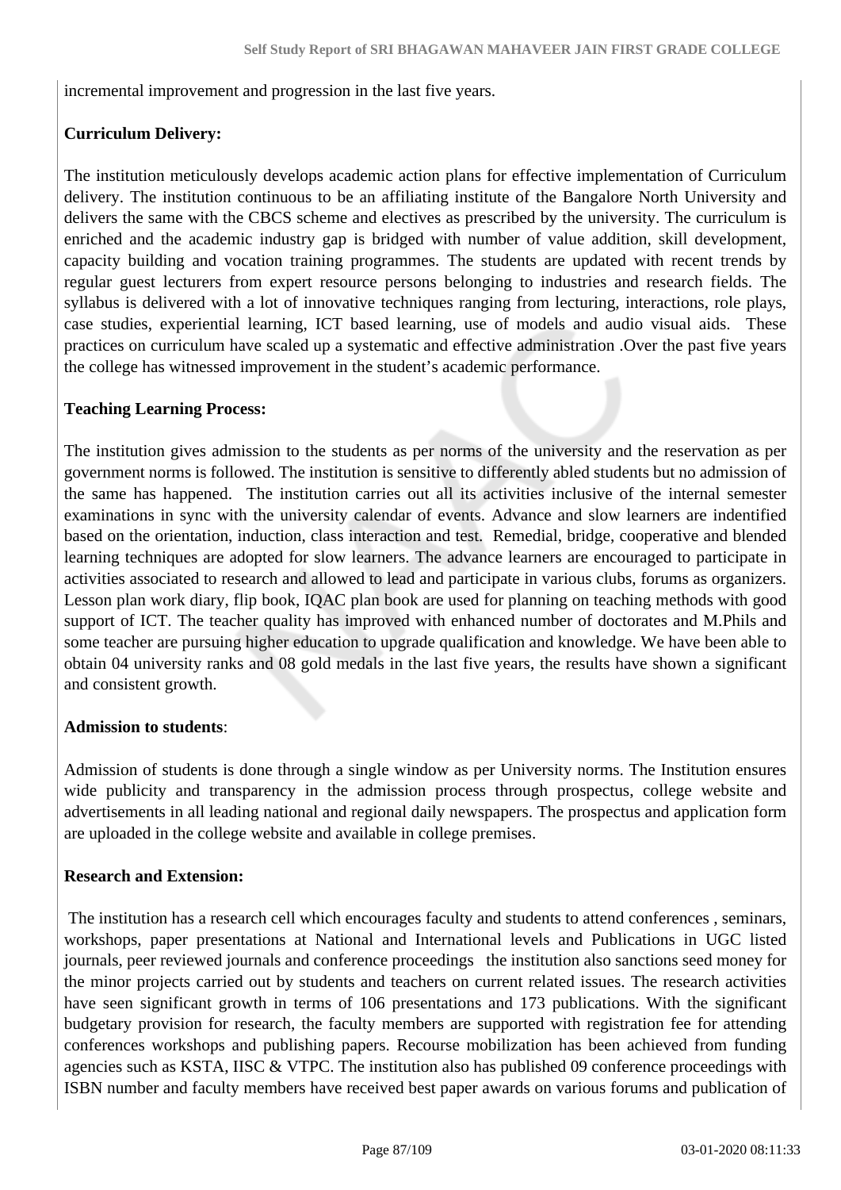incremental improvement and progression in the last five years.

**Curriculum Delivery:**

The institution meticulously develops academic action plans for effective implementation of Curriculum delivery. The institution continuous to be an affiliating institute of the Bangalore North University and delivers the same with the CBCS scheme and electives as prescribed by the university. The curriculum is enriched and the academic industry gap is bridged with number of value addition, skill development, capacity building and vocation training programmes. The students are updated with recent trends by regular guest lecturers from expert resource persons belonging to industries and research fields. The syllabus is delivered with a lot of innovative techniques ranging from lecturing, interactions, role plays, case studies, experiential learning, ICT based learning, use of models and audio visual aids. These practices on curriculum have scaled up a systematic and effective administration .Over the past five years the college has witnessed improvement in the student's academic performance.

**Teaching Learning Process:**

The institution gives admission to the students as per norms of the university and the reservation as per government norms is followed. The institution is sensitive to differently abled students but no admission of the same has happened. The institution carries out all its activities inclusive of the internal semester examinations in sync with the university calendar of events. Advance and slow learners are indentified based on the orientation, induction, class interaction and test. Remedial, bridge, cooperative and blended learning techniques are adopted for slow learners. The advance learners are encouraged to participate in activities associated to research and allowed to lead and participate in various clubs, forums as organizers. Lesson plan work diary, flip book, IQAC plan book are used for planning on teaching methods with good support of ICT. The teacher quality has improved with enhanced number of doctorates and M.Phils and some teacher are pursuing higher education to upgrade qualification and knowledge. We have been able to obtain 04 university ranks and 08 gold medals in the last five years, the results have shown a significant and consistent growth.

**Admission to students**:

Admission of students is done through a single window as per University norms. The Institution ensures wide publicity and transparency in the admission process through prospectus, college website and advertisements in all leading national and regional daily newspapers. The prospectus and application form are uploaded in the college website and available in college premises.

**Research and Extension:**

The institution has a research cell which encourages faculty and students to attend conferences , seminars, workshops, paper presentations at National and International levels and Publications in UGC listed journals, peer reviewed journals and conference proceedings the institution also sanctions seed money for the minor projects carried out by students and teachers on current related issues. The research activities have seen significant growth in terms of 106 presentations and 173 publications. With the significant budgetary provision for research, the faculty members are supported with registration fee for attending conferences workshops and publishing papers. Recourse mobilization has been achieved from funding agencies such as KSTA, IISC & VTPC. The institution also has published 09 conference proceedings with ISBN number and faculty members have received best paper awards on various forums and publication of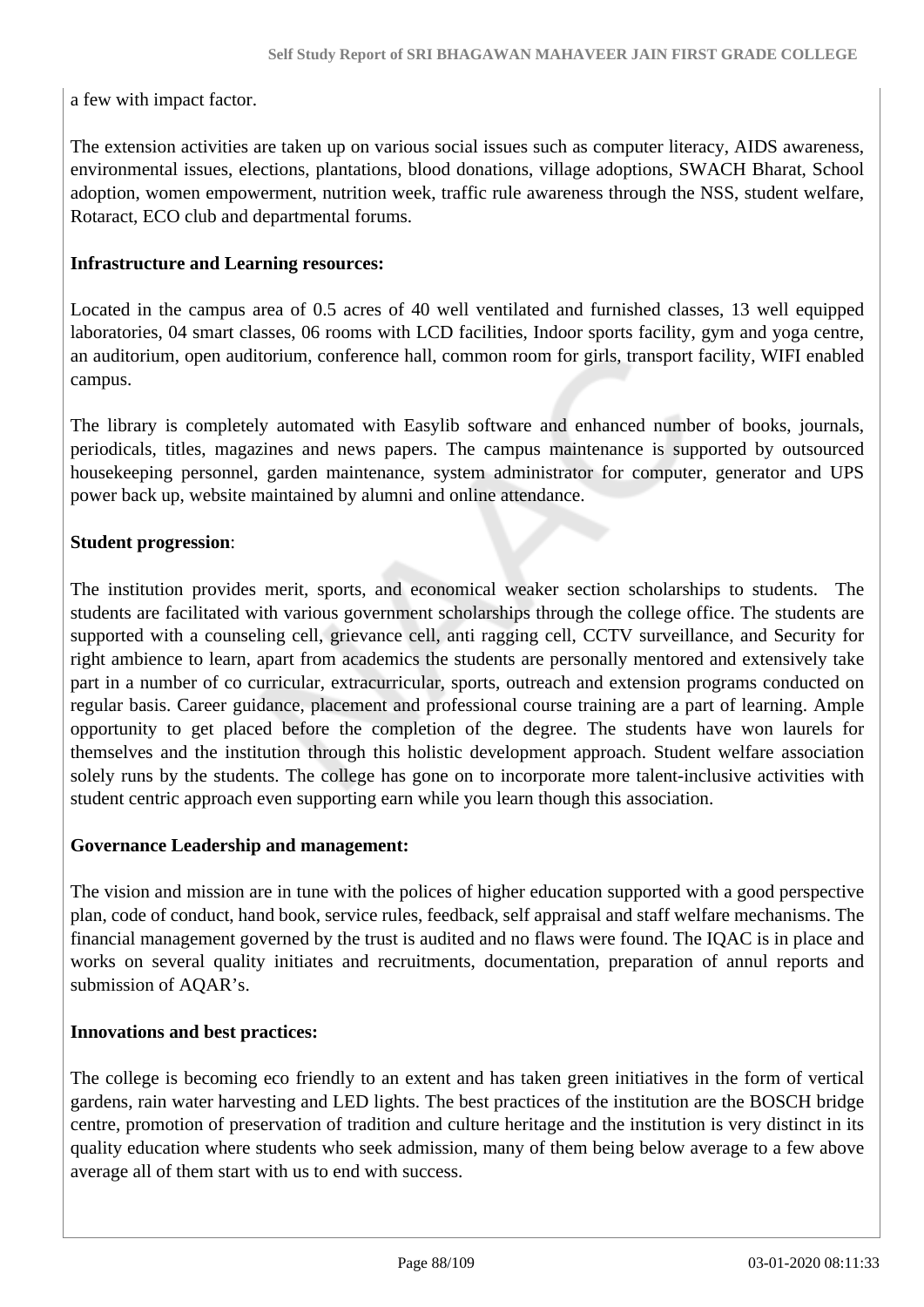a few with impact factor.

The extension activities are taken up on various social issues such as computer literacy, AIDS awareness, environmental issues, elections, plantations, blood donations, village adoptions, SWACH Bharat, School adoption, women empowerment, nutrition week, traffic rule awareness through the NSS, student welfare, Rotaract, ECO club and departmental forums.

**Infrastructure and Learning resources:**

Located in the campus area of 0.5 acres of 40 well ventilated and furnished classes, 13 well equipped laboratories, 04 smart classes, 06 rooms with LCD facilities, Indoor sports facility, gym and yoga centre, an auditorium, open auditorium, conference hall, common room for girls, transport facility, WIFI enabled campus.

The library is completely automated with Easylib software and enhanced number of books, journals, periodicals, titles, magazines and news papers. The campus maintenance is supported by outsourced housekeeping personnel, garden maintenance, system administrator for computer, generator and UPS power back up, website maintained by alumni and online attendance.

**Student progression**:

The institution provides merit, sports, and economical weaker section scholarships to students. The students are facilitated with various government scholarships through the college office. The students are supported with a counseling cell, grievance cell, anti ragging cell, CCTV surveillance, and Security for right ambience to learn, apart from academics the students are personally mentored and extensively take part in a number of co curricular, extracurricular, sports, outreach and extension programs conducted on regular basis. Career guidance, placement and professional course training are a part of learning. Ample opportunity to get placed before the completion of the degree. The students have won laurels for themselves and the institution through this holistic development approach. Student welfare association solely runs by the students. The college has gone on to incorporate more talent-inclusive activities with student centric approach even supporting earn while you learn though this association.

**Governance Leadership and management:**

The vision and mission are in tune with the polices of higher education supported with a good perspective plan, code of conduct, hand book, service rules, feedback, self appraisal and staff welfare mechanisms. The financial management governed by the trust is audited and no flaws were found. The IQAC is in place and works on several quality initiates and recruitments, documentation, preparation of annul reports and submission of AQAR's.

**Innovations and best practices:**

The college is becoming eco friendly to an extent and has taken green initiatives in the form of vertical gardens, rain water harvesting and LED lights. The best practices of the institution are the BOSCH bridge centre, promotion of preservation of tradition and culture heritage and the institution is very distinct in its quality education where students who seek admission, many of them being below average to a few above average all of them start with us to end with success.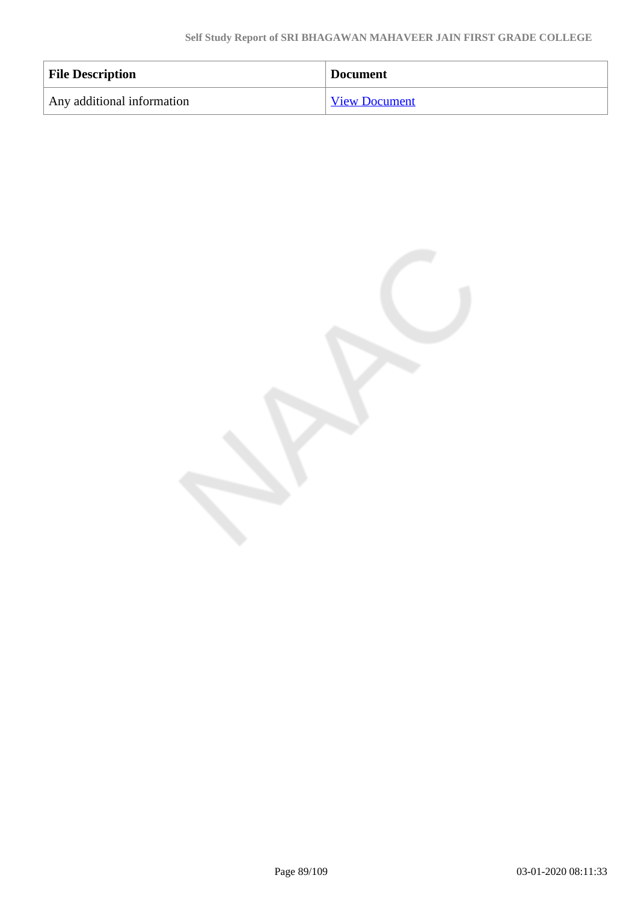| File Description | Document |
| --- | --- |
| Any additional information | View Document |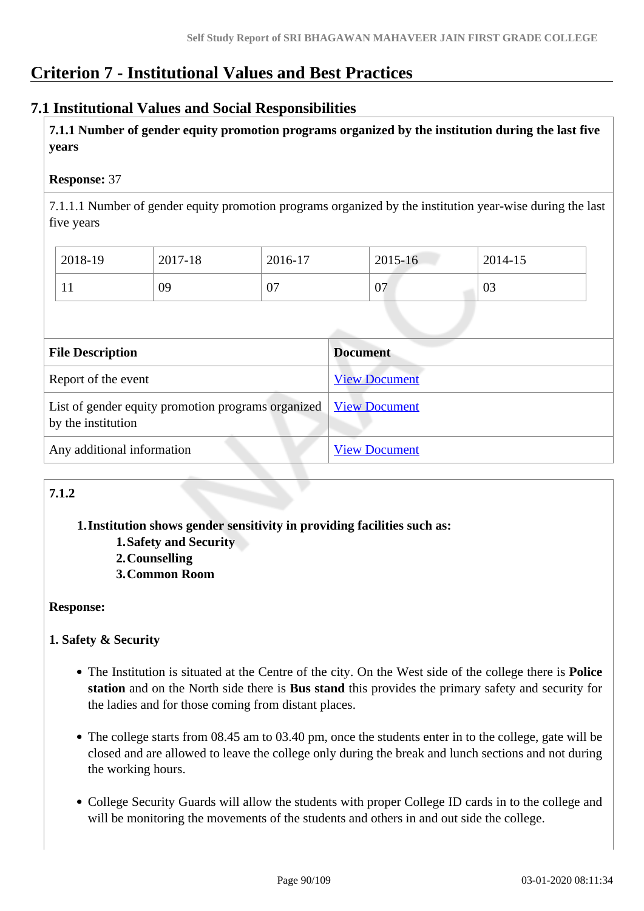# Criterion 7 - Institutional Values and Best Practices

## 7.1 Institutional Values and Social Responsibilities

**7.1.1 Number of gender equity promotion programs organized by the institution during the last five years**

**Response:** 37

7.1.1.1 Number of gender equity promotion programs organized by the institution year-wise during the last five years

| 2018-19 | 2017-18 | 2016-17 | 2015-16 | 2014-15 |
|---|---|---|---|---|
| 11 | 09 | 07 | 07 | 03 |

| File Description | Document |
|---|---|
| Report of the event | View Document |
| List of gender equity promotion programs organized by the institution | View Document |
| Any additional information | View Document |

**7.1.2**

1. **Institution shows gender sensitivity in providing facilities such as:**
   1. **Safety and Security**
   2. **Counselling**
   3. **Common Room**

**Response:**

**1. Safety & Security**

- The Institution is situated at the Centre of the city. On the West side of the college there is **Police station** and on the North side there is **Bus stand** this provides the primary safety and security for the ladies and for those coming from distant places.
- The college starts from 08.45 am to 03.40 pm, once the students enter in to the college, gate will be closed and are allowed to leave the college only during the break and lunch sections and not during the working hours.
- College Security Guards will allow the students with proper College ID cards in to the college and will be monitoring the movements of the students and others in and out side the college.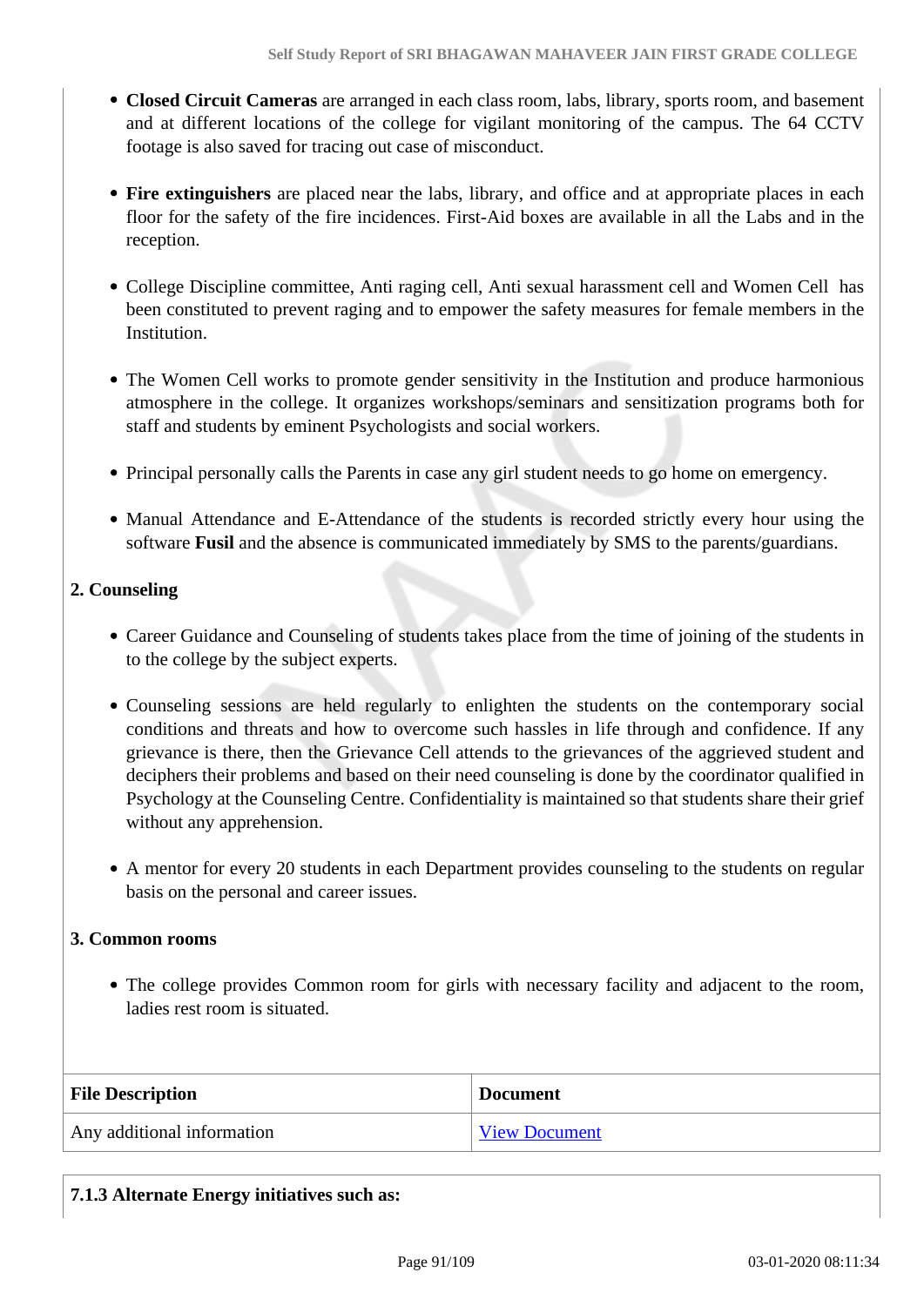- **Closed Circuit Cameras** are arranged in each class room, labs, library, sports room, and basement and at different locations of the college for vigilant monitoring of the campus. The 64 CCTV footage is also saved for tracing out case of misconduct.

- **Fire extinguishers** are placed near the labs, library, and office and at appropriate places in each floor for the safety of the fire incidences. First-Aid boxes are available in all the Labs and in the reception.

- College Discipline committee, Anti raging cell, Anti sexual harassment cell and Women Cell has been constituted to prevent raging and to empower the safety measures for female members in the Institution.

- The Women Cell works to promote gender sensitivity in the Institution and produce harmonious atmosphere in the college. It organizes workshops/seminars and sensitization programs both for staff and students by eminent Psychologists and social workers.

- Principal personally calls the Parents in case any girl student needs to go home on emergency.

- Manual Attendance and E-Attendance of the students is recorded strictly every hour using the software **Fusil** and the absence is communicated immediately by SMS to the parents/guardians.

**2. Counseling**

- Career Guidance and Counseling of students takes place from the time of joining of the students in to the college by the subject experts.

- Counseling sessions are held regularly to enlighten the students on the contemporary social conditions and threats and how to overcome such hassles in life through and confidence. If any grievance is there, then the Grievance Cell attends to the grievances of the aggrieved student and deciphers their problems and based on their need counseling is done by the coordinator qualified in Psychology at the Counseling Centre. Confidentiality is maintained so that students share their grief without any apprehension.

- A mentor for every 20 students in each Department provides counseling to the students on regular basis on the personal and career issues.

**3. Common rooms**

- The college provides Common room for girls with necessary facility and adjacent to the room, ladies rest room is situated.

| File Description | Document |
|---|---|
| Any additional information | View Document |

**7.1.3 Alternate Energy initiatives such as:**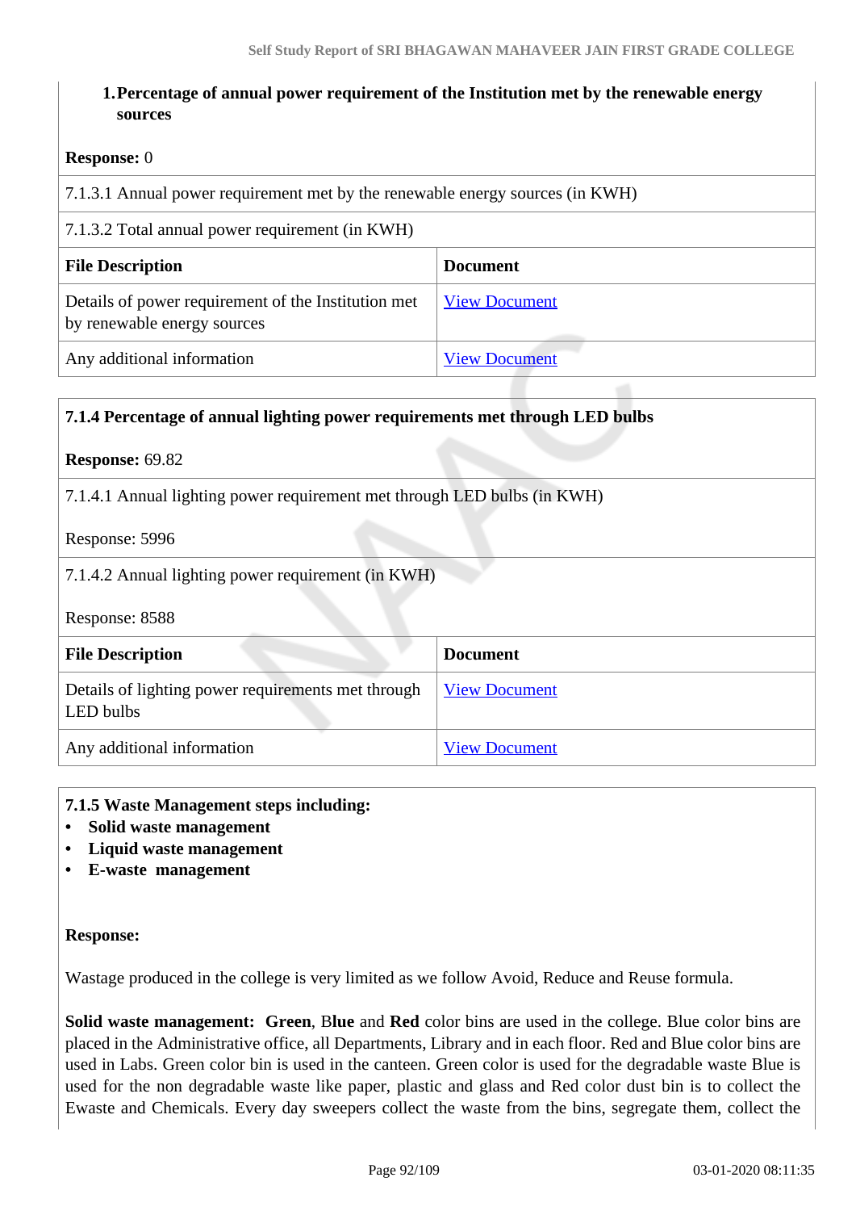1. **Percentage of annual power requirement of the Institution met by the renewable energy sources**

**Response:** 0

7.1.3.1 Annual power requirement met by the renewable energy sources (in KWH)

7.1.3.2 Total annual power requirement (in KWH)

| File Description | Document |
| --- | --- |
| Details of power requirement of the Institution met by renewable energy sources | View Document |
| Any additional information | View Document |

**7.1.4 Percentage of annual lighting power requirements met through LED bulbs**

**Response:** 69.82

7.1.4.1 Annual lighting power requirement met through LED bulbs (in KWH)

Response: 5996

7.1.4.2 Annual lighting power requirement (in KWH)

Response: 8588

| File Description | Document |
| --- | --- |
| Details of lighting power requirements met through LED bulbs | View Document |
| Any additional information | View Document |

**7.1.5 Waste Management steps including:**

- **Solid waste management**
- **Liquid waste management**
- **E-waste management**

**Response:**

Wastage produced in the college is very limited as we follow Avoid, Reduce and Reuse formula.

**Solid waste management:** **Green**, B**lue** and **Red** color bins are used in the college. Blue color bins are placed in the Administrative office, all Departments, Library and in each floor. Red and Blue color bins are used in Labs. Green color bin is used in the canteen. Green color is used for the degradable waste Blue is used for the non degradable waste like paper, plastic and glass and Red color dust bin is to collect the Ewaste and Chemicals. Every day sweepers collect the waste from the bins, segregate them, collect the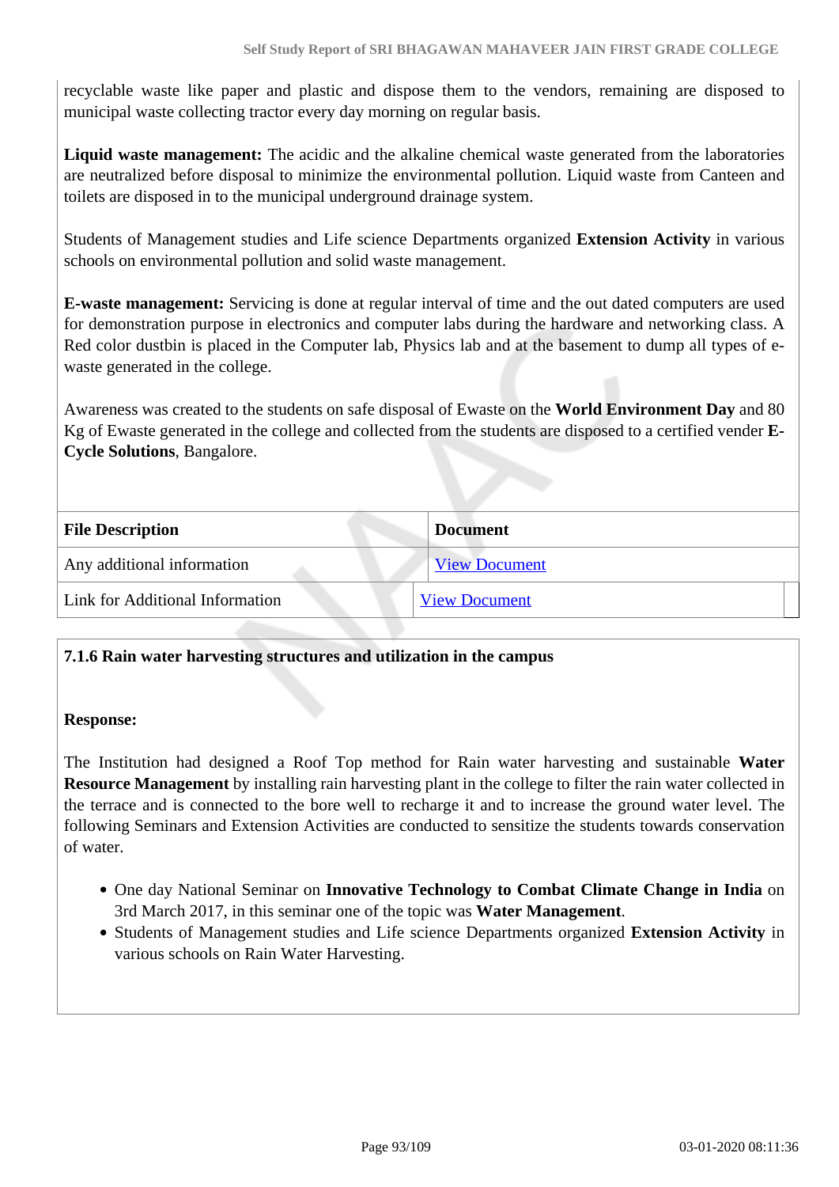recyclable waste like paper and plastic and dispose them to the vendors, remaining are disposed to municipal waste collecting tractor every day morning on regular basis.

**Liquid waste management:** The acidic and the alkaline chemical waste generated from the laboratories are neutralized before disposal to minimize the environmental pollution. Liquid waste from Canteen and toilets are disposed in to the municipal underground drainage system.

Students of Management studies and Life science Departments organized **Extension Activity** in various schools on environmental pollution and solid waste management.

**E-waste management:** Servicing is done at regular interval of time and the out dated computers are used for demonstration purpose in electronics and computer labs during the hardware and networking class. A Red color dustbin is placed in the Computer lab, Physics lab and at the basement to dump all types of e-waste generated in the college.

Awareness was created to the students on safe disposal of Ewaste on the **World Environment Day** and 80 Kg of Ewaste generated in the college and collected from the students are disposed to a certified vender **E-Cycle Solutions**, Bangalore.

| File Description | Document |
|---|---|
| Any additional information | View Document |
| Link for Additional Information | View Document |

**7.1.6 Rain water harvesting structures and utilization in the campus**

**Response:**

The Institution had designed a Roof Top method for Rain water harvesting and sustainable **Water Resource Management** by installing rain harvesting plant in the college to filter the rain water collected in the terrace and is connected to the bore well to recharge it and to increase the ground water level. The following Seminars and Extension Activities are conducted to sensitize the students towards conservation of water.

- One day National Seminar on **Innovative Technology to Combat Climate Change in India** on 3rd March 2017, in this seminar one of the topic was **Water Management**.
- Students of Management studies and Life science Departments organized **Extension Activity** in various schools on Rain Water Harvesting.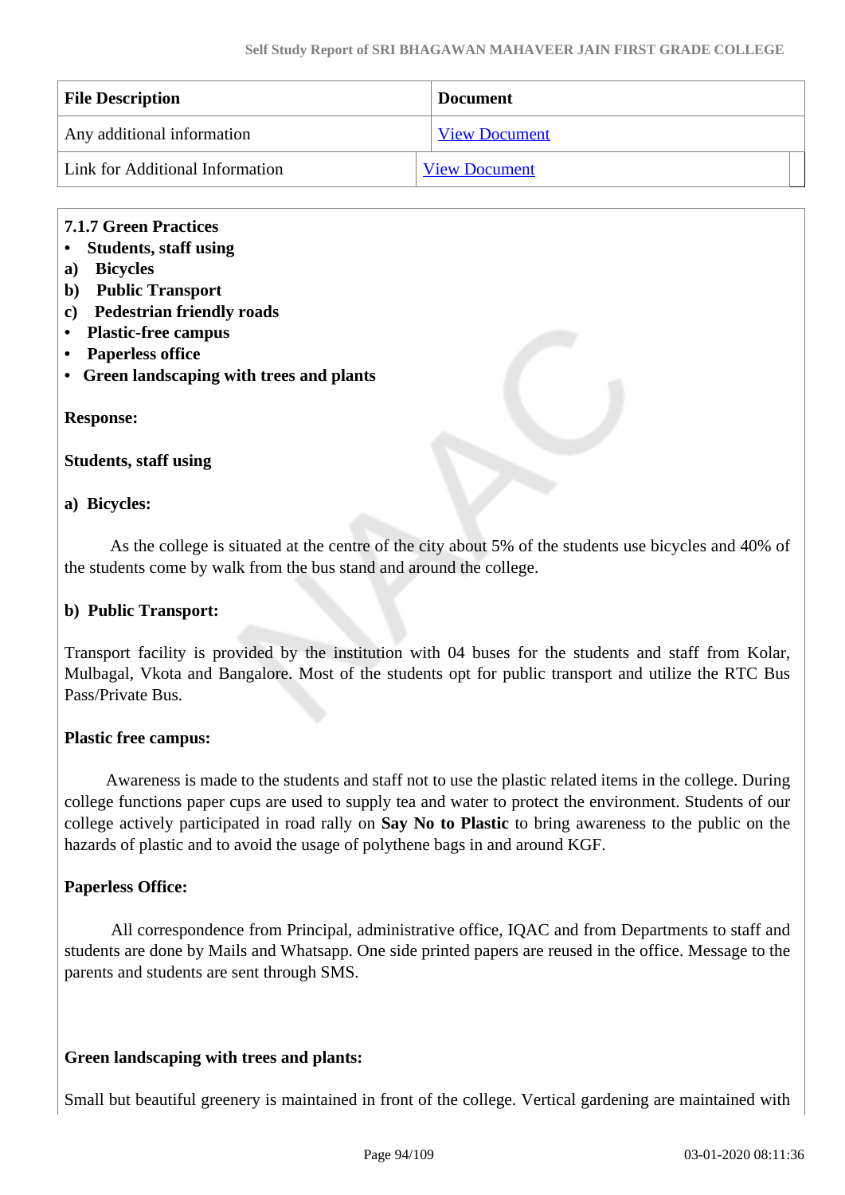| File Description | Document |
|---|---|
| Any additional information | View Document |
| Link for Additional Information | View Document |

**7.1.7 Green Practices**

- **Students, staff using**

**a) Bicycles**

**b) Public Transport**

**c) Pedestrian friendly roads**

- **Plastic-free campus**
- **Paperless office**
- **Green landscaping with trees and plants**

**Response:**

**Students, staff using**

**a) Bicycles:**

As the college is situated at the centre of the city about 5% of the students use bicycles and 40% of the students come by walk from the bus stand and around the college.

**b) Public Transport:**

Transport facility is provided by the institution with 04 buses for the students and staff from Kolar, Mulbagal, Vkota and Bangalore. Most of the students opt for public transport and utilize the RTC Bus Pass/Private Bus.

**Plastic free campus:**

Awareness is made to the students and staff not to use the plastic related items in the college. During college functions paper cups are used to supply tea and water to protect the environment. Students of our college actively participated in road rally on **Say No to Plastic** to bring awareness to the public on the hazards of plastic and to avoid the usage of polythene bags in and around KGF.

**Paperless Office:**

All correspondence from Principal, administrative office, IQAC and from Departments to staff and students are done by Mails and Whatsapp. One side printed papers are reused in the office. Message to the parents and students are sent through SMS.

**Green landscaping with trees and plants:**

Small but beautiful greenery is maintained in front of the college. Vertical gardening are maintained with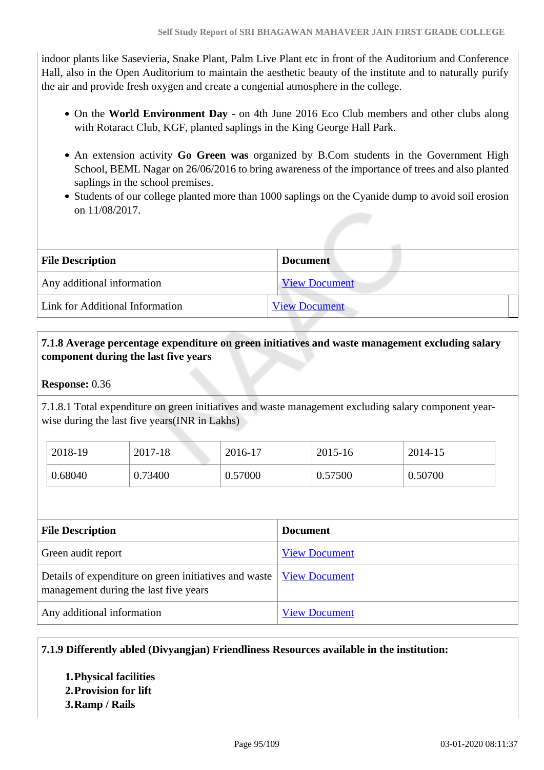indoor plants like Sasevieria, Snake Plant, Palm Live Plant etc in front of the Auditorium and Conference Hall, also in the Open Auditorium to maintain the aesthetic beauty of the institute and to naturally purify the air and provide fresh oxygen and create a congenial atmosphere in the college.

- On the **World Environment Day** - on 4th June 2016 Eco Club members and other clubs along with Rotaract Club, KGF, planted saplings in the King George Hall Park.
- An extension activity **Go Green was** organized by B.Com students in the Government High School, BEML Nagar on 26/06/2016 to bring awareness of the importance of trees and also planted saplings in the school premises.
- Students of our college planted more than 1000 saplings on the Cyanide dump to avoid soil erosion on 11/08/2017.

| File Description | Document |
|---|---|
| Any additional information | View Document |
| Link for Additional Information | View Document |

**7.1.8 Average percentage expenditure on green initiatives and waste management excluding salary component during the last five years**

**Response:** 0.36

7.1.8.1 Total expenditure on green initiatives and waste management excluding salary component year-wise during the last five years(INR in Lakhs)

| 2018-19 | 2017-18 | 2016-17 | 2015-16 | 2014-15 |
|---|---|---|---|---|
| 0.68040 | 0.73400 | 0.57000 | 0.57500 | 0.50700 |

| File Description | Document |
|---|---|
| Green audit report | View Document |
| Details of expenditure on green initiatives and waste management during the last five years | View Document |
| Any additional information | View Document |

**7.1.9 Differently abled (Divyangjan) Friendliness Resources available in the institution:**

1. **Physical facilities**
2. **Provision for lift**
3. **Ramp / Rails**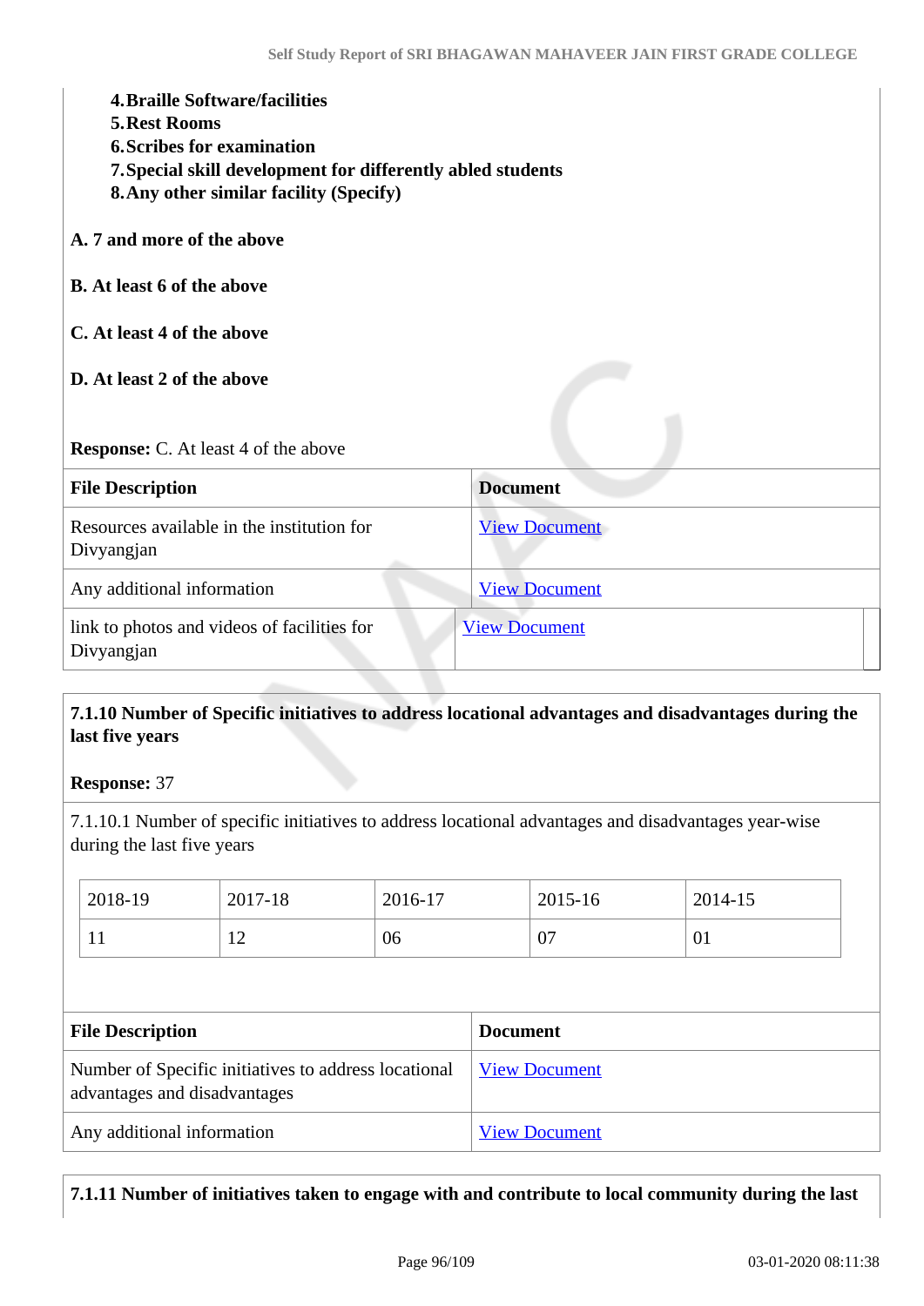4. **Braille Software/facilities**
5. **Rest Rooms**
6. **Scribes for examination**
7. **Special skill development for differently abled students**
8. **Any other similar facility (Specify)**

**A. 7 and more of the above**

**B. At least 6 of the above**

**C. At least 4 of the above**

**D. At least 2 of the above**

**Response:** C. At least 4 of the above

| File Description | Document |
|---|---|
| Resources available in the institution for Divyangjan | View Document |
| Any additional information | View Document |
| link to photos and videos of facilities for Divyangjan | View Document |

**7.1.10 Number of Specific initiatives to address locational advantages and disadvantages during the last five years**

**Response:** 37

7.1.10.1 Number of specific initiatives to address locational advantages and disadvantages year-wise during the last five years

| 2018-19 | 2017-18 | 2016-17 | 2015-16 | 2014-15 |
|---|---|---|---|---|
| 11 | 12 | 06 | 07 | 01 |

| File Description | Document |
|---|---|
| Number of Specific initiatives to address locational advantages and disadvantages | View Document |
| Any additional information | View Document |

**7.1.11 Number of initiatives taken to engage with and contribute to local community during the last**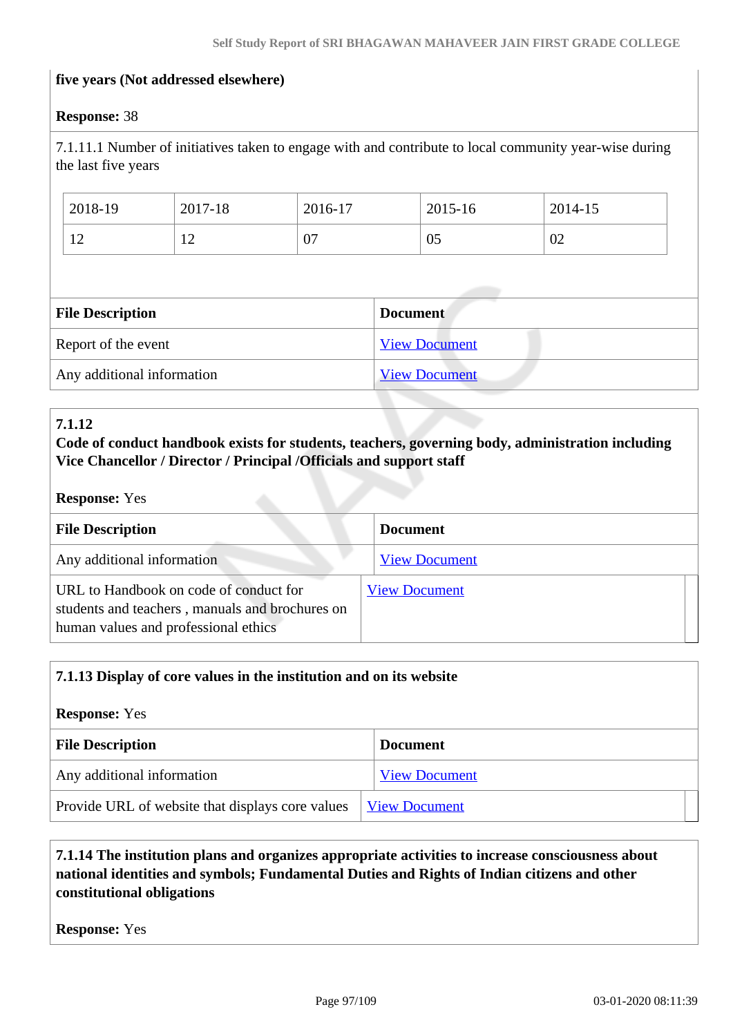**five years (Not addressed elsewhere)**

**Response:** 38

7.1.11.1 Number of initiatives taken to engage with and contribute to local community year-wise during the last five years

| 2018-19 | 2017-18 | 2016-17 | 2015-16 | 2014-15 |
|---|---|---|---|---|
| 12 | 12 | 07 | 05 | 02 |

| File Description | Document |
|---|---|
| Report of the event | View Document |
| Any additional information | View Document |

**7.1.12**
**Code of conduct handbook exists for students, teachers, governing body, administration including Vice Chancellor / Director / Principal /Officials and support staff**

**Response:** Yes

| File Description | Document |
|---|---|
| Any additional information | View Document |
| URL to Handbook on code of conduct for students and teachers , manuals and brochures on human values and professional ethics | View Document |

**7.1.13 Display of core values in the institution and on its website**

**Response:** Yes

| File Description | Document |
|---|---|
| Any additional information | View Document |
| Provide URL of website that displays core values | View Document |

**7.1.14 The institution plans and organizes appropriate activities to increase consciousness about national identities and symbols; Fundamental Duties and Rights of Indian citizens and other constitutional obligations**

**Response:** Yes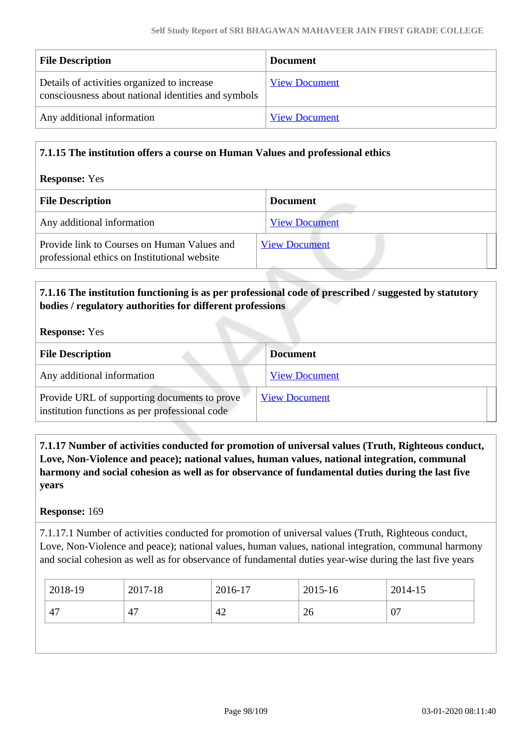| File Description | Document |
|---|---|
| Details of activities organized to increase consciousness about national identities and symbols | View Document |
| Any additional information | View Document |

**7.1.15 The institution offers a course on Human Values and professional ethics**

**Response:** Yes

| File Description | Document |
|---|---|
| Any additional information | View Document |
| Provide link to Courses on Human Values and professional ethics on Institutional website | View Document |

**7.1.16 The institution functioning is as per professional code of prescribed / suggested by statutory bodies / regulatory authorities for different professions**

**Response:** Yes

| File Description | Document |
|---|---|
| Any additional information | View Document |
| Provide URL of supporting documents to prove institution functions as per professional code | View Document |

**7.1.17 Number of activities conducted for promotion of universal values (Truth, Righteous conduct, Love, Non-Violence and peace); national values, human values, national integration, communal harmony and social cohesion as well as for observance of fundamental duties during the last five years**

**Response:** 169

7.1.17.1 Number of activities conducted for promotion of universal values (Truth, Righteous conduct, Love, Non-Violence and peace); national values, human values, national integration, communal harmony and social cohesion as well as for observance of fundamental duties year-wise during the last five years

| 2018-19 | 2017-18 | 2016-17 | 2015-16 | 2014-15 |
|---|---|---|---|---|
| 47 | 47 | 42 | 26 | 07 |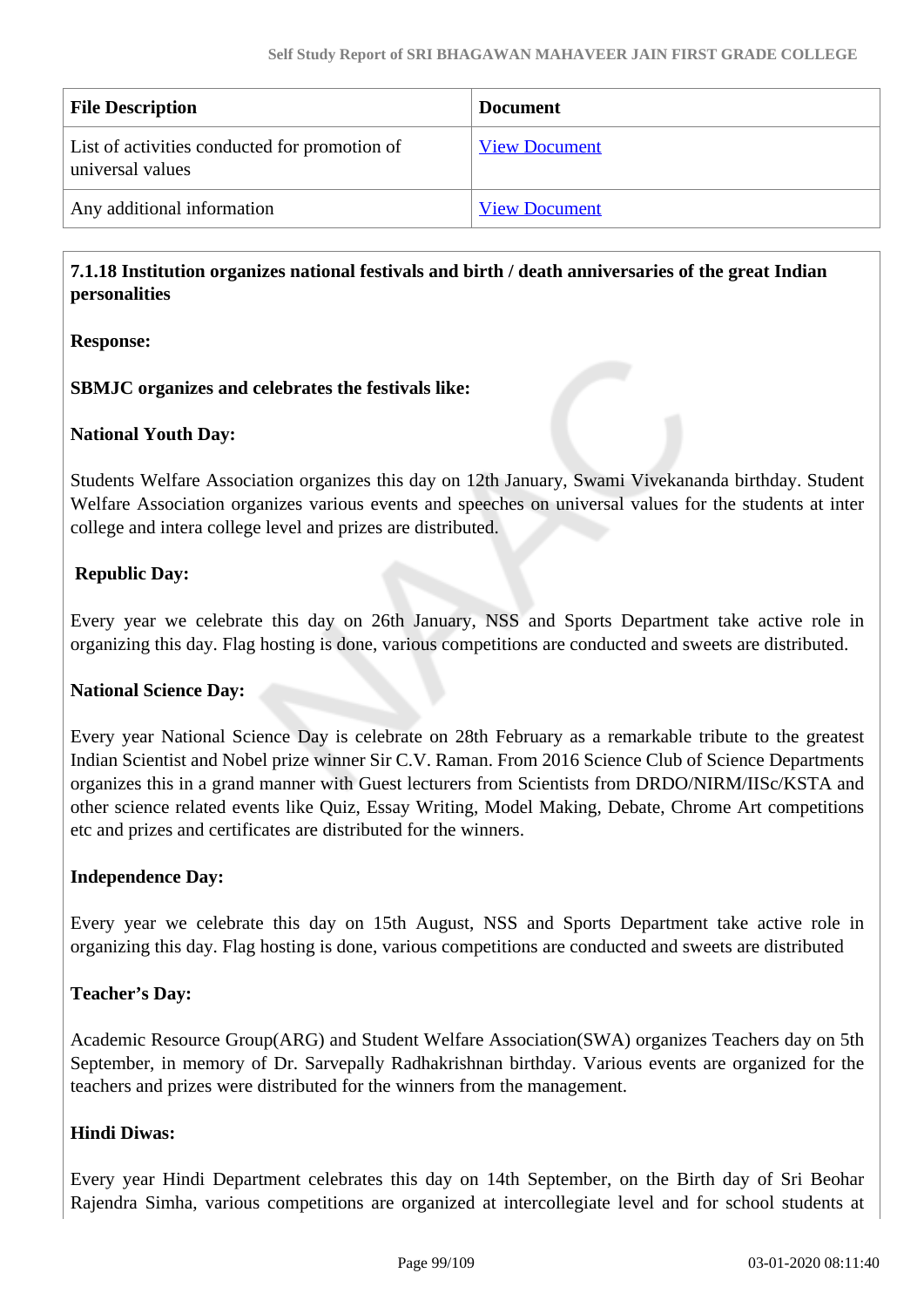| File Description | Document |
| --- | --- |
| List of activities conducted for promotion of universal values | View Document |
| Any additional information | View Document |

**7.1.18 Institution organizes national festivals and birth / death anniversaries of the great Indian personalities**

**Response:**

**SBMJC organizes and celebrates the festivals like:**

**National Youth Day:**

Students Welfare Association organizes this day on 12th January, Swami Vivekananda birthday. Student Welfare Association organizes various events and speeches on universal values for the students at inter college and intera college level and prizes are distributed.

**Republic Day:**

Every year we celebrate this day on 26th January, NSS and Sports Department take active role in organizing this day. Flag hosting is done, various competitions are conducted and sweets are distributed.

**National Science Day:**

Every year National Science Day is celebrate on 28th February as a remarkable tribute to the greatest Indian Scientist and Nobel prize winner Sir C.V. Raman. From 2016 Science Club of Science Departments organizes this in a grand manner with Guest lecturers from Scientists from DRDO/NIRM/IISc/KSTA and other science related events like Quiz, Essay Writing, Model Making, Debate, Chrome Art competitions etc and prizes and certificates are distributed for the winners.

**Independence Day:**

Every year we celebrate this day on 15th August, NSS and Sports Department take active role in organizing this day. Flag hosting is done, various competitions are conducted and sweets are distributed

**Teacher's Day:**

Academic Resource Group(ARG) and Student Welfare Association(SWA) organizes Teachers day on 5th September, in memory of Dr. Sarvepally Radhakrishnan birthday. Various events are organized for the teachers and prizes were distributed for the winners from the management.

**Hindi Diwas:**

Every year Hindi Department celebrates this day on 14th September, on the Birth day of Sri Beohar Rajendra Simha, various competitions are organized at intercollegiate level and for school students at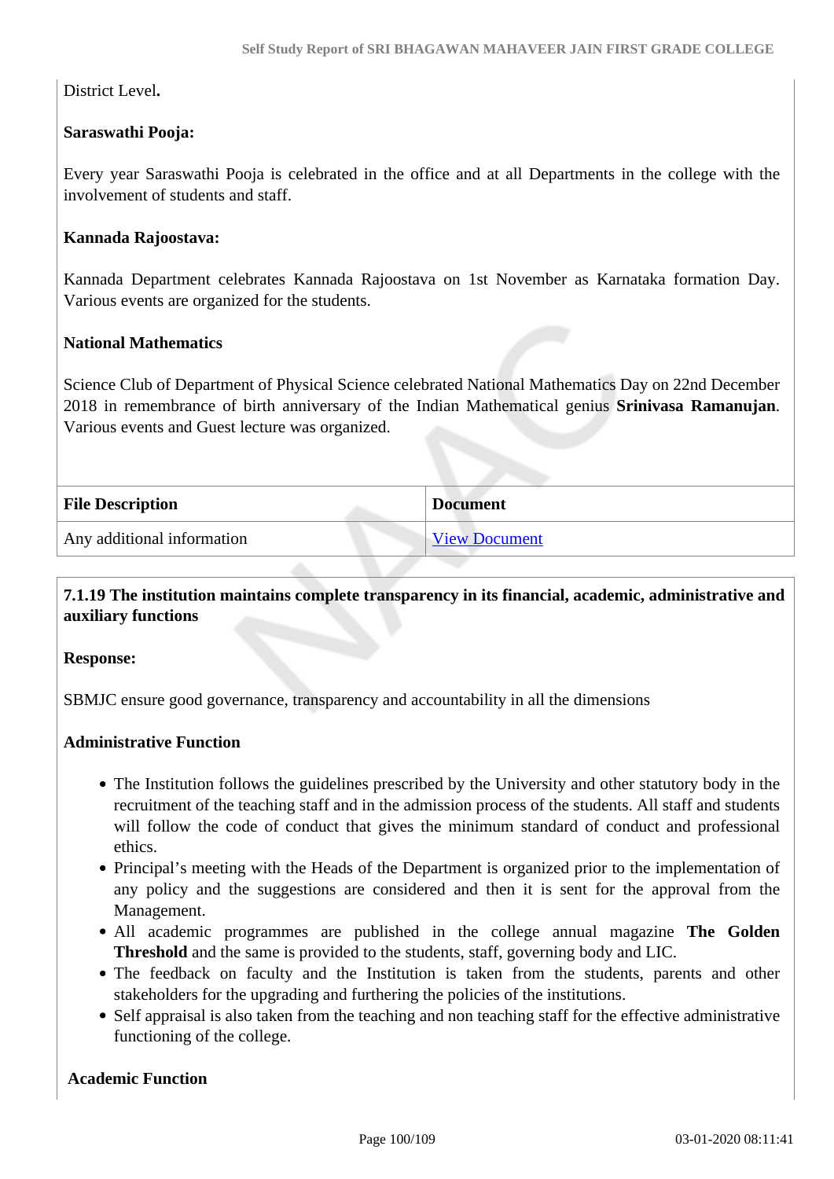District Level**.**

**Saraswathi Pooja:**

Every year Saraswathi Pooja is celebrated in the office and at all Departments in the college with the involvement of students and staff.

**Kannada Rajoostava:**

Kannada Department celebrates Kannada Rajoostava on 1st November as Karnataka formation Day. Various events are organized for the students.

**National Mathematics**

Science Club of Department of Physical Science celebrated National Mathematics Day on 22nd December 2018 in remembrance of birth anniversary of the Indian Mathematical genius **Srinivasa Ramanujan**. Various events and Guest lecture was organized.

| File Description | Document |
|---|---|
| Any additional information | View Document |

**7.1.19 The institution maintains complete transparency in its financial, academic, administrative and auxiliary functions**

**Response:**

SBMJC ensure good governance, transparency and accountability in all the dimensions

**Administrative Function**

- The Institution follows the guidelines prescribed by the University and other statutory body in the recruitment of the teaching staff and in the admission process of the students. All staff and students will follow the code of conduct that gives the minimum standard of conduct and professional ethics.
- Principal's meeting with the Heads of the Department is organized prior to the implementation of any policy and the suggestions are considered and then it is sent for the approval from the Management.
- All academic programmes are published in the college annual magazine **The Golden Threshold** and the same is provided to the students, staff, governing body and LIC.
- The feedback on faculty and the Institution is taken from the students, parents and other stakeholders for the upgrading and furthering the policies of the institutions.
- Self appraisal is also taken from the teaching and non teaching staff for the effective administrative functioning of the college.

**Academic Function**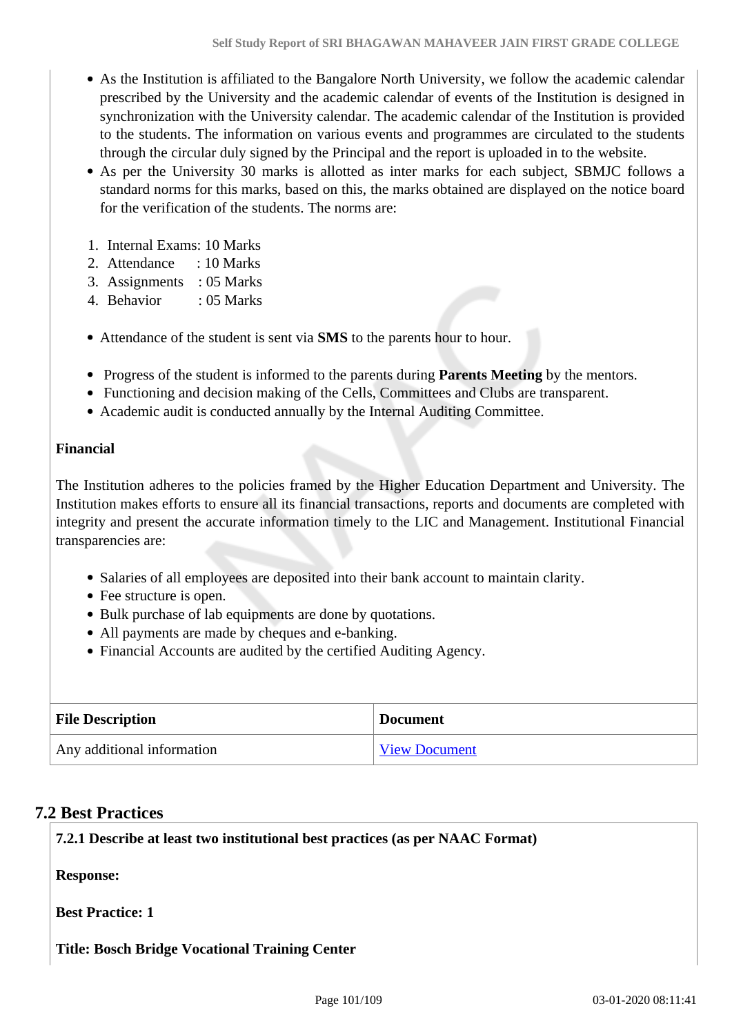- As the Institution is affiliated to the Bangalore North University, we follow the academic calendar prescribed by the University and the academic calendar of events of the Institution is designed in synchronization with the University calendar. The academic calendar of the Institution is provided to the students. The information on various events and programmes are circulated to the students through the circular duly signed by the Principal and the report is uploaded in to the website.
- As per the University 30 marks is allotted as inter marks for each subject, SBMJC follows a standard norms for this marks, based on this, the marks obtained are displayed on the notice board for the verification of the students. The norms are:

1. Internal Exams: 10 Marks
2. Attendance : 10 Marks
3. Assignments : 05 Marks
4. Behavior : 05 Marks

- Attendance of the student is sent via **SMS** to the parents hour to hour.

- Progress of the student is informed to the parents during **Parents Meeting** by the mentors.
- Functioning and decision making of the Cells, Committees and Clubs are transparent.
- Academic audit is conducted annually by the Internal Auditing Committee.

**Financial**

The Institution adheres to the policies framed by the Higher Education Department and University. The Institution makes efforts to ensure all its financial transactions, reports and documents are completed with integrity and present the accurate information timely to the LIC and Management. Institutional Financial transparencies are:

- Salaries of all employees are deposited into their bank account to maintain clarity.
- Fee structure is open.
- Bulk purchase of lab equipments are done by quotations.
- All payments are made by cheques and e-banking.
- Financial Accounts are audited by the certified Auditing Agency.

| File Description | Document |
|---|---|
| Any additional information | View Document |

## 7.2 Best Practices

**7.2.1 Describe at least two institutional best practices (as per NAAC Format)**

**Response:**

**Best Practice: 1**

**Title: Bosch Bridge Vocational Training Center**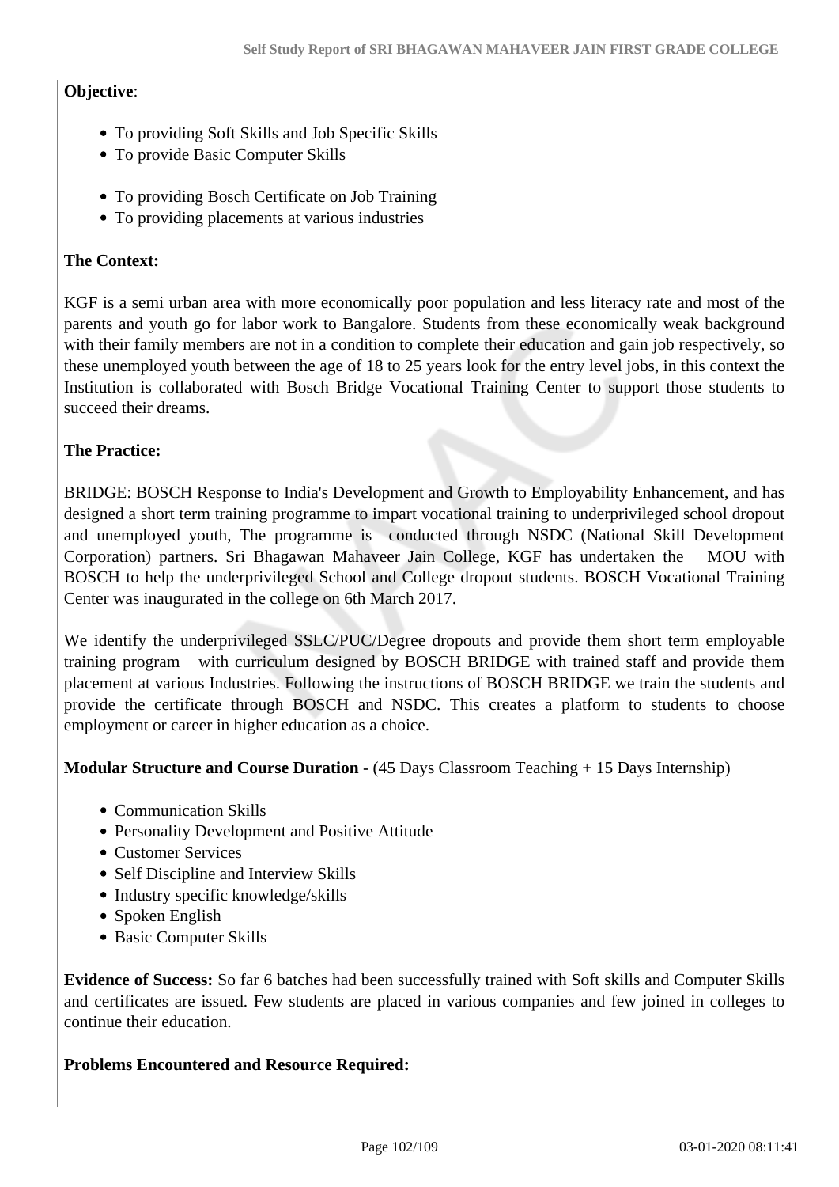**Objective**:

- To providing Soft Skills and Job Specific Skills
- To provide Basic Computer Skills

- To providing Bosch Certificate on Job Training
- To providing placements at various industries

**The Context:**

KGF is a semi urban area with more economically poor population and less literacy rate and most of the parents and youth go for labor work to Bangalore. Students from these economically weak background with their family members are not in a condition to complete their education and gain job respectively, so these unemployed youth between the age of 18 to 25 years look for the entry level jobs, in this context the Institution is collaborated with Bosch Bridge Vocational Training Center to support those students to succeed their dreams.

**The Practice:**

BRIDGE: BOSCH Response to India's Development and Growth to Employability Enhancement, and has designed a short term training programme to impart vocational training to underprivileged school dropout and unemployed youth, The programme is conducted through NSDC (National Skill Development Corporation) partners. Sri Bhagawan Mahaveer Jain College, KGF has undertaken the MOU with BOSCH to help the underprivileged School and College dropout students. BOSCH Vocational Training Center was inaugurated in the college on 6th March 2017.

We identify the underprivileged SSLC/PUC/Degree dropouts and provide them short term employable training program with curriculum designed by BOSCH BRIDGE with trained staff and provide them placement at various Industries. Following the instructions of BOSCH BRIDGE we train the students and provide the certificate through BOSCH and NSDC. This creates a platform to students to choose employment or career in higher education as a choice.

**Modular Structure and Course Duration** - (45 Days Classroom Teaching + 15 Days Internship)

- Communication Skills
- Personality Development and Positive Attitude
- Customer Services
- Self Discipline and Interview Skills
- Industry specific knowledge/skills
- Spoken English
- Basic Computer Skills

**Evidence of Success:** So far 6 batches had been successfully trained with Soft skills and Computer Skills and certificates are issued. Few students are placed in various companies and few joined in colleges to continue their education.

**Problems Encountered and Resource Required:**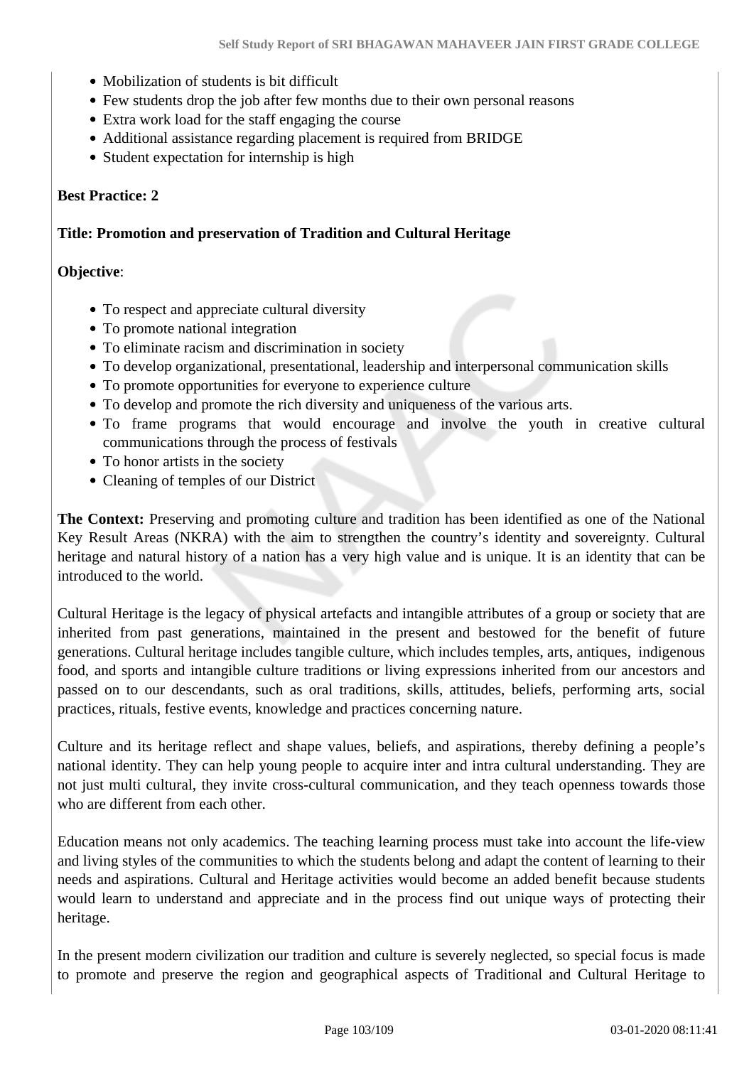- Mobilization of students is bit difficult
- Few students drop the job after few months due to their own personal reasons
- Extra work load for the staff engaging the course
- Additional assistance regarding placement is required from BRIDGE
- Student expectation for internship is high

**Best Practice: 2**

**Title: Promotion and preservation of Tradition and Cultural Heritage**

**Objective**:

- To respect and appreciate cultural diversity
- To promote national integration
- To eliminate racism and discrimination in society
- To develop organizational, presentational, leadership and interpersonal communication skills
- To promote opportunities for everyone to experience culture
- To develop and promote the rich diversity and uniqueness of the various arts.
- To frame programs that would encourage and involve the youth in creative cultural communications through the process of festivals
- To honor artists in the society
- Cleaning of temples of our District

**The Context:** Preserving and promoting culture and tradition has been identified as one of the National Key Result Areas (NKRA) with the aim to strengthen the country's identity and sovereignty. Cultural heritage and natural history of a nation has a very high value and is unique. It is an identity that can be introduced to the world.

Cultural Heritage is the legacy of physical artefacts and intangible attributes of a group or society that are inherited from past generations, maintained in the present and bestowed for the benefit of future generations. Cultural heritage includes tangible culture, which includes temples, arts, antiques, indigenous food, and sports and intangible culture traditions or living expressions inherited from our ancestors and passed on to our descendants, such as oral traditions, skills, attitudes, beliefs, performing arts, social practices, rituals, festive events, knowledge and practices concerning nature.

Culture and its heritage reflect and shape values, beliefs, and aspirations, thereby defining a people's national identity. They can help young people to acquire inter and intra cultural understanding. They are not just multi cultural, they invite cross-cultural communication, and they teach openness towards those who are different from each other.

Education means not only academics. The teaching learning process must take into account the life-view and living styles of the communities to which the students belong and adapt the content of learning to their needs and aspirations. Cultural and Heritage activities would become an added benefit because students would learn to understand and appreciate and in the process find out unique ways of protecting their heritage.

In the present modern civilization our tradition and culture is severely neglected, so special focus is made to promote and preserve the region and geographical aspects of Traditional and Cultural Heritage to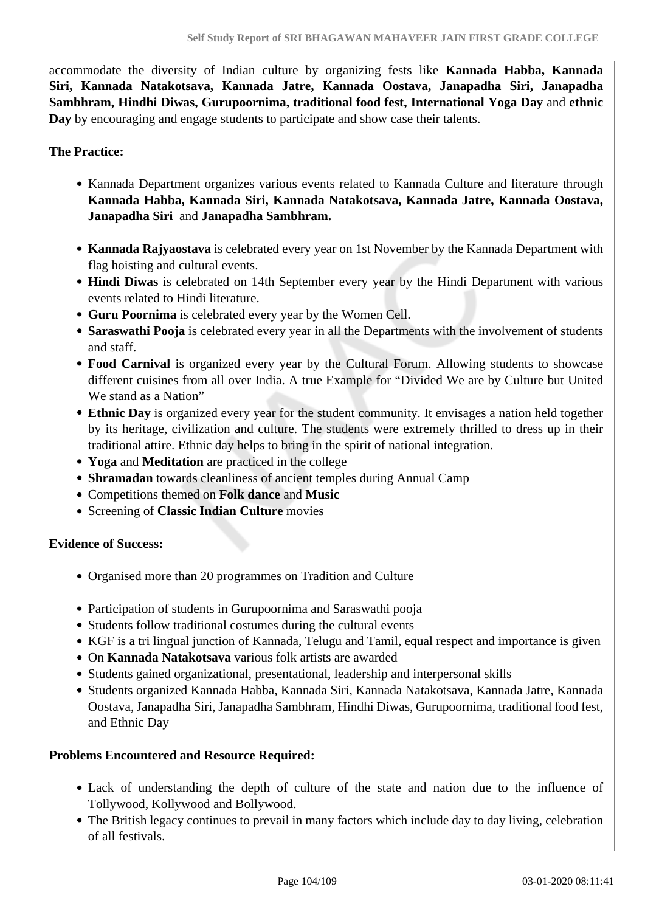accommodate the diversity of Indian culture by organizing fests like **Kannada Habba, Kannada Siri, Kannada Natakotsava, Kannada Jatre, Kannada Oostava, Janapadha Siri, Janapadha Sambhram, Hindhi Diwas, Gurupoornima, traditional food fest, International Yoga Day** and **ethnic Day** by encouraging and engage students to participate and show case their talents.

**The Practice:**

- Kannada Department organizes various events related to Kannada Culture and literature through **Kannada Habba, Kannada Siri, Kannada Natakotsava, Kannada Jatre, Kannada Oostava, Janapadha Siri** and **Janapadha Sambhram.**

- **Kannada Rajyaostava** is celebrated every year on 1st November by the Kannada Department with flag hoisting and cultural events.
- **Hindi Diwas** is celebrated on 14th September every year by the Hindi Department with various events related to Hindi literature.
- **Guru Poornima** is celebrated every year by the Women Cell.
- **Saraswathi Pooja** is celebrated every year in all the Departments with the involvement of students and staff.
- **Food Carnival** is organized every year by the Cultural Forum. Allowing students to showcase different cuisines from all over India. A true Example for "Divided We are by Culture but United We stand as a Nation"
- **Ethnic Day** is organized every year for the student community. It envisages a nation held together by its heritage, civilization and culture. The students were extremely thrilled to dress up in their traditional attire. Ethnic day helps to bring in the spirit of national integration.
- **Yoga** and **Meditation** are practiced in the college
- **Shramadan** towards cleanliness of ancient temples during Annual Camp
- Competitions themed on **Folk dance** and **Music**
- Screening of **Classic Indian Culture** movies

**Evidence of Success:**

- Organised more than 20 programmes on Tradition and Culture

- Participation of students in Gurupoornima and Saraswathi pooja
- Students follow traditional costumes during the cultural events
- KGF is a tri lingual junction of Kannada, Telugu and Tamil, equal respect and importance is given
- On **Kannada Natakotsava** various folk artists are awarded
- Students gained organizational, presentational, leadership and interpersonal skills
- Students organized Kannada Habba, Kannada Siri, Kannada Natakotsava, Kannada Jatre, Kannada Oostava, Janapadha Siri, Janapadha Sambhram, Hindhi Diwas, Gurupoornima, traditional food fest, and Ethnic Day

**Problems Encountered and Resource Required:**

- Lack of understanding the depth of culture of the state and nation due to the influence of Tollywood, Kollywood and Bollywood.
- The British legacy continues to prevail in many factors which include day to day living, celebration of all festivals.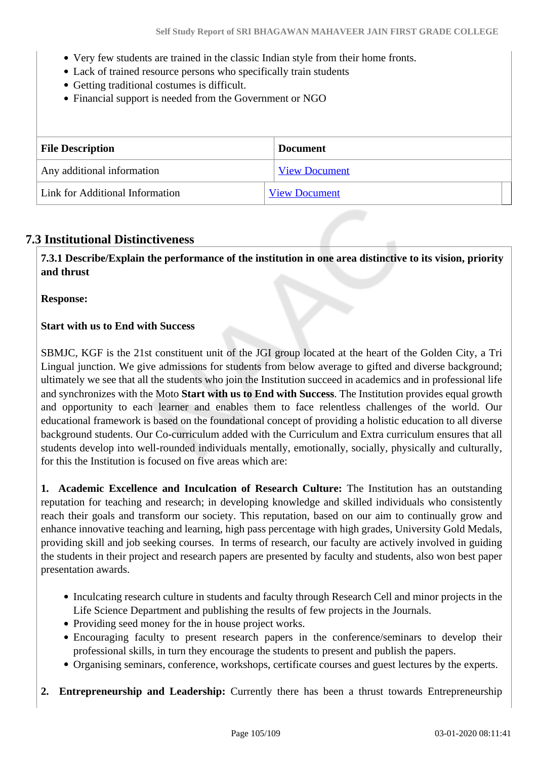- Very few students are trained in the classic Indian style from their home fronts.
- Lack of trained resource persons who specifically train students
- Getting traditional costumes is difficult.
- Financial support is needed from the Government or NGO

| File Description | Document |
| --- | --- |
| Any additional information | View Document |
| Link for Additional Information | View Document |

## 7.3 Institutional Distinctiveness

**7.3.1 Describe/Explain the performance of the institution in one area distinctive to its vision, priority and thrust**

**Response:**

**Start with us to End with Success**

SBMJC, KGF is the 21st constituent unit of the JGI group located at the heart of the Golden City, a Tri Lingual junction. We give admissions for students from below average to gifted and diverse background; ultimately we see that all the students who join the Institution succeed in academics and in professional life and synchronizes with the Moto **Start with us to End with Success**. The Institution provides equal growth and opportunity to each learner and enables them to face relentless challenges of the world. Our educational framework is based on the foundational concept of providing a holistic education to all diverse background students. Our Co-curriculum added with the Curriculum and Extra curriculum ensures that all students develop into well-rounded individuals mentally, emotionally, socially, physically and culturally, for this the Institution is focused on five areas which are:

**1. Academic Excellence and Inculcation of Research Culture:** The Institution has an outstanding reputation for teaching and research; in developing knowledge and skilled individuals who consistently reach their goals and transform our society. This reputation, based on our aim to continually grow and enhance innovative teaching and learning, high pass percentage with high grades, University Gold Medals, providing skill and job seeking courses. In terms of research, our faculty are actively involved in guiding the students in their project and research papers are presented by faculty and students, also won best paper presentation awards.

- Inculcating research culture in students and faculty through Research Cell and minor projects in the Life Science Department and publishing the results of few projects in the Journals.
- Providing seed money for the in house project works.
- Encouraging faculty to present research papers in the conference/seminars to develop their professional skills, in turn they encourage the students to present and publish the papers.
- Organising seminars, conference, workshops, certificate courses and guest lectures by the experts.

**2. Entrepreneurship and Leadership:** Currently there has been a thrust towards Entrepreneurship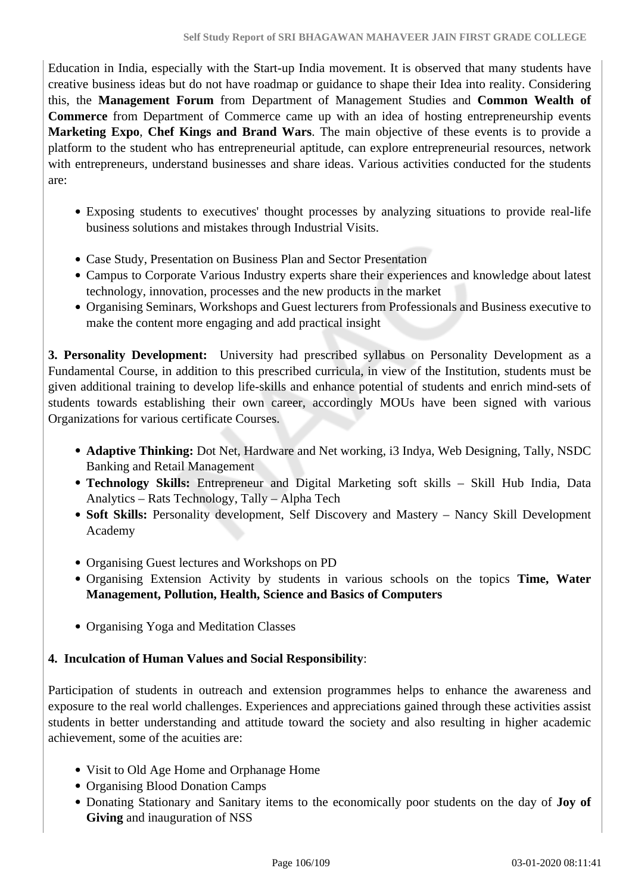Education in India, especially with the Start-up India movement. It is observed that many students have creative business ideas but do not have roadmap or guidance to shape their Idea into reality. Considering this, the **Management Forum** from Department of Management Studies and **Common Wealth of Commerce** from Department of Commerce came up with an idea of hosting entrepreneurship events **Marketing Expo**, **Chef Kings and Brand Wars**. The main objective of these events is to provide a platform to the student who has entrepreneurial aptitude, can explore entrepreneurial resources, network with entrepreneurs, understand businesses and share ideas. Various activities conducted for the students are:

- Exposing students to executives' thought processes by analyzing situations to provide real-life business solutions and mistakes through Industrial Visits.

- Case Study, Presentation on Business Plan and Sector Presentation
- Campus to Corporate Various Industry experts share their experiences and knowledge about latest technology, innovation, processes and the new products in the market
- Organising Seminars, Workshops and Guest lecturers from Professionals and Business executive to make the content more engaging and add practical insight

**3. Personality Development:** University had prescribed syllabus on Personality Development as a Fundamental Course, in addition to this prescribed curricula, in view of the Institution, students must be given additional training to develop life-skills and enhance potential of students and enrich mind-sets of students towards establishing their own career, accordingly MOUs have been signed with various Organizations for various certificate Courses.

- **Adaptive Thinking:** Dot Net, Hardware and Net working, i3 Indya, Web Designing, Tally, NSDC Banking and Retail Management
- **Technology Skills:** Entrepreneur and Digital Marketing soft skills – Skill Hub India, Data Analytics – Rats Technology, Tally – Alpha Tech
- **Soft Skills:** Personality development, Self Discovery and Mastery – Nancy Skill Development Academy

- Organising Guest lectures and Workshops on PD
- Organising Extension Activity by students in various schools on the topics **Time, Water Management, Pollution, Health, Science and Basics of Computers**

- Organising Yoga and Meditation Classes

**4. Inculcation of Human Values and Social Responsibility**:

Participation of students in outreach and extension programmes helps to enhance the awareness and exposure to the real world challenges. Experiences and appreciations gained through these activities assist students in better understanding and attitude toward the society and also resulting in higher academic achievement, some of the acuities are:

- Visit to Old Age Home and Orphanage Home
- Organising Blood Donation Camps
- Donating Stationary and Sanitary items to the economically poor students on the day of **Joy of Giving** and inauguration of NSS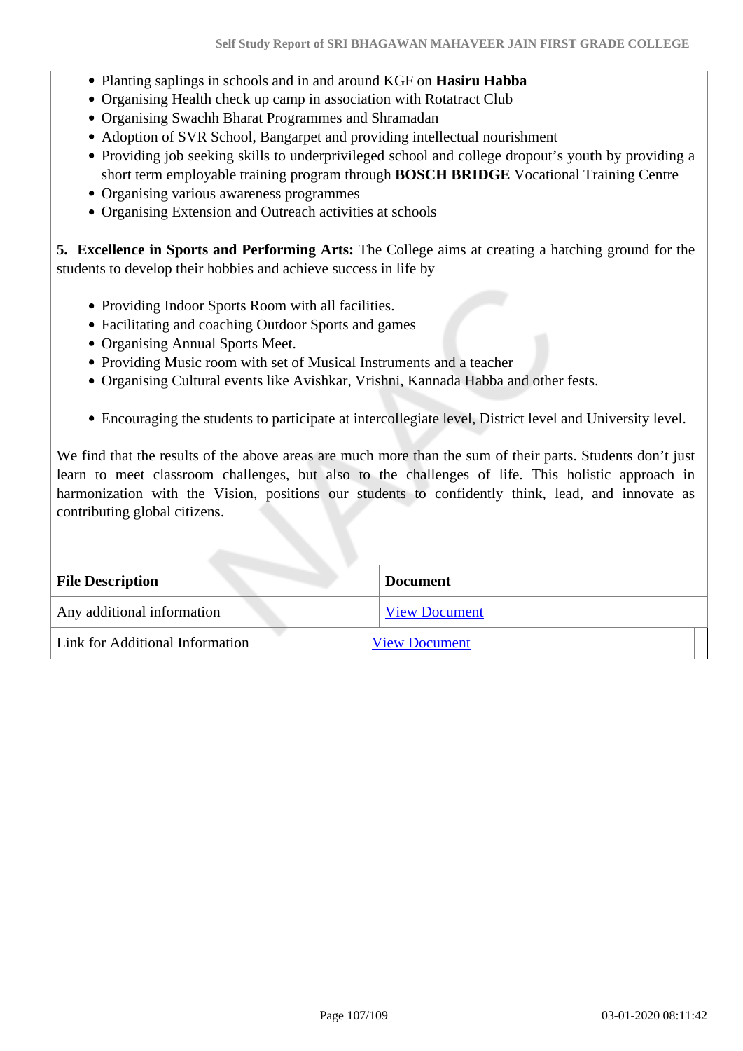- Planting saplings in schools and in and around KGF on **Hasiru Habba**
- Organising Health check up camp in association with Rotatract Club
- Organising Swachh Bharat Programmes and Shramadan
- Adoption of SVR School, Bangarpet and providing intellectual nourishment
- Providing job seeking skills to underprivileged school and college dropout's youth by providing a short term employable training program through **BOSCH BRIDGE** Vocational Training Centre
- Organising various awareness programmes
- Organising Extension and Outreach activities at schools

**5. Excellence in Sports and Performing Arts:** The College aims at creating a hatching ground for the students to develop their hobbies and achieve success in life by

- Providing Indoor Sports Room with all facilities.
- Facilitating and coaching Outdoor Sports and games
- Organising Annual Sports Meet.
- Providing Music room with set of Musical Instruments and a teacher
- Organising Cultural events like Avishkar, Vrishni, Kannada Habba and other fests.
- Encouraging the students to participate at intercollegiate level, District level and University level.

We find that the results of the above areas are much more than the sum of their parts. Students don't just learn to meet classroom challenges, but also to the challenges of life. This holistic approach in harmonization with the Vision, positions our students to confidently think, lead, and innovate as contributing global citizens.

| File Description | Document |
|---|---|
| Any additional information | View Document |
| Link for Additional Information | View Document |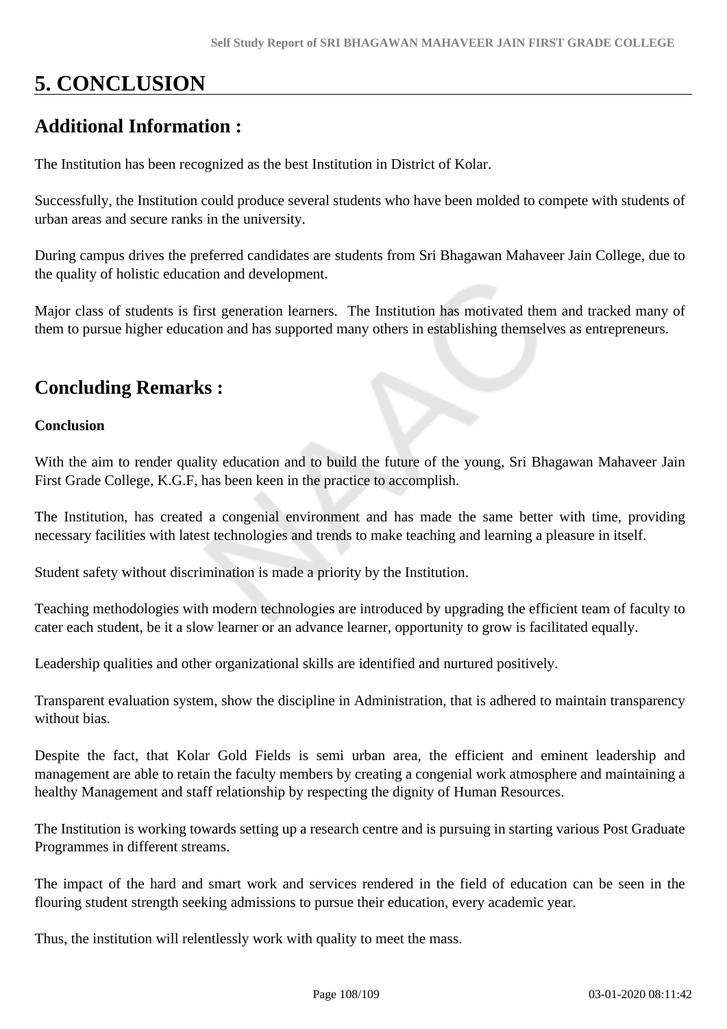# 5. CONCLUSION

## Additional Information :

The Institution has been recognized as the best Institution in District of Kolar.

Successfully, the Institution could produce several students who have been molded to compete with students of urban areas and secure ranks in the university.

During campus drives the preferred candidates are students from Sri Bhagawan Mahaveer Jain College, due to the quality of holistic education and development.

Major class of students is first generation learners. The Institution has motivated them and tracked many of them to pursue higher education and has supported many others in establishing themselves as entrepreneurs.

## Concluding Remarks :

**Conclusion**

With the aim to render quality education and to build the future of the young, Sri Bhagawan Mahaveer Jain First Grade College, K.G.F, has been keen in the practice to accomplish.

The Institution, has created a congenial environment and has made the same better with time, providing necessary facilities with latest technologies and trends to make teaching and learning a pleasure in itself.

Student safety without discrimination is made a priority by the Institution.

Teaching methodologies with modern technologies are introduced by upgrading the efficient team of faculty to cater each student, be it a slow learner or an advance learner, opportunity to grow is facilitated equally.

Leadership qualities and other organizational skills are identified and nurtured positively.

Transparent evaluation system, show the discipline in Administration, that is adhered to maintain transparency without bias.

Despite the fact, that Kolar Gold Fields is semi urban area, the efficient and eminent leadership and management are able to retain the faculty members by creating a congenial work atmosphere and maintaining a healthy Management and staff relationship by respecting the dignity of Human Resources.

The Institution is working towards setting up a research centre and is pursuing in starting various Post Graduate Programmes in different streams.

The impact of the hard and smart work and services rendered in the field of education can be seen in the flouring student strength seeking admissions to pursue their education, every academic year.

Thus, the institution will relentlessly work with quality to meet the mass.